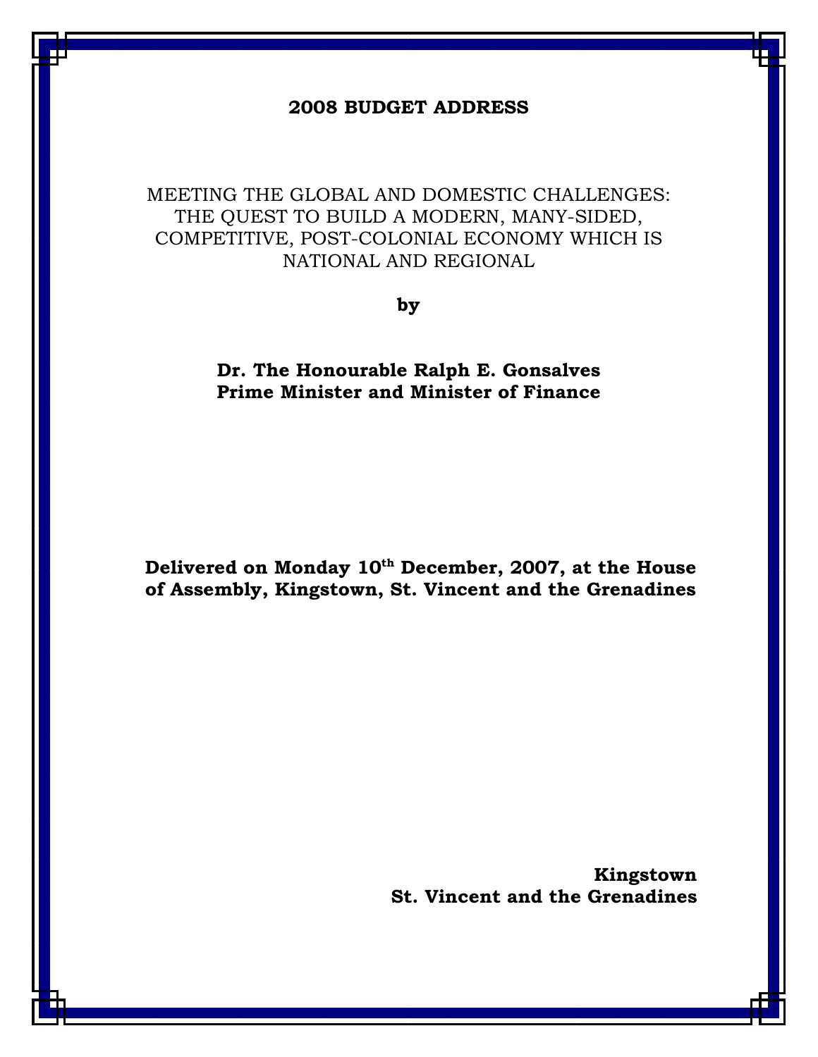# 2008 BUDGET ADDRESS

MEETING THE GLOBAL AND DOMESTIC CHALLENGES: THE QUEST TO BUILD A MODERN, MANY-SIDED, COMPETITIVE, POST-COLONIAL ECONOMY WHICH IS NATIONAL AND REGIONAL

**by**

**Dr. The Honourable Ralph E. Gonsalves**
**Prime Minister and Minister of Finance**

**Delivered on Monday 10th December, 2007, at the House of Assembly, Kingstown, St. Vincent and the Grenadines**

**Kingstown**
**St. Vincent and the Grenadines**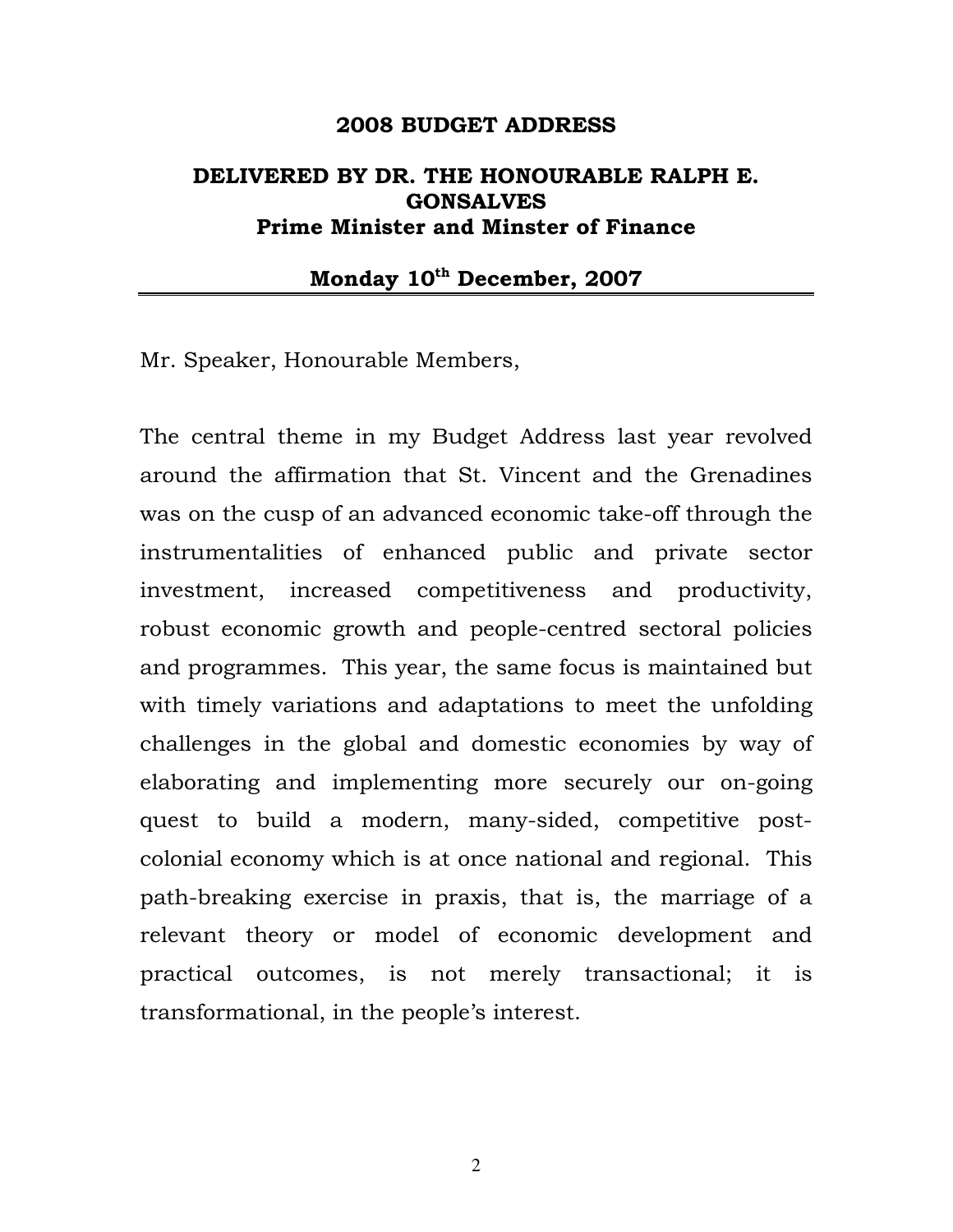**2008 BUDGET ADDRESS**

**DELIVERED BY DR. THE HONOURABLE RALPH E. GONSALVES**
**Prime Minister and Minster of Finance**

**Monday 10th December, 2007**

---

Mr. Speaker, Honourable Members,

The central theme in my Budget Address last year revolved around the affirmation that St. Vincent and the Grenadines was on the cusp of an advanced economic take-off through the instrumentalities of enhanced public and private sector investment, increased competitiveness and productivity, robust economic growth and people-centred sectoral policies and programmes. This year, the same focus is maintained but with timely variations and adaptations to meet the unfolding challenges in the global and domestic economies by way of elaborating and implementing more securely our on-going quest to build a modern, many-sided, competitive post-colonial economy which is at once national and regional. This path-breaking exercise in praxis, that is, the marriage of a relevant theory or model of economic development and practical outcomes, is not merely transactional; it is transformational, in the people's interest.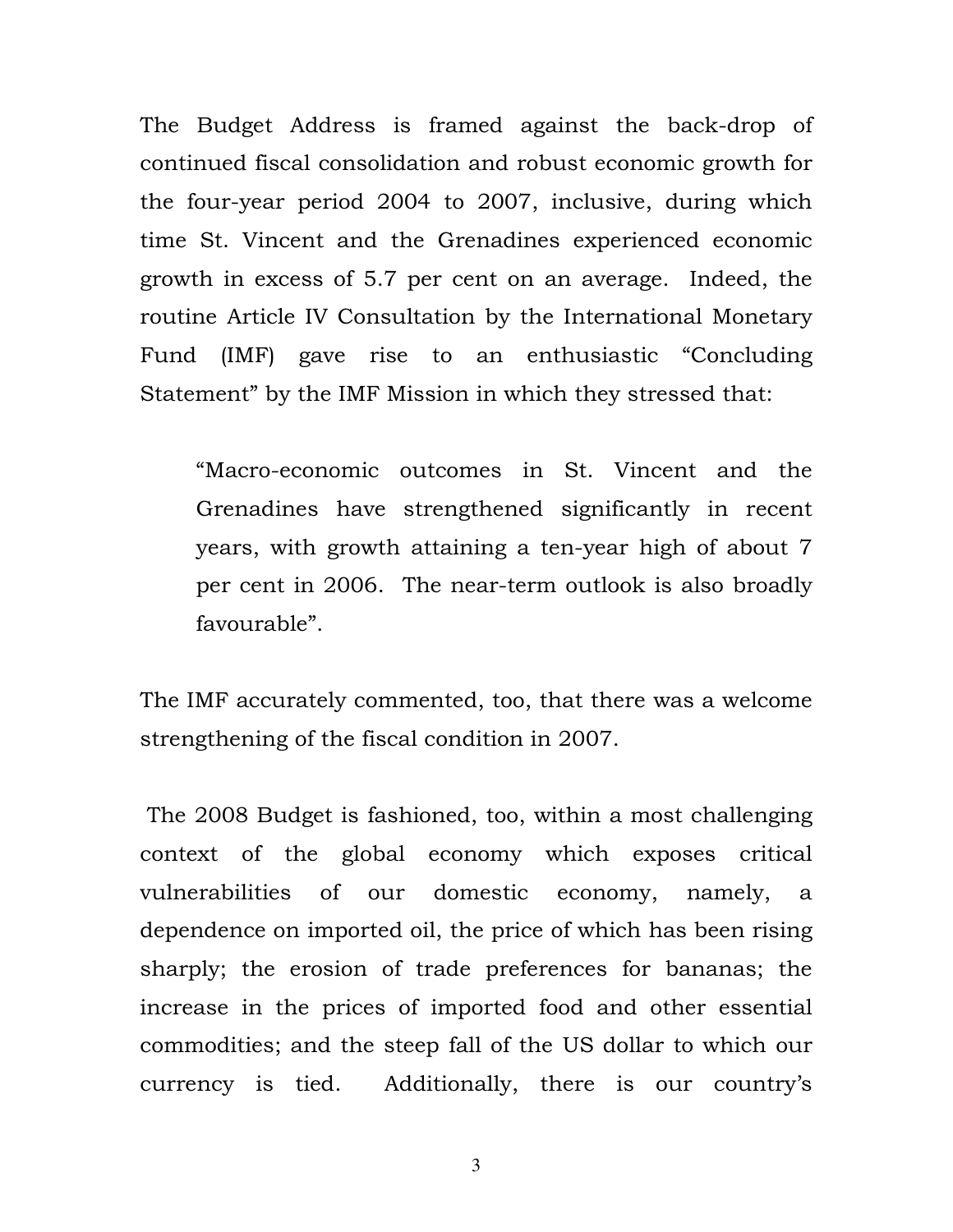The Budget Address is framed against the back-drop of continued fiscal consolidation and robust economic growth for the four-year period 2004 to 2007, inclusive, during which time St. Vincent and the Grenadines experienced economic growth in excess of 5.7 per cent on an average. Indeed, the routine Article IV Consultation by the International Monetary Fund (IMF) gave rise to an enthusiastic "Concluding Statement" by the IMF Mission in which they stressed that:

> "Macro-economic outcomes in St. Vincent and the Grenadines have strengthened significantly in recent years, with growth attaining a ten-year high of about 7 per cent in 2006. The near-term outlook is also broadly favourable".

The IMF accurately commented, too, that there was a welcome strengthening of the fiscal condition in 2007.

The 2008 Budget is fashioned, too, within a most challenging context of the global economy which exposes critical vulnerabilities of our domestic economy, namely, a dependence on imported oil, the price of which has been rising sharply; the erosion of trade preferences for bananas; the increase in the prices of imported food and other essential commodities; and the steep fall of the US dollar to which our currency is tied. Additionally, there is our country's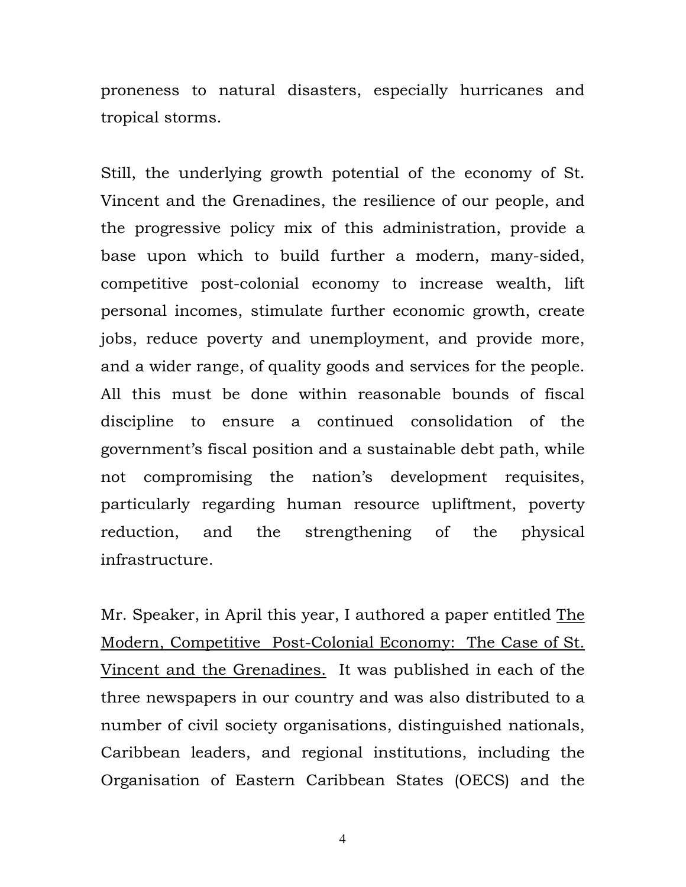proneness to natural disasters, especially hurricanes and tropical storms.

Still, the underlying growth potential of the economy of St. Vincent and the Grenadines, the resilience of our people, and the progressive policy mix of this administration, provide a base upon which to build further a modern, many-sided, competitive post-colonial economy to increase wealth, lift personal incomes, stimulate further economic growth, create jobs, reduce poverty and unemployment, and provide more, and a wider range, of quality goods and services for the people. All this must be done within reasonable bounds of fiscal discipline to ensure a continued consolidation of the government's fiscal position and a sustainable debt path, while not compromising the nation's development requisites, particularly regarding human resource upliftment, poverty reduction, and the strengthening of the physical infrastructure.

Mr. Speaker, in April this year, I authored a paper entitled <u>The Modern, Competitive Post-Colonial Economy: The Case of St. Vincent and the Grenadines.</u> It was published in each of the three newspapers in our country and was also distributed to a number of civil society organisations, distinguished nationals, Caribbean leaders, and regional institutions, including the Organisation of Eastern Caribbean States (OECS) and the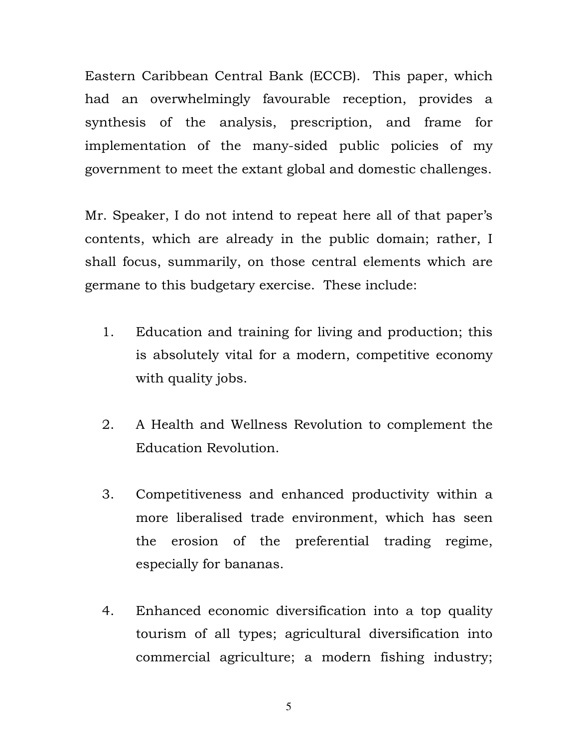Eastern Caribbean Central Bank (ECCB). This paper, which had an overwhelmingly favourable reception, provides a synthesis of the analysis, prescription, and frame for implementation of the many-sided public policies of my government to meet the extant global and domestic challenges.

Mr. Speaker, I do not intend to repeat here all of that paper's contents, which are already in the public domain; rather, I shall focus, summarily, on those central elements which are germane to this budgetary exercise. These include:

1. Education and training for living and production; this is absolutely vital for a modern, competitive economy with quality jobs.

2. A Health and Wellness Revolution to complement the Education Revolution.

3. Competitiveness and enhanced productivity within a more liberalised trade environment, which has seen the erosion of the preferential trading regime, especially for bananas.

4. Enhanced economic diversification into a top quality tourism of all types; agricultural diversification into commercial agriculture; a modern fishing industry;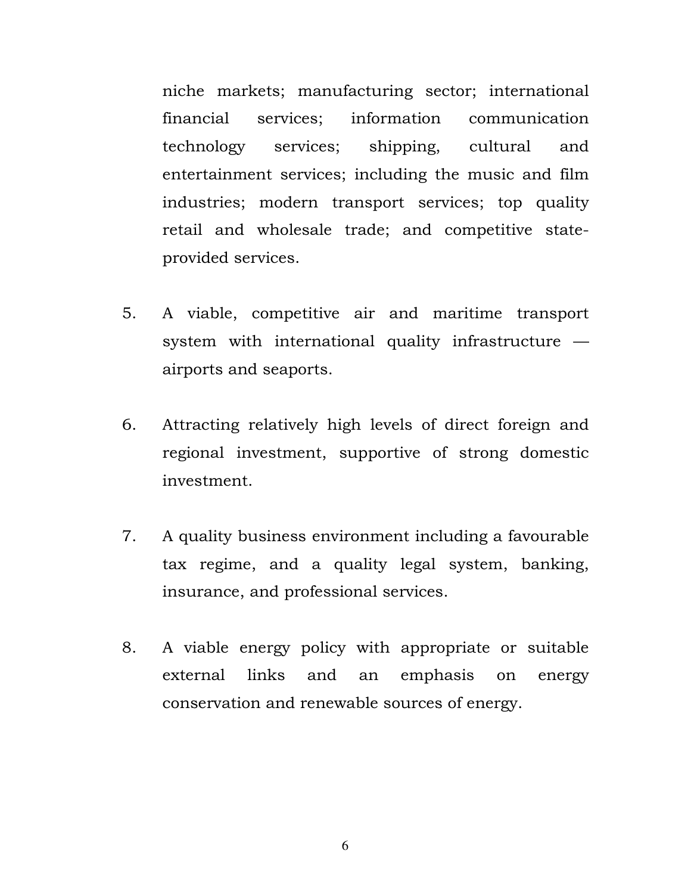niche markets; manufacturing sector; international financial services; information communication technology services; shipping, cultural and entertainment services; including the music and film industries; modern transport services; top quality retail and wholesale trade; and competitive state-provided services.

5. A viable, competitive air and maritime transport system with international quality infrastructure — airports and seaports.

6. Attracting relatively high levels of direct foreign and regional investment, supportive of strong domestic investment.

7. A quality business environment including a favourable tax regime, and a quality legal system, banking, insurance, and professional services.

8. A viable energy policy with appropriate or suitable external links and an emphasis on energy conservation and renewable sources of energy.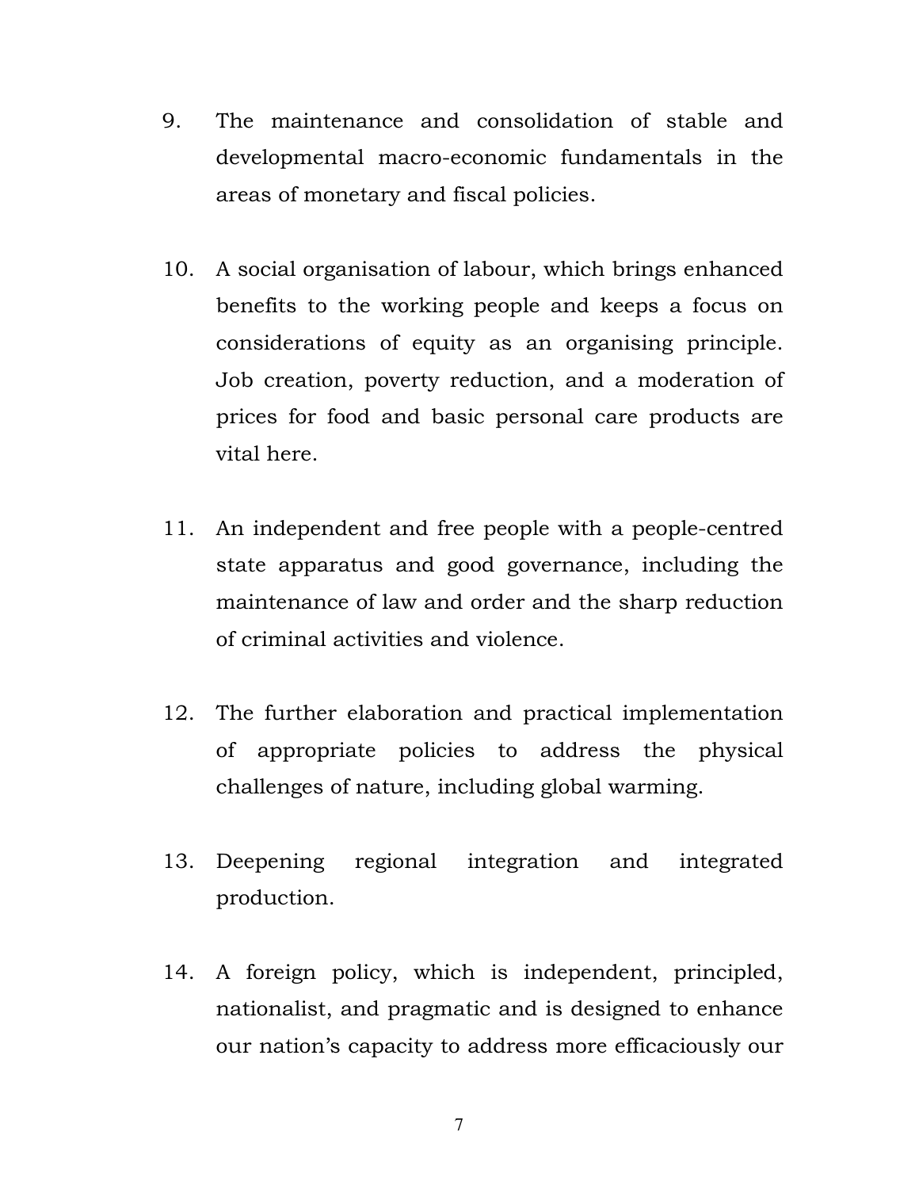9. The maintenance and consolidation of stable and developmental macro-economic fundamentals in the areas of monetary and fiscal policies.

10. A social organisation of labour, which brings enhanced benefits to the working people and keeps a focus on considerations of equity as an organising principle. Job creation, poverty reduction, and a moderation of prices for food and basic personal care products are vital here.

11. An independent and free people with a people-centred state apparatus and good governance, including the maintenance of law and order and the sharp reduction of criminal activities and violence.

12. The further elaboration and practical implementation of appropriate policies to address the physical challenges of nature, including global warming.

13. Deepening regional integration and integrated production.

14. A foreign policy, which is independent, principled, nationalist, and pragmatic and is designed to enhance our nation's capacity to address more efficaciously our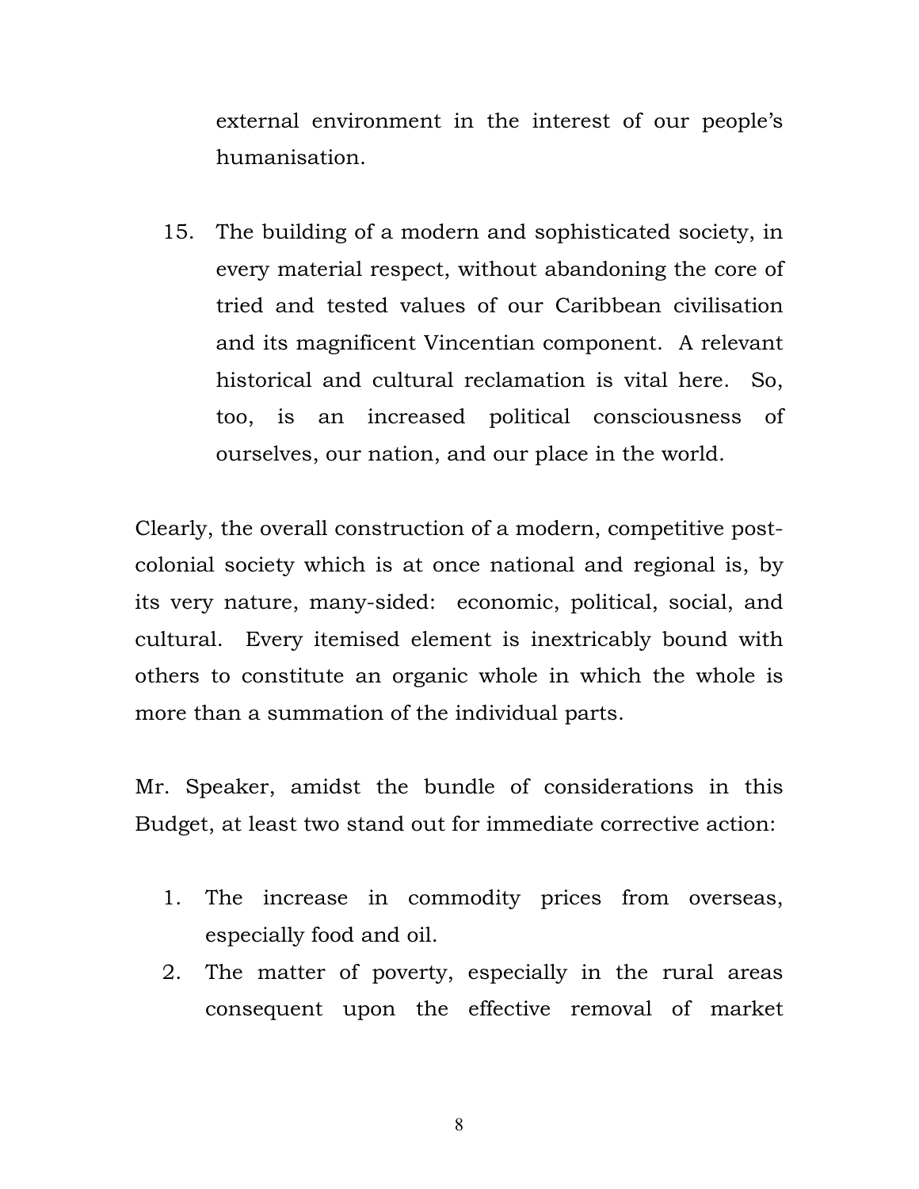external environment in the interest of our people's humanisation.

15. The building of a modern and sophisticated society, in every material respect, without abandoning the core of tried and tested values of our Caribbean civilisation and its magnificent Vincentian component. A relevant historical and cultural reclamation is vital here. So, too, is an increased political consciousness of ourselves, our nation, and our place in the world.

Clearly, the overall construction of a modern, competitive post-colonial society which is at once national and regional is, by its very nature, many-sided: economic, political, social, and cultural. Every itemised element is inextricably bound with others to constitute an organic whole in which the whole is more than a summation of the individual parts.

Mr. Speaker, amidst the bundle of considerations in this Budget, at least two stand out for immediate corrective action:

1. The increase in commodity prices from overseas, especially food and oil.
2. The matter of poverty, especially in the rural areas consequent upon the effective removal of market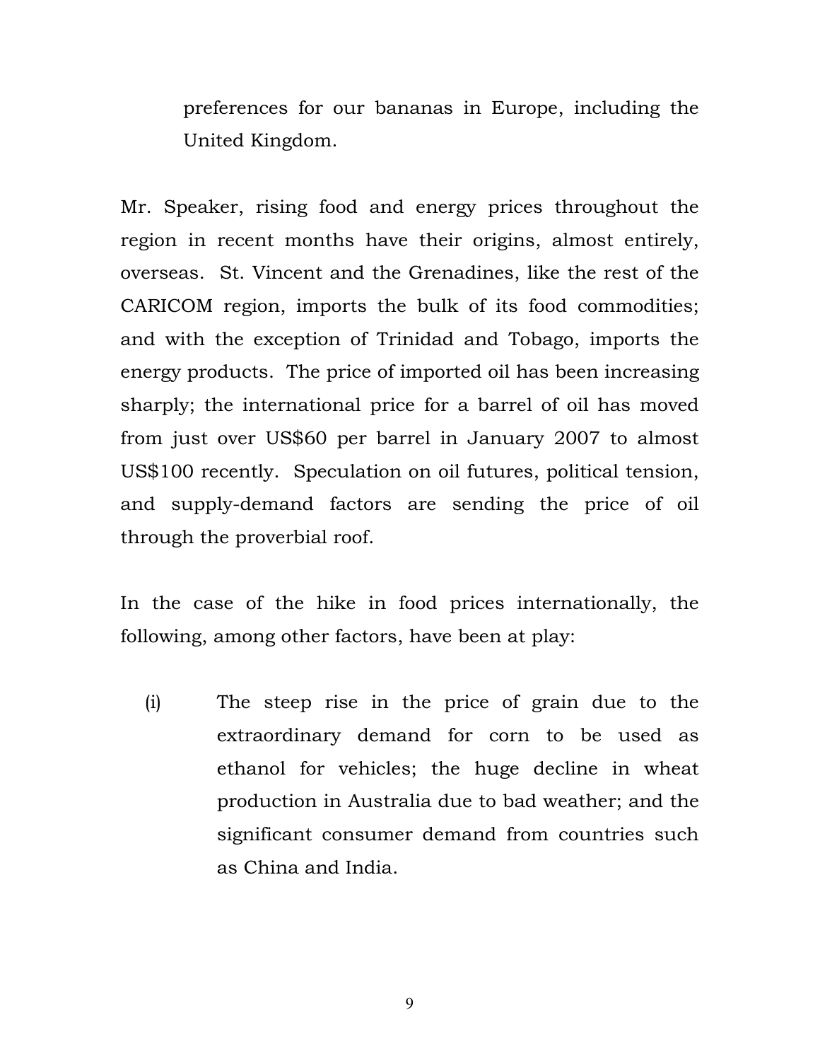preferences for our bananas in Europe, including the United Kingdom.

Mr. Speaker, rising food and energy prices throughout the region in recent months have their origins, almost entirely, overseas. St. Vincent and the Grenadines, like the rest of the CARICOM region, imports the bulk of its food commodities; and with the exception of Trinidad and Tobago, imports the energy products. The price of imported oil has been increasing sharply; the international price for a barrel of oil has moved from just over US$60 per barrel in January 2007 to almost US$100 recently. Speculation on oil futures, political tension, and supply-demand factors are sending the price of oil through the proverbial roof.

In the case of the hike in food prices internationally, the following, among other factors, have been at play:

(i) The steep rise in the price of grain due to the extraordinary demand for corn to be used as ethanol for vehicles; the huge decline in wheat production in Australia due to bad weather; and the significant consumer demand from countries such as China and India.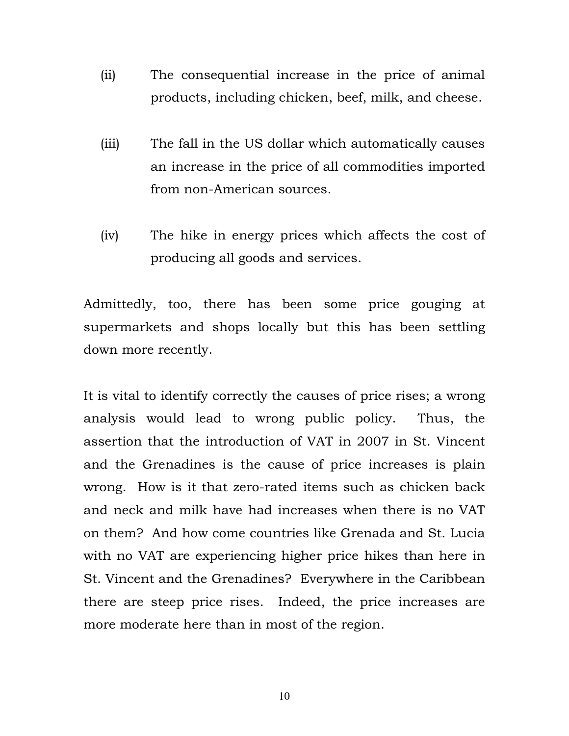(ii) The consequential increase in the price of animal products, including chicken, beef, milk, and cheese.

(iii) The fall in the US dollar which automatically causes an increase in the price of all commodities imported from non-American sources.

(iv) The hike in energy prices which affects the cost of producing all goods and services.

Admittedly, too, there has been some price gouging at supermarkets and shops locally but this has been settling down more recently.

It is vital to identify correctly the causes of price rises; a wrong analysis would lead to wrong public policy. Thus, the assertion that the introduction of VAT in 2007 in St. Vincent and the Grenadines is the cause of price increases is plain wrong. How is it that zero-rated items such as chicken back and neck and milk have had increases when there is no VAT on them? And how come countries like Grenada and St. Lucia with no VAT are experiencing higher price hikes than here in St. Vincent and the Grenadines? Everywhere in the Caribbean there are steep price rises. Indeed, the price increases are more moderate here than in most of the region.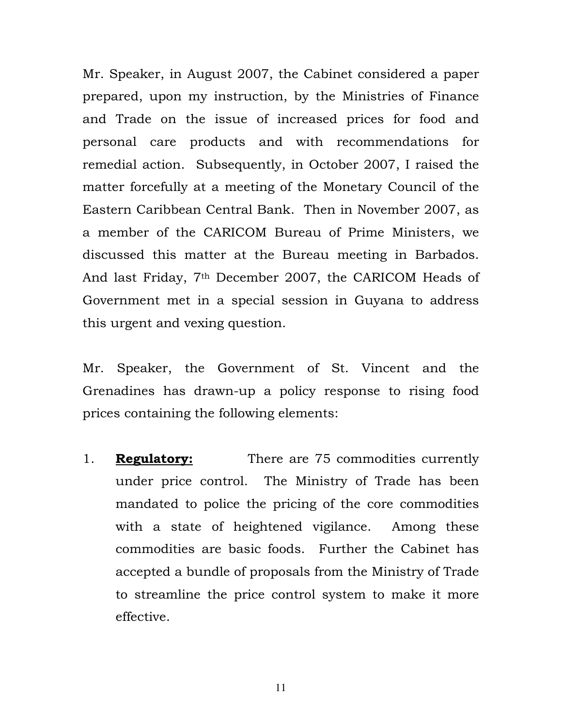Mr. Speaker, in August 2007, the Cabinet considered a paper prepared, upon my instruction, by the Ministries of Finance and Trade on the issue of increased prices for food and personal care products and with recommendations for remedial action. Subsequently, in October 2007, I raised the matter forcefully at a meeting of the Monetary Council of the Eastern Caribbean Central Bank. Then in November 2007, as a member of the CARICOM Bureau of Prime Ministers, we discussed this matter at the Bureau meeting in Barbados. And last Friday, 7th December 2007, the CARICOM Heads of Government met in a special session in Guyana to address this urgent and vexing question.

Mr. Speaker, the Government of St. Vincent and the Grenadines has drawn-up a policy response to rising food prices containing the following elements:

1. **Regulatory:** There are 75 commodities currently under price control. The Ministry of Trade has been mandated to police the pricing of the core commodities with a state of heightened vigilance. Among these commodities are basic foods. Further the Cabinet has accepted a bundle of proposals from the Ministry of Trade to streamline the price control system to make it more effective.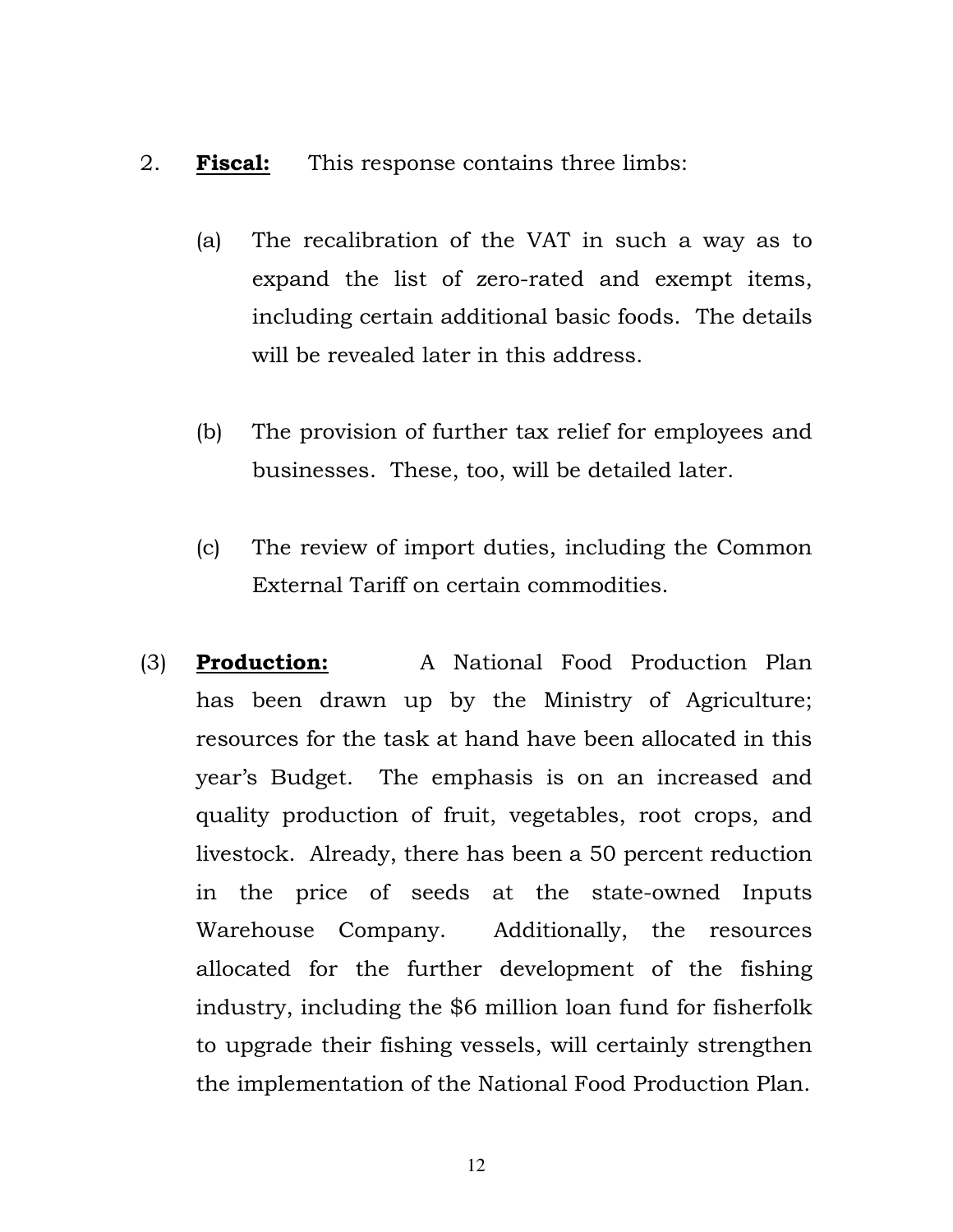2. **<u>Fiscal:</u>** This response contains three limbs:

   (a) The recalibration of the VAT in such a way as to expand the list of zero-rated and exempt items, including certain additional basic foods. The details will be revealed later in this address.

   (b) The provision of further tax relief for employees and businesses. These, too, will be detailed later.

   (c) The review of import duties, including the Common External Tariff on certain commodities.

(3) **<u>Production:</u>** A National Food Production Plan has been drawn up by the Ministry of Agriculture; resources for the task at hand have been allocated in this year's Budget. The emphasis is on an increased and quality production of fruit, vegetables, root crops, and livestock. Already, there has been a 50 percent reduction in the price of seeds at the state-owned Inputs Warehouse Company. Additionally, the resources allocated for the further development of the fishing industry, including the $6 million loan fund for fisherfolk to upgrade their fishing vessels, will certainly strengthen the implementation of the National Food Production Plan.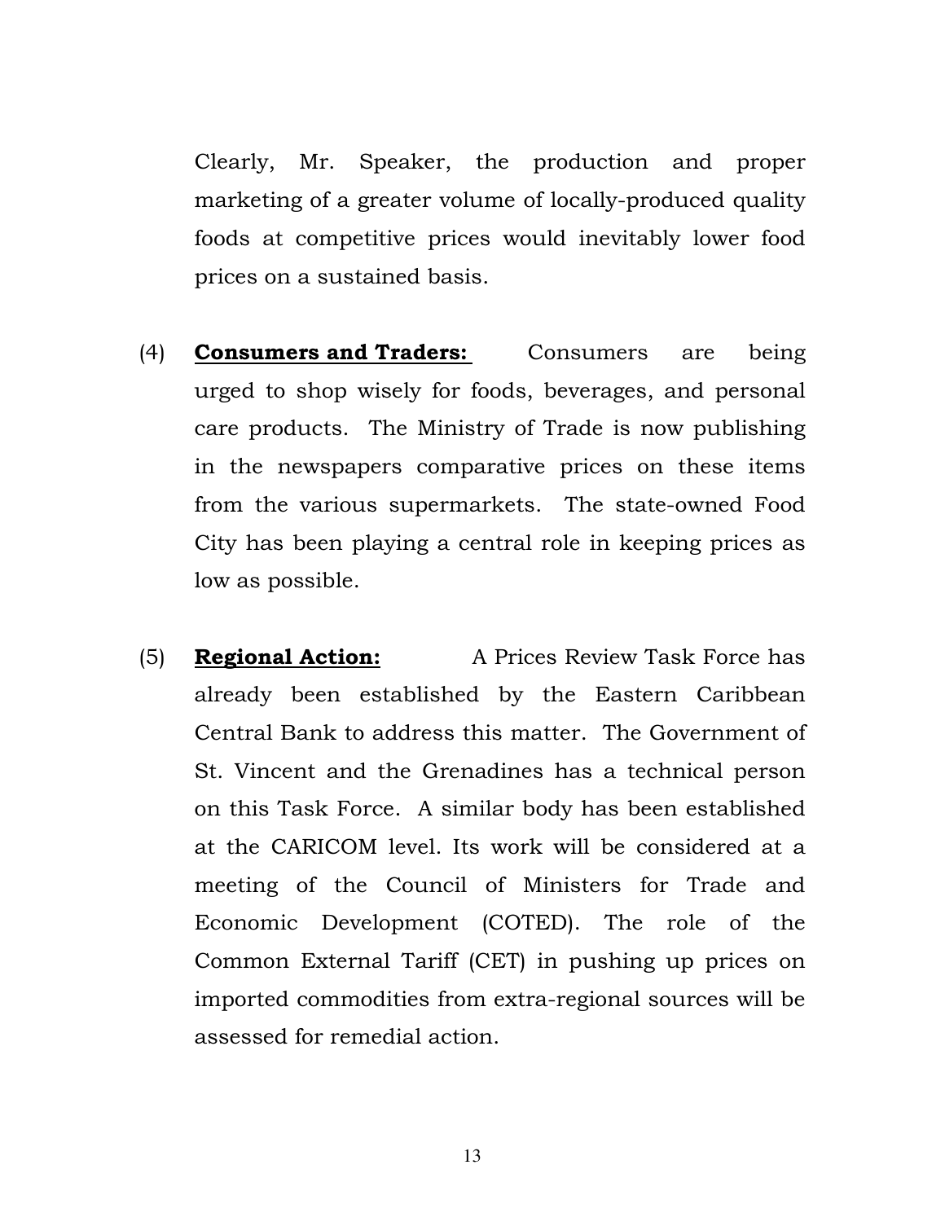Clearly, Mr. Speaker, the production and proper marketing of a greater volume of locally-produced quality foods at competitive prices would inevitably lower food prices on a sustained basis.

(4) **Consumers and Traders:** Consumers are being urged to shop wisely for foods, beverages, and personal care products. The Ministry of Trade is now publishing in the newspapers comparative prices on these items from the various supermarkets. The state-owned Food City has been playing a central role in keeping prices as low as possible.

(5) **Regional Action:** A Prices Review Task Force has already been established by the Eastern Caribbean Central Bank to address this matter. The Government of St. Vincent and the Grenadines has a technical person on this Task Force. A similar body has been established at the CARICOM level. Its work will be considered at a meeting of the Council of Ministers for Trade and Economic Development (COTED). The role of the Common External Tariff (CET) in pushing up prices on imported commodities from extra-regional sources will be assessed for remedial action.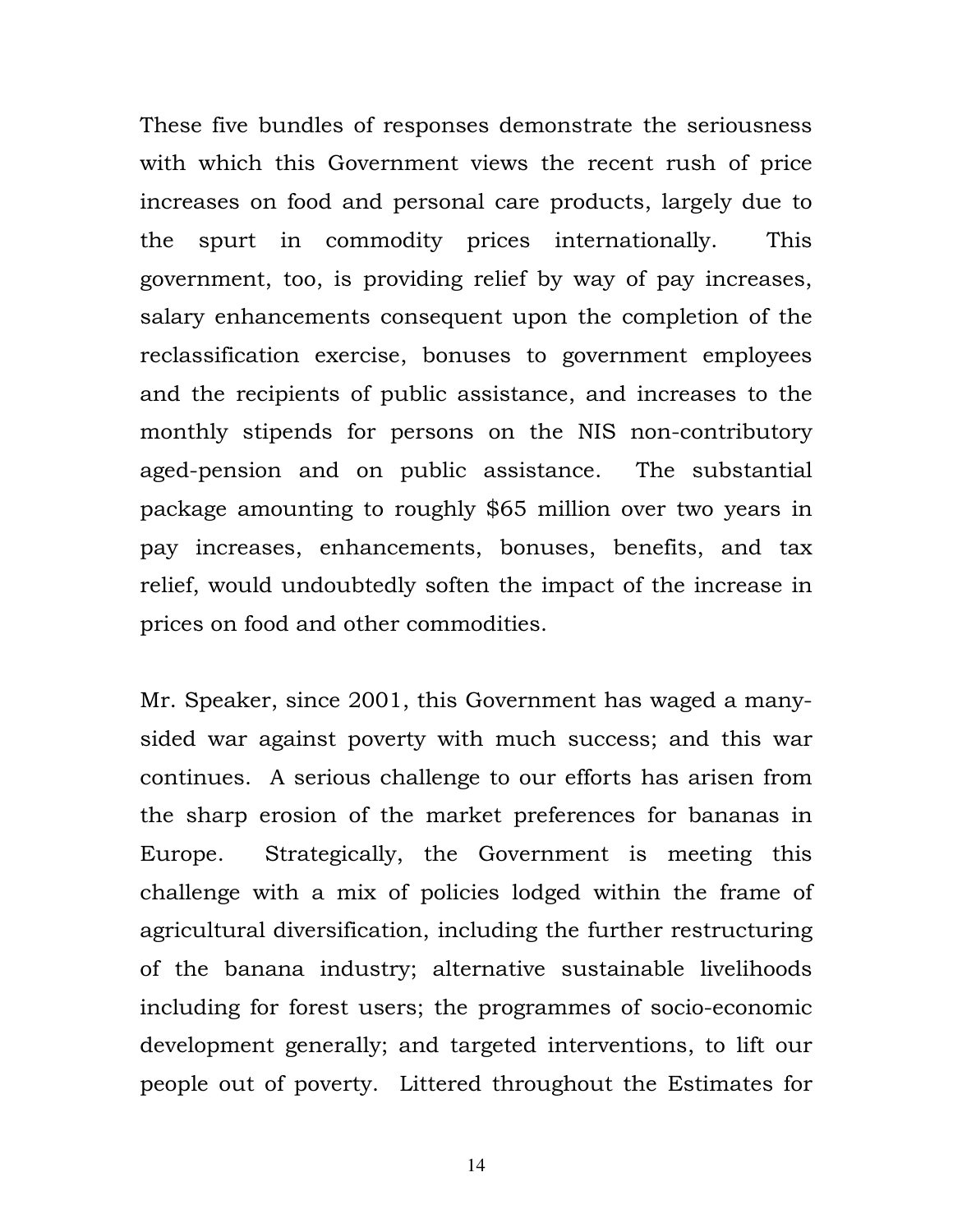These five bundles of responses demonstrate the seriousness with which this Government views the recent rush of price increases on food and personal care products, largely due to the spurt in commodity prices internationally. This government, too, is providing relief by way of pay increases, salary enhancements consequent upon the completion of the reclassification exercise, bonuses to government employees and the recipients of public assistance, and increases to the monthly stipends for persons on the NIS non-contributory aged-pension and on public assistance. The substantial package amounting to roughly $65 million over two years in pay increases, enhancements, bonuses, benefits, and tax relief, would undoubtedly soften the impact of the increase in prices on food and other commodities.

Mr. Speaker, since 2001, this Government has waged a many-sided war against poverty with much success; and this war continues. A serious challenge to our efforts has arisen from the sharp erosion of the market preferences for bananas in Europe. Strategically, the Government is meeting this challenge with a mix of policies lodged within the frame of agricultural diversification, including the further restructuring of the banana industry; alternative sustainable livelihoods including for forest users; the programmes of socio-economic development generally; and targeted interventions, to lift our people out of poverty. Littered throughout the Estimates for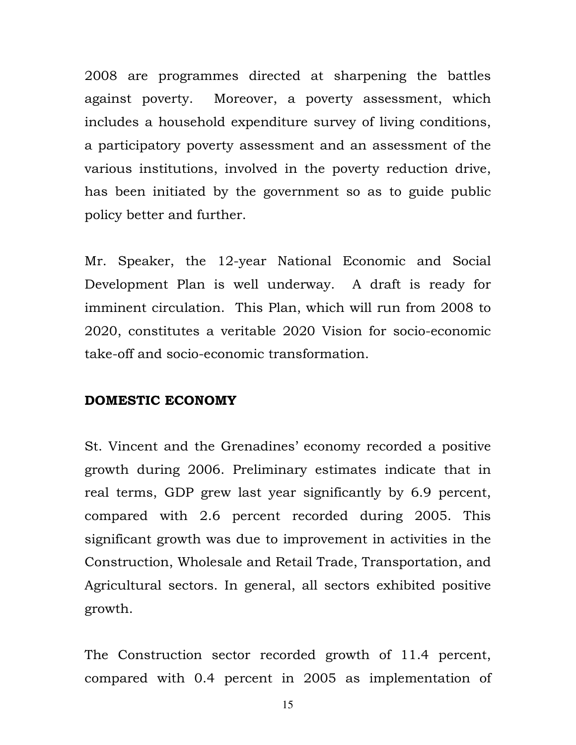2008 are programmes directed at sharpening the battles against poverty. Moreover, a poverty assessment, which includes a household expenditure survey of living conditions, a participatory poverty assessment and an assessment of the various institutions, involved in the poverty reduction drive, has been initiated by the government so as to guide public policy better and further.

Mr. Speaker, the 12-year National Economic and Social Development Plan is well underway. A draft is ready for imminent circulation. This Plan, which will run from 2008 to 2020, constitutes a veritable 2020 Vision for socio-economic take-off and socio-economic transformation.

## DOMESTIC ECONOMY

St. Vincent and the Grenadines' economy recorded a positive growth during 2006. Preliminary estimates indicate that in real terms, GDP grew last year significantly by 6.9 percent, compared with 2.6 percent recorded during 2005. This significant growth was due to improvement in activities in the Construction, Wholesale and Retail Trade, Transportation, and Agricultural sectors. In general, all sectors exhibited positive growth.

The Construction sector recorded growth of 11.4 percent, compared with 0.4 percent in 2005 as implementation of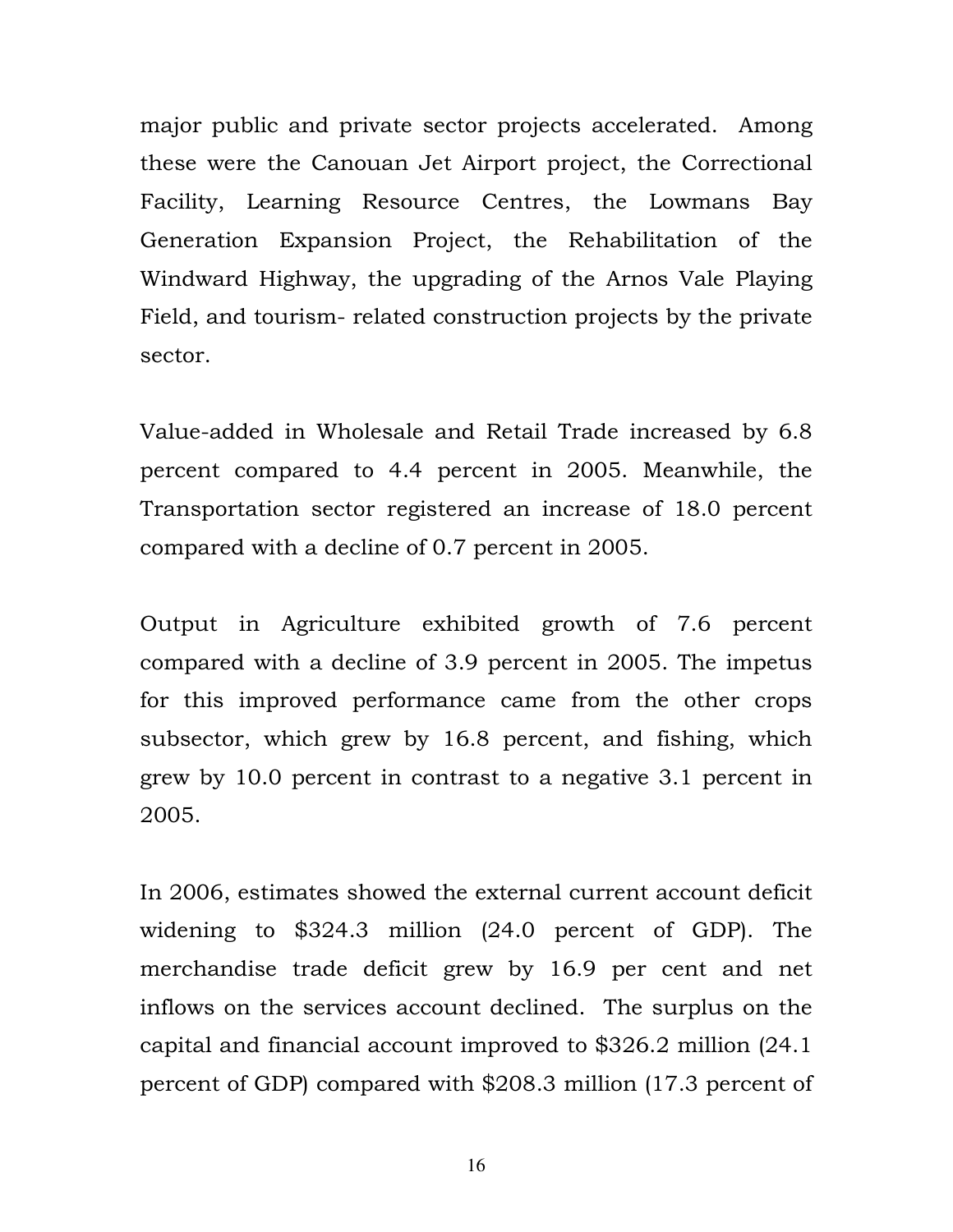major public and private sector projects accelerated. Among these were the Canouan Jet Airport project, the Correctional Facility, Learning Resource Centres, the Lowmans Bay Generation Expansion Project, the Rehabilitation of the Windward Highway, the upgrading of the Arnos Vale Playing Field, and tourism- related construction projects by the private sector.

Value-added in Wholesale and Retail Trade increased by 6.8 percent compared to 4.4 percent in 2005. Meanwhile, the Transportation sector registered an increase of 18.0 percent compared with a decline of 0.7 percent in 2005.

Output in Agriculture exhibited growth of 7.6 percent compared with a decline of 3.9 percent in 2005. The impetus for this improved performance came from the other crops subsector, which grew by 16.8 percent, and fishing, which grew by 10.0 percent in contrast to a negative 3.1 percent in 2005.

In 2006, estimates showed the external current account deficit widening to $324.3 million (24.0 percent of GDP). The merchandise trade deficit grew by 16.9 per cent and net inflows on the services account declined. The surplus on the capital and financial account improved to $326.2 million (24.1 percent of GDP) compared with $208.3 million (17.3 percent of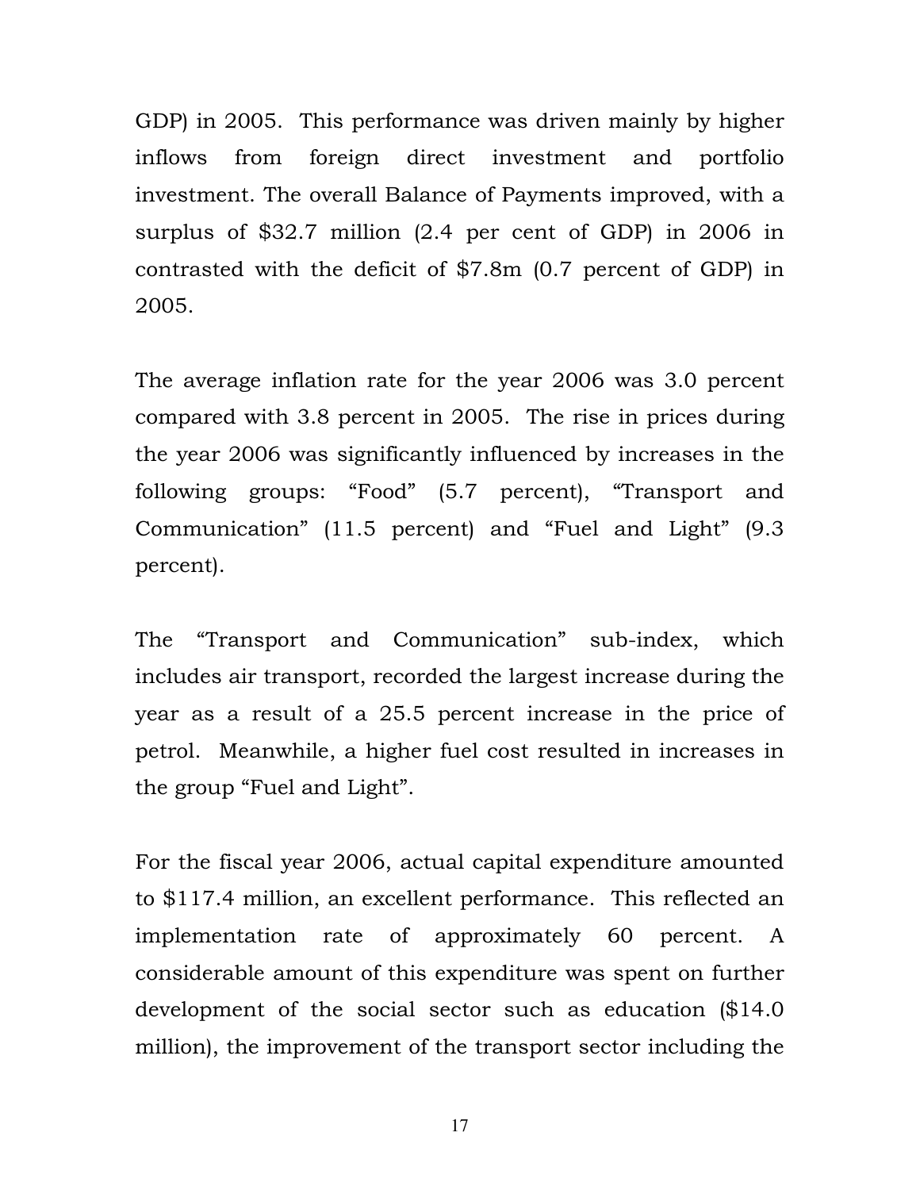GDP) in 2005. This performance was driven mainly by higher inflows from foreign direct investment and portfolio investment. The overall Balance of Payments improved, with a surplus of $32.7 million (2.4 per cent of GDP) in 2006 in contrasted with the deficit of $7.8m (0.7 percent of GDP) in 2005.

The average inflation rate for the year 2006 was 3.0 percent compared with 3.8 percent in 2005. The rise in prices during the year 2006 was significantly influenced by increases in the following groups: "Food" (5.7 percent), "Transport and Communication" (11.5 percent) and "Fuel and Light" (9.3 percent).

The "Transport and Communication" sub-index, which includes air transport, recorded the largest increase during the year as a result of a 25.5 percent increase in the price of petrol. Meanwhile, a higher fuel cost resulted in increases in the group "Fuel and Light".

For the fiscal year 2006, actual capital expenditure amounted to $117.4 million, an excellent performance. This reflected an implementation rate of approximately 60 percent. A considerable amount of this expenditure was spent on further development of the social sector such as education ($14.0 million), the improvement of the transport sector including the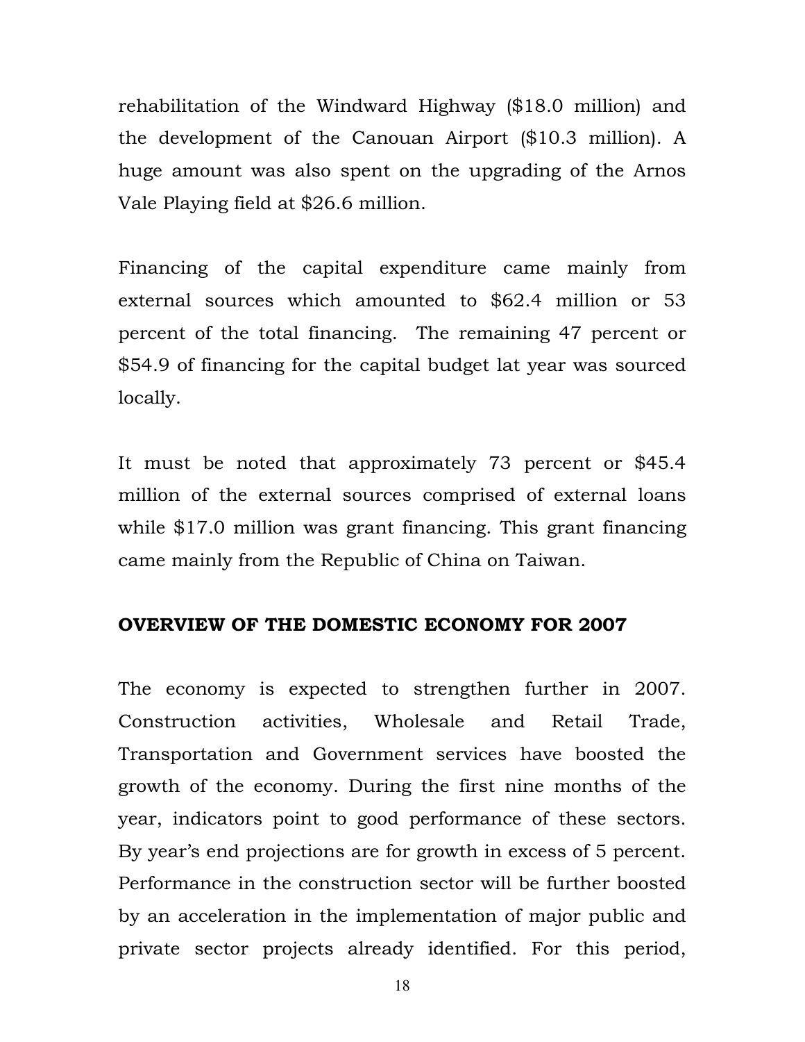rehabilitation of the Windward Highway ($18.0 million) and the development of the Canouan Airport ($10.3 million). A huge amount was also spent on the upgrading of the Arnos Vale Playing field at $26.6 million.

Financing of the capital expenditure came mainly from external sources which amounted to $62.4 million or 53 percent of the total financing. The remaining 47 percent or $54.9 of financing for the capital budget lat year was sourced locally.

It must be noted that approximately 73 percent or $45.4 million of the external sources comprised of external loans while $17.0 million was grant financing. This grant financing came mainly from the Republic of China on Taiwan.

## OVERVIEW OF THE DOMESTIC ECONOMY FOR 2007

The economy is expected to strengthen further in 2007. Construction activities, Wholesale and Retail Trade, Transportation and Government services have boosted the growth of the economy. During the first nine months of the year, indicators point to good performance of these sectors. By year's end projections are for growth in excess of 5 percent. Performance in the construction sector will be further boosted by an acceleration in the implementation of major public and private sector projects already identified. For this period,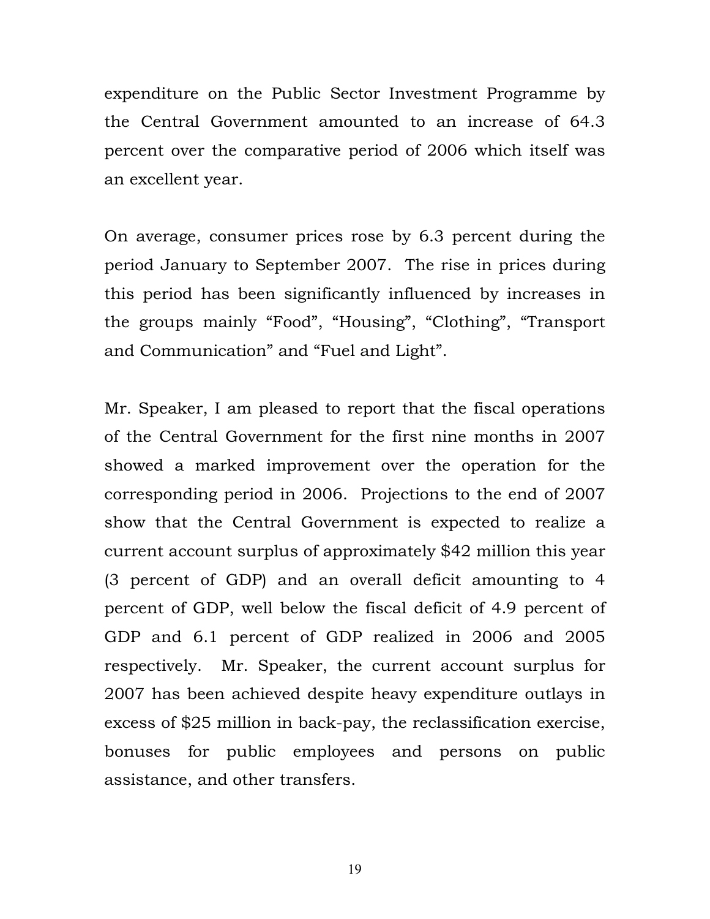expenditure on the Public Sector Investment Programme by the Central Government amounted to an increase of 64.3 percent over the comparative period of 2006 which itself was an excellent year.

On average, consumer prices rose by 6.3 percent during the period January to September 2007. The rise in prices during this period has been significantly influenced by increases in the groups mainly "Food", "Housing", "Clothing", "Transport and Communication" and "Fuel and Light".

Mr. Speaker, I am pleased to report that the fiscal operations of the Central Government for the first nine months in 2007 showed a marked improvement over the operation for the corresponding period in 2006. Projections to the end of 2007 show that the Central Government is expected to realize a current account surplus of approximately $42 million this year (3 percent of GDP) and an overall deficit amounting to 4 percent of GDP, well below the fiscal deficit of 4.9 percent of GDP and 6.1 percent of GDP realized in 2006 and 2005 respectively. Mr. Speaker, the current account surplus for 2007 has been achieved despite heavy expenditure outlays in excess of $25 million in back-pay, the reclassification exercise, bonuses for public employees and persons on public assistance, and other transfers.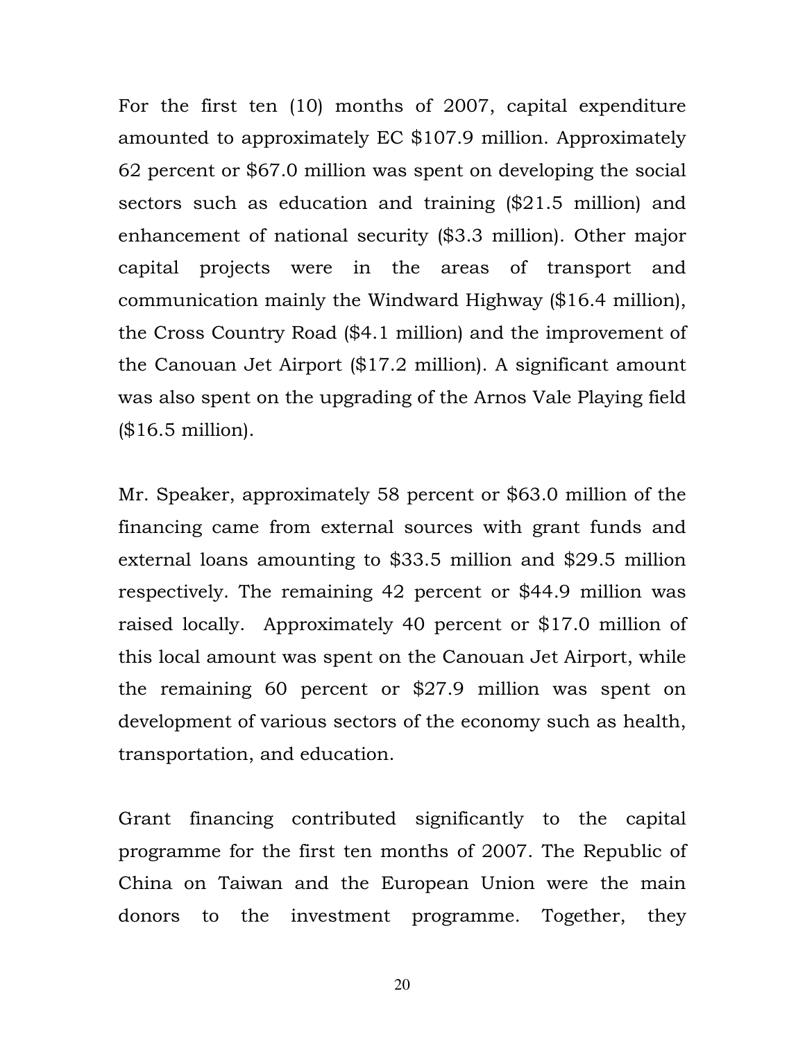For the first ten (10) months of 2007, capital expenditure amounted to approximately EC $107.9 million. Approximately 62 percent or $67.0 million was spent on developing the social sectors such as education and training ($21.5 million) and enhancement of national security ($3.3 million). Other major capital projects were in the areas of transport and communication mainly the Windward Highway ($16.4 million), the Cross Country Road ($4.1 million) and the improvement of the Canouan Jet Airport ($17.2 million). A significant amount was also spent on the upgrading of the Arnos Vale Playing field ($16.5 million).

Mr. Speaker, approximately 58 percent or $63.0 million of the financing came from external sources with grant funds and external loans amounting to $33.5 million and $29.5 million respectively. The remaining 42 percent or $44.9 million was raised locally. Approximately 40 percent or $17.0 million of this local amount was spent on the Canouan Jet Airport, while the remaining 60 percent or $27.9 million was spent on development of various sectors of the economy such as health, transportation, and education.

Grant financing contributed significantly to the capital programme for the first ten months of 2007. The Republic of China on Taiwan and the European Union were the main donors to the investment programme. Together, they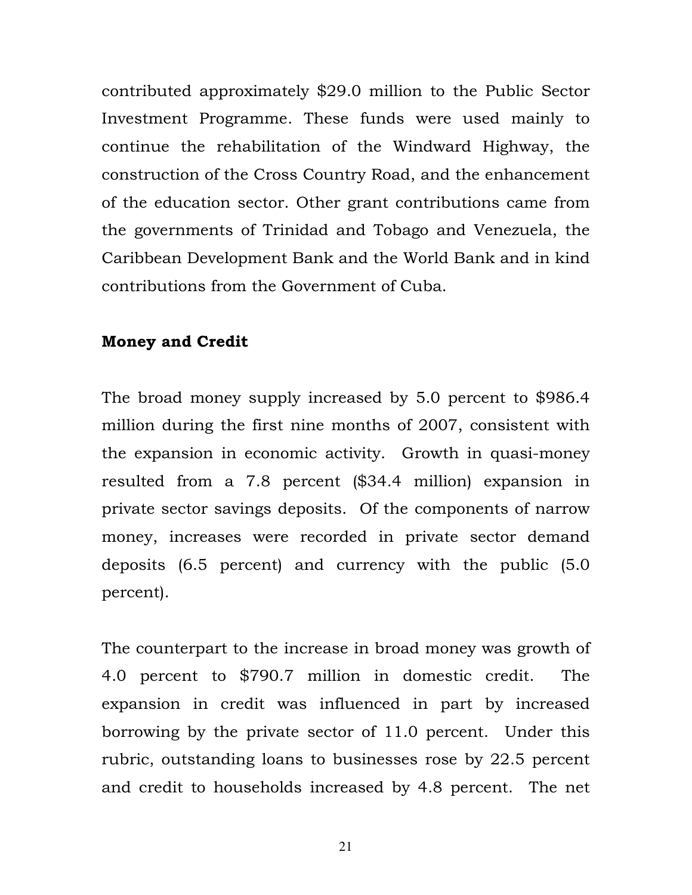contributed approximately $29.0 million to the Public Sector Investment Programme. These funds were used mainly to continue the rehabilitation of the Windward Highway, the construction of the Cross Country Road, and the enhancement of the education sector. Other grant contributions came from the governments of Trinidad and Tobago and Venezuela, the Caribbean Development Bank and the World Bank and in kind contributions from the Government of Cuba.

**Money and Credit**

The broad money supply increased by 5.0 percent to $986.4 million during the first nine months of 2007, consistent with the expansion in economic activity. Growth in quasi-money resulted from a 7.8 percent ($34.4 million) expansion in private sector savings deposits. Of the components of narrow money, increases were recorded in private sector demand deposits (6.5 percent) and currency with the public (5.0 percent).

The counterpart to the increase in broad money was growth of 4.0 percent to $790.7 million in domestic credit. The expansion in credit was influenced in part by increased borrowing by the private sector of 11.0 percent. Under this rubric, outstanding loans to businesses rose by 22.5 percent and credit to households increased by 4.8 percent. The net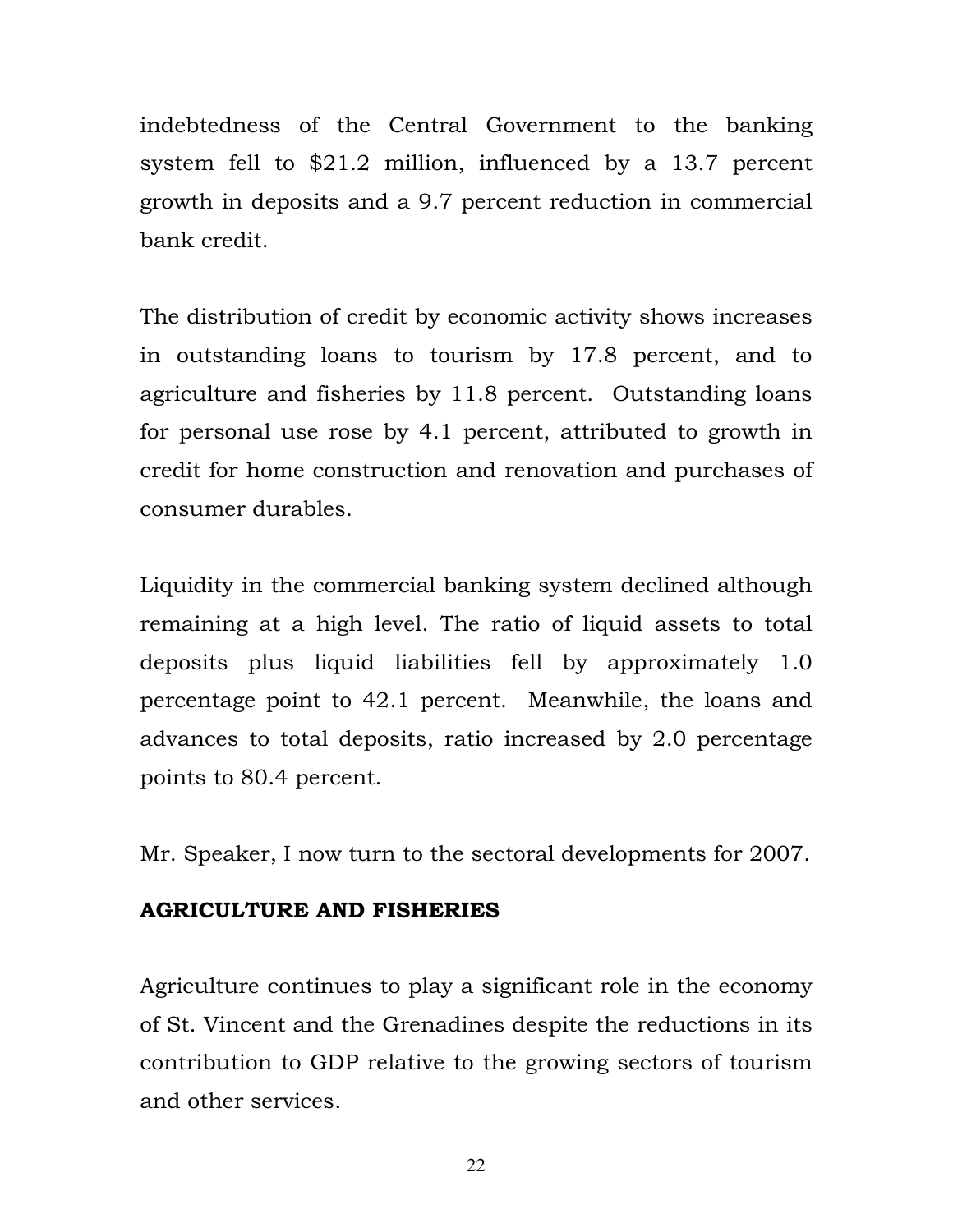indebtedness of the Central Government to the banking system fell to $21.2 million, influenced by a 13.7 percent growth in deposits and a 9.7 percent reduction in commercial bank credit.

The distribution of credit by economic activity shows increases in outstanding loans to tourism by 17.8 percent, and to agriculture and fisheries by 11.8 percent. Outstanding loans for personal use rose by 4.1 percent, attributed to growth in credit for home construction and renovation and purchases of consumer durables.

Liquidity in the commercial banking system declined although remaining at a high level. The ratio of liquid assets to total deposits plus liquid liabilities fell by approximately 1.0 percentage point to 42.1 percent. Meanwhile, the loans and advances to total deposits, ratio increased by 2.0 percentage points to 80.4 percent.

Mr. Speaker, I now turn to the sectoral developments for 2007.

## AGRICULTURE AND FISHERIES

Agriculture continues to play a significant role in the economy of St. Vincent and the Grenadines despite the reductions in its contribution to GDP relative to the growing sectors of tourism and other services.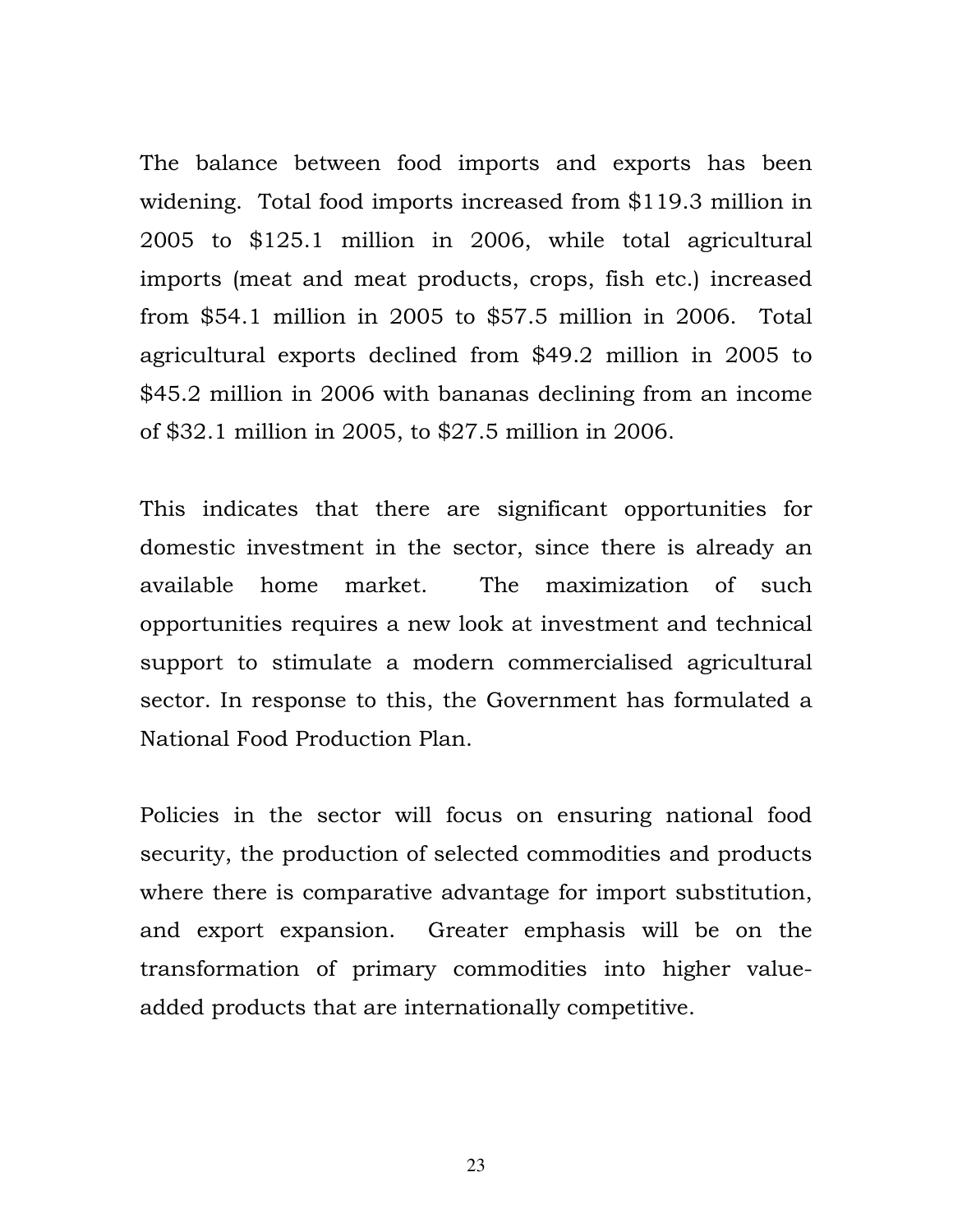The balance between food imports and exports has been widening. Total food imports increased from $119.3 million in 2005 to $125.1 million in 2006, while total agricultural imports (meat and meat products, crops, fish etc.) increased from $54.1 million in 2005 to $57.5 million in 2006. Total agricultural exports declined from $49.2 million in 2005 to $45.2 million in 2006 with bananas declining from an income of $32.1 million in 2005, to $27.5 million in 2006.

This indicates that there are significant opportunities for domestic investment in the sector, since there is already an available home market. The maximization of such opportunities requires a new look at investment and technical support to stimulate a modern commercialised agricultural sector. In response to this, the Government has formulated a National Food Production Plan.

Policies in the sector will focus on ensuring national food security, the production of selected commodities and products where there is comparative advantage for import substitution, and export expansion. Greater emphasis will be on the transformation of primary commodities into higher value-added products that are internationally competitive.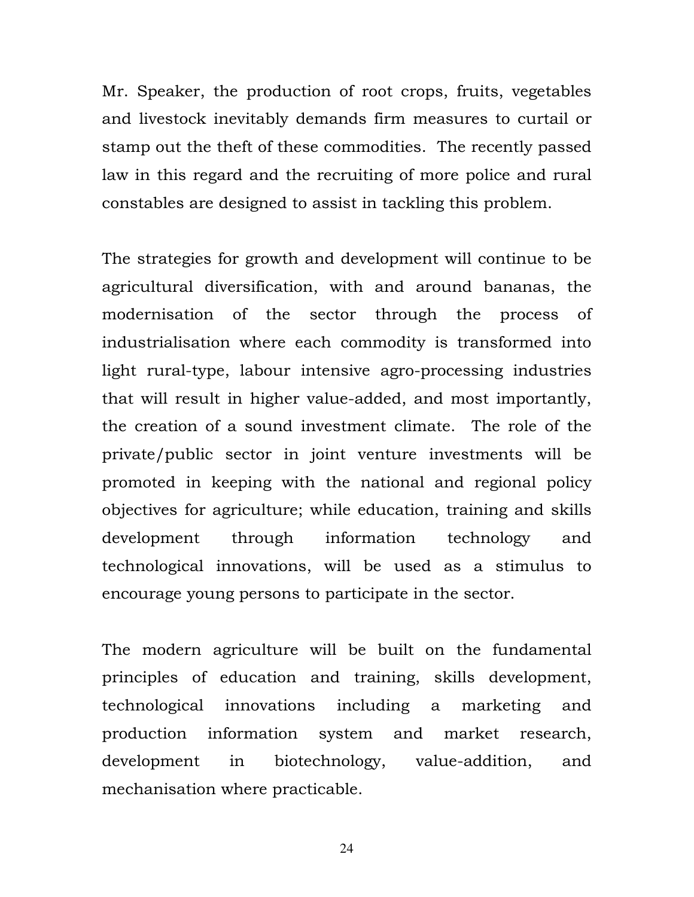Mr. Speaker, the production of root crops, fruits, vegetables and livestock inevitably demands firm measures to curtail or stamp out the theft of these commodities. The recently passed law in this regard and the recruiting of more police and rural constables are designed to assist in tackling this problem.

The strategies for growth and development will continue to be agricultural diversification, with and around bananas, the modernisation of the sector through the process of industrialisation where each commodity is transformed into light rural-type, labour intensive agro-processing industries that will result in higher value-added, and most importantly, the creation of a sound investment climate. The role of the private/public sector in joint venture investments will be promoted in keeping with the national and regional policy objectives for agriculture; while education, training and skills development through information technology and technological innovations, will be used as a stimulus to encourage young persons to participate in the sector.

The modern agriculture will be built on the fundamental principles of education and training, skills development, technological innovations including a marketing and production information system and market research, development in biotechnology, value-addition, and mechanisation where practicable.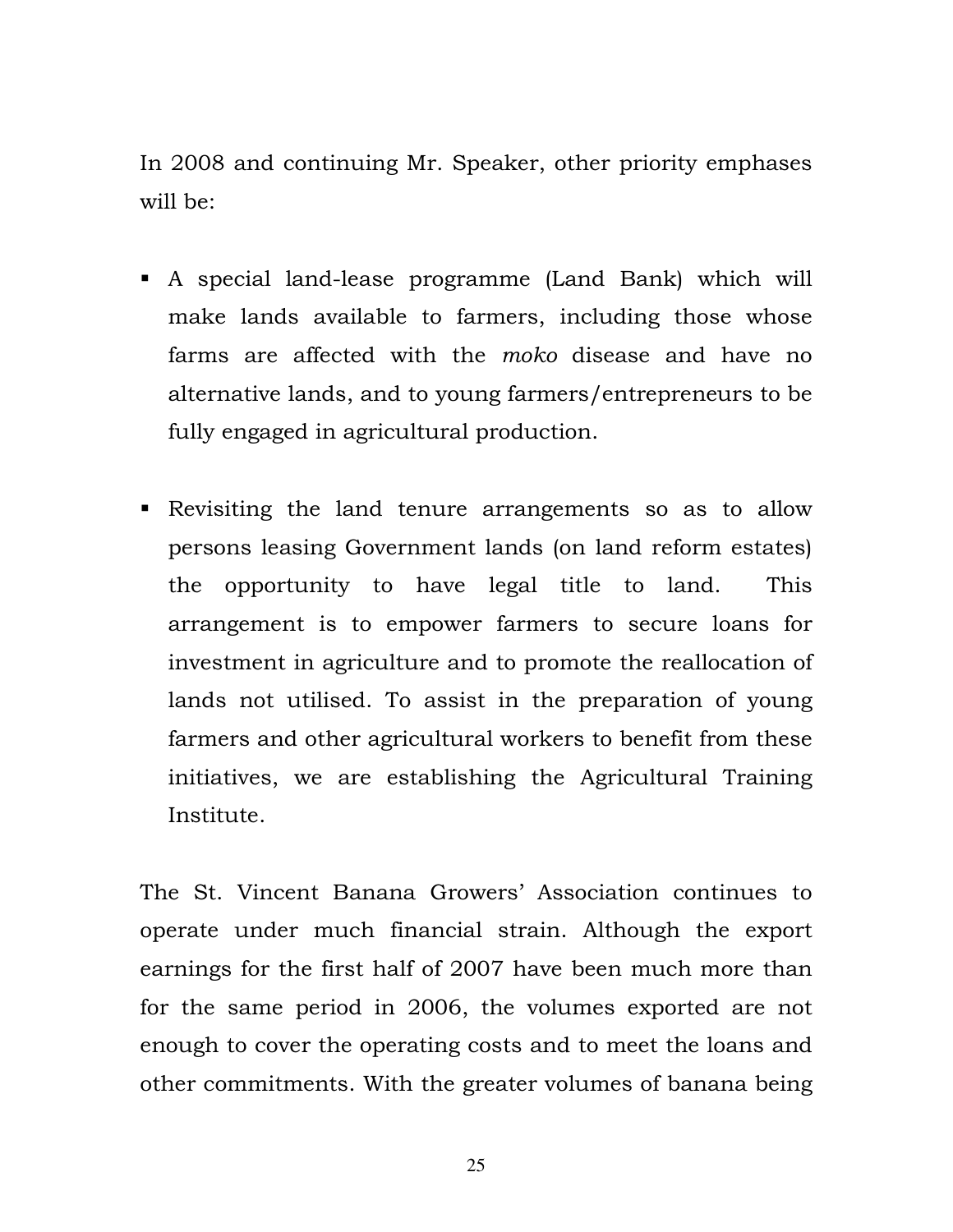In 2008 and continuing Mr. Speaker, other priority emphases will be:

- A special land-lease programme (Land Bank) which will make lands available to farmers, including those whose farms are affected with the *moko* disease and have no alternative lands, and to young farmers/entrepreneurs to be fully engaged in agricultural production.

- Revisiting the land tenure arrangements so as to allow persons leasing Government lands (on land reform estates) the opportunity to have legal title to land. This arrangement is to empower farmers to secure loans for investment in agriculture and to promote the reallocation of lands not utilised. To assist in the preparation of young farmers and other agricultural workers to benefit from these initiatives, we are establishing the Agricultural Training Institute.

The St. Vincent Banana Growers' Association continues to operate under much financial strain. Although the export earnings for the first half of 2007 have been much more than for the same period in 2006, the volumes exported are not enough to cover the operating costs and to meet the loans and other commitments. With the greater volumes of banana being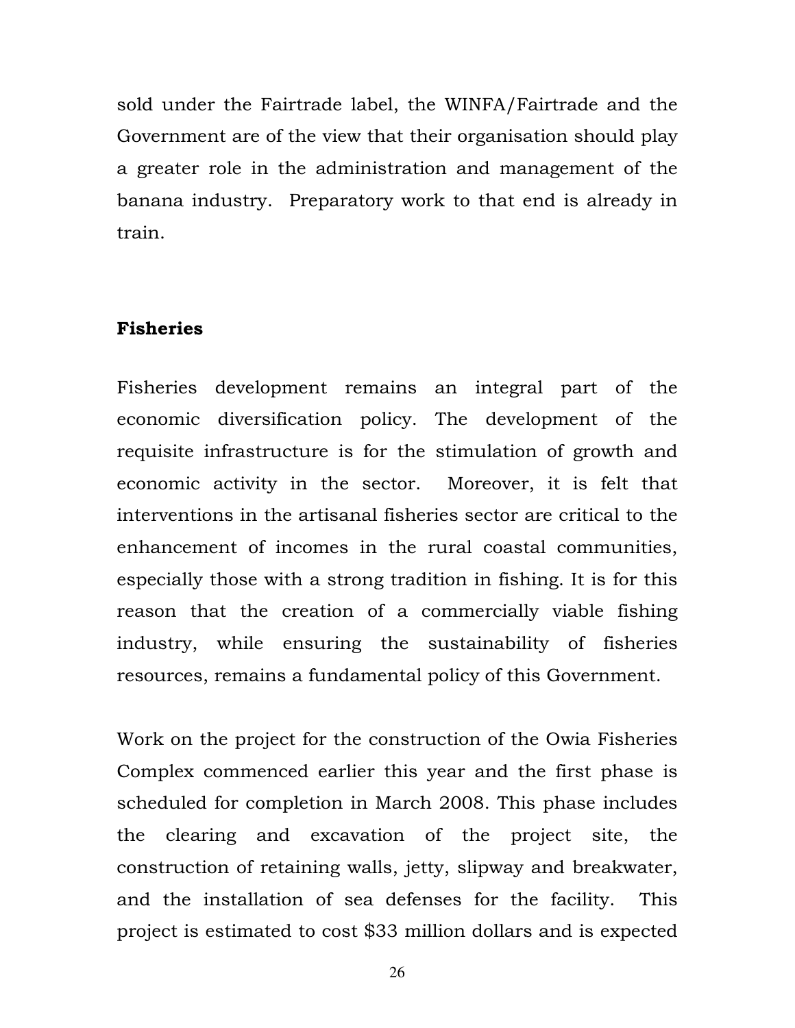sold under the Fairtrade label, the WINFA/Fairtrade and the Government are of the view that their organisation should play a greater role in the administration and management of the banana industry. Preparatory work to that end is already in train.

**Fisheries**

Fisheries development remains an integral part of the economic diversification policy. The development of the requisite infrastructure is for the stimulation of growth and economic activity in the sector. Moreover, it is felt that interventions in the artisanal fisheries sector are critical to the enhancement of incomes in the rural coastal communities, especially those with a strong tradition in fishing. It is for this reason that the creation of a commercially viable fishing industry, while ensuring the sustainability of fisheries resources, remains a fundamental policy of this Government.

Work on the project for the construction of the Owia Fisheries Complex commenced earlier this year and the first phase is scheduled for completion in March 2008. This phase includes the clearing and excavation of the project site, the construction of retaining walls, jetty, slipway and breakwater, and the installation of sea defenses for the facility. This project is estimated to cost $33 million dollars and is expected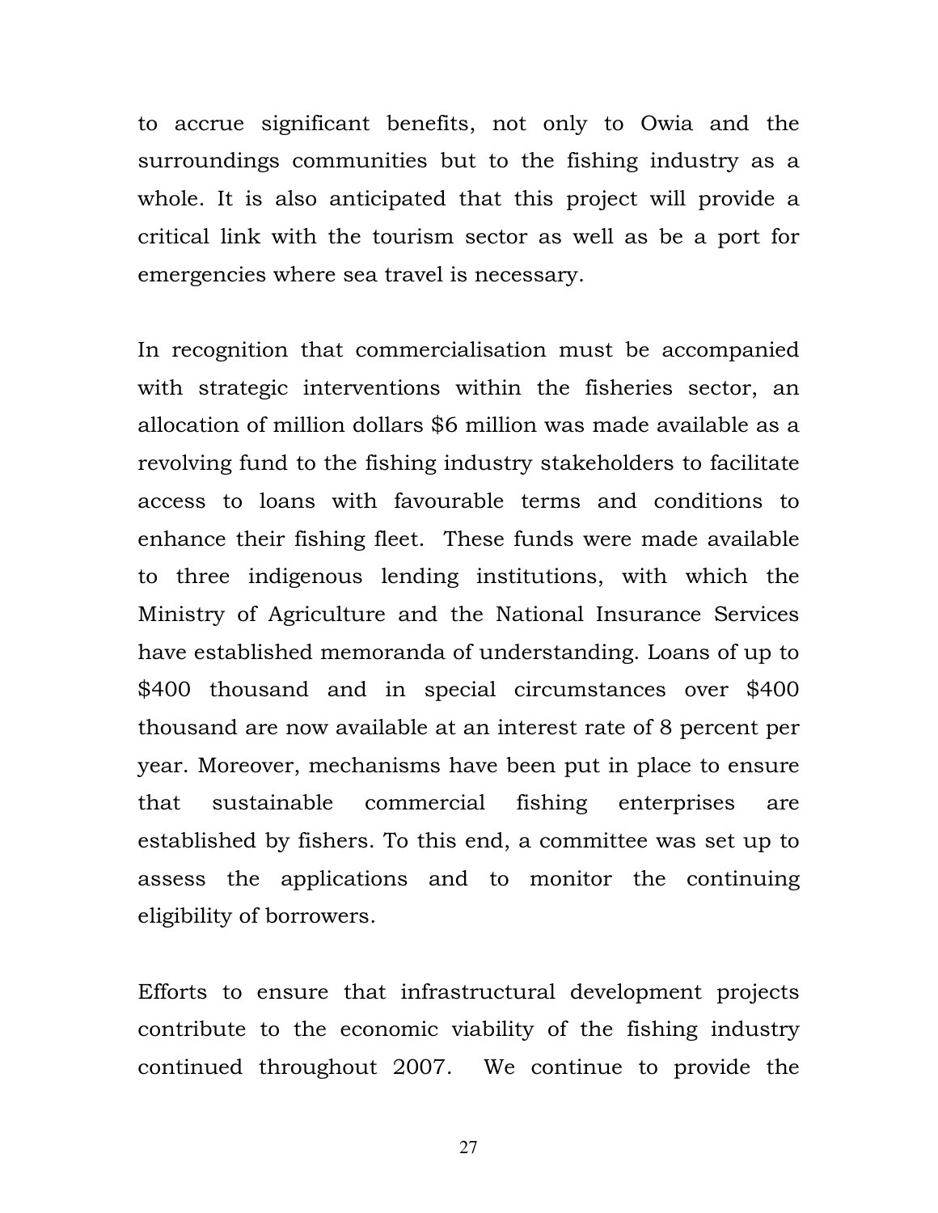to accrue significant benefits, not only to Owia and the surroundings communities but to the fishing industry as a whole. It is also anticipated that this project will provide a critical link with the tourism sector as well as be a port for emergencies where sea travel is necessary.

In recognition that commercialisation must be accompanied with strategic interventions within the fisheries sector, an allocation of million dollars $6 million was made available as a revolving fund to the fishing industry stakeholders to facilitate access to loans with favourable terms and conditions to enhance their fishing fleet. These funds were made available to three indigenous lending institutions, with which the Ministry of Agriculture and the National Insurance Services have established memoranda of understanding. Loans of up to $400 thousand and in special circumstances over $400 thousand are now available at an interest rate of 8 percent per year. Moreover, mechanisms have been put in place to ensure that sustainable commercial fishing enterprises are established by fishers. To this end, a committee was set up to assess the applications and to monitor the continuing eligibility of borrowers.

Efforts to ensure that infrastructural development projects contribute to the economic viability of the fishing industry continued throughout 2007. We continue to provide the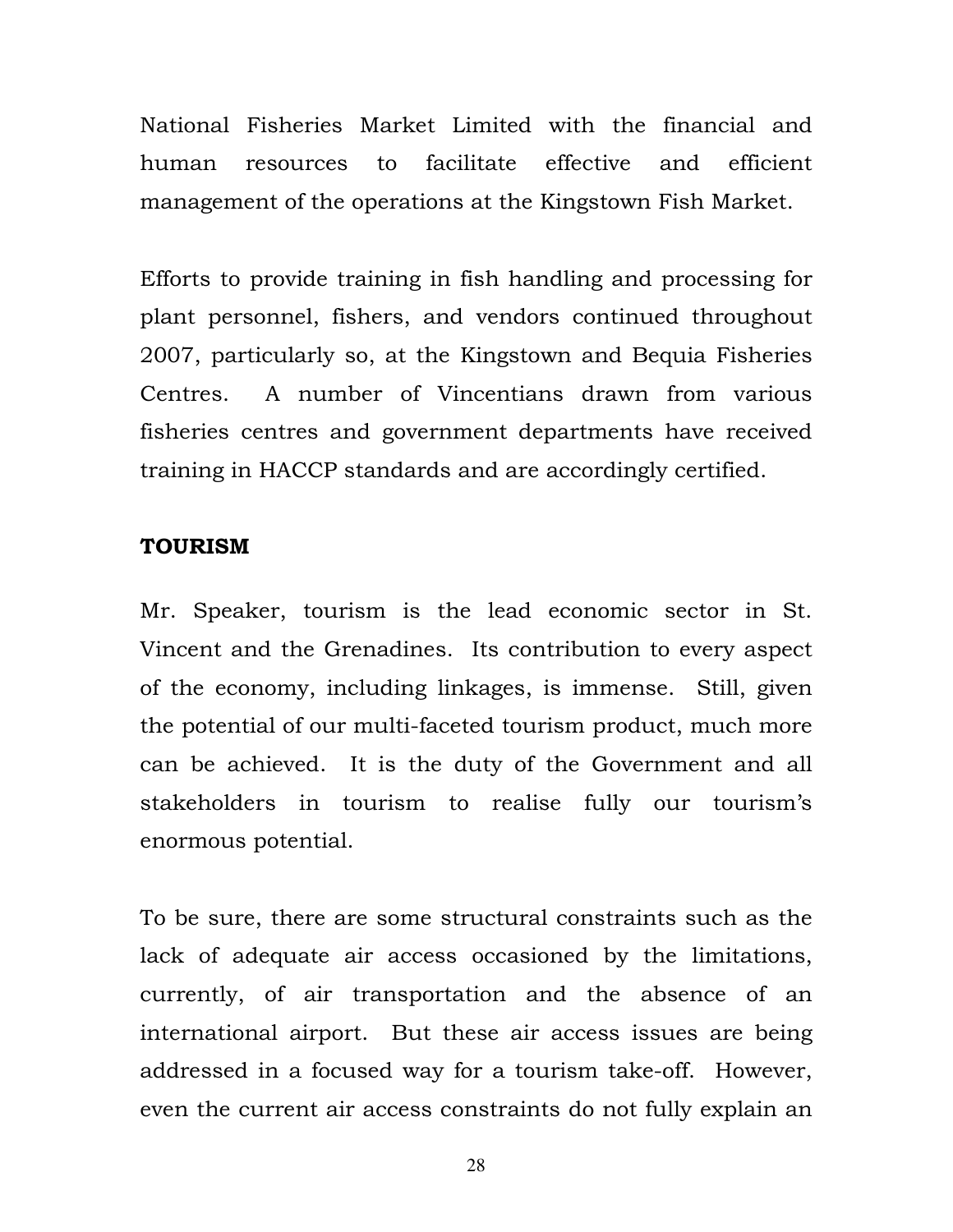National Fisheries Market Limited with the financial and human resources to facilitate effective and efficient management of the operations at the Kingstown Fish Market.

Efforts to provide training in fish handling and processing for plant personnel, fishers, and vendors continued throughout 2007, particularly so, at the Kingstown and Bequia Fisheries Centres. A number of Vincentians drawn from various fisheries centres and government departments have received training in HACCP standards and are accordingly certified.

**TOURISM**

Mr. Speaker, tourism is the lead economic sector in St. Vincent and the Grenadines. Its contribution to every aspect of the economy, including linkages, is immense. Still, given the potential of our multi-faceted tourism product, much more can be achieved. It is the duty of the Government and all stakeholders in tourism to realise fully our tourism's enormous potential.

To be sure, there are some structural constraints such as the lack of adequate air access occasioned by the limitations, currently, of air transportation and the absence of an international airport. But these air access issues are being addressed in a focused way for a tourism take-off. However, even the current air access constraints do not fully explain an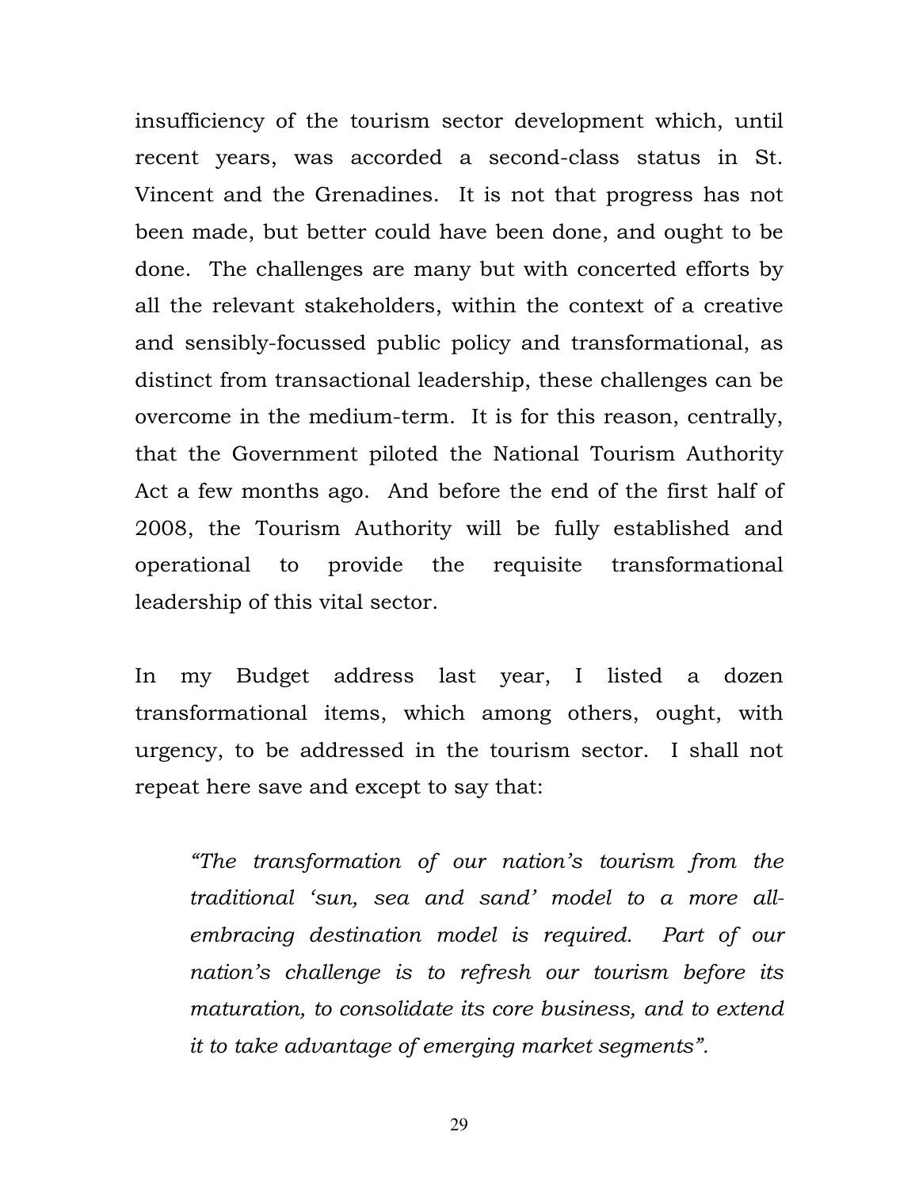insufficiency of the tourism sector development which, until recent years, was accorded a second-class status in St. Vincent and the Grenadines. It is not that progress has not been made, but better could have been done, and ought to be done. The challenges are many but with concerted efforts by all the relevant stakeholders, within the context of a creative and sensibly-focussed public policy and transformational, as distinct from transactional leadership, these challenges can be overcome in the medium-term. It is for this reason, centrally, that the Government piloted the National Tourism Authority Act a few months ago. And before the end of the first half of 2008, the Tourism Authority will be fully established and operational to provide the requisite transformational leadership of this vital sector.

In my Budget address last year, I listed a dozen transformational items, which among others, ought, with urgency, to be addressed in the tourism sector. I shall not repeat here save and except to say that:

> *"The transformation of our nation's tourism from the traditional 'sun, sea and sand' model to a more all-embracing destination model is required. Part of our nation's challenge is to refresh our tourism before its maturation, to consolidate its core business, and to extend it to take advantage of emerging market segments".*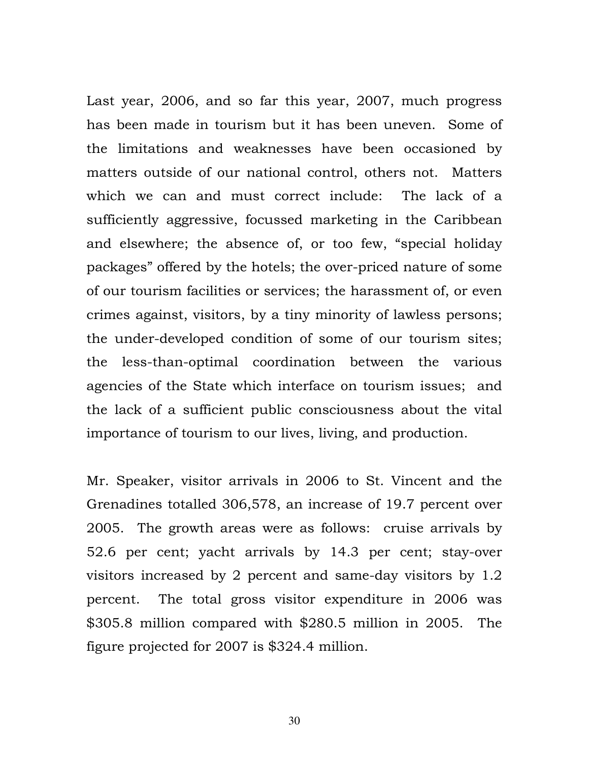Last year, 2006, and so far this year, 2007, much progress has been made in tourism but it has been uneven. Some of the limitations and weaknesses have been occasioned by matters outside of our national control, others not. Matters which we can and must correct include: The lack of a sufficiently aggressive, focussed marketing in the Caribbean and elsewhere; the absence of, or too few, "special holiday packages" offered by the hotels; the over-priced nature of some of our tourism facilities or services; the harassment of, or even crimes against, visitors, by a tiny minority of lawless persons; the under-developed condition of some of our tourism sites; the less-than-optimal coordination between the various agencies of the State which interface on tourism issues; and the lack of a sufficient public consciousness about the vital importance of tourism to our lives, living, and production.

Mr. Speaker, visitor arrivals in 2006 to St. Vincent and the Grenadines totalled 306,578, an increase of 19.7 percent over 2005. The growth areas were as follows: cruise arrivals by 52.6 per cent; yacht arrivals by 14.3 per cent; stay-over visitors increased by 2 percent and same-day visitors by 1.2 percent. The total gross visitor expenditure in 2006 was $305.8 million compared with $280.5 million in 2005. The figure projected for 2007 is $324.4 million.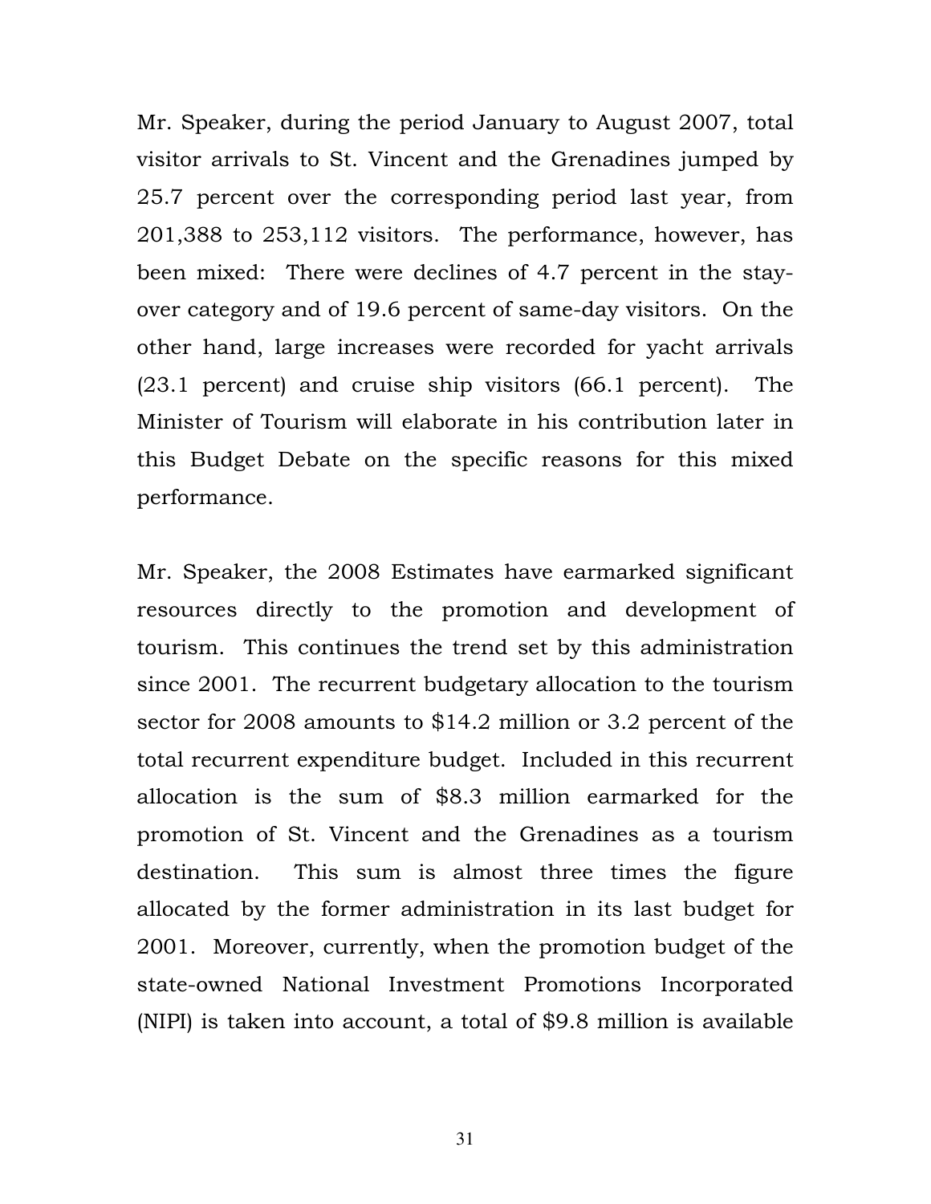Mr. Speaker, during the period January to August 2007, total visitor arrivals to St. Vincent and the Grenadines jumped by 25.7 percent over the corresponding period last year, from 201,388 to 253,112 visitors. The performance, however, has been mixed: There were declines of 4.7 percent in the stay-over category and of 19.6 percent of same-day visitors. On the other hand, large increases were recorded for yacht arrivals (23.1 percent) and cruise ship visitors (66.1 percent). The Minister of Tourism will elaborate in his contribution later in this Budget Debate on the specific reasons for this mixed performance.

Mr. Speaker, the 2008 Estimates have earmarked significant resources directly to the promotion and development of tourism. This continues the trend set by this administration since 2001. The recurrent budgetary allocation to the tourism sector for 2008 amounts to $14.2 million or 3.2 percent of the total recurrent expenditure budget. Included in this recurrent allocation is the sum of $8.3 million earmarked for the promotion of St. Vincent and the Grenadines as a tourism destination. This sum is almost three times the figure allocated by the former administration in its last budget for 2001. Moreover, currently, when the promotion budget of the state-owned National Investment Promotions Incorporated (NIPI) is taken into account, a total of $9.8 million is available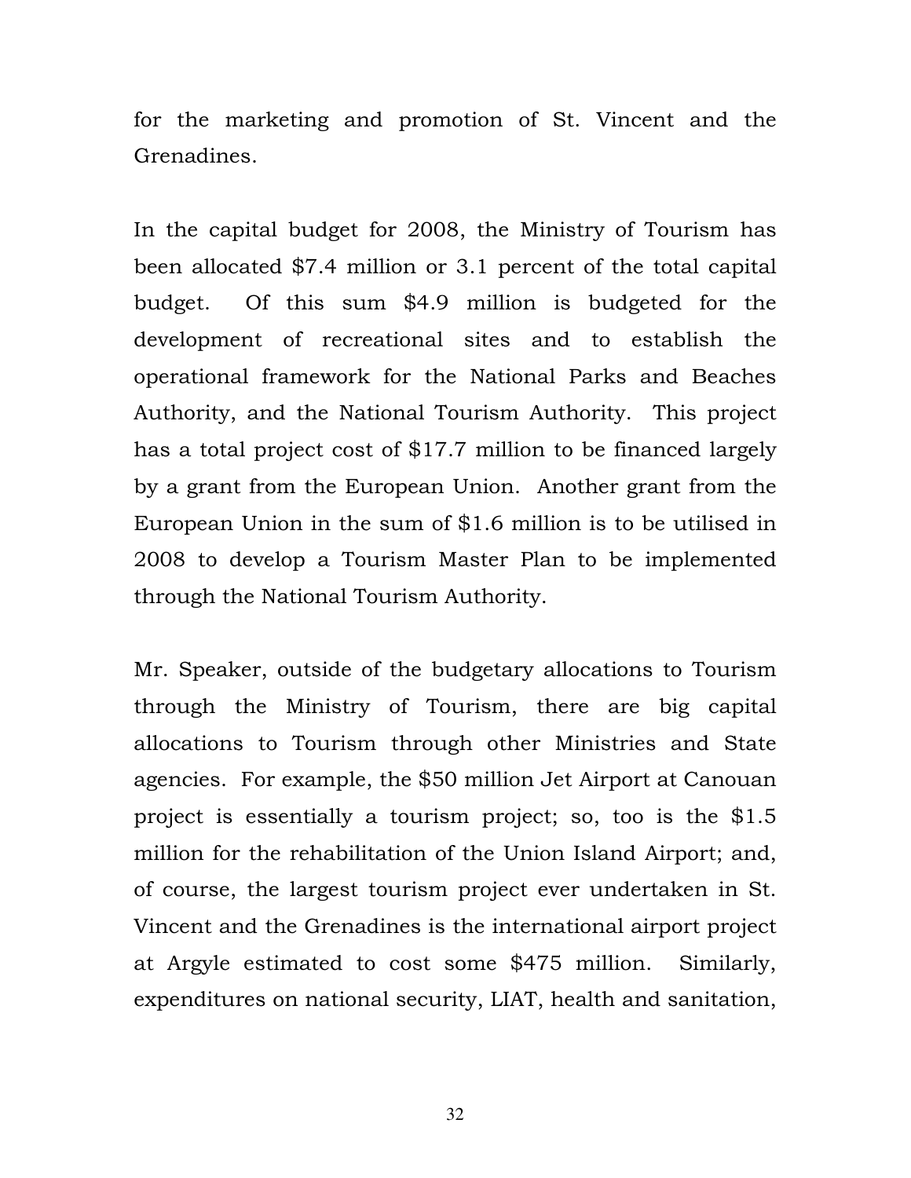for the marketing and promotion of St. Vincent and the Grenadines.

In the capital budget for 2008, the Ministry of Tourism has been allocated $7.4 million or 3.1 percent of the total capital budget. Of this sum $4.9 million is budgeted for the development of recreational sites and to establish the operational framework for the National Parks and Beaches Authority, and the National Tourism Authority. This project has a total project cost of $17.7 million to be financed largely by a grant from the European Union. Another grant from the European Union in the sum of $1.6 million is to be utilised in 2008 to develop a Tourism Master Plan to be implemented through the National Tourism Authority.

Mr. Speaker, outside of the budgetary allocations to Tourism through the Ministry of Tourism, there are big capital allocations to Tourism through other Ministries and State agencies. For example, the $50 million Jet Airport at Canouan project is essentially a tourism project; so, too is the $1.5 million for the rehabilitation of the Union Island Airport; and, of course, the largest tourism project ever undertaken in St. Vincent and the Grenadines is the international airport project at Argyle estimated to cost some $475 million. Similarly, expenditures on national security, LIAT, health and sanitation,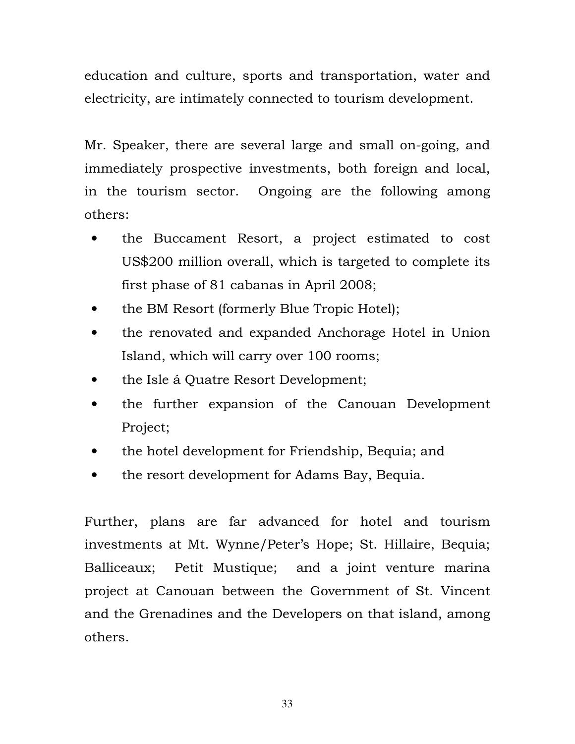education and culture, sports and transportation, water and electricity, are intimately connected to tourism development.

Mr. Speaker, there are several large and small on-going, and immediately prospective investments, both foreign and local, in the tourism sector. Ongoing are the following among others:

- the Buccament Resort, a project estimated to cost US$200 million overall, which is targeted to complete its first phase of 81 cabanas in April 2008;
- the BM Resort (formerly Blue Tropic Hotel);
- the renovated and expanded Anchorage Hotel in Union Island, which will carry over 100 rooms;
- the Isle á Quatre Resort Development;
- the further expansion of the Canouan Development Project;
- the hotel development for Friendship, Bequia; and
- the resort development for Adams Bay, Bequia.

Further, plans are far advanced for hotel and tourism investments at Mt. Wynne/Peter's Hope; St. Hillaire, Bequia; Balliceaux; Petit Mustique; and a joint venture marina project at Canouan between the Government of St. Vincent and the Grenadines and the Developers on that island, among others.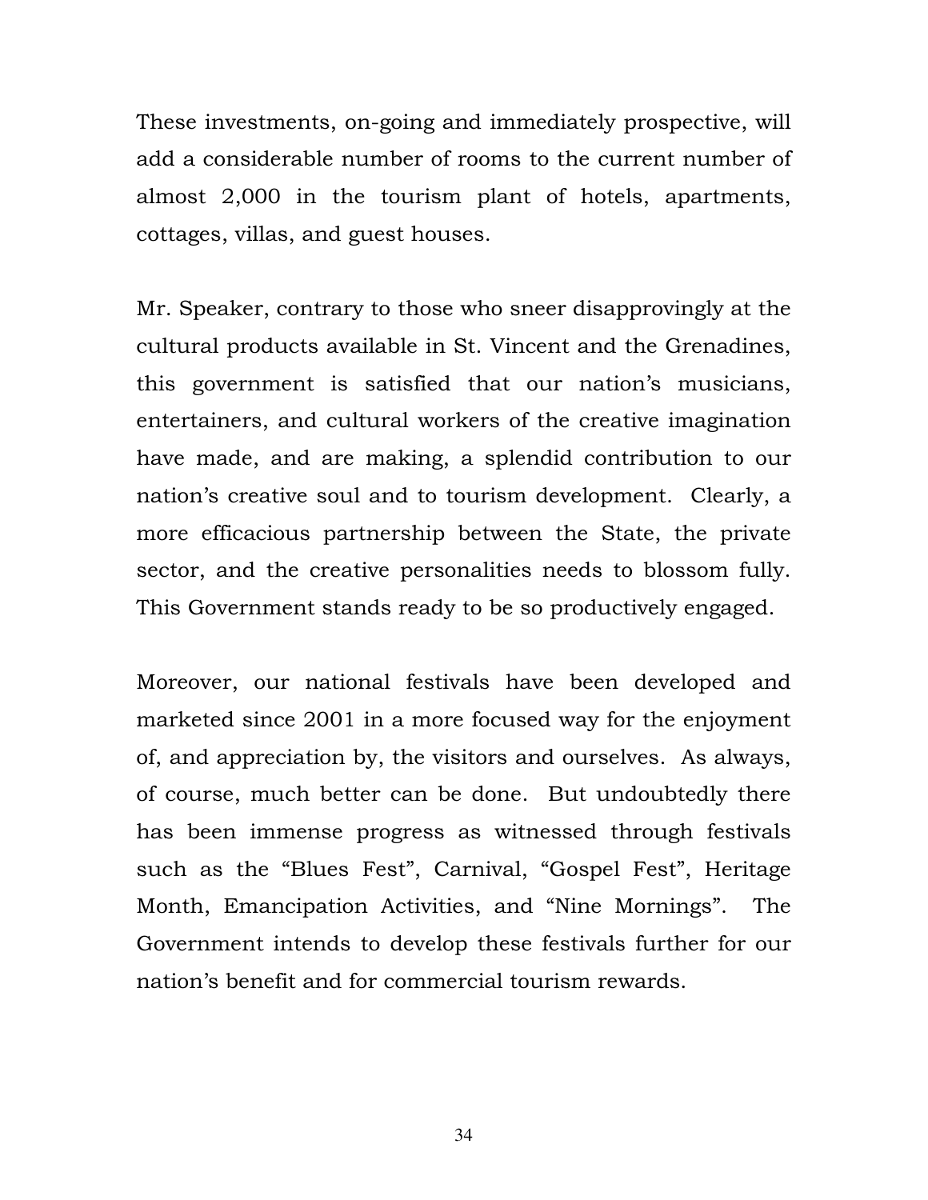These investments, on-going and immediately prospective, will add a considerable number of rooms to the current number of almost 2,000 in the tourism plant of hotels, apartments, cottages, villas, and guest houses.

Mr. Speaker, contrary to those who sneer disapprovingly at the cultural products available in St. Vincent and the Grenadines, this government is satisfied that our nation's musicians, entertainers, and cultural workers of the creative imagination have made, and are making, a splendid contribution to our nation's creative soul and to tourism development. Clearly, a more efficacious partnership between the State, the private sector, and the creative personalities needs to blossom fully. This Government stands ready to be so productively engaged.

Moreover, our national festivals have been developed and marketed since 2001 in a more focused way for the enjoyment of, and appreciation by, the visitors and ourselves. As always, of course, much better can be done. But undoubtedly there has been immense progress as witnessed through festivals such as the "Blues Fest", Carnival, "Gospel Fest", Heritage Month, Emancipation Activities, and "Nine Mornings". The Government intends to develop these festivals further for our nation's benefit and for commercial tourism rewards.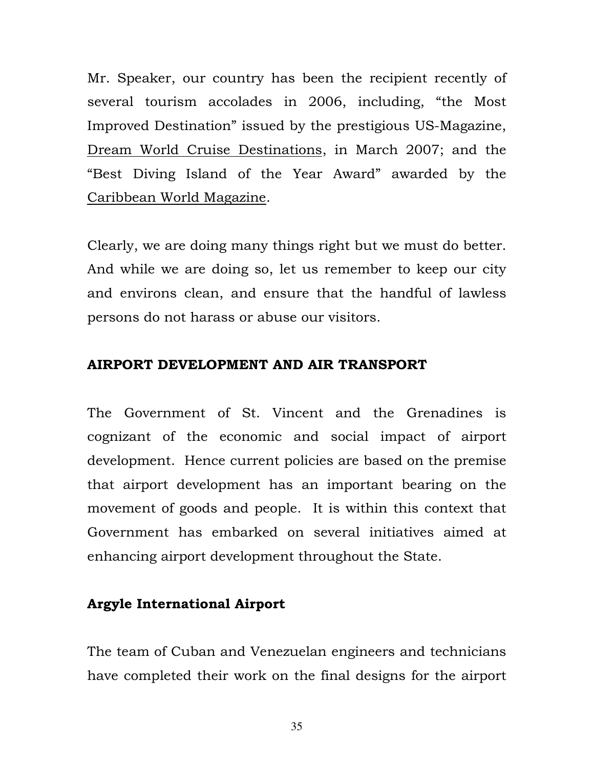Mr. Speaker, our country has been the recipient recently of several tourism accolades in 2006, including, "the Most Improved Destination" issued by the prestigious US-Magazine, <u>Dream World Cruise Destinations</u>, in March 2007; and the "Best Diving Island of the Year Award" awarded by the <u>Caribbean World Magazine</u>.

Clearly, we are doing many things right but we must do better. And while we are doing so, let us remember to keep our city and environs clean, and ensure that the handful of lawless persons do not harass or abuse our visitors.

## AIRPORT DEVELOPMENT AND AIR TRANSPORT

The Government of St. Vincent and the Grenadines is cognizant of the economic and social impact of airport development. Hence current policies are based on the premise that airport development has an important bearing on the movement of goods and people. It is within this context that Government has embarked on several initiatives aimed at enhancing airport development throughout the State.

### Argyle International Airport

The team of Cuban and Venezuelan engineers and technicians have completed their work on the final designs for the airport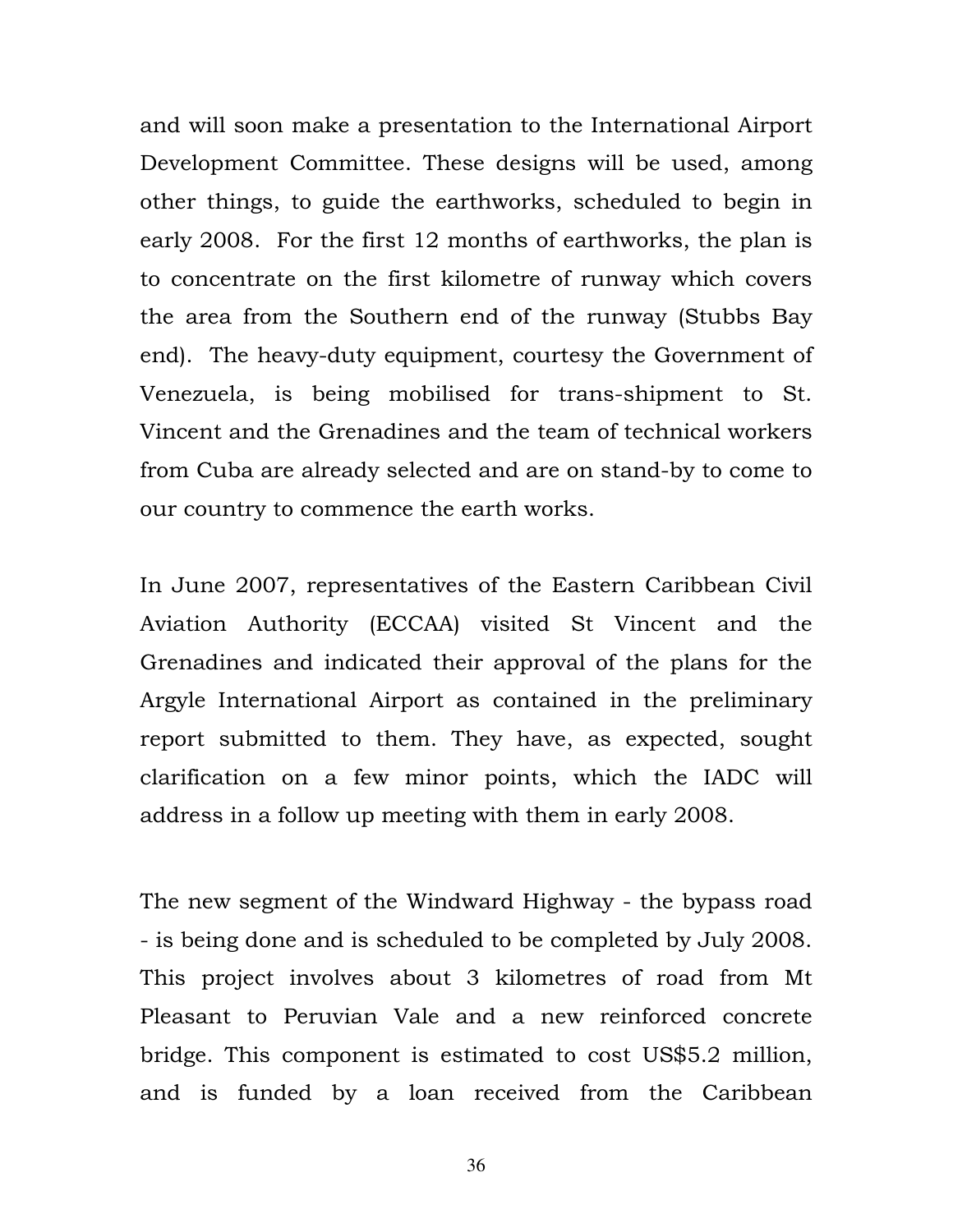and will soon make a presentation to the International Airport Development Committee. These designs will be used, among other things, to guide the earthworks, scheduled to begin in early 2008. For the first 12 months of earthworks, the plan is to concentrate on the first kilometre of runway which covers the area from the Southern end of the runway (Stubbs Bay end). The heavy-duty equipment, courtesy the Government of Venezuela, is being mobilised for trans-shipment to St. Vincent and the Grenadines and the team of technical workers from Cuba are already selected and are on stand-by to come to our country to commence the earth works.

In June 2007, representatives of the Eastern Caribbean Civil Aviation Authority (ECCAA) visited St Vincent and the Grenadines and indicated their approval of the plans for the Argyle International Airport as contained in the preliminary report submitted to them. They have, as expected, sought clarification on a few minor points, which the IADC will address in a follow up meeting with them in early 2008.

The new segment of the Windward Highway - the bypass road - is being done and is scheduled to be completed by July 2008. This project involves about 3 kilometres of road from Mt Pleasant to Peruvian Vale and a new reinforced concrete bridge. This component is estimated to cost US$5.2 million, and is funded by a loan received from the Caribbean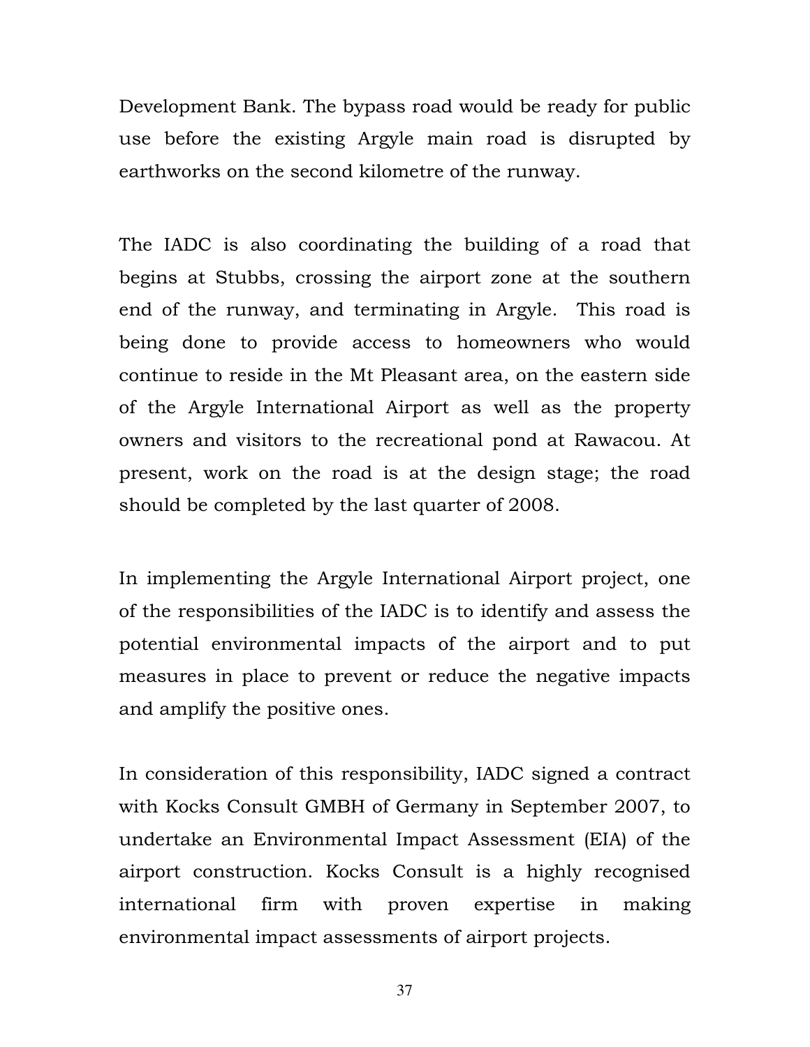Development Bank. The bypass road would be ready for public use before the existing Argyle main road is disrupted by earthworks on the second kilometre of the runway.

The IADC is also coordinating the building of a road that begins at Stubbs, crossing the airport zone at the southern end of the runway, and terminating in Argyle. This road is being done to provide access to homeowners who would continue to reside in the Mt Pleasant area, on the eastern side of the Argyle International Airport as well as the property owners and visitors to the recreational pond at Rawacou. At present, work on the road is at the design stage; the road should be completed by the last quarter of 2008.

In implementing the Argyle International Airport project, one of the responsibilities of the IADC is to identify and assess the potential environmental impacts of the airport and to put measures in place to prevent or reduce the negative impacts and amplify the positive ones.

In consideration of this responsibility, IADC signed a contract with Kocks Consult GMBH of Germany in September 2007, to undertake an Environmental Impact Assessment (EIA) of the airport construction. Kocks Consult is a highly recognised international firm with proven expertise in making environmental impact assessments of airport projects.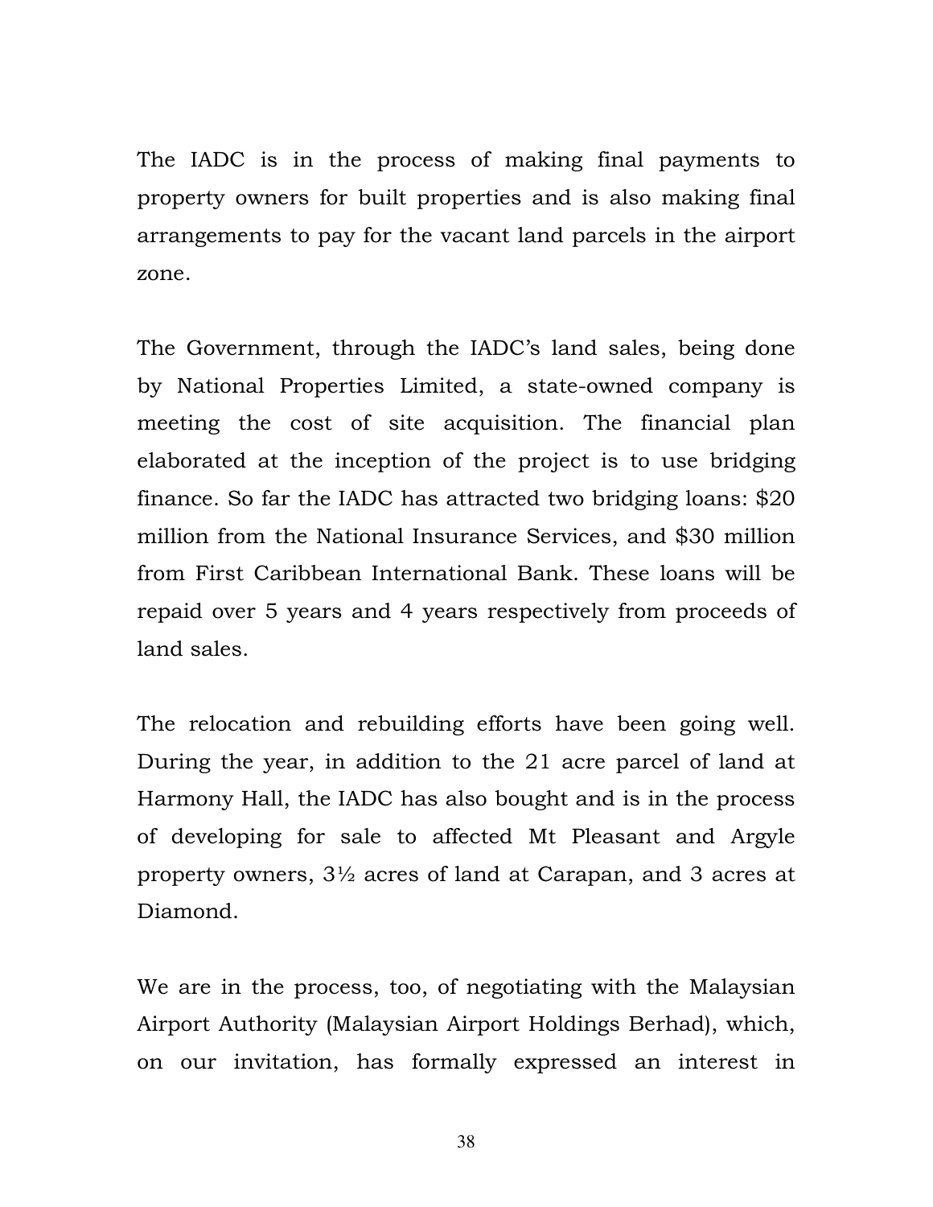The IADC is in the process of making final payments to property owners for built properties and is also making final arrangements to pay for the vacant land parcels in the airport zone.

The Government, through the IADC's land sales, being done by National Properties Limited, a state-owned company is meeting the cost of site acquisition. The financial plan elaborated at the inception of the project is to use bridging finance. So far the IADC has attracted two bridging loans: $20 million from the National Insurance Services, and $30 million from First Caribbean International Bank. These loans will be repaid over 5 years and 4 years respectively from proceeds of land sales.

The relocation and rebuilding efforts have been going well. During the year, in addition to the 21 acre parcel of land at Harmony Hall, the IADC has also bought and is in the process of developing for sale to affected Mt Pleasant and Argyle property owners, 3½ acres of land at Carapan, and 3 acres at Diamond.

We are in the process, too, of negotiating with the Malaysian Airport Authority (Malaysian Airport Holdings Berhad), which, on our invitation, has formally expressed an interest in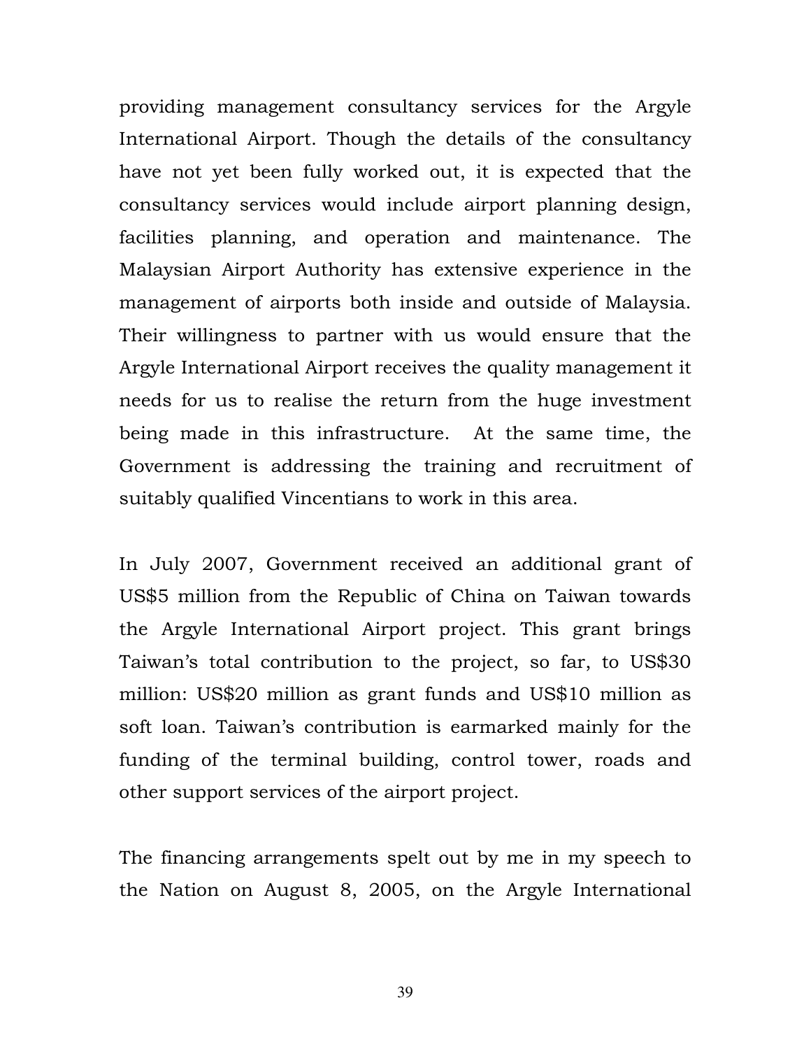providing management consultancy services for the Argyle International Airport. Though the details of the consultancy have not yet been fully worked out, it is expected that the consultancy services would include airport planning design, facilities planning, and operation and maintenance. The Malaysian Airport Authority has extensive experience in the management of airports both inside and outside of Malaysia. Their willingness to partner with us would ensure that the Argyle International Airport receives the quality management it needs for us to realise the return from the huge investment being made in this infrastructure. At the same time, the Government is addressing the training and recruitment of suitably qualified Vincentians to work in this area.

In July 2007, Government received an additional grant of US$5 million from the Republic of China on Taiwan towards the Argyle International Airport project. This grant brings Taiwan's total contribution to the project, so far, to US$30 million: US$20 million as grant funds and US$10 million as soft loan. Taiwan's contribution is earmarked mainly for the funding of the terminal building, control tower, roads and other support services of the airport project.

The financing arrangements spelt out by me in my speech to the Nation on August 8, 2005, on the Argyle International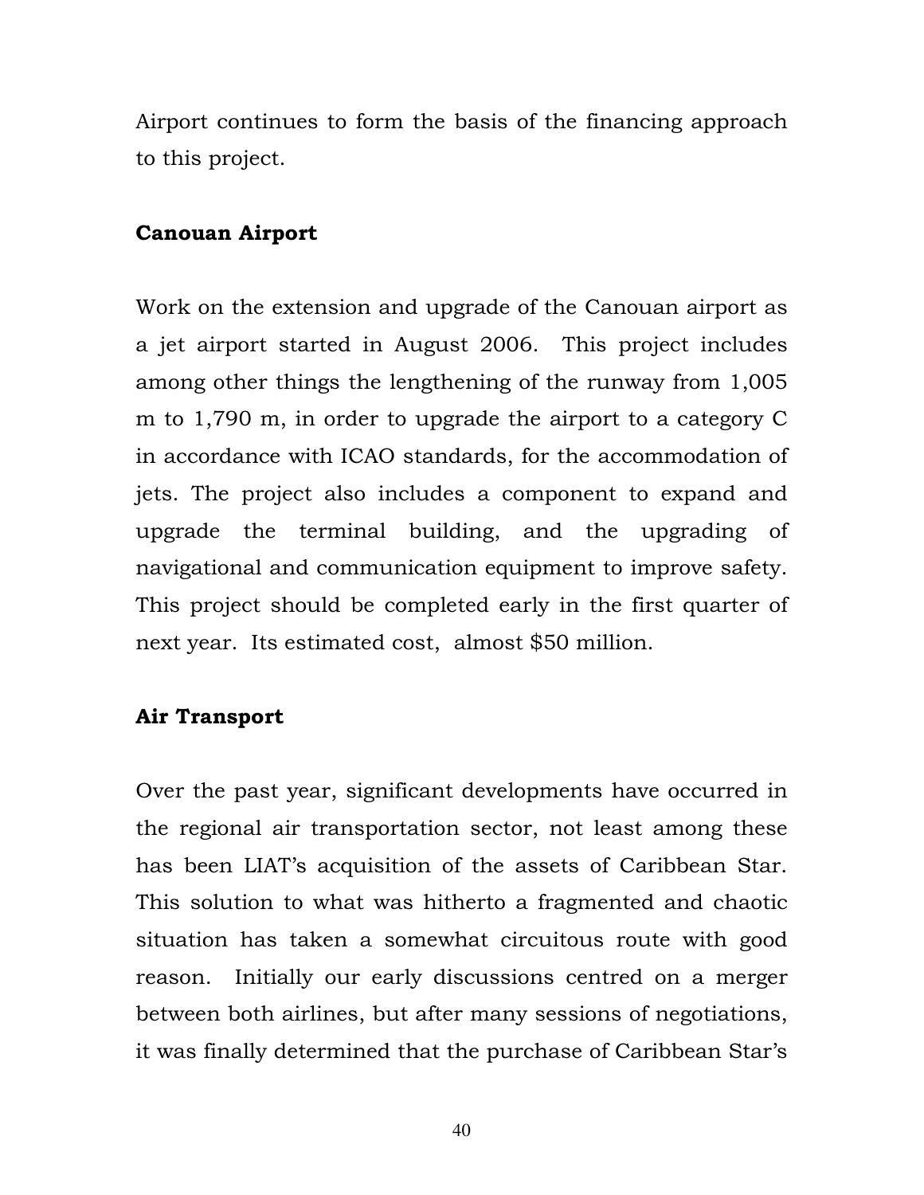Airport continues to form the basis of the financing approach to this project.

**Canouan Airport**

Work on the extension and upgrade of the Canouan airport as a jet airport started in August 2006. This project includes among other things the lengthening of the runway from 1,005 m to 1,790 m, in order to upgrade the airport to a category C in accordance with ICAO standards, for the accommodation of jets. The project also includes a component to expand and upgrade the terminal building, and the upgrading of navigational and communication equipment to improve safety. This project should be completed early in the first quarter of next year. Its estimated cost, almost $50 million.

**Air Transport**

Over the past year, significant developments have occurred in the regional air transportation sector, not least among these has been LIAT's acquisition of the assets of Caribbean Star. This solution to what was hitherto a fragmented and chaotic situation has taken a somewhat circuitous route with good reason. Initially our early discussions centred on a merger between both airlines, but after many sessions of negotiations, it was finally determined that the purchase of Caribbean Star's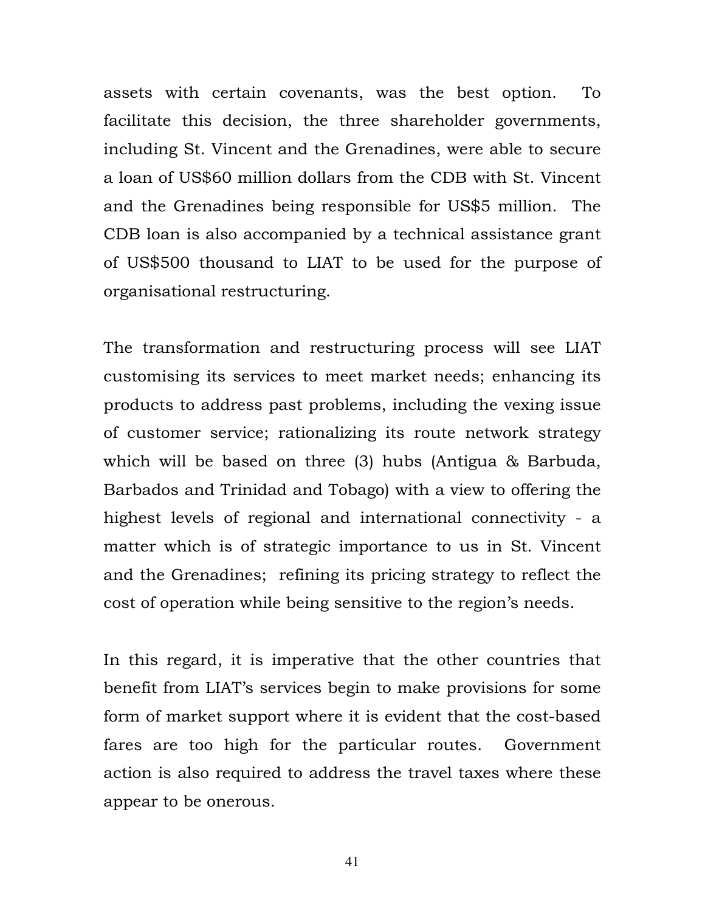assets with certain covenants, was the best option. To facilitate this decision, the three shareholder governments, including St. Vincent and the Grenadines, were able to secure a loan of US$60 million dollars from the CDB with St. Vincent and the Grenadines being responsible for US$5 million. The CDB loan is also accompanied by a technical assistance grant of US$500 thousand to LIAT to be used for the purpose of organisational restructuring.

The transformation and restructuring process will see LIAT customising its services to meet market needs; enhancing its products to address past problems, including the vexing issue of customer service; rationalizing its route network strategy which will be based on three (3) hubs (Antigua & Barbuda, Barbados and Trinidad and Tobago) with a view to offering the highest levels of regional and international connectivity - a matter which is of strategic importance to us in St. Vincent and the Grenadines; refining its pricing strategy to reflect the cost of operation while being sensitive to the region's needs.

In this regard, it is imperative that the other countries that benefit from LIAT's services begin to make provisions for some form of market support where it is evident that the cost-based fares are too high for the particular routes. Government action is also required to address the travel taxes where these appear to be onerous.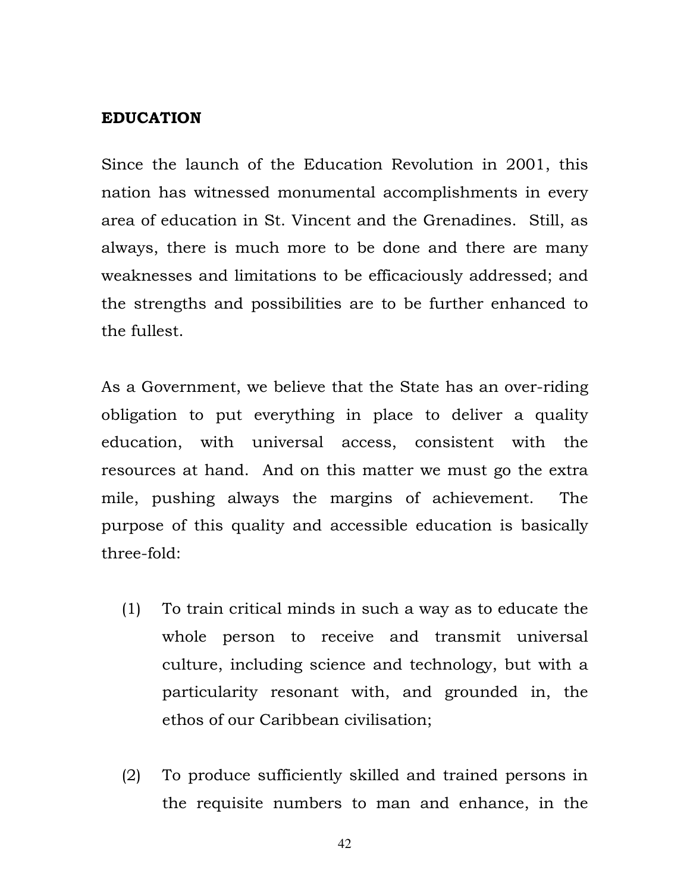## EDUCATION

Since the launch of the Education Revolution in 2001, this nation has witnessed monumental accomplishments in every area of education in St. Vincent and the Grenadines. Still, as always, there is much more to be done and there are many weaknesses and limitations to be efficaciously addressed; and the strengths and possibilities are to be further enhanced to the fullest.

As a Government, we believe that the State has an over-riding obligation to put everything in place to deliver a quality education, with universal access, consistent with the resources at hand. And on this matter we must go the extra mile, pushing always the margins of achievement. The purpose of this quality and accessible education is basically three-fold:

(1) To train critical minds in such a way as to educate the whole person to receive and transmit universal culture, including science and technology, but with a particularity resonant with, and grounded in, the ethos of our Caribbean civilisation;

(2) To produce sufficiently skilled and trained persons in the requisite numbers to man and enhance, in the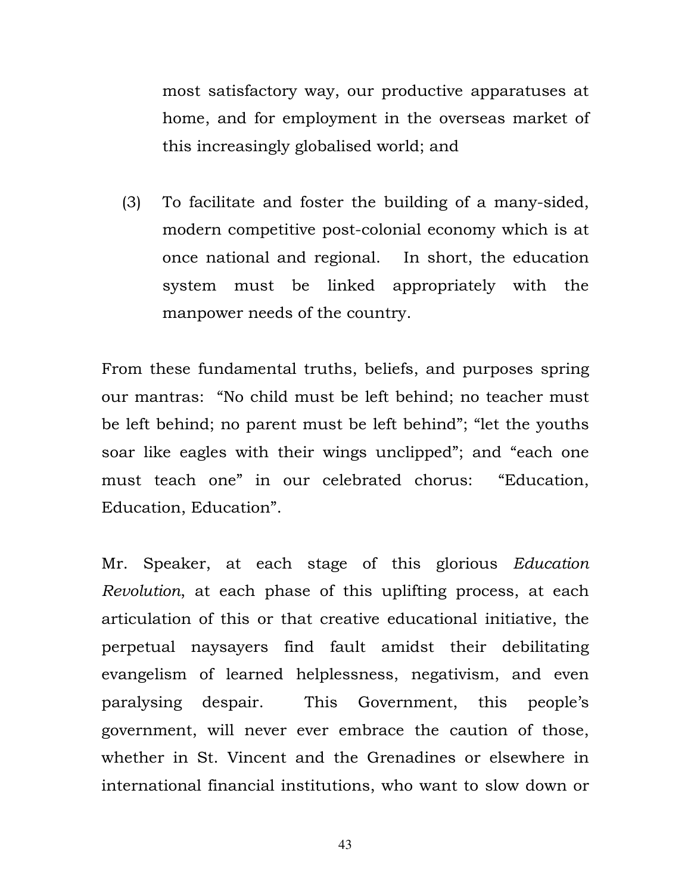most satisfactory way, our productive apparatuses at home, and for employment in the overseas market of this increasingly globalised world; and

(3) To facilitate and foster the building of a many-sided, modern competitive post-colonial economy which is at once national and regional. In short, the education system must be linked appropriately with the manpower needs of the country.

From these fundamental truths, beliefs, and purposes spring our mantras: "No child must be left behind; no teacher must be left behind; no parent must be left behind"; "let the youths soar like eagles with their wings unclipped"; and "each one must teach one" in our celebrated chorus: "Education, Education, Education".

Mr. Speaker, at each stage of this glorious *Education Revolution*, at each phase of this uplifting process, at each articulation of this or that creative educational initiative, the perpetual naysayers find fault amidst their debilitating evangelism of learned helplessness, negativism, and even paralysing despair. This Government, this people's government, will never ever embrace the caution of those, whether in St. Vincent and the Grenadines or elsewhere in international financial institutions, who want to slow down or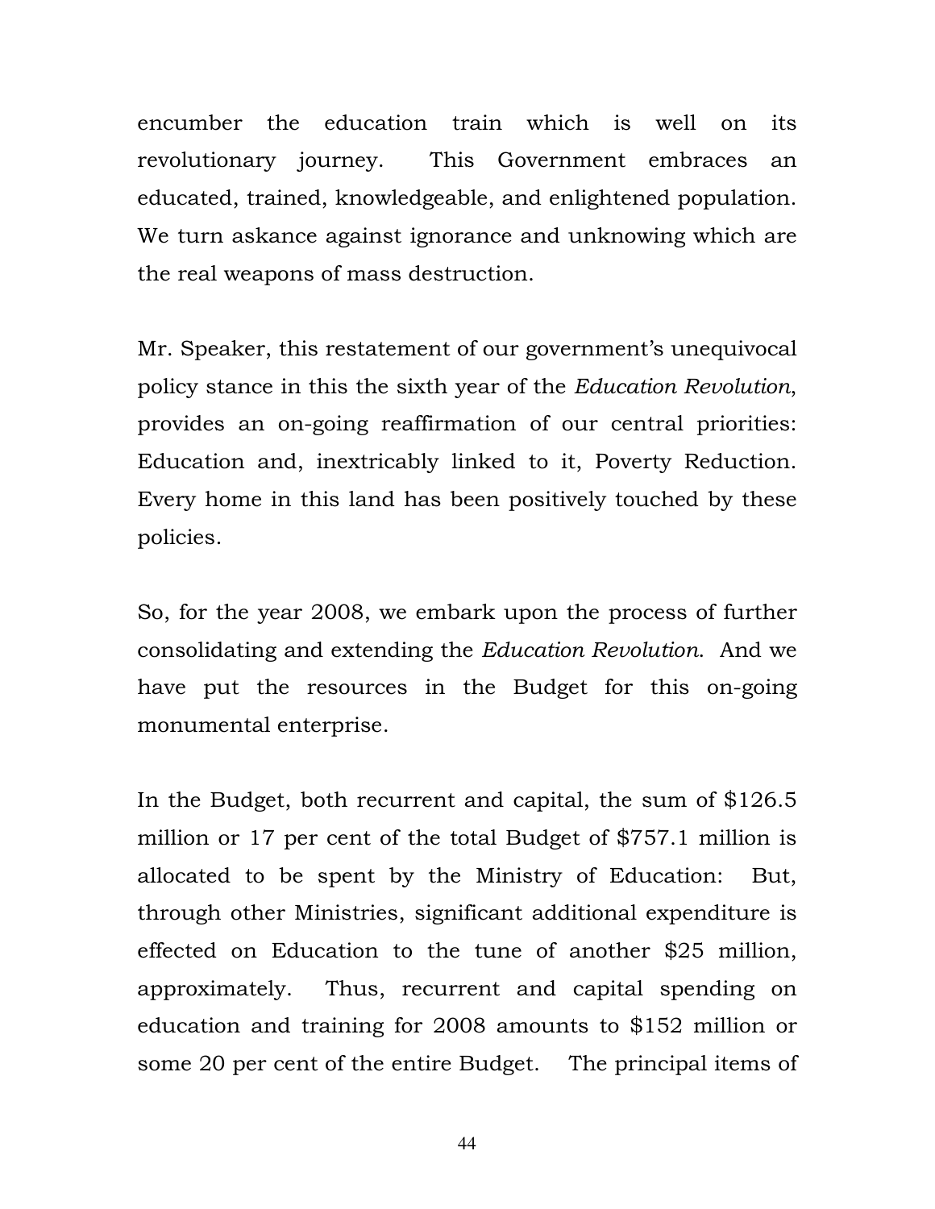encumber the education train which is well on its revolutionary journey. This Government embraces an educated, trained, knowledgeable, and enlightened population. We turn askance against ignorance and unknowing which are the real weapons of mass destruction.

Mr. Speaker, this restatement of our government's unequivocal policy stance in this the sixth year of the *Education Revolution*, provides an on-going reaffirmation of our central priorities: Education and, inextricably linked to it, Poverty Reduction. Every home in this land has been positively touched by these policies.

So, for the year 2008, we embark upon the process of further consolidating and extending the *Education Revolution*. And we have put the resources in the Budget for this on-going monumental enterprise.

In the Budget, both recurrent and capital, the sum of $126.5 million or 17 per cent of the total Budget of $757.1 million is allocated to be spent by the Ministry of Education: But, through other Ministries, significant additional expenditure is effected on Education to the tune of another $25 million, approximately. Thus, recurrent and capital spending on education and training for 2008 amounts to $152 million or some 20 per cent of the entire Budget. The principal items of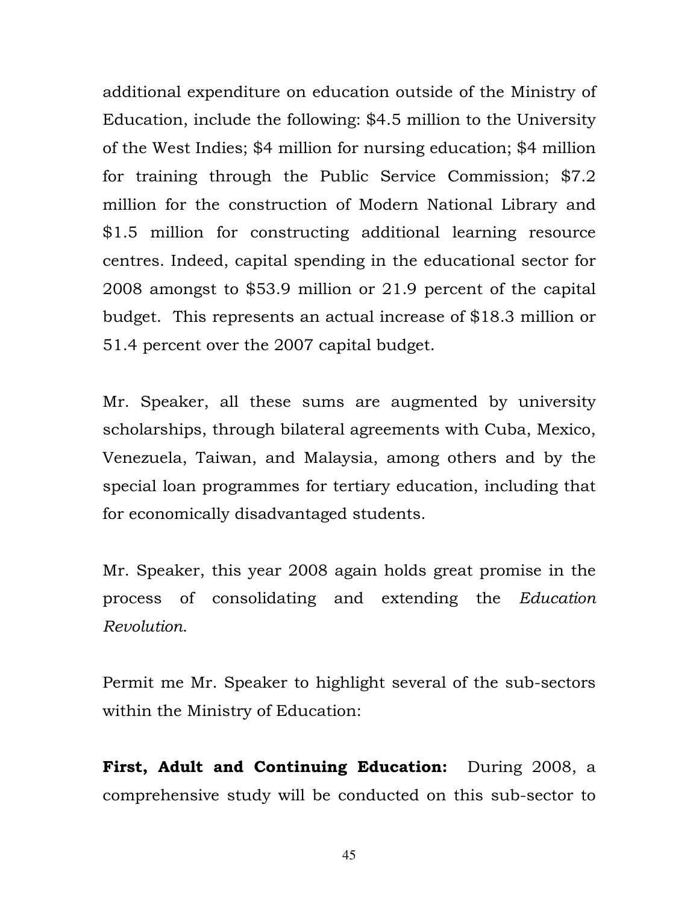additional expenditure on education outside of the Ministry of Education, include the following: $4.5 million to the University of the West Indies; $4 million for nursing education; $4 million for training through the Public Service Commission; $7.2 million for the construction of Modern National Library and $1.5 million for constructing additional learning resource centres. Indeed, capital spending in the educational sector for 2008 amongst to $53.9 million or 21.9 percent of the capital budget. This represents an actual increase of $18.3 million or 51.4 percent over the 2007 capital budget.

Mr. Speaker, all these sums are augmented by university scholarships, through bilateral agreements with Cuba, Mexico, Venezuela, Taiwan, and Malaysia, among others and by the special loan programmes for tertiary education, including that for economically disadvantaged students.

Mr. Speaker, this year 2008 again holds great promise in the process of consolidating and extending the *Education Revolution.*

Permit me Mr. Speaker to highlight several of the sub-sectors within the Ministry of Education:

**First, Adult and Continuing Education:** During 2008, a comprehensive study will be conducted on this sub-sector to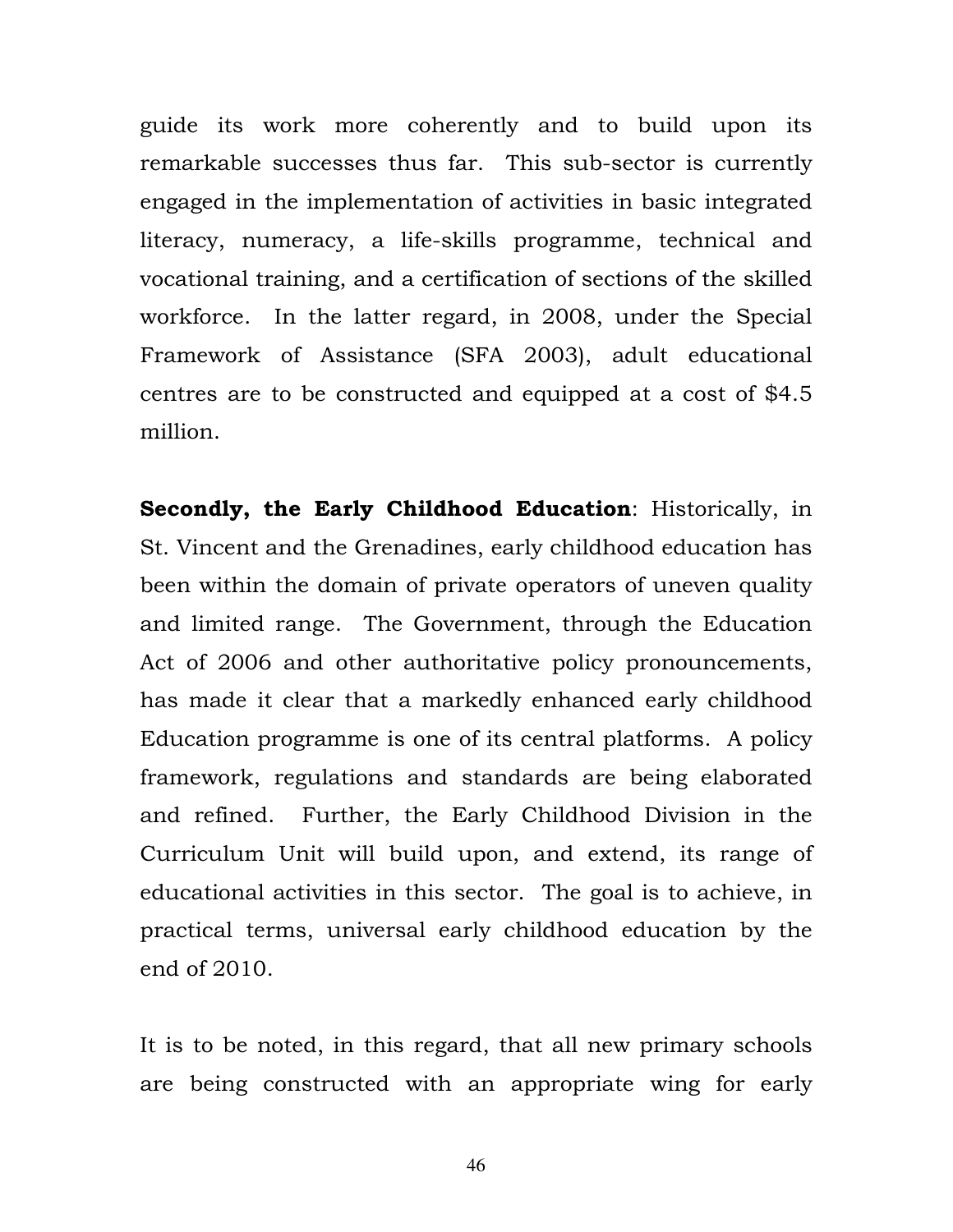guide its work more coherently and to build upon its remarkable successes thus far. This sub-sector is currently engaged in the implementation of activities in basic integrated literacy, numeracy, a life-skills programme, technical and vocational training, and a certification of sections of the skilled workforce. In the latter regard, in 2008, under the Special Framework of Assistance (SFA 2003), adult educational centres are to be constructed and equipped at a cost of $4.5 million.

**Secondly, the Early Childhood Education**: Historically, in St. Vincent and the Grenadines, early childhood education has been within the domain of private operators of uneven quality and limited range. The Government, through the Education Act of 2006 and other authoritative policy pronouncements, has made it clear that a markedly enhanced early childhood Education programme is one of its central platforms. A policy framework, regulations and standards are being elaborated and refined. Further, the Early Childhood Division in the Curriculum Unit will build upon, and extend, its range of educational activities in this sector. The goal is to achieve, in practical terms, universal early childhood education by the end of 2010.

It is to be noted, in this regard, that all new primary schools are being constructed with an appropriate wing for early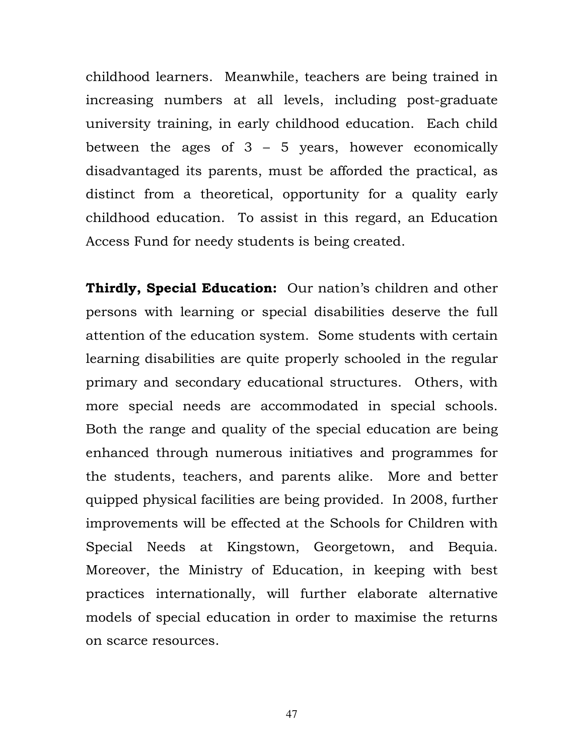childhood learners. Meanwhile, teachers are being trained in increasing numbers at all levels, including post-graduate university training, in early childhood education. Each child between the ages of 3 – 5 years, however economically disadvantaged its parents, must be afforded the practical, as distinct from a theoretical, opportunity for a quality early childhood education. To assist in this regard, an Education Access Fund for needy students is being created.

**Thirdly, Special Education:** Our nation's children and other persons with learning or special disabilities deserve the full attention of the education system. Some students with certain learning disabilities are quite properly schooled in the regular primary and secondary educational structures. Others, with more special needs are accommodated in special schools. Both the range and quality of the special education are being enhanced through numerous initiatives and programmes for the students, teachers, and parents alike. More and better quipped physical facilities are being provided. In 2008, further improvements will be effected at the Schools for Children with Special Needs at Kingstown, Georgetown, and Bequia. Moreover, the Ministry of Education, in keeping with best practices internationally, will further elaborate alternative models of special education in order to maximise the returns on scarce resources.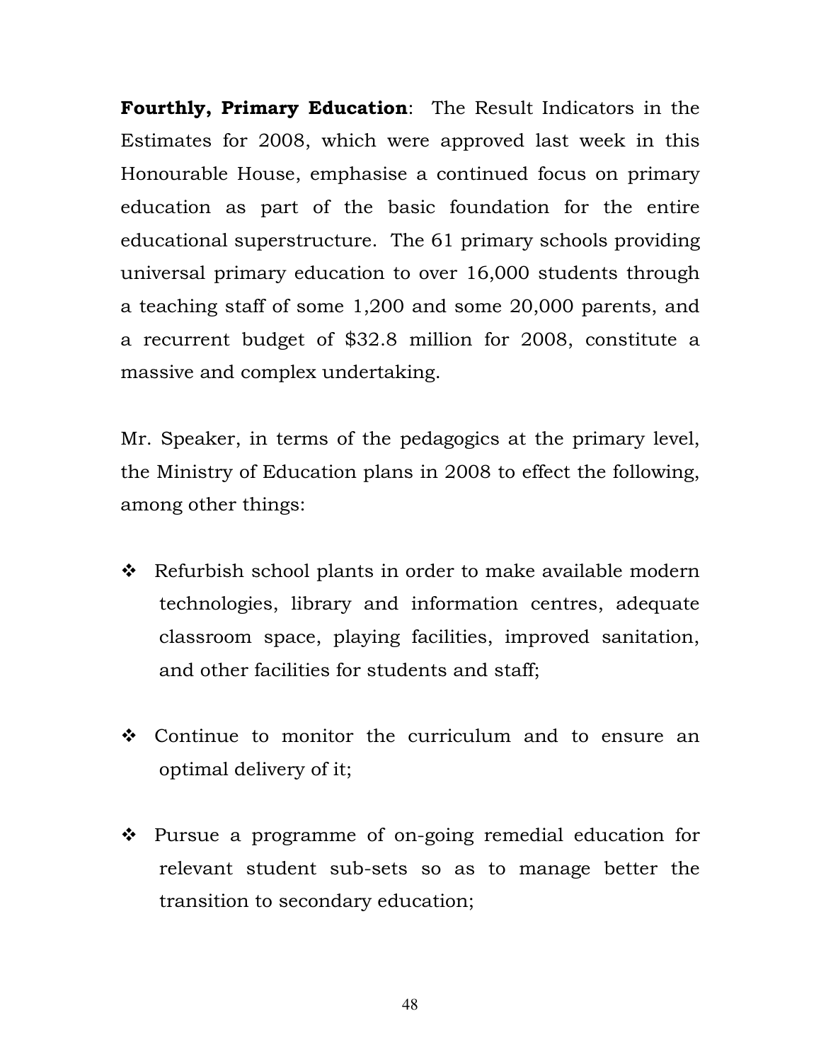**Fourthly, Primary Education**: The Result Indicators in the Estimates for 2008, which were approved last week in this Honourable House, emphasise a continued focus on primary education as part of the basic foundation for the entire educational superstructure. The 61 primary schools providing universal primary education to over 16,000 students through a teaching staff of some 1,200 and some 20,000 parents, and a recurrent budget of $32.8 million for 2008, constitute a massive and complex undertaking.

Mr. Speaker, in terms of the pedagogics at the primary level, the Ministry of Education plans in 2008 to effect the following, among other things:

- Refurbish school plants in order to make available modern technologies, library and information centres, adequate classroom space, playing facilities, improved sanitation, and other facilities for students and staff;

- Continue to monitor the curriculum and to ensure an optimal delivery of it;

- Pursue a programme of on-going remedial education for relevant student sub-sets so as to manage better the transition to secondary education;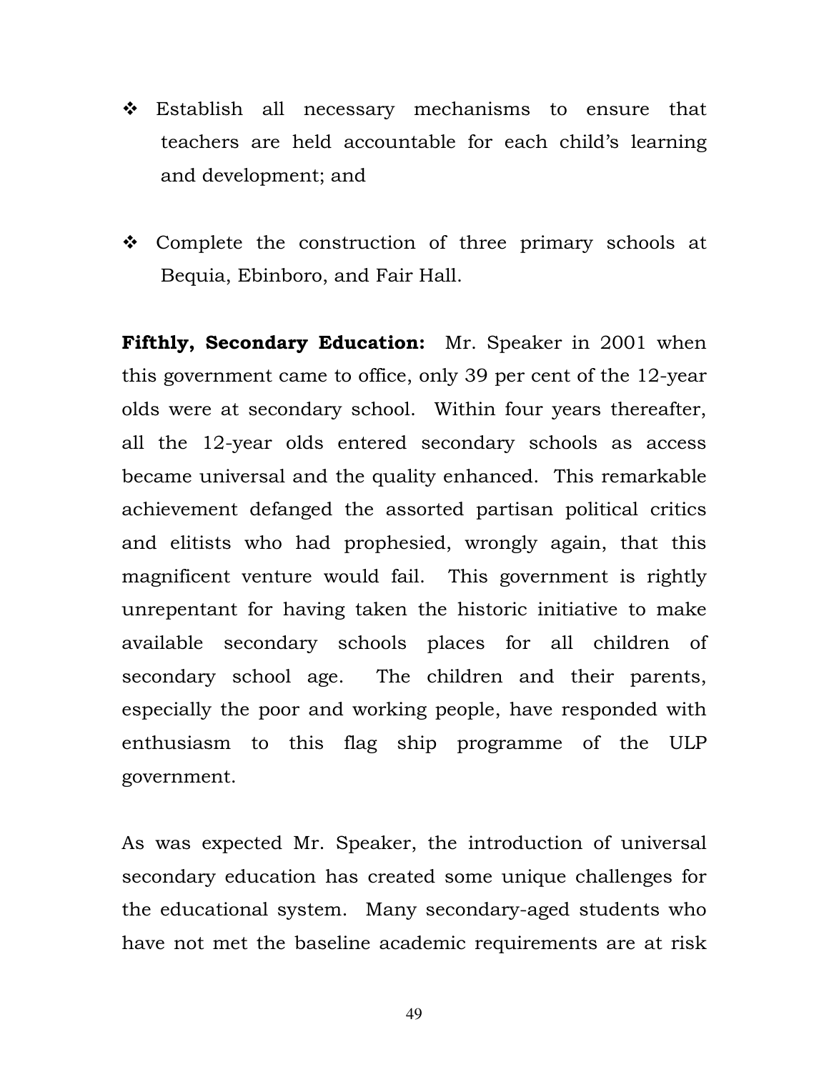- Establish all necessary mechanisms to ensure that teachers are held accountable for each child's learning and development; and

- Complete the construction of three primary schools at Bequia, Ebinboro, and Fair Hall.

**Fifthly, Secondary Education:** Mr. Speaker in 2001 when this government came to office, only 39 per cent of the 12-year olds were at secondary school. Within four years thereafter, all the 12-year olds entered secondary schools as access became universal and the quality enhanced. This remarkable achievement defanged the assorted partisan political critics and elitists who had prophesied, wrongly again, that this magnificent venture would fail. This government is rightly unrepentant for having taken the historic initiative to make available secondary schools places for all children of secondary school age. The children and their parents, especially the poor and working people, have responded with enthusiasm to this flag ship programme of the ULP government.

As was expected Mr. Speaker, the introduction of universal secondary education has created some unique challenges for the educational system. Many secondary-aged students who have not met the baseline academic requirements are at risk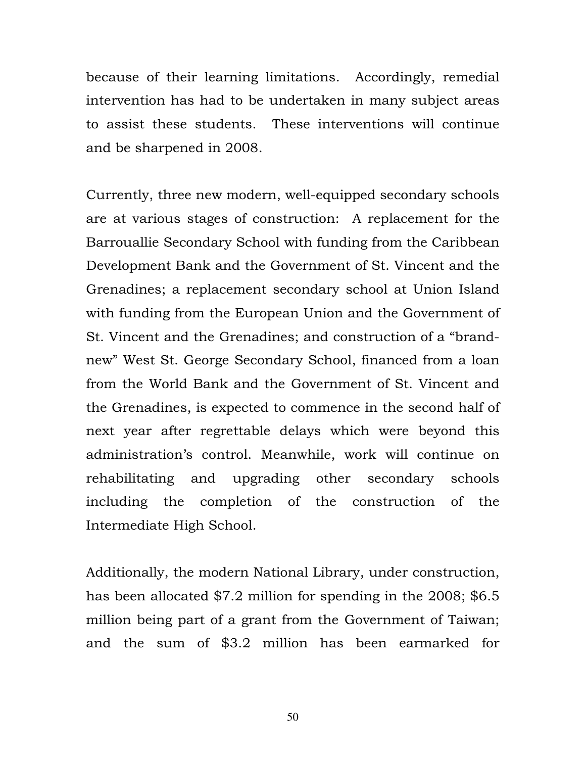because of their learning limitations. Accordingly, remedial intervention has had to be undertaken in many subject areas to assist these students. These interventions will continue and be sharpened in 2008.

Currently, three new modern, well-equipped secondary schools are at various stages of construction: A replacement for the Barrouallie Secondary School with funding from the Caribbean Development Bank and the Government of St. Vincent and the Grenadines; a replacement secondary school at Union Island with funding from the European Union and the Government of St. Vincent and the Grenadines; and construction of a "brand-new" West St. George Secondary School, financed from a loan from the World Bank and the Government of St. Vincent and the Grenadines, is expected to commence in the second half of next year after regrettable delays which were beyond this administration's control. Meanwhile, work will continue on rehabilitating and upgrading other secondary schools including the completion of the construction of the Intermediate High School.

Additionally, the modern National Library, under construction, has been allocated $7.2 million for spending in the 2008; $6.5 million being part of a grant from the Government of Taiwan; and the sum of $3.2 million has been earmarked for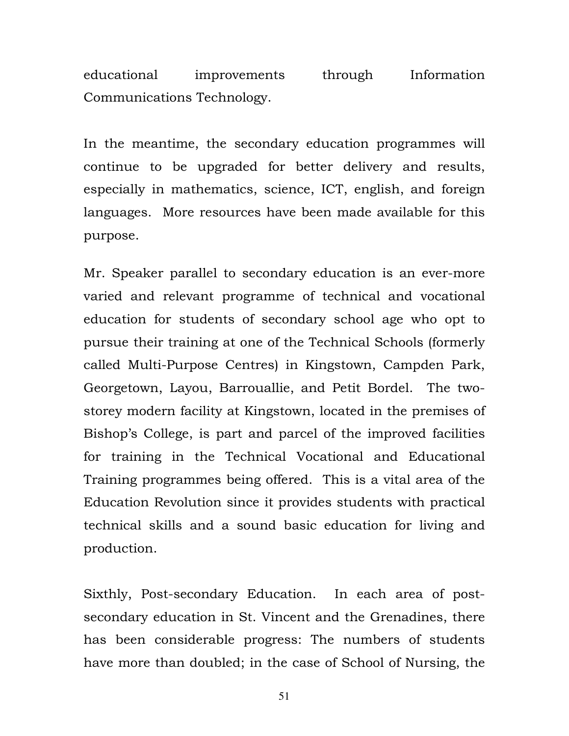educational improvements through Information Communications Technology.

In the meantime, the secondary education programmes will continue to be upgraded for better delivery and results, especially in mathematics, science, ICT, english, and foreign languages. More resources have been made available for this purpose.

Mr. Speaker parallel to secondary education is an ever-more varied and relevant programme of technical and vocational education for students of secondary school age who opt to pursue their training at one of the Technical Schools (formerly called Multi-Purpose Centres) in Kingstown, Campden Park, Georgetown, Layou, Barrouallie, and Petit Bordel. The two-storey modern facility at Kingstown, located in the premises of Bishop's College, is part and parcel of the improved facilities for training in the Technical Vocational and Educational Training programmes being offered. This is a vital area of the Education Revolution since it provides students with practical technical skills and a sound basic education for living and production.

Sixthly, Post-secondary Education. In each area of post-secondary education in St. Vincent and the Grenadines, there has been considerable progress: The numbers of students have more than doubled; in the case of School of Nursing, the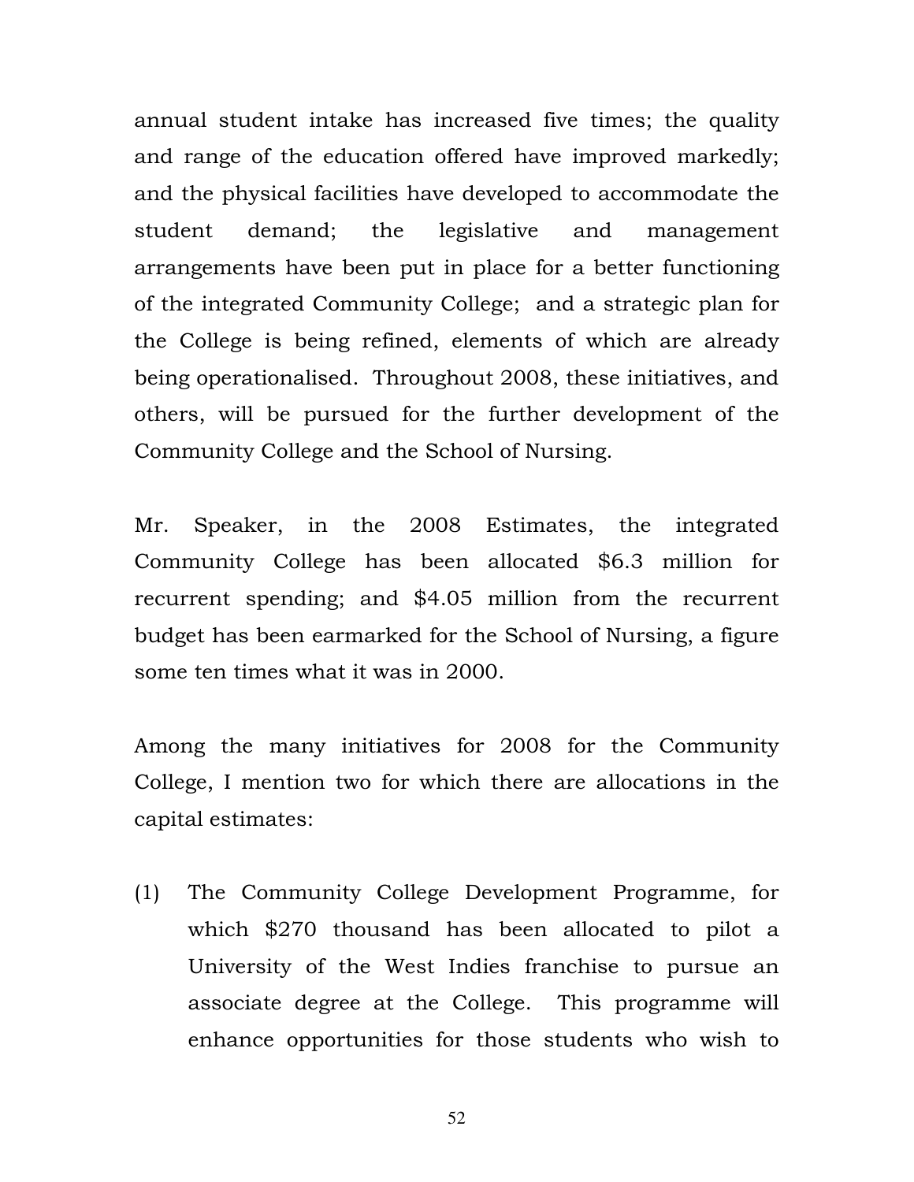annual student intake has increased five times; the quality and range of the education offered have improved markedly; and the physical facilities have developed to accommodate the student demand; the legislative and management arrangements have been put in place for a better functioning of the integrated Community College; and a strategic plan for the College is being refined, elements of which are already being operationalised. Throughout 2008, these initiatives, and others, will be pursued for the further development of the Community College and the School of Nursing.

Mr. Speaker, in the 2008 Estimates, the integrated Community College has been allocated $6.3 million for recurrent spending; and $4.05 million from the recurrent budget has been earmarked for the School of Nursing, a figure some ten times what it was in 2000.

Among the many initiatives for 2008 for the Community College, I mention two for which there are allocations in the capital estimates:

(1) The Community College Development Programme, for which $270 thousand has been allocated to pilot a University of the West Indies franchise to pursue an associate degree at the College. This programme will enhance opportunities for those students who wish to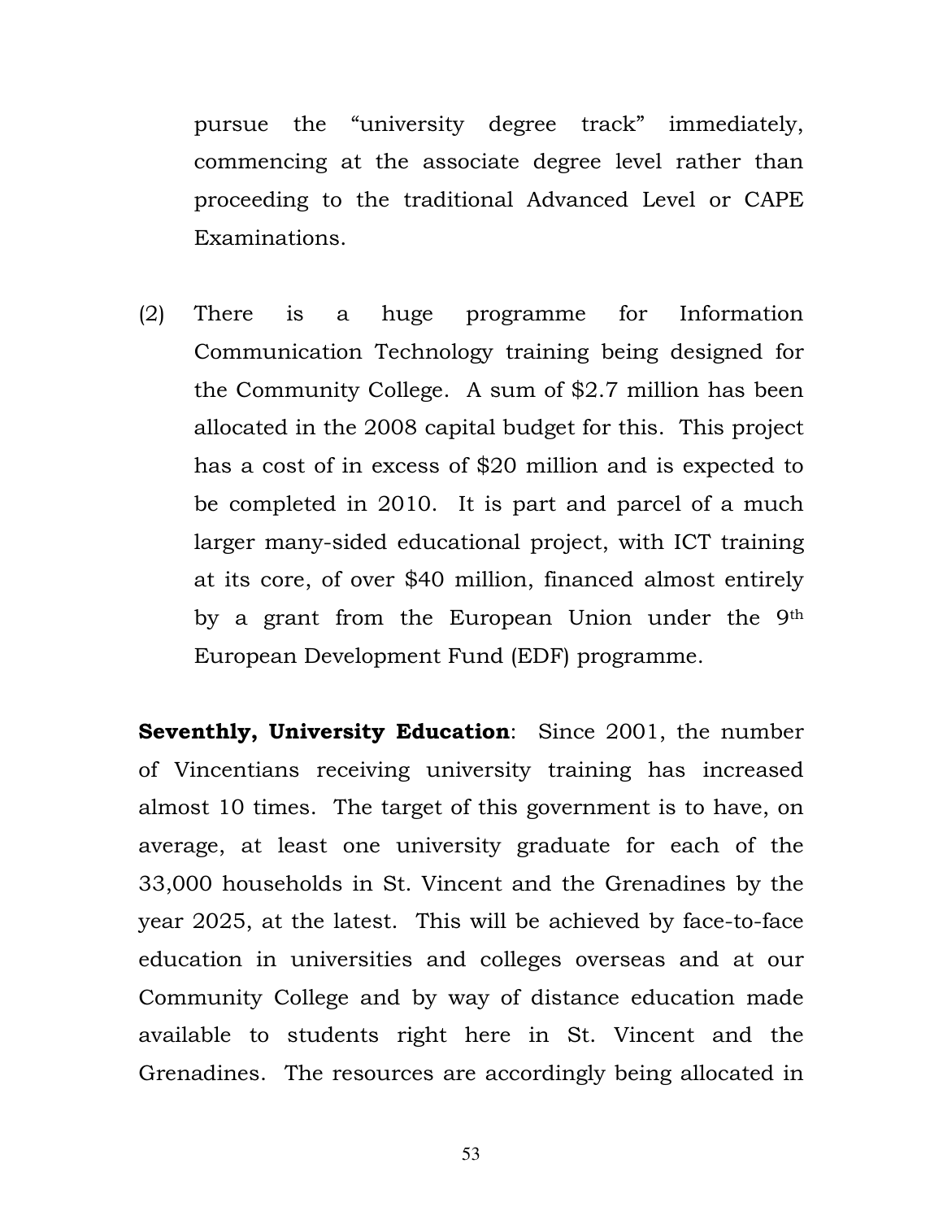pursue the "university degree track" immediately, commencing at the associate degree level rather than proceeding to the traditional Advanced Level or CAPE Examinations.

(2) There is a huge programme for Information Communication Technology training being designed for the Community College. A sum of $2.7 million has been allocated in the 2008 capital budget for this. This project has a cost of in excess of $20 million and is expected to be completed in 2010. It is part and parcel of a much larger many-sided educational project, with ICT training at its core, of over $40 million, financed almost entirely by a grant from the European Union under the 9th European Development Fund (EDF) programme.

**Seventhly, University Education**: Since 2001, the number of Vincentians receiving university training has increased almost 10 times. The target of this government is to have, on average, at least one university graduate for each of the 33,000 households in St. Vincent and the Grenadines by the year 2025, at the latest. This will be achieved by face-to-face education in universities and colleges overseas and at our Community College and by way of distance education made available to students right here in St. Vincent and the Grenadines. The resources are accordingly being allocated in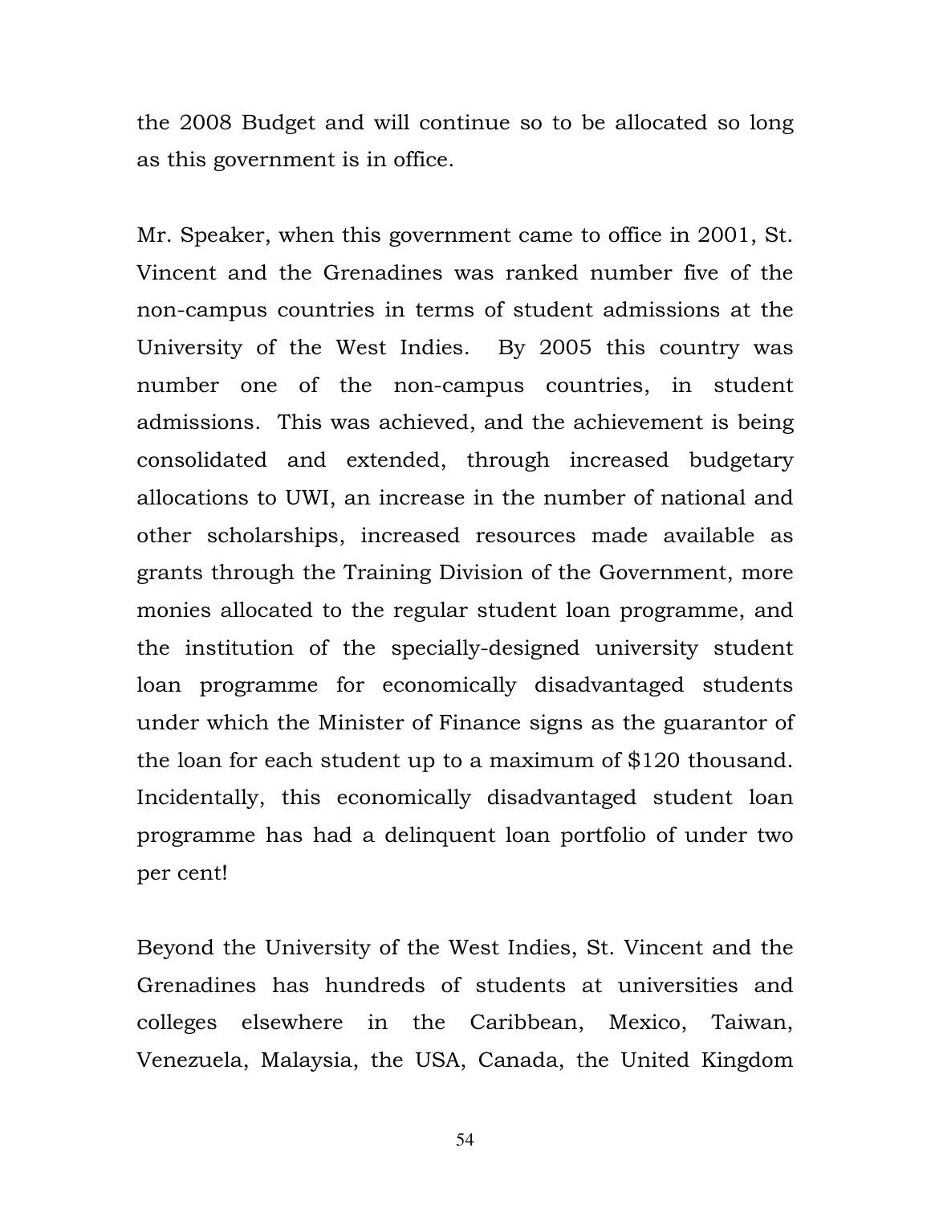the 2008 Budget and will continue so to be allocated so long as this government is in office.

Mr. Speaker, when this government came to office in 2001, St. Vincent and the Grenadines was ranked number five of the non-campus countries in terms of student admissions at the University of the West Indies. By 2005 this country was number one of the non-campus countries, in student admissions. This was achieved, and the achievement is being consolidated and extended, through increased budgetary allocations to UWI, an increase in the number of national and other scholarships, increased resources made available as grants through the Training Division of the Government, more monies allocated to the regular student loan programme, and the institution of the specially-designed university student loan programme for economically disadvantaged students under which the Minister of Finance signs as the guarantor of the loan for each student up to a maximum of $120 thousand. Incidentally, this economically disadvantaged student loan programme has had a delinquent loan portfolio of under two per cent!

Beyond the University of the West Indies, St. Vincent and the Grenadines has hundreds of students at universities and colleges elsewhere in the Caribbean, Mexico, Taiwan, Venezuela, Malaysia, the USA, Canada, the United Kingdom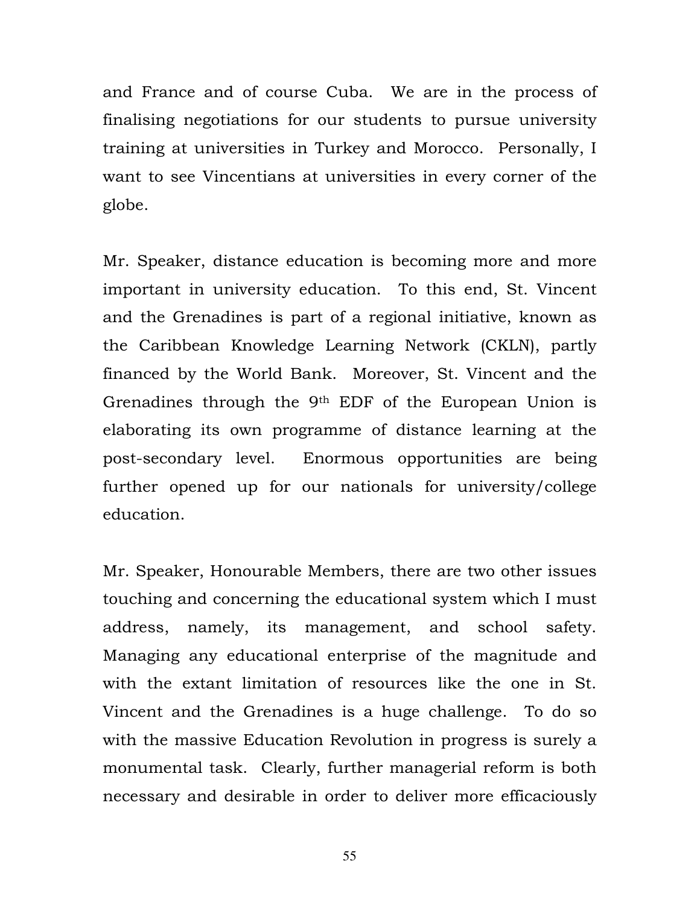and France and of course Cuba. We are in the process of finalising negotiations for our students to pursue university training at universities in Turkey and Morocco. Personally, I want to see Vincentians at universities in every corner of the globe.

Mr. Speaker, distance education is becoming more and more important in university education. To this end, St. Vincent and the Grenadines is part of a regional initiative, known as the Caribbean Knowledge Learning Network (CKLN), partly financed by the World Bank. Moreover, St. Vincent and the Grenadines through the 9th EDF of the European Union is elaborating its own programme of distance learning at the post-secondary level. Enormous opportunities are being further opened up for our nationals for university/college education.

Mr. Speaker, Honourable Members, there are two other issues touching and concerning the educational system which I must address, namely, its management, and school safety. Managing any educational enterprise of the magnitude and with the extant limitation of resources like the one in St. Vincent and the Grenadines is a huge challenge. To do so with the massive Education Revolution in progress is surely a monumental task. Clearly, further managerial reform is both necessary and desirable in order to deliver more efficaciously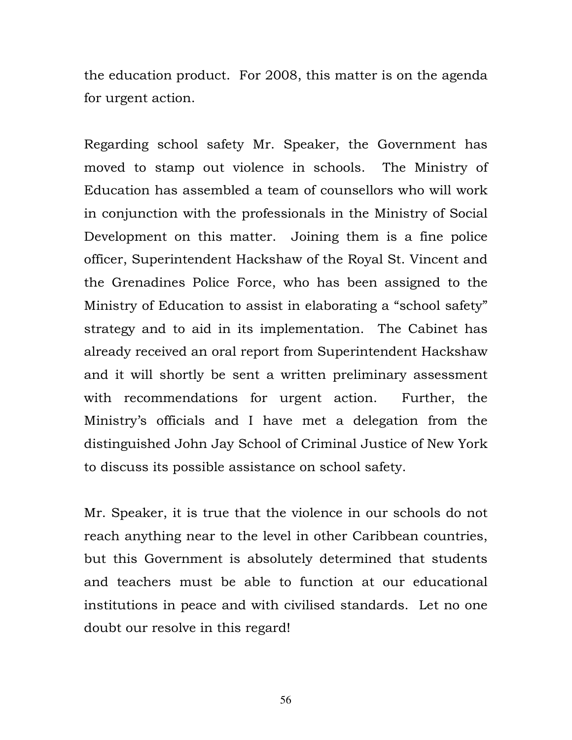the education product. For 2008, this matter is on the agenda for urgent action.

Regarding school safety Mr. Speaker, the Government has moved to stamp out violence in schools. The Ministry of Education has assembled a team of counsellors who will work in conjunction with the professionals in the Ministry of Social Development on this matter. Joining them is a fine police officer, Superintendent Hackshaw of the Royal St. Vincent and the Grenadines Police Force, who has been assigned to the Ministry of Education to assist in elaborating a "school safety" strategy and to aid in its implementation. The Cabinet has already received an oral report from Superintendent Hackshaw and it will shortly be sent a written preliminary assessment with recommendations for urgent action. Further, the Ministry's officials and I have met a delegation from the distinguished John Jay School of Criminal Justice of New York to discuss its possible assistance on school safety.

Mr. Speaker, it is true that the violence in our schools do not reach anything near to the level in other Caribbean countries, but this Government is absolutely determined that students and teachers must be able to function at our educational institutions in peace and with civilised standards. Let no one doubt our resolve in this regard!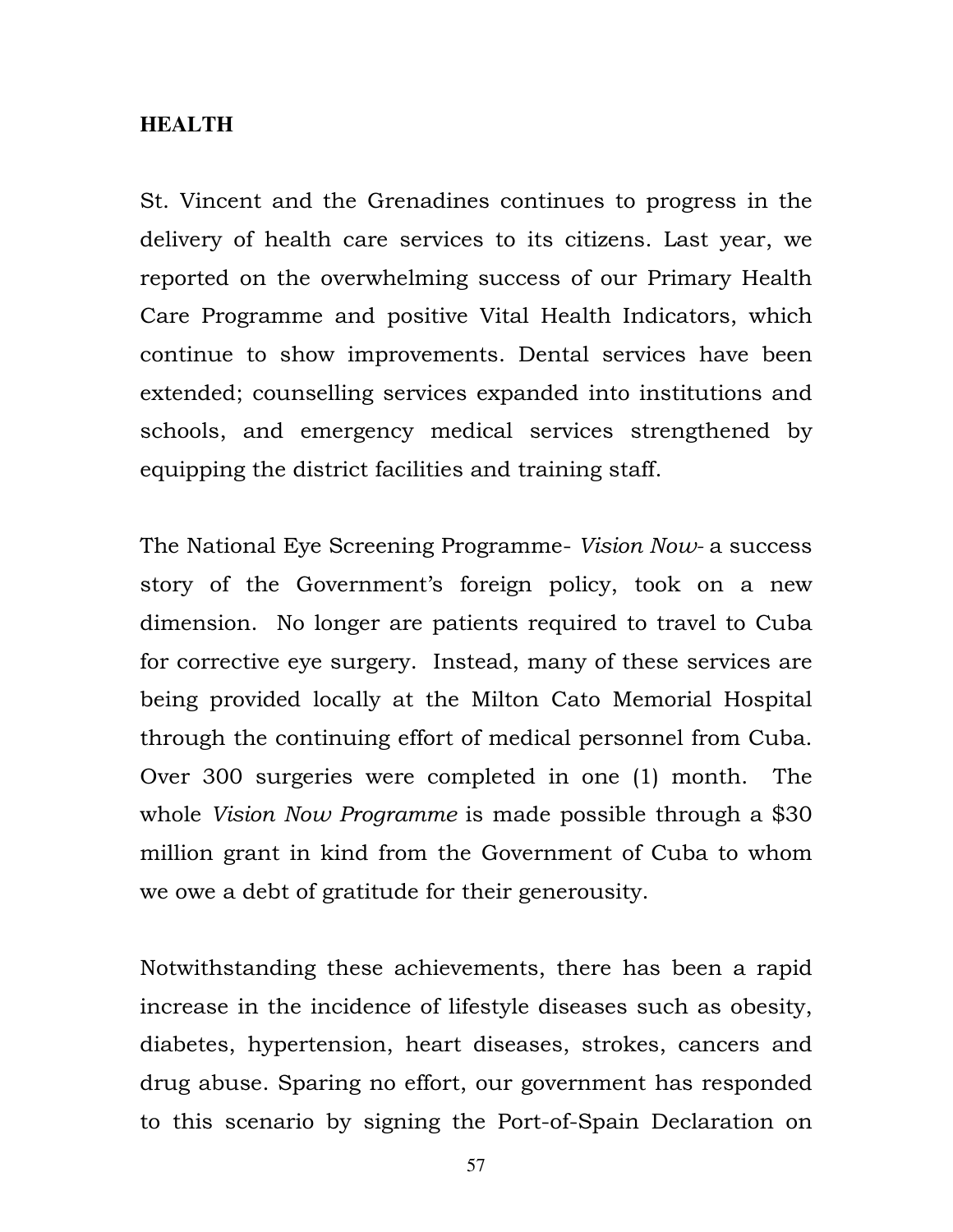## HEALTH

St. Vincent and the Grenadines continues to progress in the delivery of health care services to its citizens. Last year, we reported on the overwhelming success of our Primary Health Care Programme and positive Vital Health Indicators, which continue to show improvements. Dental services have been extended; counselling services expanded into institutions and schools, and emergency medical services strengthened by equipping the district facilities and training staff.

The National Eye Screening Programme- *Vision Now*- a success story of the Government's foreign policy, took on a new dimension. No longer are patients required to travel to Cuba for corrective eye surgery. Instead, many of these services are being provided locally at the Milton Cato Memorial Hospital through the continuing effort of medical personnel from Cuba. Over 300 surgeries were completed in one (1) month. The whole *Vision Now Programme* is made possible through a $30 million grant in kind from the Government of Cuba to whom we owe a debt of gratitude for their generousity.

Notwithstanding these achievements, there has been a rapid increase in the incidence of lifestyle diseases such as obesity, diabetes, hypertension, heart diseases, strokes, cancers and drug abuse. Sparing no effort, our government has responded to this scenario by signing the Port-of-Spain Declaration on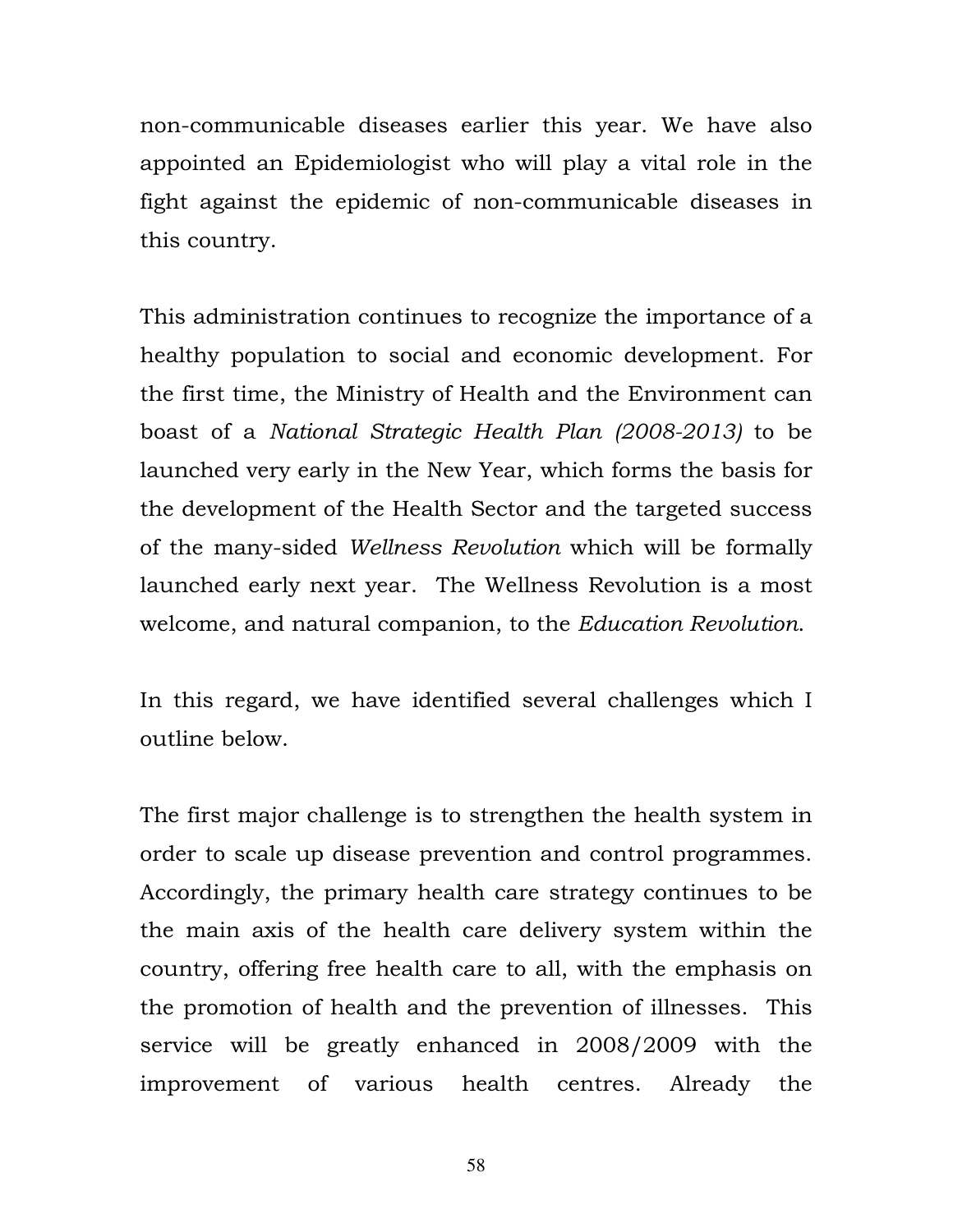non-communicable diseases earlier this year. We have also appointed an Epidemiologist who will play a vital role in the fight against the epidemic of non-communicable diseases in this country.

This administration continues to recognize the importance of a healthy population to social and economic development. For the first time, the Ministry of Health and the Environment can boast of a *National Strategic Health Plan (2008-2013)* to be launched very early in the New Year, which forms the basis for the development of the Health Sector and the targeted success of the many-sided *Wellness Revolution* which will be formally launched early next year. The Wellness Revolution is a most welcome, and natural companion, to the *Education Revolution*.

In this regard, we have identified several challenges which I outline below.

The first major challenge is to strengthen the health system in order to scale up disease prevention and control programmes. Accordingly, the primary health care strategy continues to be the main axis of the health care delivery system within the country, offering free health care to all, with the emphasis on the promotion of health and the prevention of illnesses. This service will be greatly enhanced in 2008/2009 with the improvement of various health centres. Already the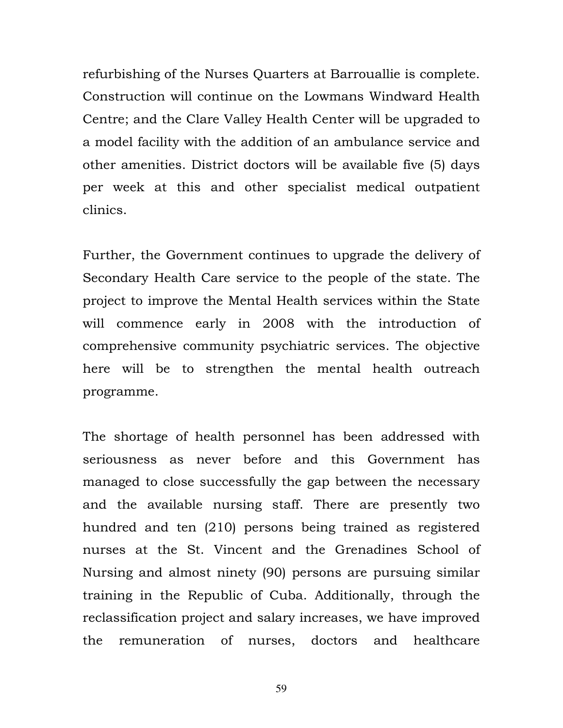refurbishing of the Nurses Quarters at Barrouallie is complete. Construction will continue on the Lowmans Windward Health Centre; and the Clare Valley Health Center will be upgraded to a model facility with the addition of an ambulance service and other amenities. District doctors will be available five (5) days per week at this and other specialist medical outpatient clinics.

Further, the Government continues to upgrade the delivery of Secondary Health Care service to the people of the state. The project to improve the Mental Health services within the State will commence early in 2008 with the introduction of comprehensive community psychiatric services. The objective here will be to strengthen the mental health outreach programme.

The shortage of health personnel has been addressed with seriousness as never before and this Government has managed to close successfully the gap between the necessary and the available nursing staff. There are presently two hundred and ten (210) persons being trained as registered nurses at the St. Vincent and the Grenadines School of Nursing and almost ninety (90) persons are pursuing similar training in the Republic of Cuba. Additionally, through the reclassification project and salary increases, we have improved the remuneration of nurses, doctors and healthcare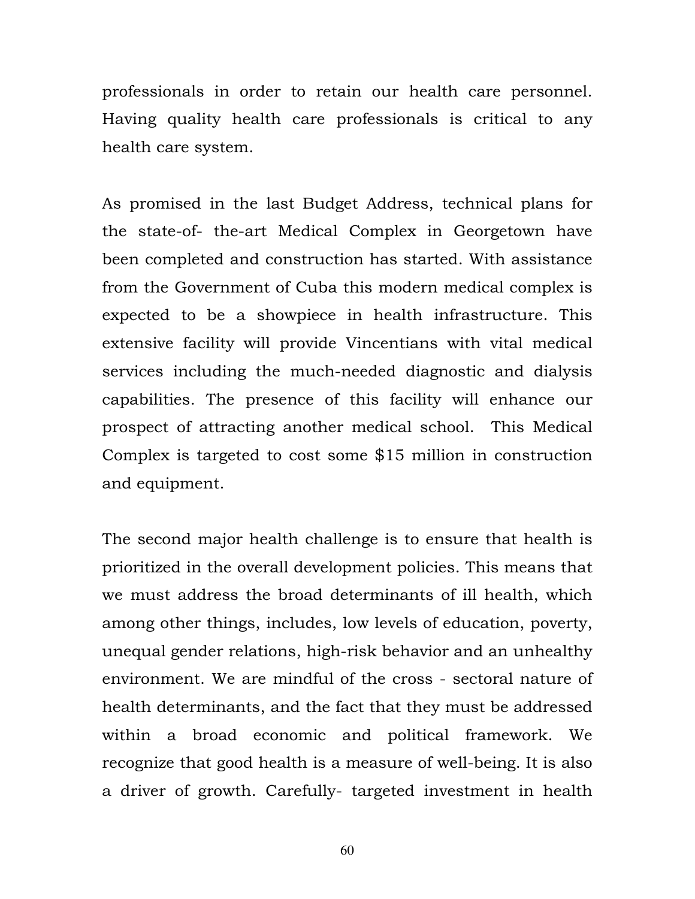professionals in order to retain our health care personnel. Having quality health care professionals is critical to any health care system.

As promised in the last Budget Address, technical plans for the state-of- the-art Medical Complex in Georgetown have been completed and construction has started. With assistance from the Government of Cuba this modern medical complex is expected to be a showpiece in health infrastructure. This extensive facility will provide Vincentians with vital medical services including the much-needed diagnostic and dialysis capabilities. The presence of this facility will enhance our prospect of attracting another medical school. This Medical Complex is targeted to cost some $15 million in construction and equipment.

The second major health challenge is to ensure that health is prioritized in the overall development policies. This means that we must address the broad determinants of ill health, which among other things, includes, low levels of education, poverty, unequal gender relations, high-risk behavior and an unhealthy environment. We are mindful of the cross - sectoral nature of health determinants, and the fact that they must be addressed within a broad economic and political framework. We recognize that good health is a measure of well-being. It is also a driver of growth. Carefully- targeted investment in health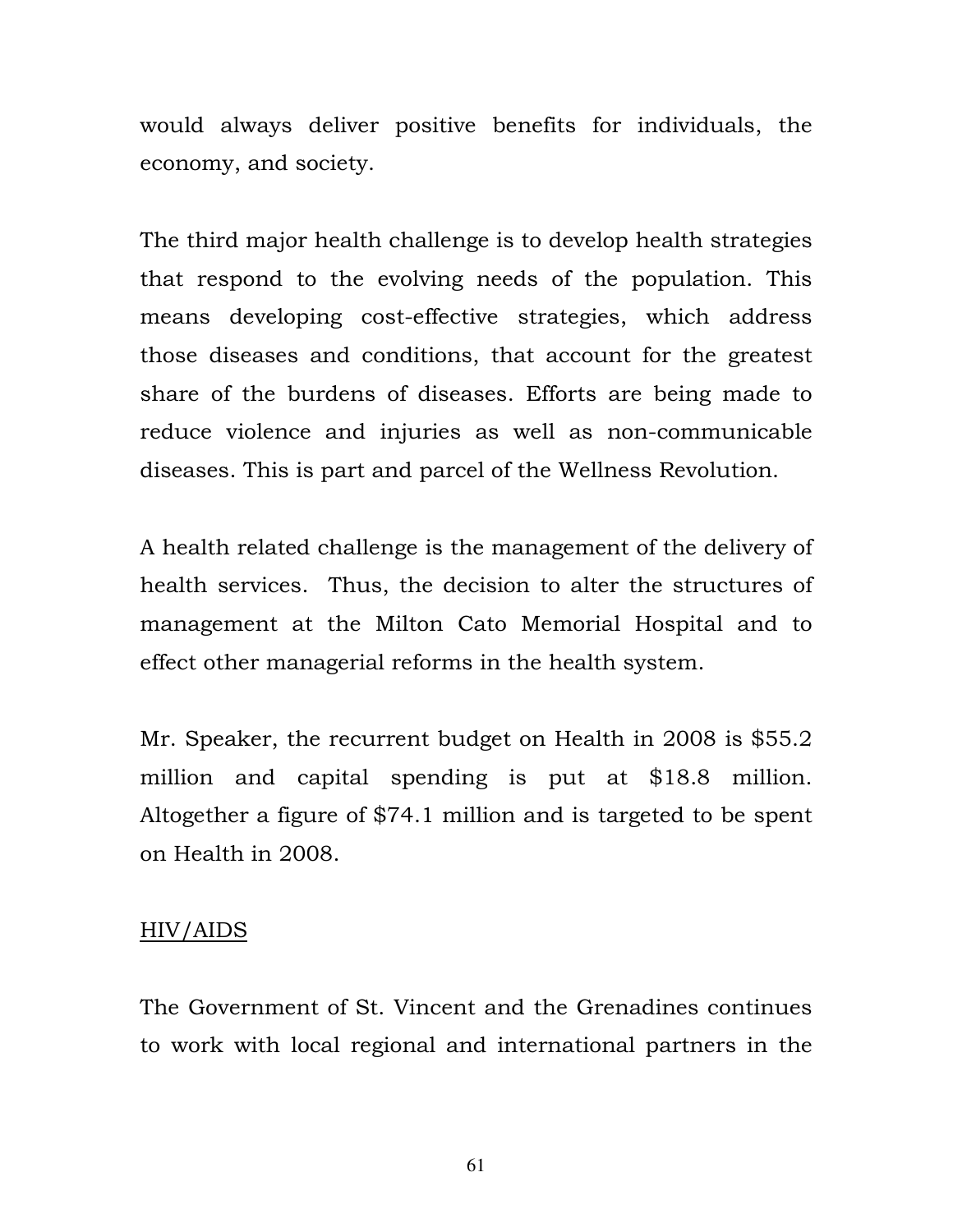would always deliver positive benefits for individuals, the economy, and society.

The third major health challenge is to develop health strategies that respond to the evolving needs of the population. This means developing cost-effective strategies, which address those diseases and conditions, that account for the greatest share of the burdens of diseases. Efforts are being made to reduce violence and injuries as well as non-communicable diseases. This is part and parcel of the Wellness Revolution.

A health related challenge is the management of the delivery of health services. Thus, the decision to alter the structures of management at the Milton Cato Memorial Hospital and to effect other managerial reforms in the health system.

Mr. Speaker, the recurrent budget on Health in 2008 is $55.2 million and capital spending is put at $18.8 million. Altogether a figure of $74.1 million and is targeted to be spent on Health in 2008.

<u>HIV/AIDS</u>

The Government of St. Vincent and the Grenadines continues to work with local regional and international partners in the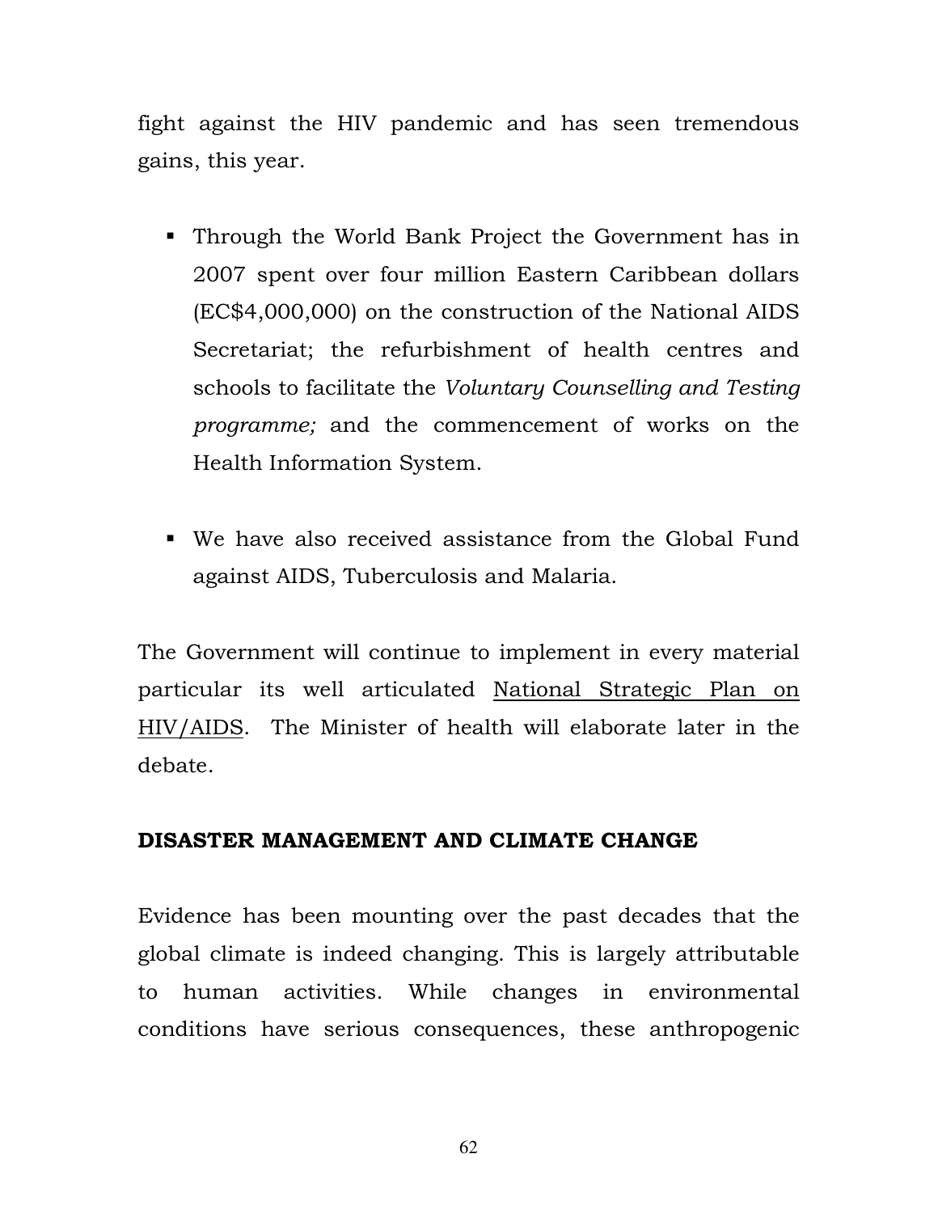fight against the HIV pandemic and has seen tremendous gains, this year.

- Through the World Bank Project the Government has in 2007 spent over four million Eastern Caribbean dollars (EC$4,000,000) on the construction of the National AIDS Secretariat; the refurbishment of health centres and schools to facilitate the *Voluntary Counselling and Testing programme;* and the commencement of works on the Health Information System.

- We have also received assistance from the Global Fund against AIDS, Tuberculosis and Malaria.

The Government will continue to implement in every material particular its well articulated <u>National Strategic Plan on HIV/AIDS</u>. The Minister of health will elaborate later in the debate.

## DISASTER MANAGEMENT AND CLIMATE CHANGE

Evidence has been mounting over the past decades that the global climate is indeed changing. This is largely attributable to human activities. While changes in environmental conditions have serious consequences, these anthropogenic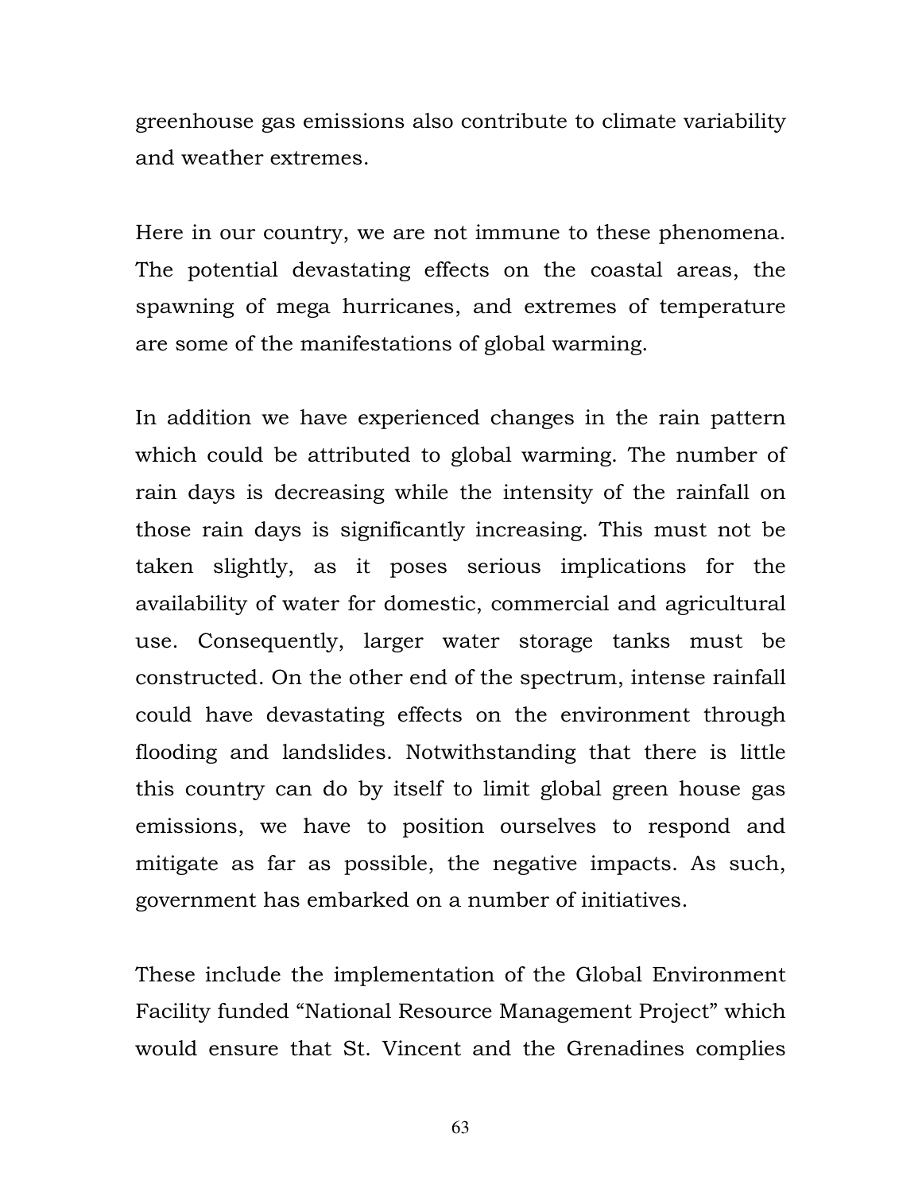greenhouse gas emissions also contribute to climate variability and weather extremes.

Here in our country, we are not immune to these phenomena. The potential devastating effects on the coastal areas, the spawning of mega hurricanes, and extremes of temperature are some of the manifestations of global warming.

In addition we have experienced changes in the rain pattern which could be attributed to global warming. The number of rain days is decreasing while the intensity of the rainfall on those rain days is significantly increasing. This must not be taken slightly, as it poses serious implications for the availability of water for domestic, commercial and agricultural use. Consequently, larger water storage tanks must be constructed. On the other end of the spectrum, intense rainfall could have devastating effects on the environment through flooding and landslides. Notwithstanding that there is little this country can do by itself to limit global green house gas emissions, we have to position ourselves to respond and mitigate as far as possible, the negative impacts. As such, government has embarked on a number of initiatives.

These include the implementation of the Global Environment Facility funded "National Resource Management Project" which would ensure that St. Vincent and the Grenadines complies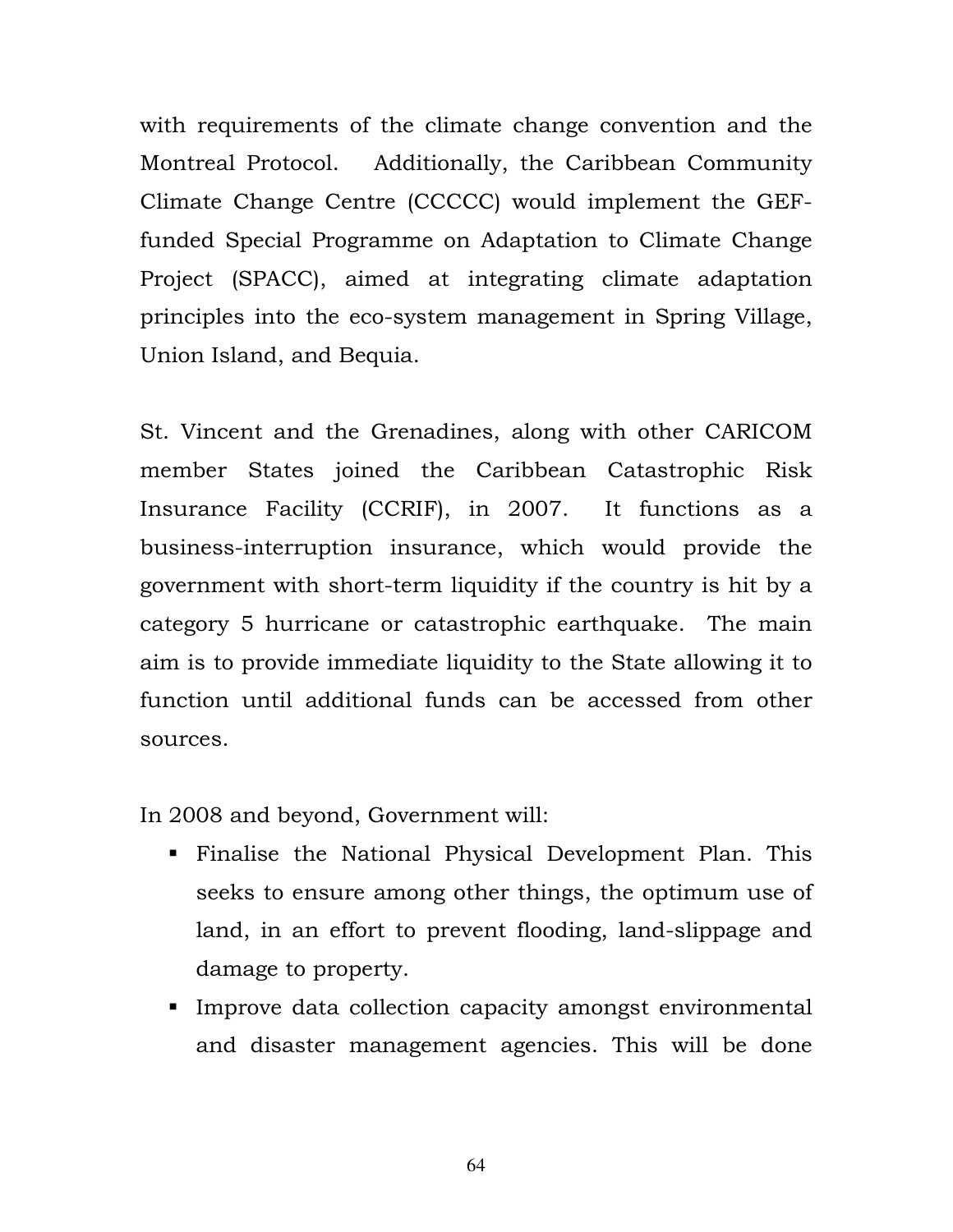with requirements of the climate change convention and the Montreal Protocol. Additionally, the Caribbean Community Climate Change Centre (CCCCC) would implement the GEF-funded Special Programme on Adaptation to Climate Change Project (SPACC), aimed at integrating climate adaptation principles into the eco-system management in Spring Village, Union Island, and Bequia.

St. Vincent and the Grenadines, along with other CARICOM member States joined the Caribbean Catastrophic Risk Insurance Facility (CCRIF), in 2007. It functions as a business-interruption insurance, which would provide the government with short-term liquidity if the country is hit by a category 5 hurricane or catastrophic earthquake. The main aim is to provide immediate liquidity to the State allowing it to function until additional funds can be accessed from other sources.

In 2008 and beyond, Government will:

- Finalise the National Physical Development Plan. This seeks to ensure among other things, the optimum use of land, in an effort to prevent flooding, land-slippage and damage to property.
- Improve data collection capacity amongst environmental and disaster management agencies. This will be done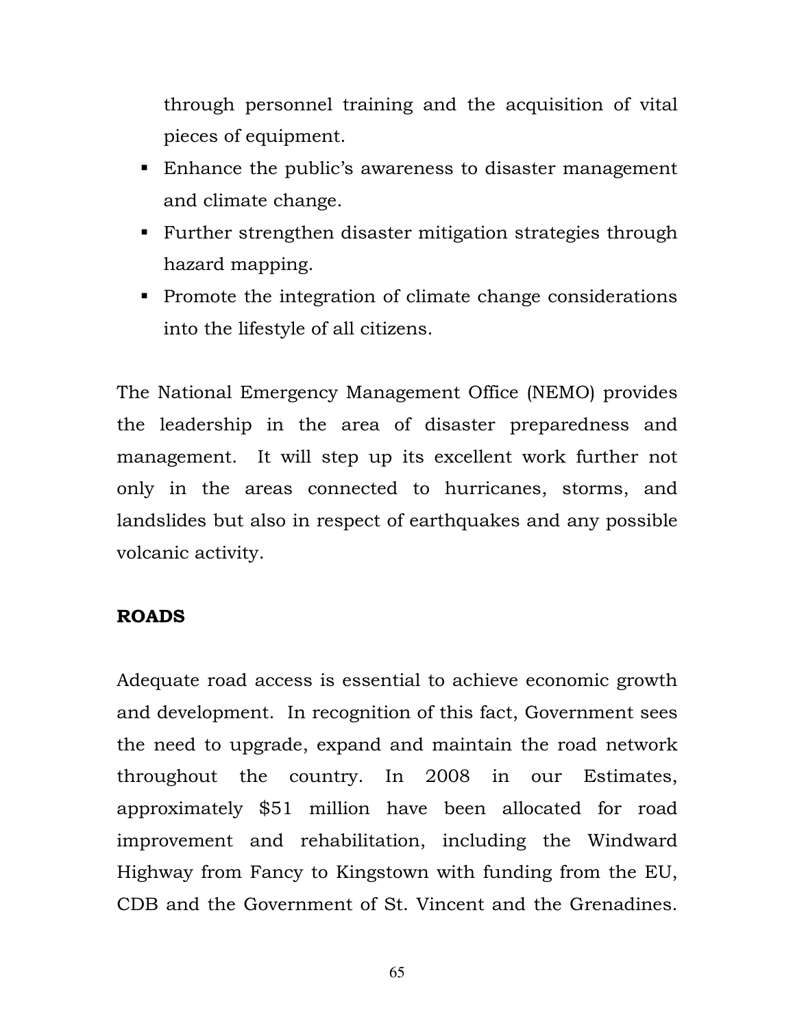through personnel training and the acquisition of vital pieces of equipment.

- Enhance the public's awareness to disaster management and climate change.
- Further strengthen disaster mitigation strategies through hazard mapping.
- Promote the integration of climate change considerations into the lifestyle of all citizens.

The National Emergency Management Office (NEMO) provides the leadership in the area of disaster preparedness and management. It will step up its excellent work further not only in the areas connected to hurricanes, storms, and landslides but also in respect of earthquakes and any possible volcanic activity.

**ROADS**

Adequate road access is essential to achieve economic growth and development. In recognition of this fact, Government sees the need to upgrade, expand and maintain the road network throughout the country. In 2008 in our Estimates, approximately $51 million have been allocated for road improvement and rehabilitation, including the Windward Highway from Fancy to Kingstown with funding from the EU, CDB and the Government of St. Vincent and the Grenadines.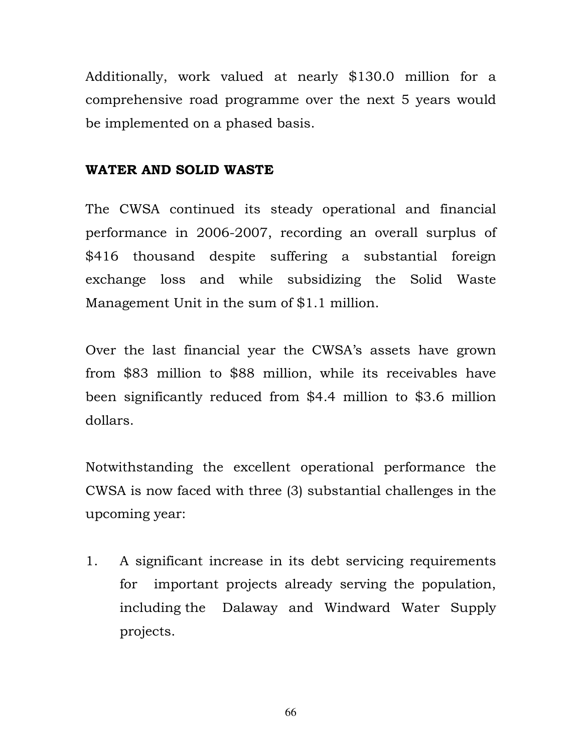Additionally, work valued at nearly $130.0 million for a comprehensive road programme over the next 5 years would be implemented on a phased basis.

## WATER AND SOLID WASTE

The CWSA continued its steady operational and financial performance in 2006-2007, recording an overall surplus of $416 thousand despite suffering a substantial foreign exchange loss and while subsidizing the Solid Waste Management Unit in the sum of $1.1 million.

Over the last financial year the CWSA's assets have grown from $83 million to $88 million, while its receivables have been significantly reduced from $4.4 million to $3.6 million dollars.

Notwithstanding the excellent operational performance the CWSA is now faced with three (3) substantial challenges in the upcoming year:

1. A significant increase in its debt servicing requirements for important projects already serving the population, including the Dalaway and Windward Water Supply projects.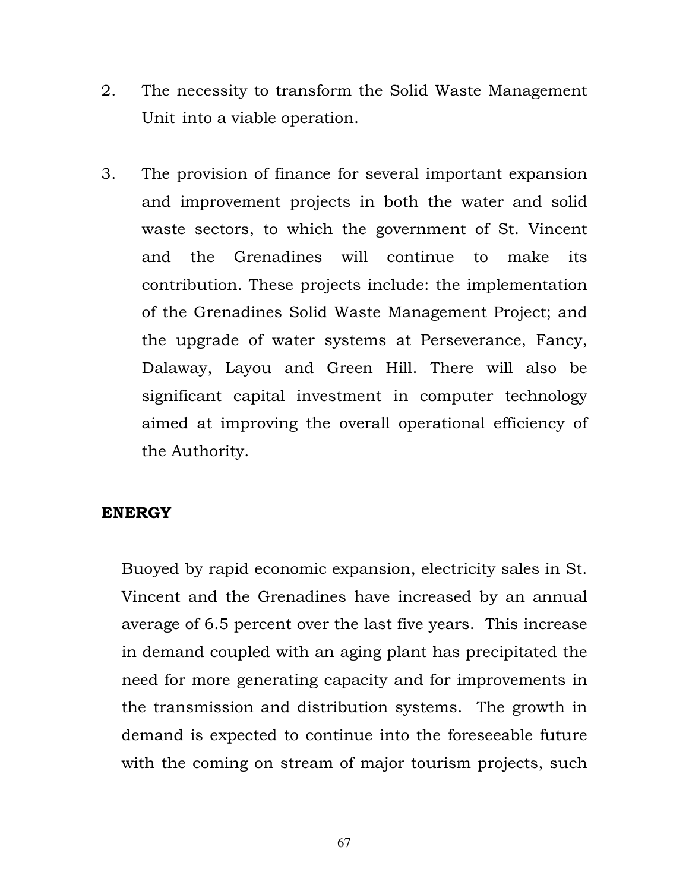2. The necessity to transform the Solid Waste Management Unit into a viable operation.

3. The provision of finance for several important expansion and improvement projects in both the water and solid waste sectors, to which the government of St. Vincent and the Grenadines will continue to make its contribution. These projects include: the implementation of the Grenadines Solid Waste Management Project; and the upgrade of water systems at Perseverance, Fancy, Dalaway, Layou and Green Hill. There will also be significant capital investment in computer technology aimed at improving the overall operational efficiency of the Authority.

**ENERGY**

Buoyed by rapid economic expansion, electricity sales in St. Vincent and the Grenadines have increased by an annual average of 6.5 percent over the last five years. This increase in demand coupled with an aging plant has precipitated the need for more generating capacity and for improvements in the transmission and distribution systems. The growth in demand is expected to continue into the foreseeable future with the coming on stream of major tourism projects, such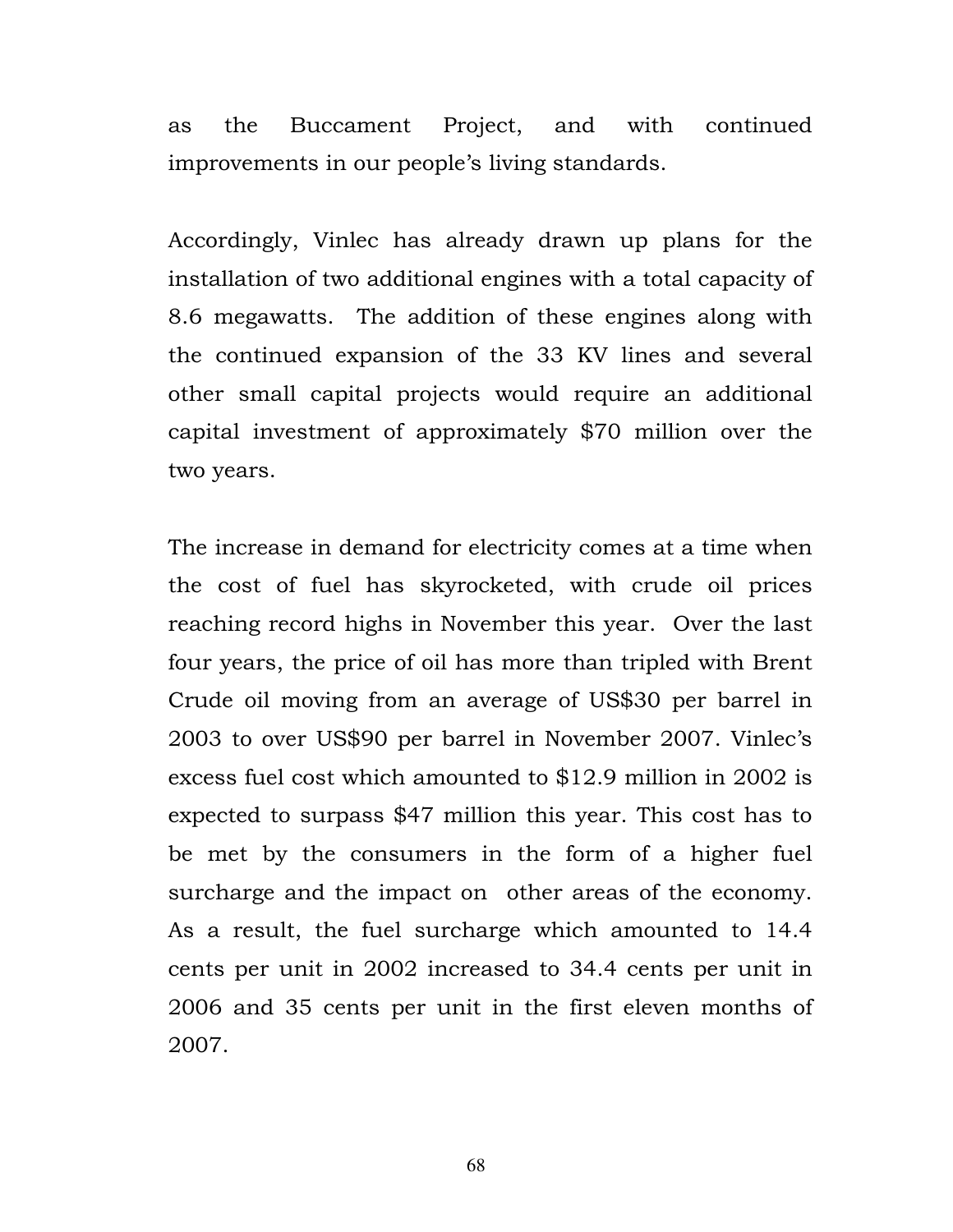as the Buccament Project, and with continued improvements in our people's living standards.

Accordingly, Vinlec has already drawn up plans for the installation of two additional engines with a total capacity of 8.6 megawatts. The addition of these engines along with the continued expansion of the 33 KV lines and several other small capital projects would require an additional capital investment of approximately $70 million over the two years.

The increase in demand for electricity comes at a time when the cost of fuel has skyrocketed, with crude oil prices reaching record highs in November this year. Over the last four years, the price of oil has more than tripled with Brent Crude oil moving from an average of US$30 per barrel in 2003 to over US$90 per barrel in November 2007. Vinlec's excess fuel cost which amounted to $12.9 million in 2002 is expected to surpass $47 million this year. This cost has to be met by the consumers in the form of a higher fuel surcharge and the impact on other areas of the economy. As a result, the fuel surcharge which amounted to 14.4 cents per unit in 2002 increased to 34.4 cents per unit in 2006 and 35 cents per unit in the first eleven months of 2007.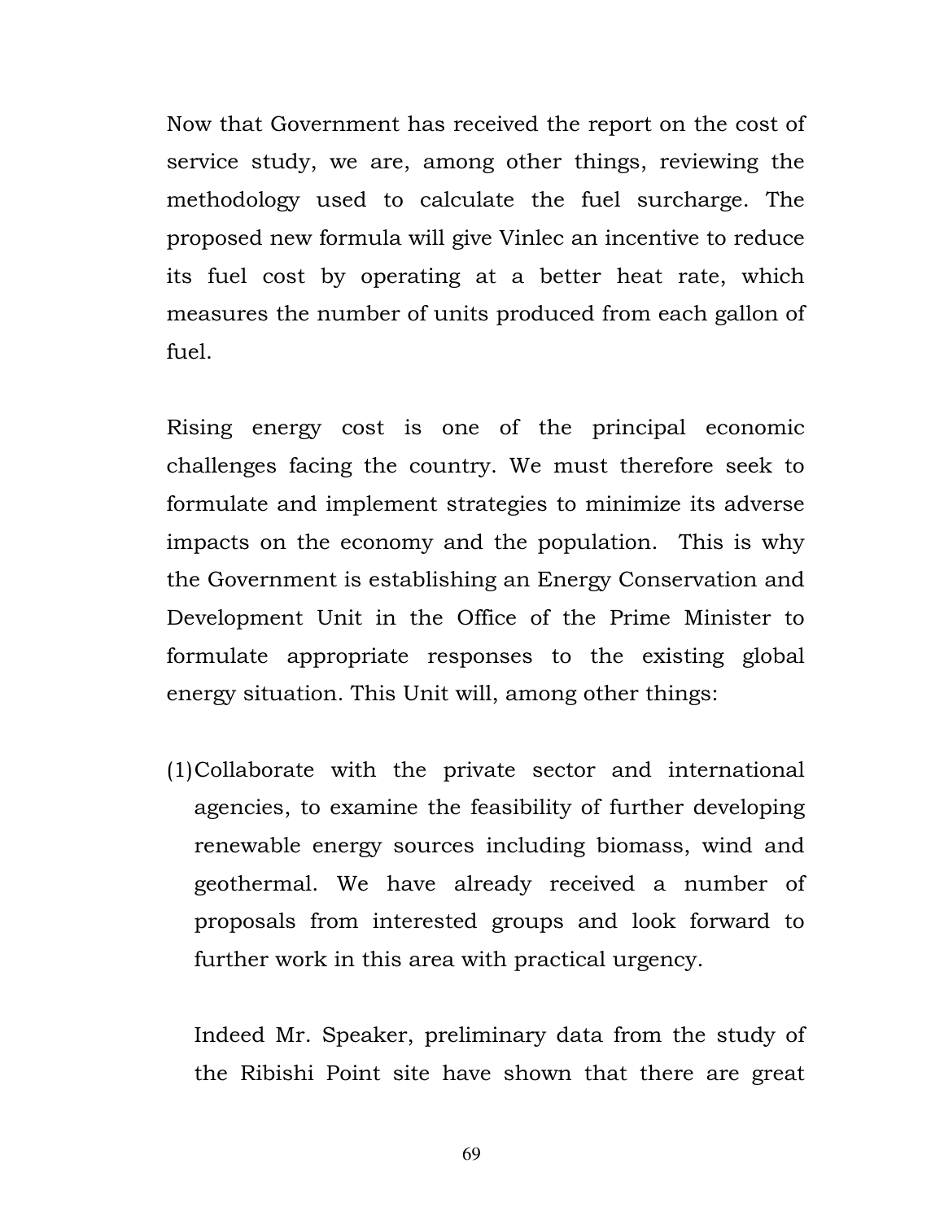Now that Government has received the report on the cost of service study, we are, among other things, reviewing the methodology used to calculate the fuel surcharge. The proposed new formula will give Vinlec an incentive to reduce its fuel cost by operating at a better heat rate, which measures the number of units produced from each gallon of fuel.

Rising energy cost is one of the principal economic challenges facing the country. We must therefore seek to formulate and implement strategies to minimize its adverse impacts on the economy and the population. This is why the Government is establishing an Energy Conservation and Development Unit in the Office of the Prime Minister to formulate appropriate responses to the existing global energy situation. This Unit will, among other things:

(1) Collaborate with the private sector and international agencies, to examine the feasibility of further developing renewable energy sources including biomass, wind and geothermal. We have already received a number of proposals from interested groups and look forward to further work in this area with practical urgency.

   Indeed Mr. Speaker, preliminary data from the study of the Ribishi Point site have shown that there are great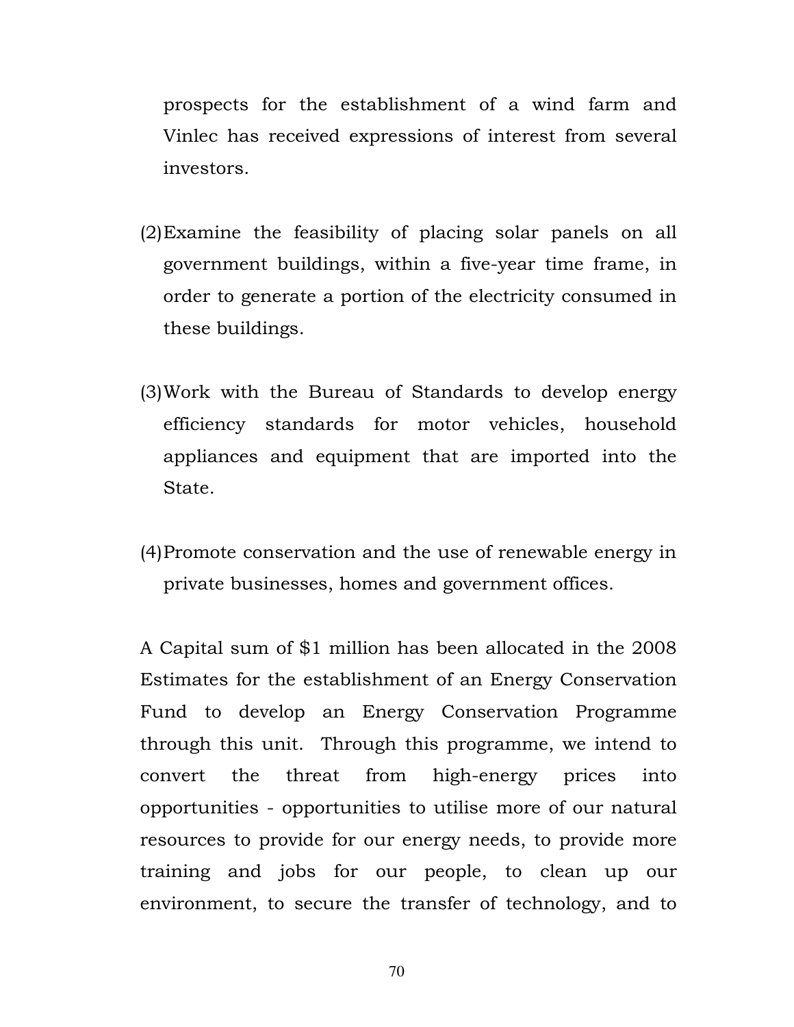prospects for the establishment of a wind farm and Vinlec has received expressions of interest from several investors.

(2) Examine the feasibility of placing solar panels on all government buildings, within a five-year time frame, in order to generate a portion of the electricity consumed in these buildings.

(3) Work with the Bureau of Standards to develop energy efficiency standards for motor vehicles, household appliances and equipment that are imported into the State.

(4) Promote conservation and the use of renewable energy in private businesses, homes and government offices.

A Capital sum of $1 million has been allocated in the 2008 Estimates for the establishment of an Energy Conservation Fund to develop an Energy Conservation Programme through this unit. Through this programme, we intend to convert the threat from high-energy prices into opportunities - opportunities to utilise more of our natural resources to provide for our energy needs, to provide more training and jobs for our people, to clean up our environment, to secure the transfer of technology, and to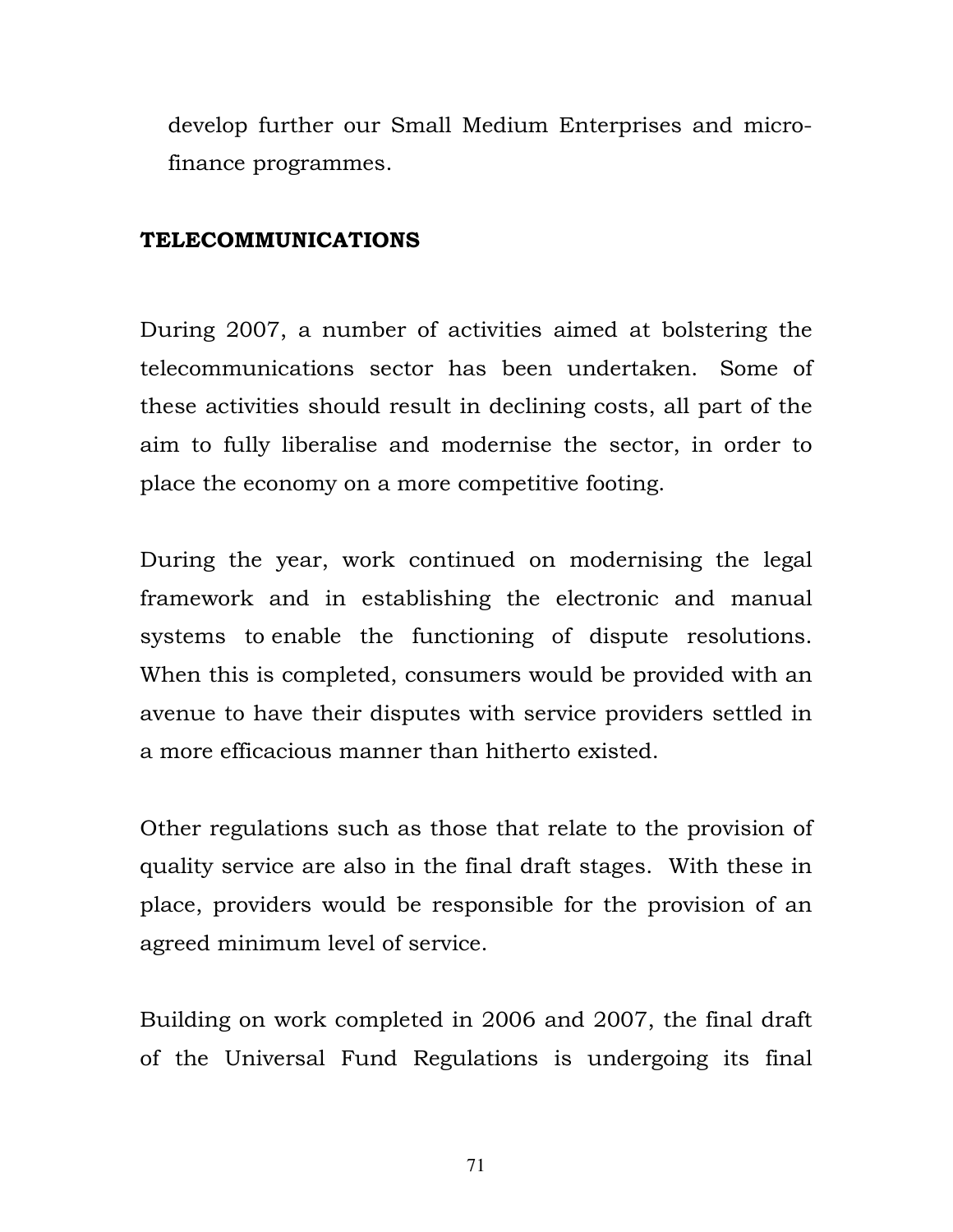develop further our Small Medium Enterprises and micro-finance programmes.

## TELECOMMUNICATIONS

During 2007, a number of activities aimed at bolstering the telecommunications sector has been undertaken. Some of these activities should result in declining costs, all part of the aim to fully liberalise and modernise the sector, in order to place the economy on a more competitive footing.

During the year, work continued on modernising the legal framework and in establishing the electronic and manual systems to enable the functioning of dispute resolutions. When this is completed, consumers would be provided with an avenue to have their disputes with service providers settled in a more efficacious manner than hitherto existed.

Other regulations such as those that relate to the provision of quality service are also in the final draft stages. With these in place, providers would be responsible for the provision of an agreed minimum level of service.

Building on work completed in 2006 and 2007, the final draft of the Universal Fund Regulations is undergoing its final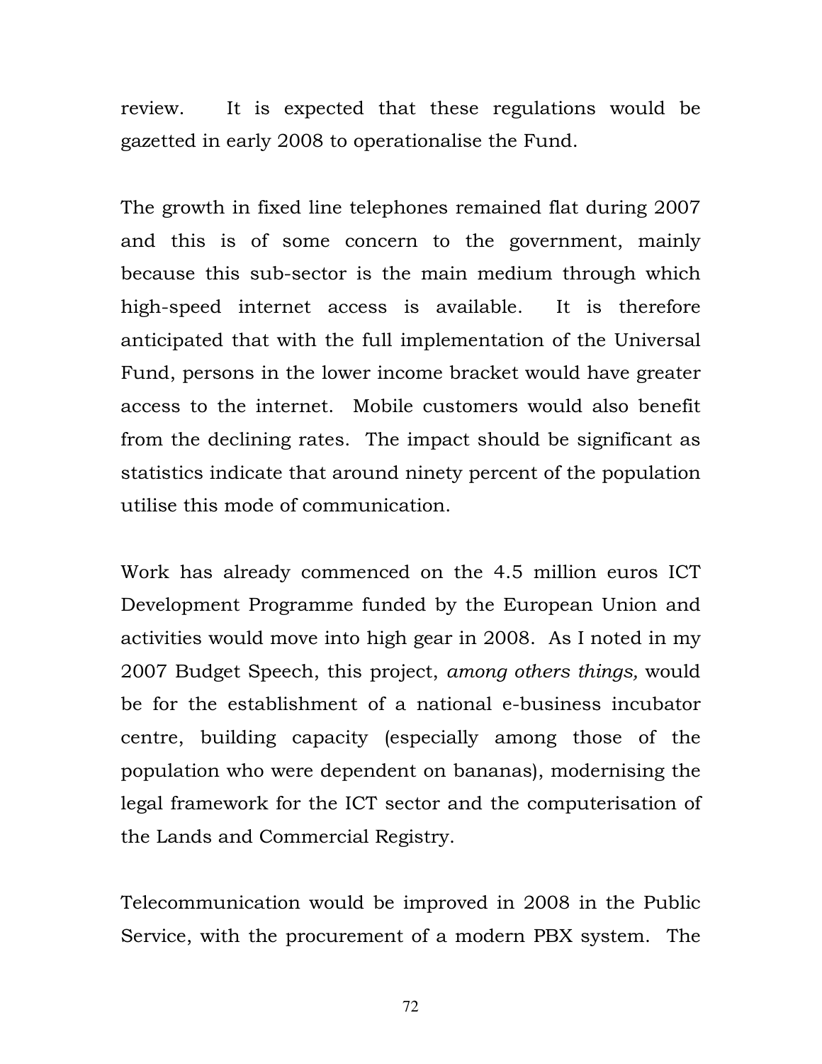review. It is expected that these regulations would be gazetted in early 2008 to operationalise the Fund.

The growth in fixed line telephones remained flat during 2007 and this is of some concern to the government, mainly because this sub-sector is the main medium through which high-speed internet access is available. It is therefore anticipated that with the full implementation of the Universal Fund, persons in the lower income bracket would have greater access to the internet. Mobile customers would also benefit from the declining rates. The impact should be significant as statistics indicate that around ninety percent of the population utilise this mode of communication.

Work has already commenced on the 4.5 million euros ICT Development Programme funded by the European Union and activities would move into high gear in 2008. As I noted in my 2007 Budget Speech, this project, *among others things,* would be for the establishment of a national e-business incubator centre, building capacity (especially among those of the population who were dependent on bananas), modernising the legal framework for the ICT sector and the computerisation of the Lands and Commercial Registry.

Telecommunication would be improved in 2008 in the Public Service, with the procurement of a modern PBX system. The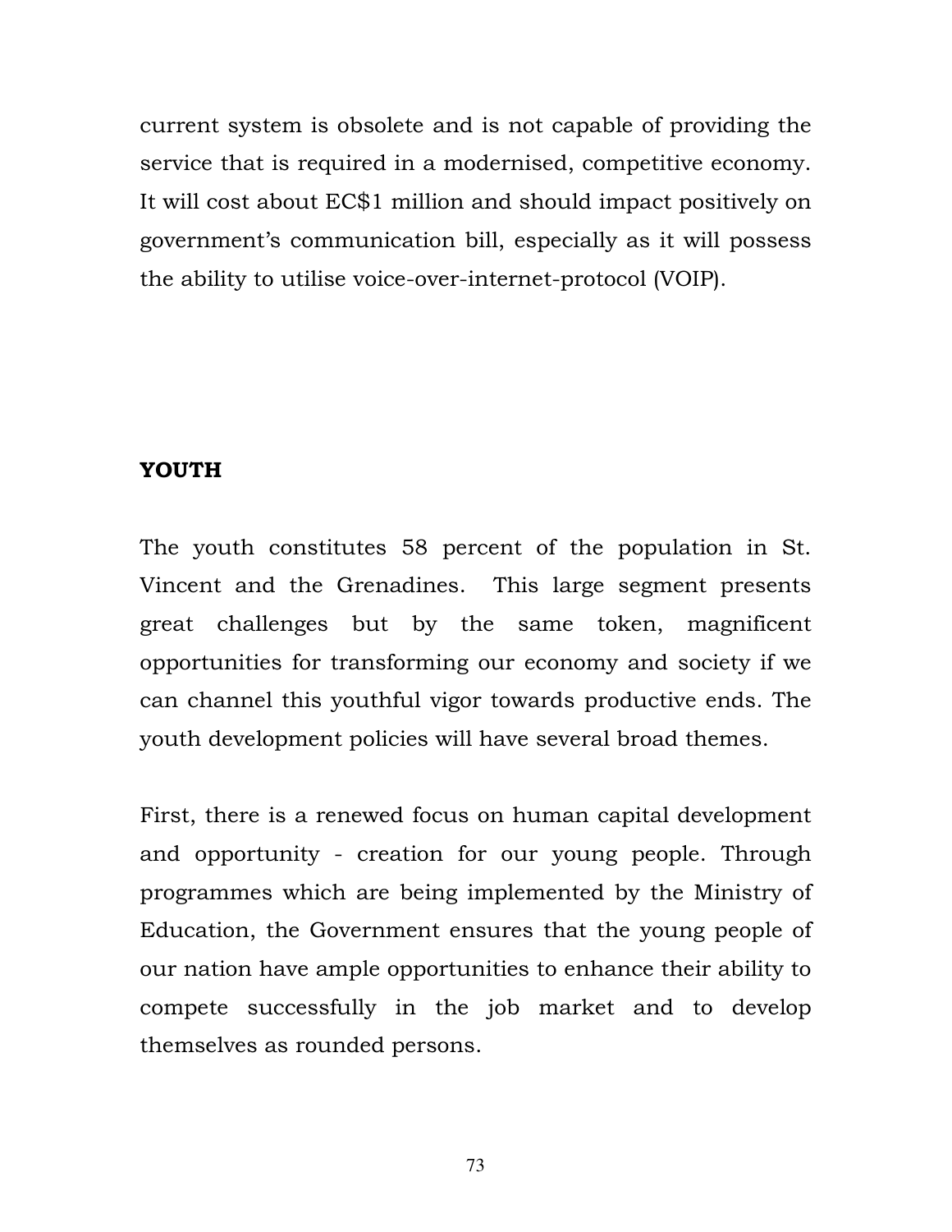current system is obsolete and is not capable of providing the service that is required in a modernised, competitive economy. It will cost about EC$1 million and should impact positively on government's communication bill, especially as it will possess the ability to utilise voice-over-internet-protocol (VOIP).

## YOUTH

The youth constitutes 58 percent of the population in St. Vincent and the Grenadines. This large segment presents great challenges but by the same token, magnificent opportunities for transforming our economy and society if we can channel this youthful vigor towards productive ends. The youth development policies will have several broad themes.

First, there is a renewed focus on human capital development and opportunity - creation for our young people. Through programmes which are being implemented by the Ministry of Education, the Government ensures that the young people of our nation have ample opportunities to enhance their ability to compete successfully in the job market and to develop themselves as rounded persons.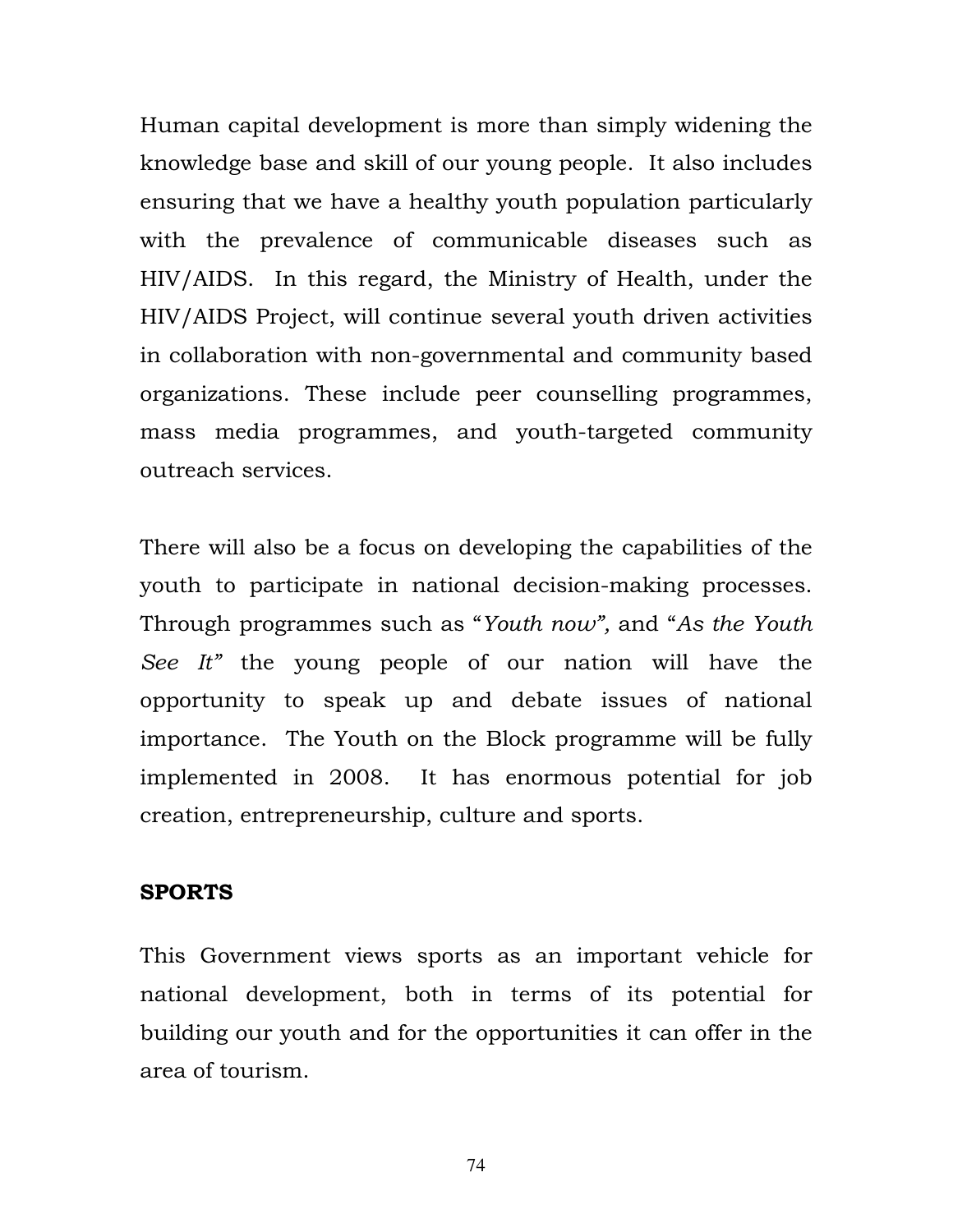Human capital development is more than simply widening the knowledge base and skill of our young people. It also includes ensuring that we have a healthy youth population particularly with the prevalence of communicable diseases such as HIV/AIDS. In this regard, the Ministry of Health, under the HIV/AIDS Project, will continue several youth driven activities in collaboration with non-governmental and community based organizations. These include peer counselling programmes, mass media programmes, and youth-targeted community outreach services.

There will also be a focus on developing the capabilities of the youth to participate in national decision-making processes. Through programmes such as "*Youth now",* and "*As the Youth See It"* the young people of our nation will have the opportunity to speak up and debate issues of national importance. The Youth on the Block programme will be fully implemented in 2008. It has enormous potential for job creation, entrepreneurship, culture and sports.

## SPORTS

This Government views sports as an important vehicle for national development, both in terms of its potential for building our youth and for the opportunities it can offer in the area of tourism.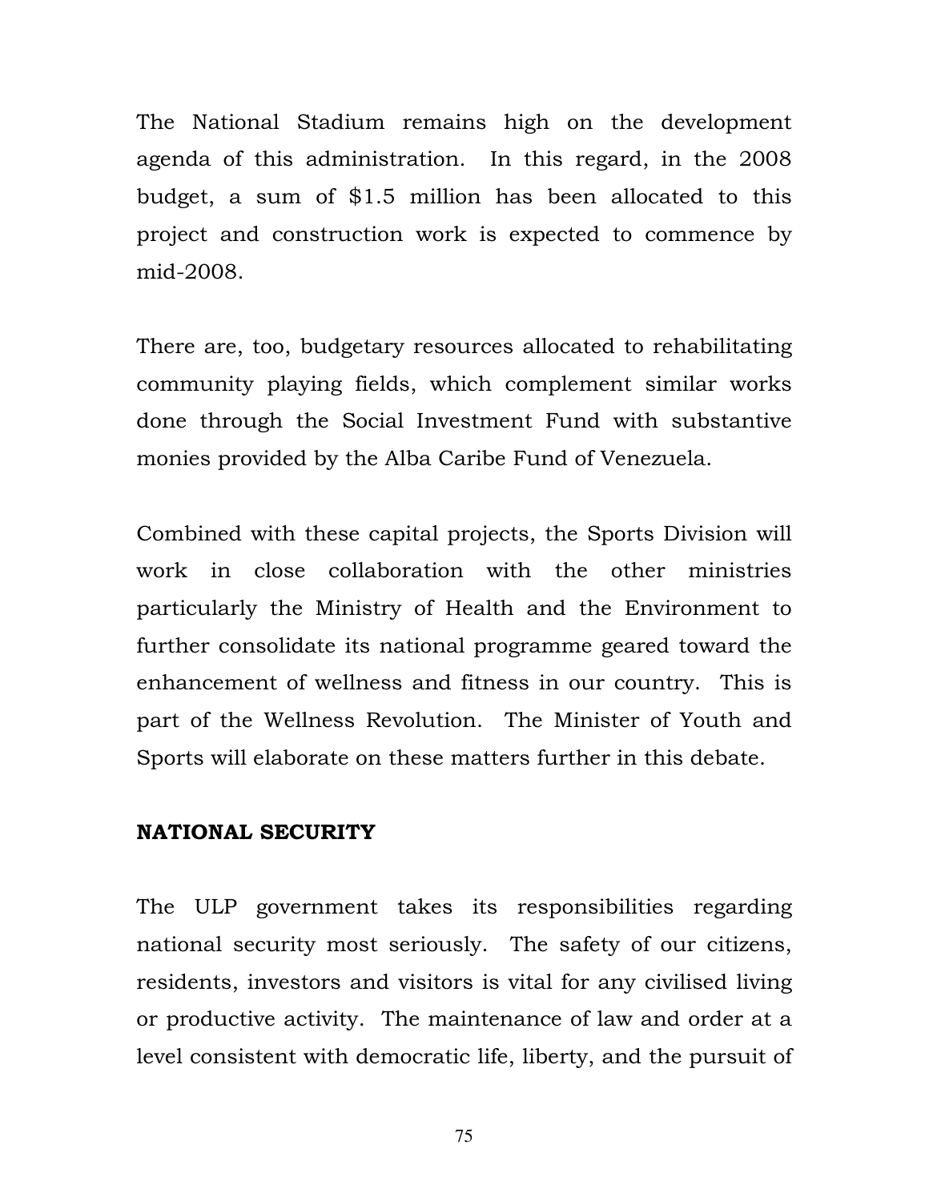The National Stadium remains high on the development agenda of this administration. In this regard, in the 2008 budget, a sum of $1.5 million has been allocated to this project and construction work is expected to commence by mid-2008.

There are, too, budgetary resources allocated to rehabilitating community playing fields, which complement similar works done through the Social Investment Fund with substantive monies provided by the Alba Caribe Fund of Venezuela.

Combined with these capital projects, the Sports Division will work in close collaboration with the other ministries particularly the Ministry of Health and the Environment to further consolidate its national programme geared toward the enhancement of wellness and fitness in our country. This is part of the Wellness Revolution. The Minister of Youth and Sports will elaborate on these matters further in this debate.

## NATIONAL SECURITY

The ULP government takes its responsibilities regarding national security most seriously. The safety of our citizens, residents, investors and visitors is vital for any civilised living or productive activity. The maintenance of law and order at a level consistent with democratic life, liberty, and the pursuit of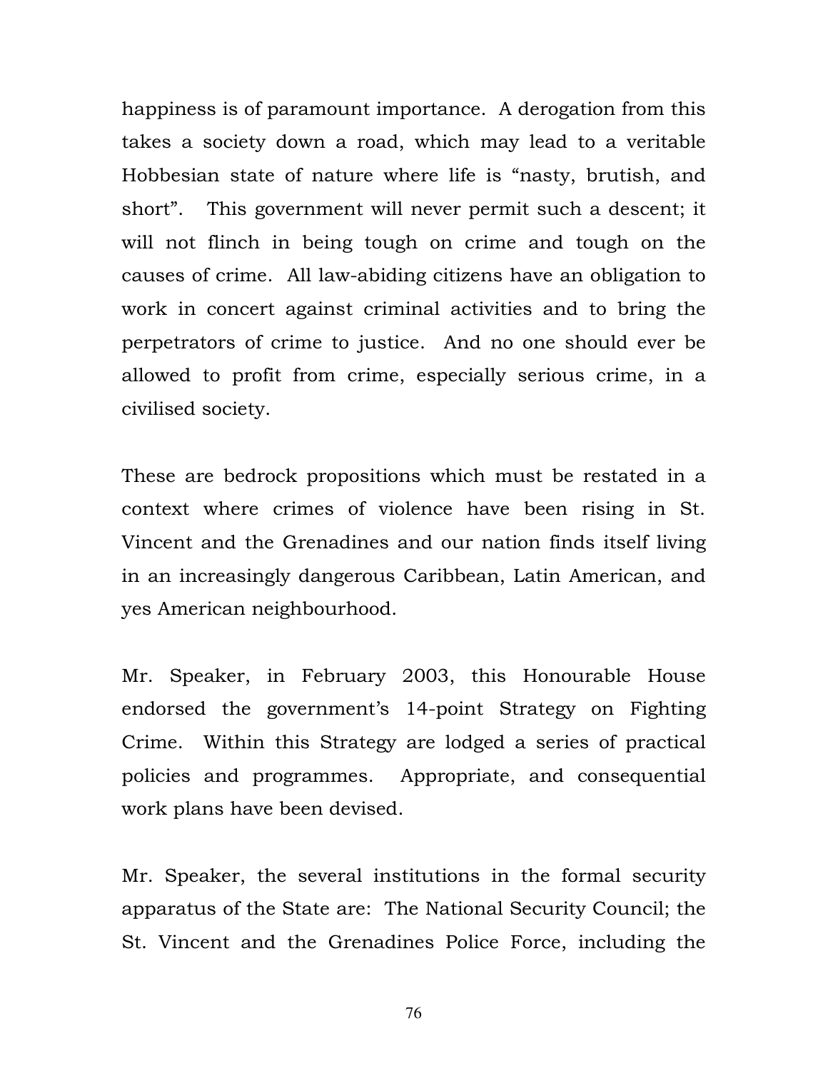happiness is of paramount importance. A derogation from this takes a society down a road, which may lead to a veritable Hobbesian state of nature where life is "nasty, brutish, and short". This government will never permit such a descent; it will not flinch in being tough on crime and tough on the causes of crime. All law-abiding citizens have an obligation to work in concert against criminal activities and to bring the perpetrators of crime to justice. And no one should ever be allowed to profit from crime, especially serious crime, in a civilised society.

These are bedrock propositions which must be restated in a context where crimes of violence have been rising in St. Vincent and the Grenadines and our nation finds itself living in an increasingly dangerous Caribbean, Latin American, and yes American neighbourhood.

Mr. Speaker, in February 2003, this Honourable House endorsed the government's 14-point Strategy on Fighting Crime. Within this Strategy are lodged a series of practical policies and programmes. Appropriate, and consequential work plans have been devised.

Mr. Speaker, the several institutions in the formal security apparatus of the State are: The National Security Council; the St. Vincent and the Grenadines Police Force, including the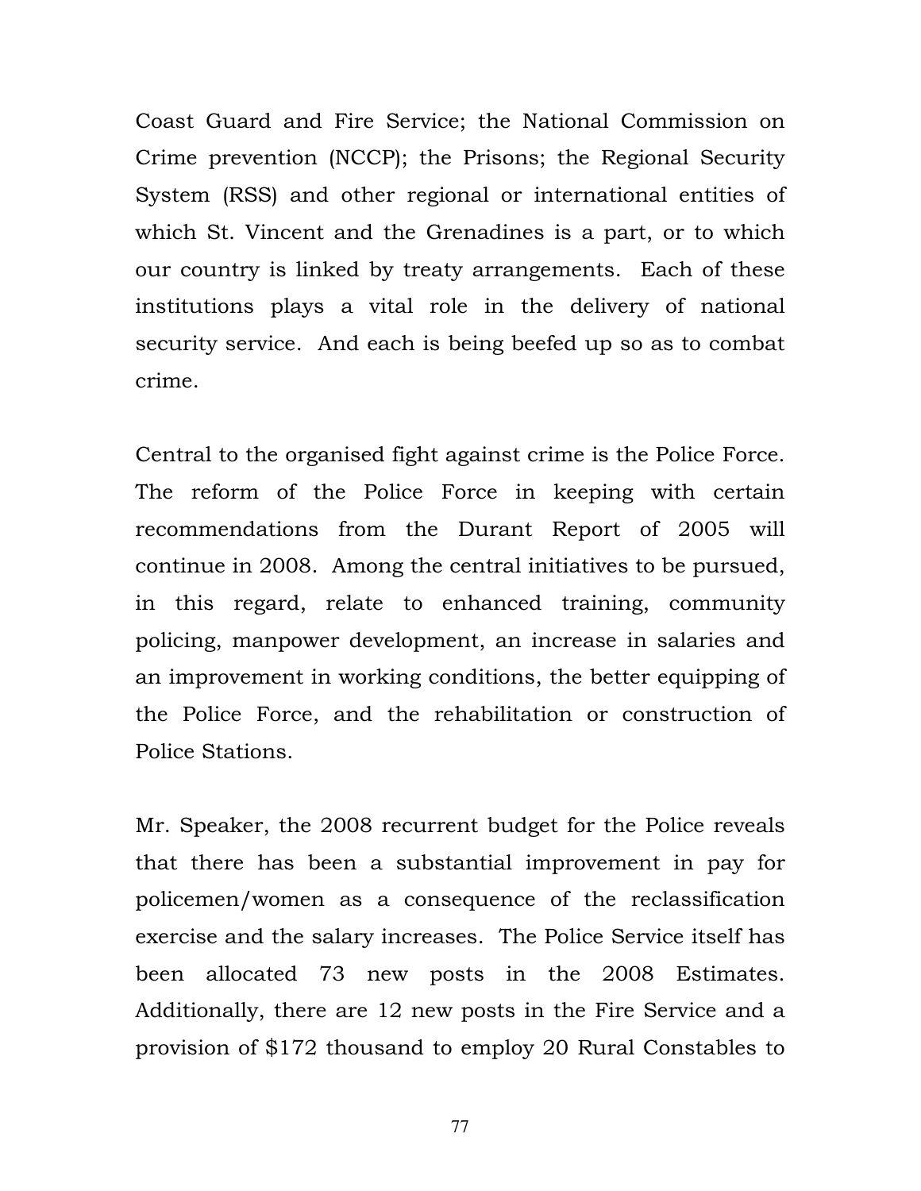Coast Guard and Fire Service; the National Commission on Crime prevention (NCCP); the Prisons; the Regional Security System (RSS) and other regional or international entities of which St. Vincent and the Grenadines is a part, or to which our country is linked by treaty arrangements. Each of these institutions plays a vital role in the delivery of national security service. And each is being beefed up so as to combat crime.

Central to the organised fight against crime is the Police Force. The reform of the Police Force in keeping with certain recommendations from the Durant Report of 2005 will continue in 2008. Among the central initiatives to be pursued, in this regard, relate to enhanced training, community policing, manpower development, an increase in salaries and an improvement in working conditions, the better equipping of the Police Force, and the rehabilitation or construction of Police Stations.

Mr. Speaker, the 2008 recurrent budget for the Police reveals that there has been a substantial improvement in pay for policemen/women as a consequence of the reclassification exercise and the salary increases. The Police Service itself has been allocated 73 new posts in the 2008 Estimates. Additionally, there are 12 new posts in the Fire Service and a provision of $172 thousand to employ 20 Rural Constables to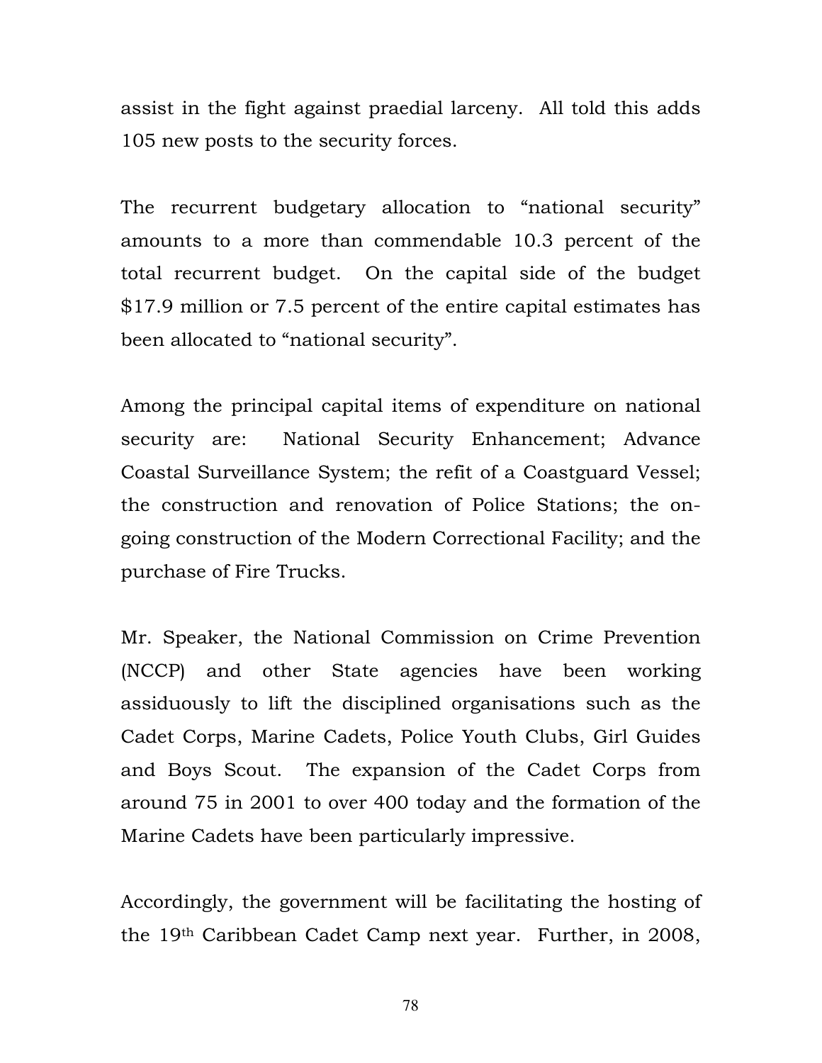assist in the fight against praedial larceny. All told this adds 105 new posts to the security forces.

The recurrent budgetary allocation to "national security" amounts to a more than commendable 10.3 percent of the total recurrent budget. On the capital side of the budget $17.9 million or 7.5 percent of the entire capital estimates has been allocated to "national security".

Among the principal capital items of expenditure on national security are: National Security Enhancement; Advance Coastal Surveillance System; the refit of a Coastguard Vessel; the construction and renovation of Police Stations; the on-going construction of the Modern Correctional Facility; and the purchase of Fire Trucks.

Mr. Speaker, the National Commission on Crime Prevention (NCCP) and other State agencies have been working assiduously to lift the disciplined organisations such as the Cadet Corps, Marine Cadets, Police Youth Clubs, Girl Guides and Boys Scout. The expansion of the Cadet Corps from around 75 in 2001 to over 400 today and the formation of the Marine Cadets have been particularly impressive.

Accordingly, the government will be facilitating the hosting of the 19th Caribbean Cadet Camp next year. Further, in 2008,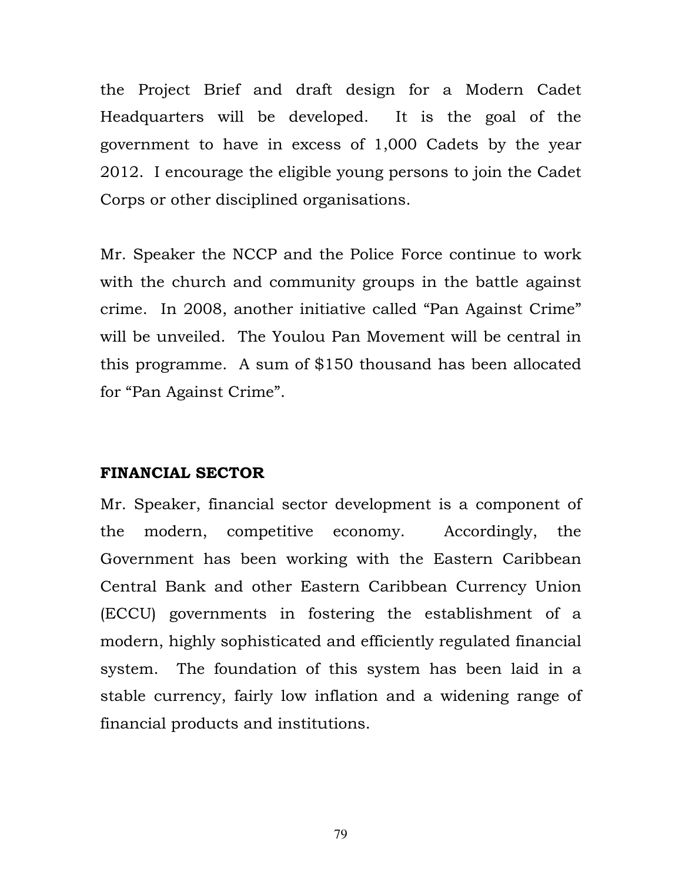the Project Brief and draft design for a Modern Cadet Headquarters will be developed. It is the goal of the government to have in excess of 1,000 Cadets by the year 2012. I encourage the eligible young persons to join the Cadet Corps or other disciplined organisations.

Mr. Speaker the NCCP and the Police Force continue to work with the church and community groups in the battle against crime. In 2008, another initiative called "Pan Against Crime" will be unveiled. The Youlou Pan Movement will be central in this programme. A sum of $150 thousand has been allocated for "Pan Against Crime".

## FINANCIAL SECTOR

Mr. Speaker, financial sector development is a component of the modern, competitive economy. Accordingly, the Government has been working with the Eastern Caribbean Central Bank and other Eastern Caribbean Currency Union (ECCU) governments in fostering the establishment of a modern, highly sophisticated and efficiently regulated financial system. The foundation of this system has been laid in a stable currency, fairly low inflation and a widening range of financial products and institutions.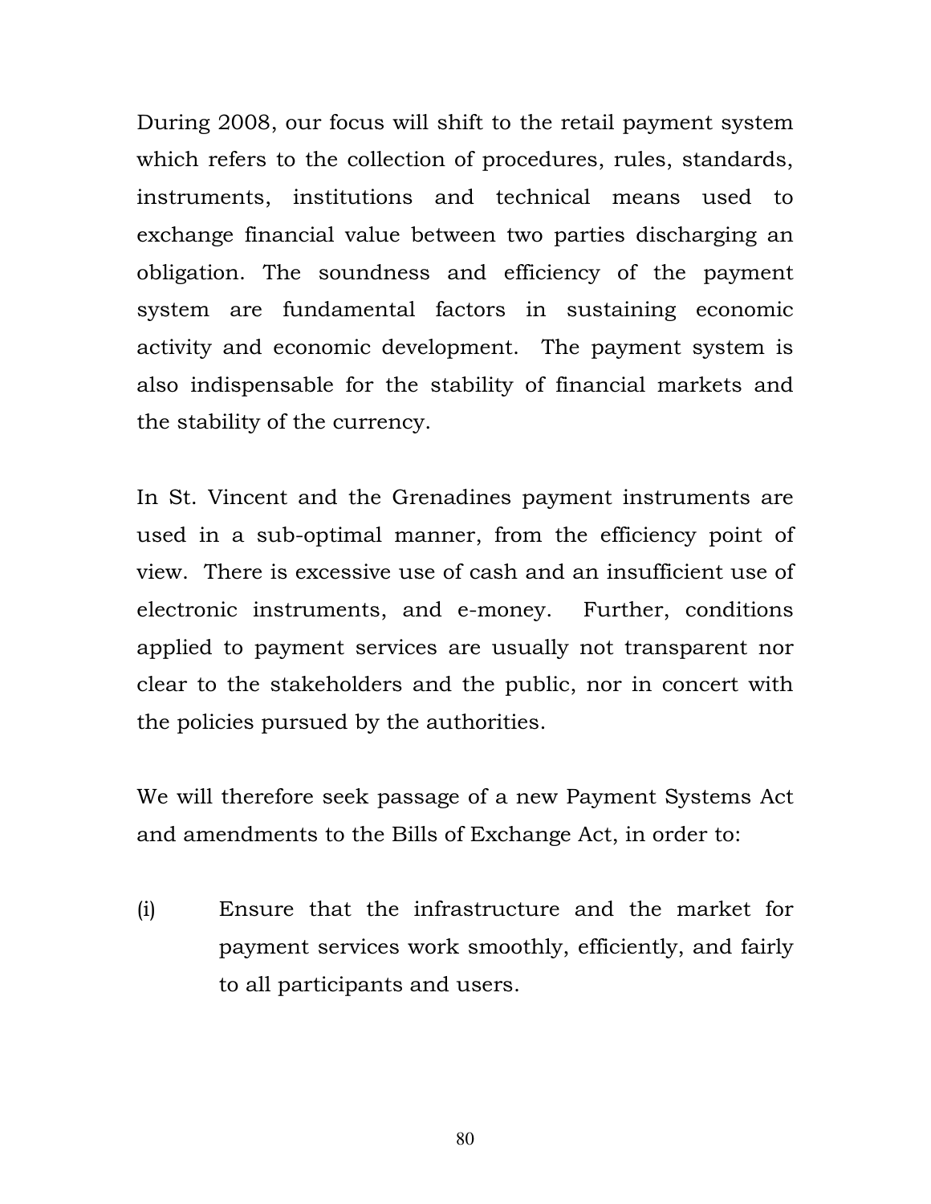During 2008, our focus will shift to the retail payment system which refers to the collection of procedures, rules, standards, instruments, institutions and technical means used to exchange financial value between two parties discharging an obligation. The soundness and efficiency of the payment system are fundamental factors in sustaining economic activity and economic development. The payment system is also indispensable for the stability of financial markets and the stability of the currency.

In St. Vincent and the Grenadines payment instruments are used in a sub-optimal manner, from the efficiency point of view. There is excessive use of cash and an insufficient use of electronic instruments, and e-money. Further, conditions applied to payment services are usually not transparent nor clear to the stakeholders and the public, nor in concert with the policies pursued by the authorities.

We will therefore seek passage of a new Payment Systems Act and amendments to the Bills of Exchange Act, in order to:

(i) Ensure that the infrastructure and the market for payment services work smoothly, efficiently, and fairly to all participants and users.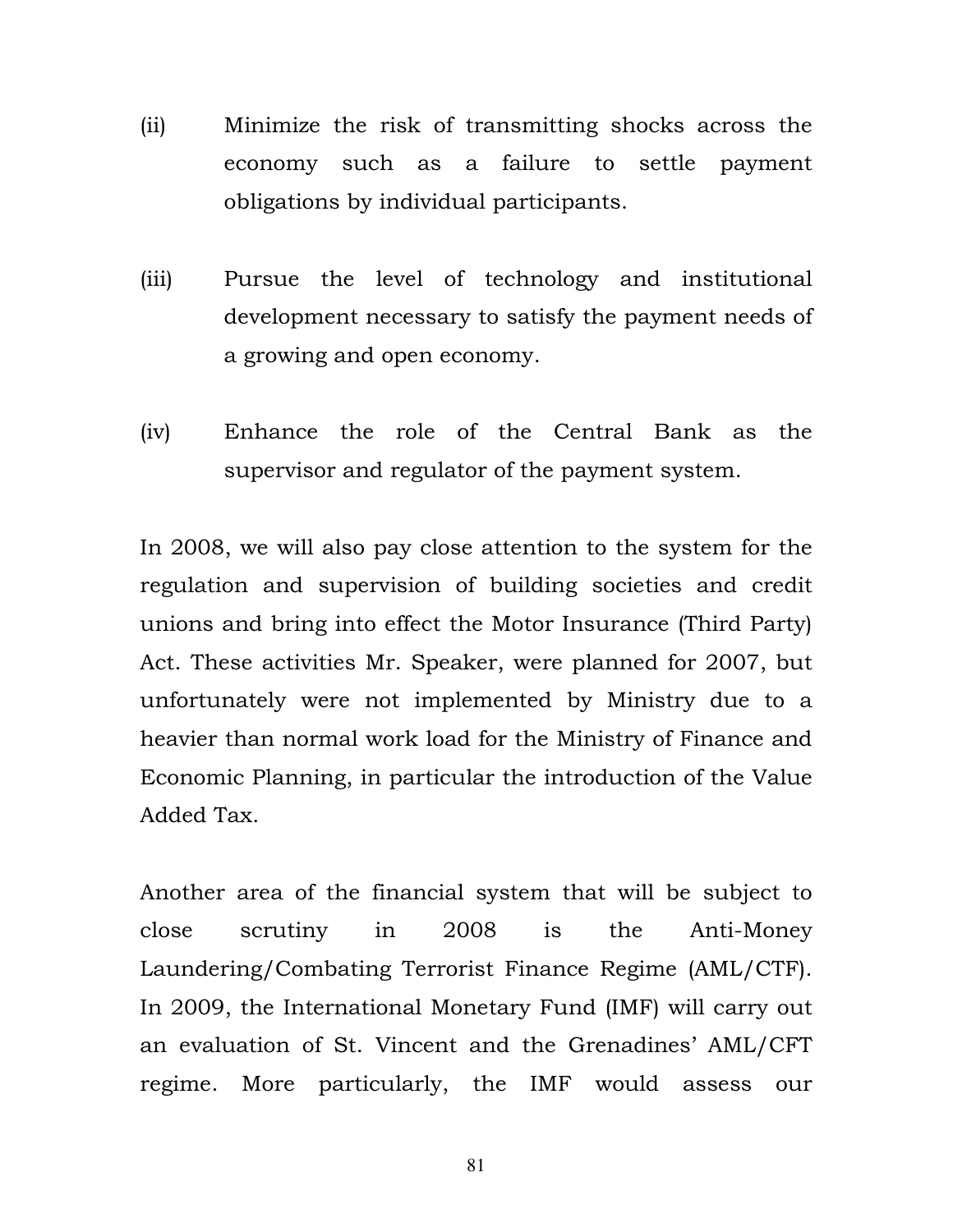(ii) Minimize the risk of transmitting shocks across the economy such as a failure to settle payment obligations by individual participants.

(iii) Pursue the level of technology and institutional development necessary to satisfy the payment needs of a growing and open economy.

(iv) Enhance the role of the Central Bank as the supervisor and regulator of the payment system.

In 2008, we will also pay close attention to the system for the regulation and supervision of building societies and credit unions and bring into effect the Motor Insurance (Third Party) Act. These activities Mr. Speaker, were planned for 2007, but unfortunately were not implemented by Ministry due to a heavier than normal work load for the Ministry of Finance and Economic Planning, in particular the introduction of the Value Added Tax.

Another area of the financial system that will be subject to close scrutiny in 2008 is the Anti-Money Laundering/Combating Terrorist Finance Regime (AML/CTF). In 2009, the International Monetary Fund (IMF) will carry out an evaluation of St. Vincent and the Grenadines' AML/CFT regime. More particularly, the IMF would assess our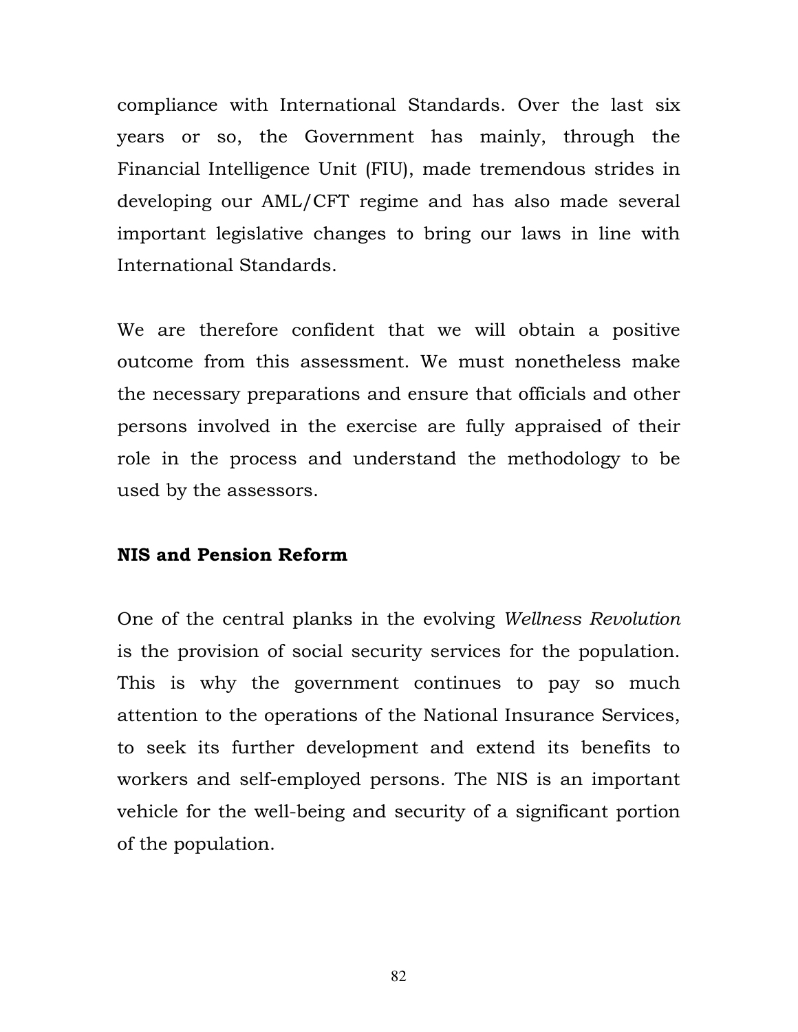compliance with International Standards. Over the last six years or so, the Government has mainly, through the Financial Intelligence Unit (FIU), made tremendous strides in developing our AML/CFT regime and has also made several important legislative changes to bring our laws in line with International Standards.

We are therefore confident that we will obtain a positive outcome from this assessment. We must nonetheless make the necessary preparations and ensure that officials and other persons involved in the exercise are fully appraised of their role in the process and understand the methodology to be used by the assessors.

**NIS and Pension Reform**

One of the central planks in the evolving *Wellness Revolution* is the provision of social security services for the population. This is why the government continues to pay so much attention to the operations of the National Insurance Services, to seek its further development and extend its benefits to workers and self-employed persons. The NIS is an important vehicle for the well-being and security of a significant portion of the population.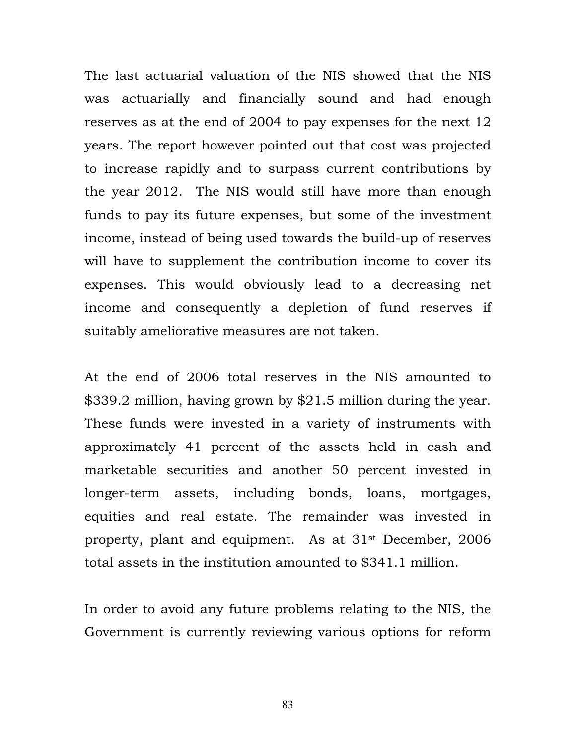The last actuarial valuation of the NIS showed that the NIS was actuarially and financially sound and had enough reserves as at the end of 2004 to pay expenses for the next 12 years. The report however pointed out that cost was projected to increase rapidly and to surpass current contributions by the year 2012. The NIS would still have more than enough funds to pay its future expenses, but some of the investment income, instead of being used towards the build-up of reserves will have to supplement the contribution income to cover its expenses. This would obviously lead to a decreasing net income and consequently a depletion of fund reserves if suitably ameliorative measures are not taken.

At the end of 2006 total reserves in the NIS amounted to $339.2 million, having grown by $21.5 million during the year. These funds were invested in a variety of instruments with approximately 41 percent of the assets held in cash and marketable securities and another 50 percent invested in longer-term assets, including bonds, loans, mortgages, equities and real estate. The remainder was invested in property, plant and equipment. As at 31st December, 2006 total assets in the institution amounted to $341.1 million.

In order to avoid any future problems relating to the NIS, the Government is currently reviewing various options for reform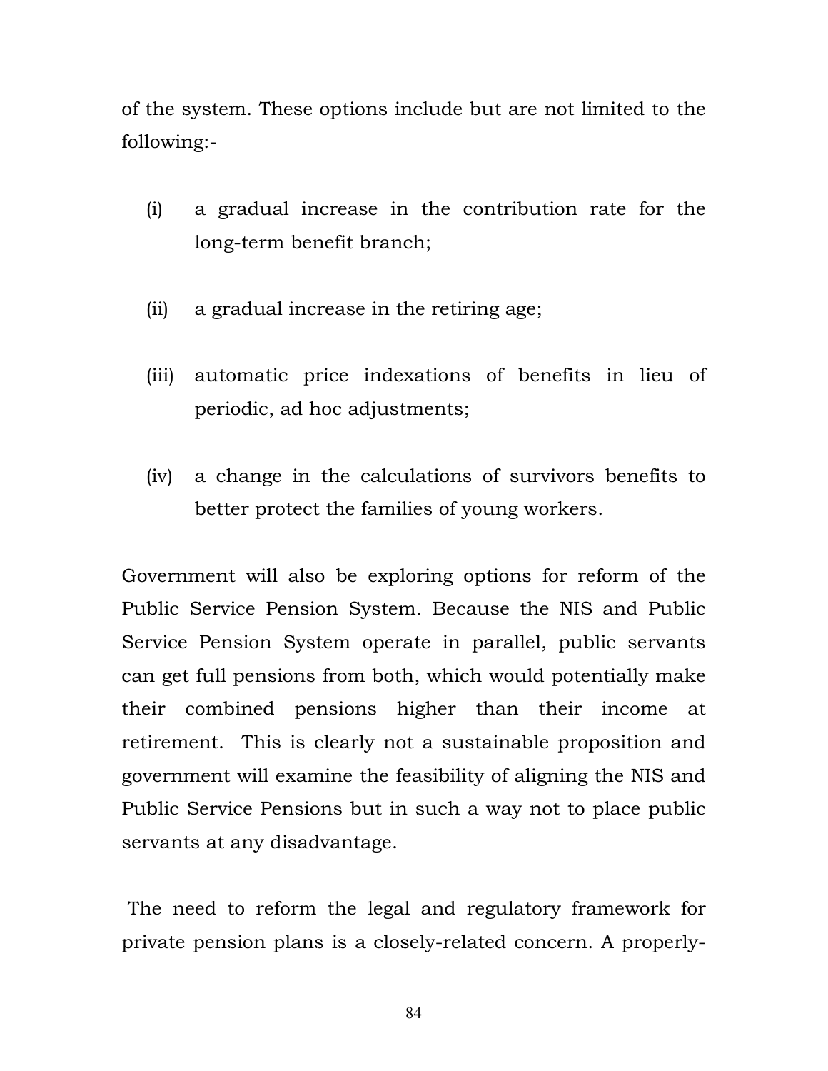of the system. These options include but are not limited to the following:-

(i) a gradual increase in the contribution rate for the long-term benefit branch;

(ii) a gradual increase in the retiring age;

(iii) automatic price indexations of benefits in lieu of periodic, ad hoc adjustments;

(iv) a change in the calculations of survivors benefits to better protect the families of young workers.

Government will also be exploring options for reform of the Public Service Pension System. Because the NIS and Public Service Pension System operate in parallel, public servants can get full pensions from both, which would potentially make their combined pensions higher than their income at retirement. This is clearly not a sustainable proposition and government will examine the feasibility of aligning the NIS and Public Service Pensions but in such a way not to place public servants at any disadvantage.

The need to reform the legal and regulatory framework for private pension plans is a closely-related concern. A properly-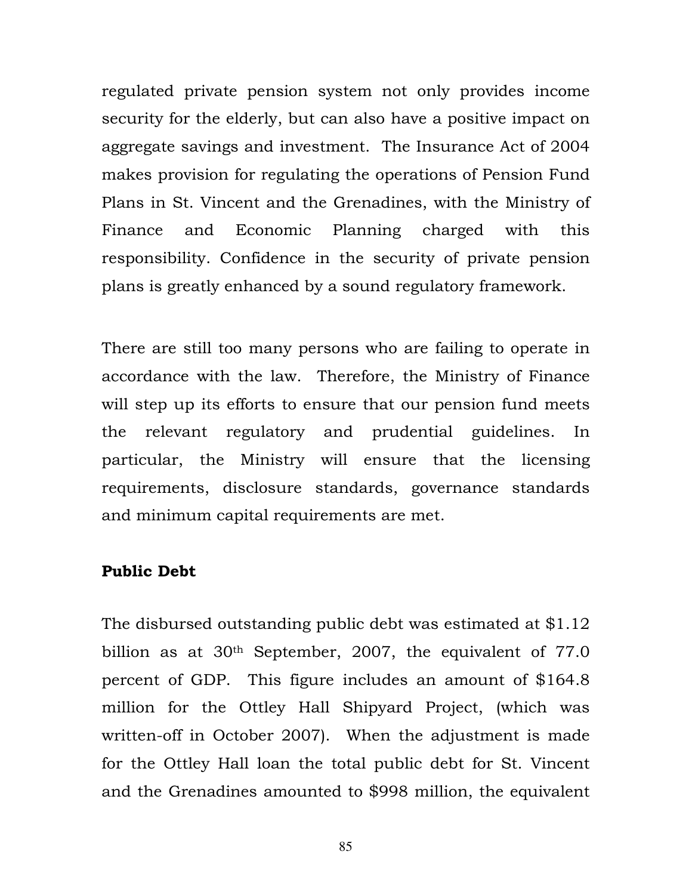regulated private pension system not only provides income security for the elderly, but can also have a positive impact on aggregate savings and investment. The Insurance Act of 2004 makes provision for regulating the operations of Pension Fund Plans in St. Vincent and the Grenadines, with the Ministry of Finance and Economic Planning charged with this responsibility. Confidence in the security of private pension plans is greatly enhanced by a sound regulatory framework.

There are still too many persons who are failing to operate in accordance with the law. Therefore, the Ministry of Finance will step up its efforts to ensure that our pension fund meets the relevant regulatory and prudential guidelines. In particular, the Ministry will ensure that the licensing requirements, disclosure standards, governance standards and minimum capital requirements are met.

**Public Debt**

The disbursed outstanding public debt was estimated at $1.12 billion as at 30th September, 2007, the equivalent of 77.0 percent of GDP. This figure includes an amount of $164.8 million for the Ottley Hall Shipyard Project, (which was written-off in October 2007). When the adjustment is made for the Ottley Hall loan the total public debt for St. Vincent and the Grenadines amounted to $998 million, the equivalent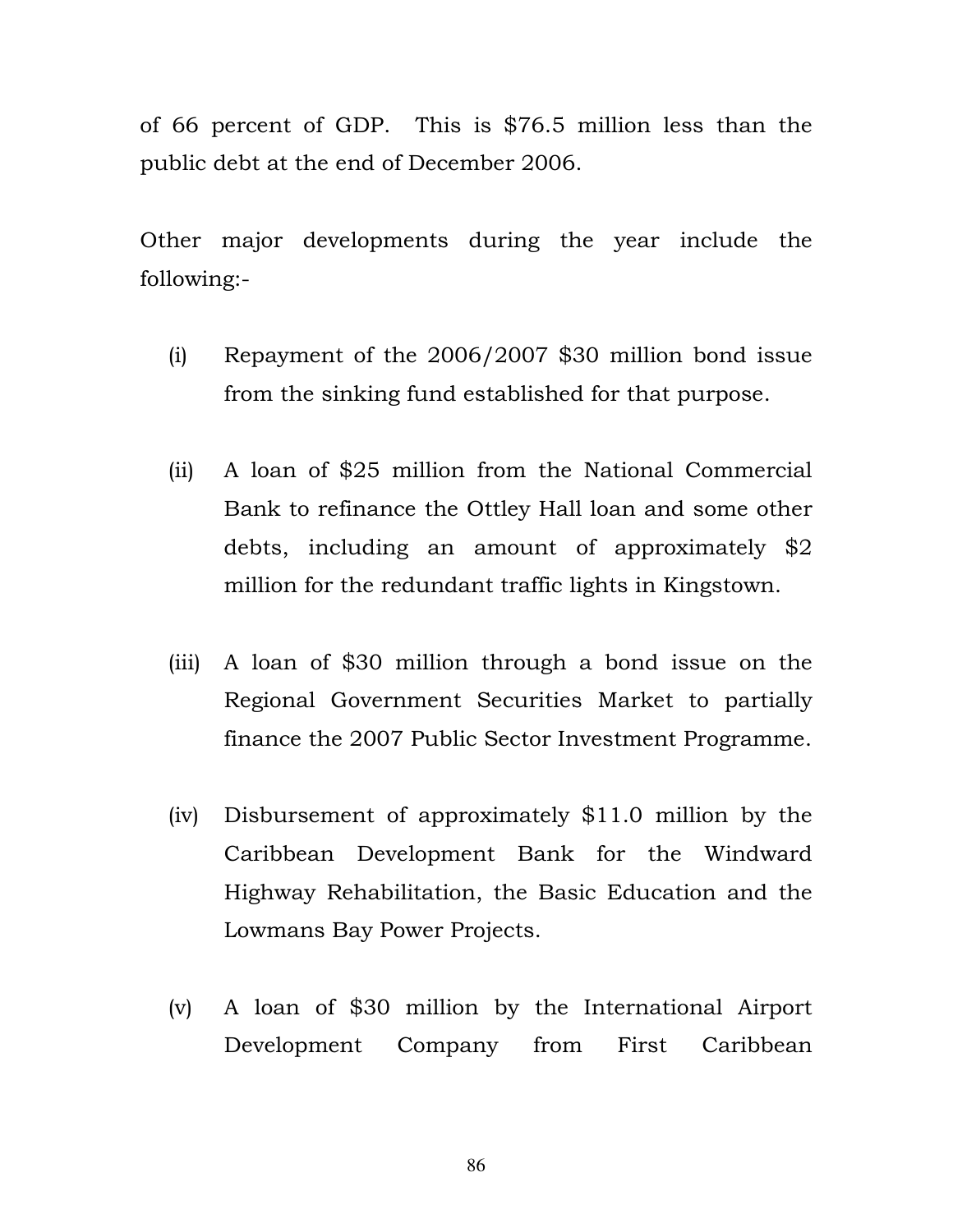of 66 percent of GDP. This is $76.5 million less than the public debt at the end of December 2006.

Other major developments during the year include the following:-

(i) Repayment of the 2006/2007 $30 million bond issue from the sinking fund established for that purpose.

(ii) A loan of $25 million from the National Commercial Bank to refinance the Ottley Hall loan and some other debts, including an amount of approximately $2 million for the redundant traffic lights in Kingstown.

(iii) A loan of $30 million through a bond issue on the Regional Government Securities Market to partially finance the 2007 Public Sector Investment Programme.

(iv) Disbursement of approximately $11.0 million by the Caribbean Development Bank for the Windward Highway Rehabilitation, the Basic Education and the Lowmans Bay Power Projects.

(v) A loan of $30 million by the International Airport Development Company from First Caribbean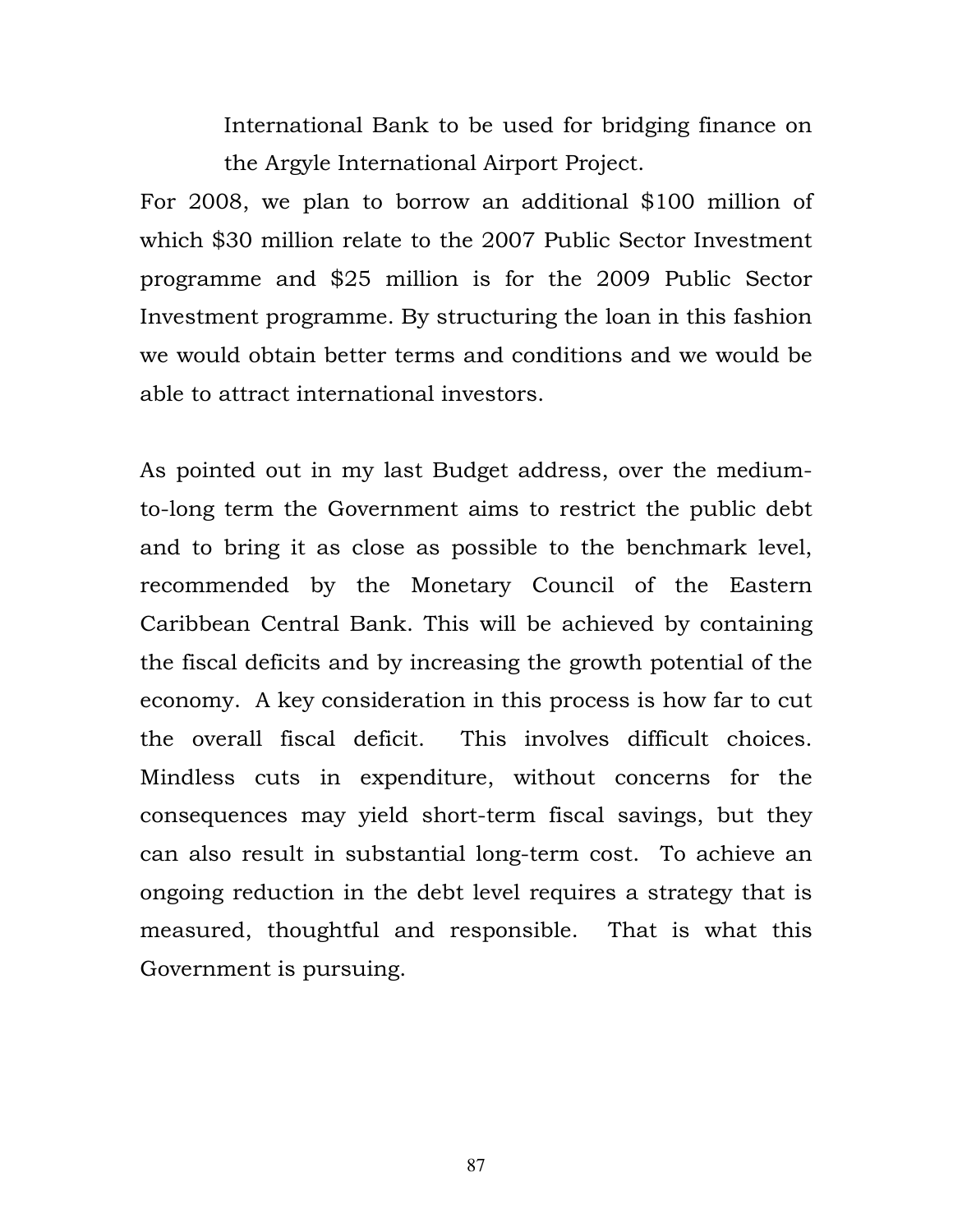International Bank to be used for bridging finance on the Argyle International Airport Project.

For 2008, we plan to borrow an additional $100 million of which $30 million relate to the 2007 Public Sector Investment programme and $25 million is for the 2009 Public Sector Investment programme. By structuring the loan in this fashion we would obtain better terms and conditions and we would be able to attract international investors.

As pointed out in my last Budget address, over the medium-to-long term the Government aims to restrict the public debt and to bring it as close as possible to the benchmark level, recommended by the Monetary Council of the Eastern Caribbean Central Bank. This will be achieved by containing the fiscal deficits and by increasing the growth potential of the economy. A key consideration in this process is how far to cut the overall fiscal deficit. This involves difficult choices. Mindless cuts in expenditure, without concerns for the consequences may yield short-term fiscal savings, but they can also result in substantial long-term cost. To achieve an ongoing reduction in the debt level requires a strategy that is measured, thoughtful and responsible. That is what this Government is pursuing.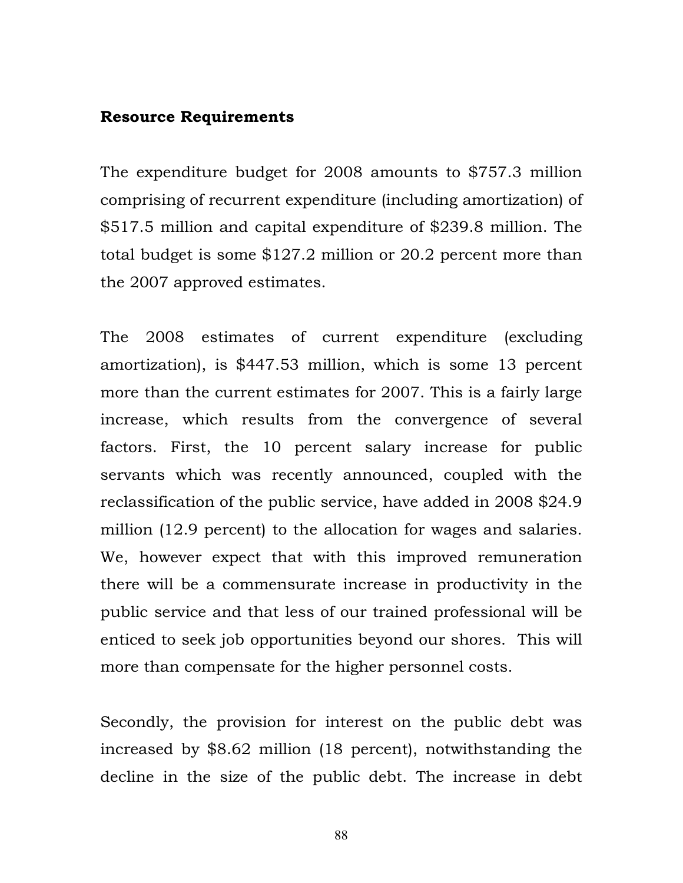**Resource Requirements**

The expenditure budget for 2008 amounts to $757.3 million comprising of recurrent expenditure (including amortization) of $517.5 million and capital expenditure of $239.8 million. The total budget is some $127.2 million or 20.2 percent more than the 2007 approved estimates.

The 2008 estimates of current expenditure (excluding amortization), is $447.53 million, which is some 13 percent more than the current estimates for 2007. This is a fairly large increase, which results from the convergence of several factors. First, the 10 percent salary increase for public servants which was recently announced, coupled with the reclassification of the public service, have added in 2008 $24.9 million (12.9 percent) to the allocation for wages and salaries. We, however expect that with this improved remuneration there will be a commensurate increase in productivity in the public service and that less of our trained professional will be enticed to seek job opportunities beyond our shores. This will more than compensate for the higher personnel costs.

Secondly, the provision for interest on the public debt was increased by $8.62 million (18 percent), notwithstanding the decline in the size of the public debt. The increase in debt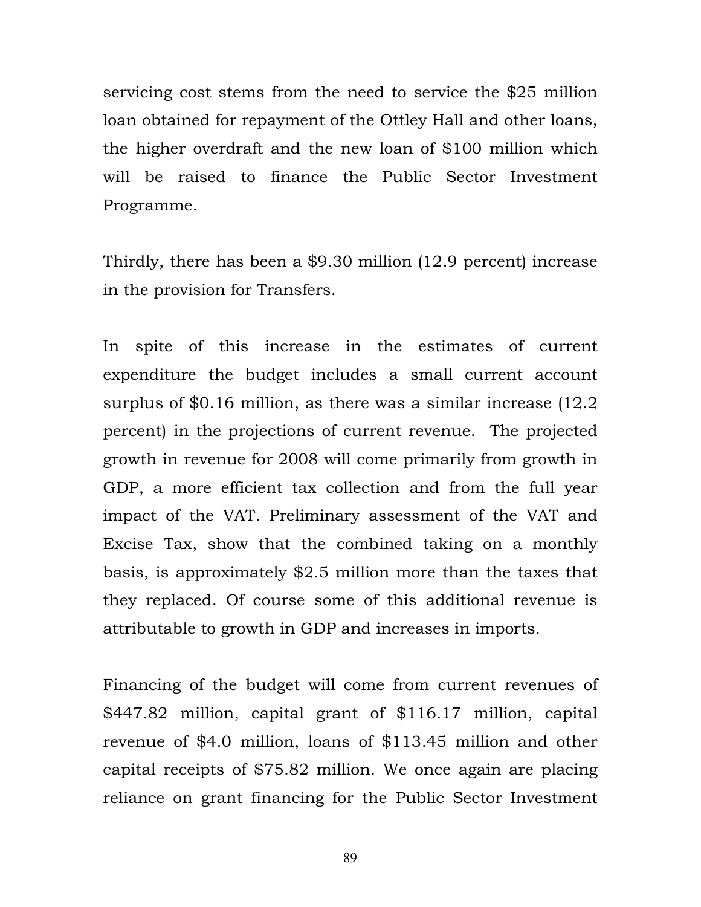servicing cost stems from the need to service the $25 million loan obtained for repayment of the Ottley Hall and other loans, the higher overdraft and the new loan of $100 million which will be raised to finance the Public Sector Investment Programme.

Thirdly, there has been a $9.30 million (12.9 percent) increase in the provision for Transfers.

In spite of this increase in the estimates of current expenditure the budget includes a small current account surplus of $0.16 million, as there was a similar increase (12.2 percent) in the projections of current revenue. The projected growth in revenue for 2008 will come primarily from growth in GDP, a more efficient tax collection and from the full year impact of the VAT. Preliminary assessment of the VAT and Excise Tax, show that the combined taking on a monthly basis, is approximately $2.5 million more than the taxes that they replaced. Of course some of this additional revenue is attributable to growth in GDP and increases in imports.

Financing of the budget will come from current revenues of $447.82 million, capital grant of $116.17 million, capital revenue of $4.0 million, loans of $113.45 million and other capital receipts of $75.82 million. We once again are placing reliance on grant financing for the Public Sector Investment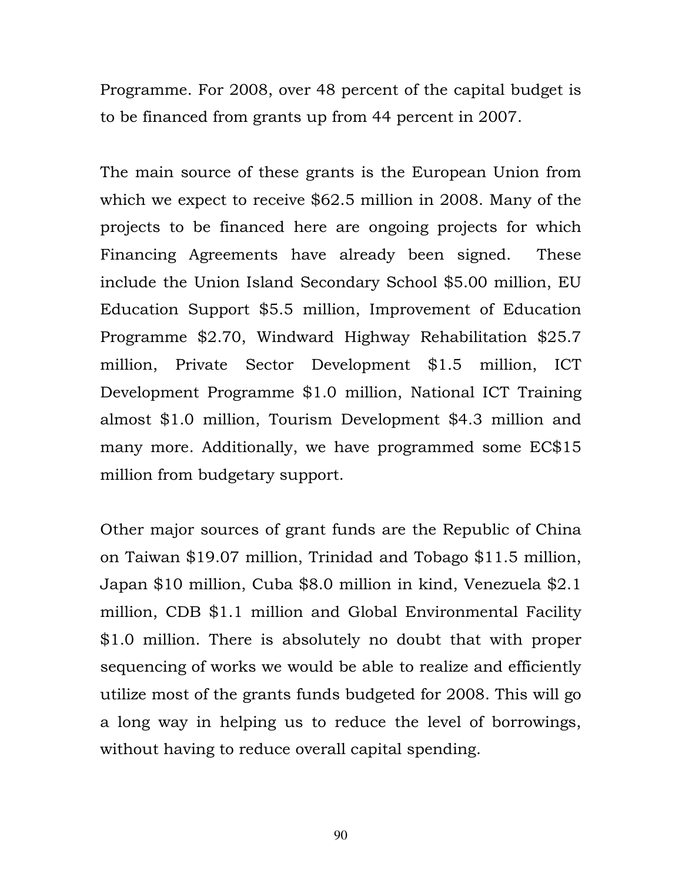Programme. For 2008, over 48 percent of the capital budget is to be financed from grants up from 44 percent in 2007.

The main source of these grants is the European Union from which we expect to receive $62.5 million in 2008. Many of the projects to be financed here are ongoing projects for which Financing Agreements have already been signed. These include the Union Island Secondary School $5.00 million, EU Education Support $5.5 million, Improvement of Education Programme $2.70, Windward Highway Rehabilitation $25.7 million, Private Sector Development $1.5 million, ICT Development Programme $1.0 million, National ICT Training almost $1.0 million, Tourism Development $4.3 million and many more. Additionally, we have programmed some EC$15 million from budgetary support.

Other major sources of grant funds are the Republic of China on Taiwan $19.07 million, Trinidad and Tobago $11.5 million, Japan $10 million, Cuba $8.0 million in kind, Venezuela $2.1 million, CDB $1.1 million and Global Environmental Facility $1.0 million. There is absolutely no doubt that with proper sequencing of works we would be able to realize and efficiently utilize most of the grants funds budgeted for 2008. This will go a long way in helping us to reduce the level of borrowings, without having to reduce overall capital spending.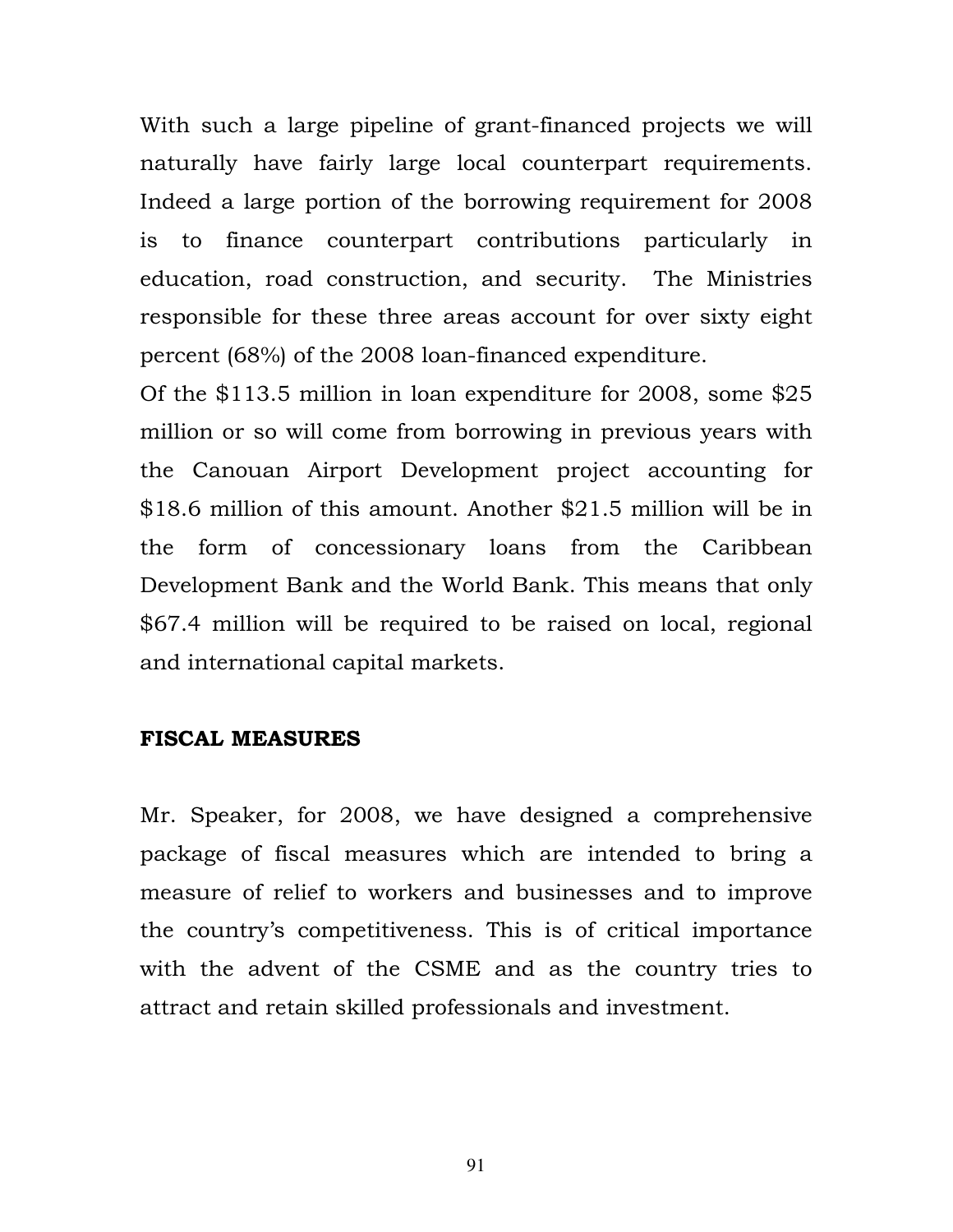With such a large pipeline of grant-financed projects we will naturally have fairly large local counterpart requirements. Indeed a large portion of the borrowing requirement for 2008 is to finance counterpart contributions particularly in education, road construction, and security. The Ministries responsible for these three areas account for over sixty eight percent (68%) of the 2008 loan-financed expenditure.

Of the $113.5 million in loan expenditure for 2008, some $25 million or so will come from borrowing in previous years with the Canouan Airport Development project accounting for $18.6 million of this amount. Another $21.5 million will be in the form of concessionary loans from the Caribbean Development Bank and the World Bank. This means that only $67.4 million will be required to be raised on local, regional and international capital markets.

**FISCAL MEASURES**

Mr. Speaker, for 2008, we have designed a comprehensive package of fiscal measures which are intended to bring a measure of relief to workers and businesses and to improve the country's competitiveness. This is of critical importance with the advent of the CSME and as the country tries to attract and retain skilled professionals and investment.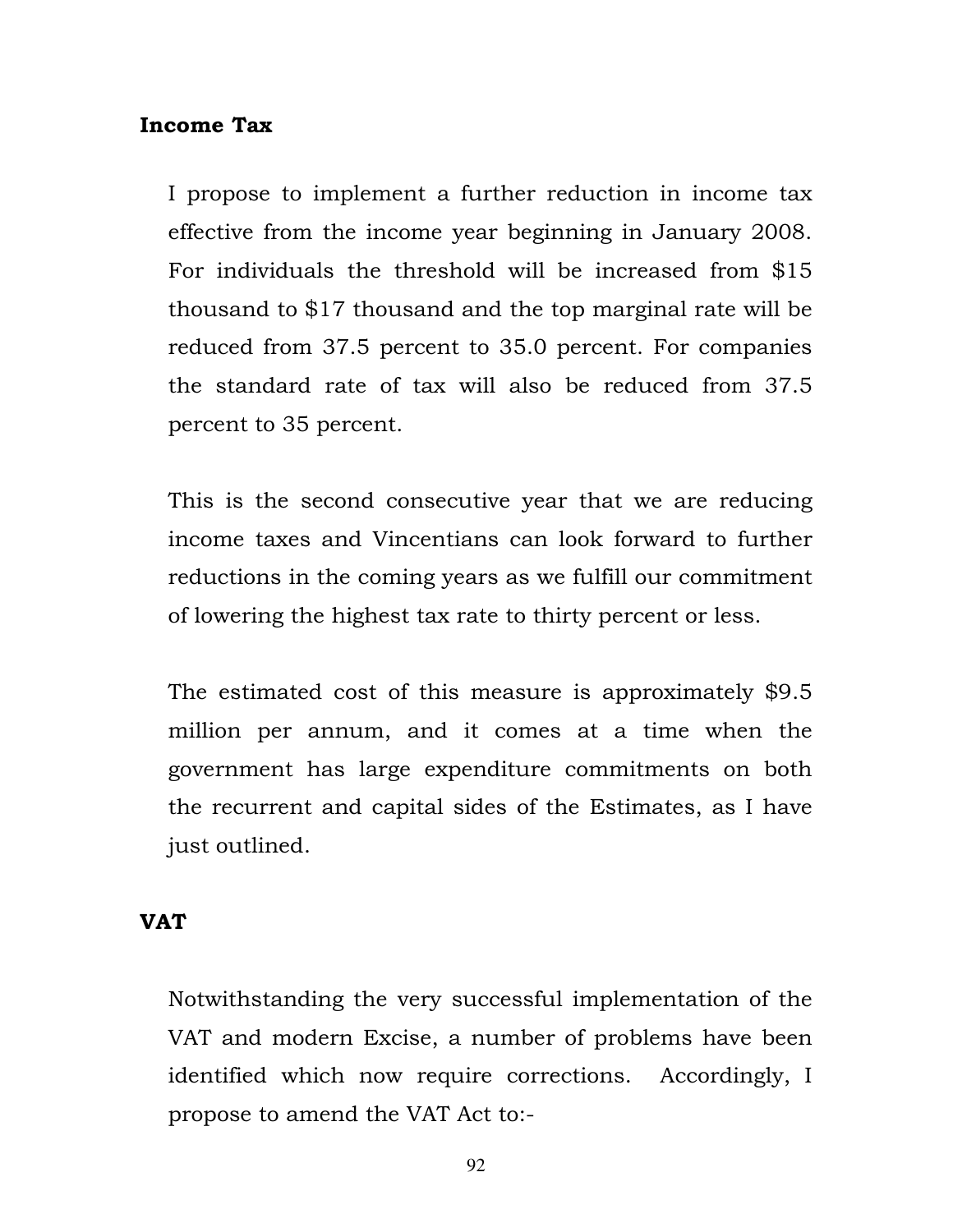**Income Tax**

I propose to implement a further reduction in income tax effective from the income year beginning in January 2008. For individuals the threshold will be increased from $15 thousand to $17 thousand and the top marginal rate will be reduced from 37.5 percent to 35.0 percent. For companies the standard rate of tax will also be reduced from 37.5 percent to 35 percent.

This is the second consecutive year that we are reducing income taxes and Vincentians can look forward to further reductions in the coming years as we fulfill our commitment of lowering the highest tax rate to thirty percent or less.

The estimated cost of this measure is approximately $9.5 million per annum, and it comes at a time when the government has large expenditure commitments on both the recurrent and capital sides of the Estimates, as I have just outlined.

**VAT**

Notwithstanding the very successful implementation of the VAT and modern Excise, a number of problems have been identified which now require corrections. Accordingly, I propose to amend the VAT Act to:-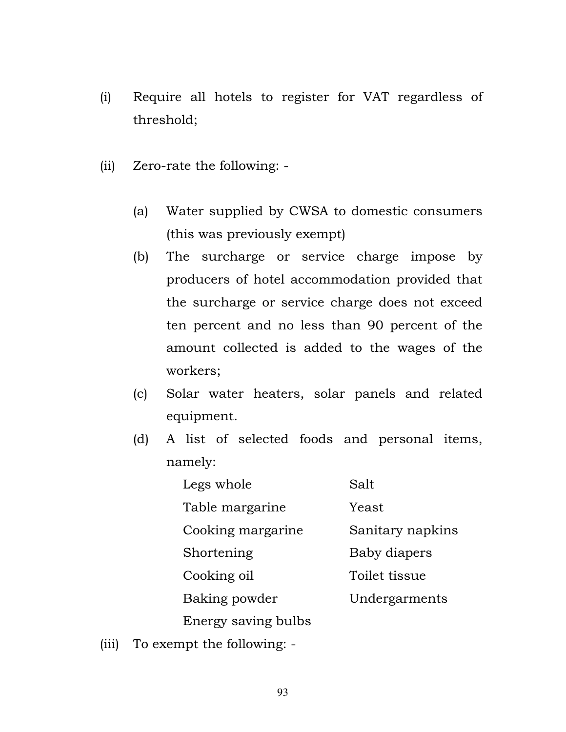(i) Require all hotels to register for VAT regardless of threshold;

(ii) Zero-rate the following: -

   (a) Water supplied by CWSA to domestic consumers (this was previously exempt)
   (b) The surcharge or service charge impose by producers of hotel accommodation provided that the surcharge or service charge does not exceed ten percent and no less than 90 percent of the amount collected is added to the wages of the workers;
   (c) Solar water heaters, solar panels and related equipment.
   (d) A list of selected foods and personal items, namely:

| | |
|---|---|
| Legs whole | Salt |
| Table margarine | Yeast |
| Cooking margarine | Sanitary napkins |
| Shortening | Baby diapers |
| Cooking oil | Toilet tissue |
| Baking powder | Undergarments |
| Energy saving bulbs | |

(iii) To exempt the following: -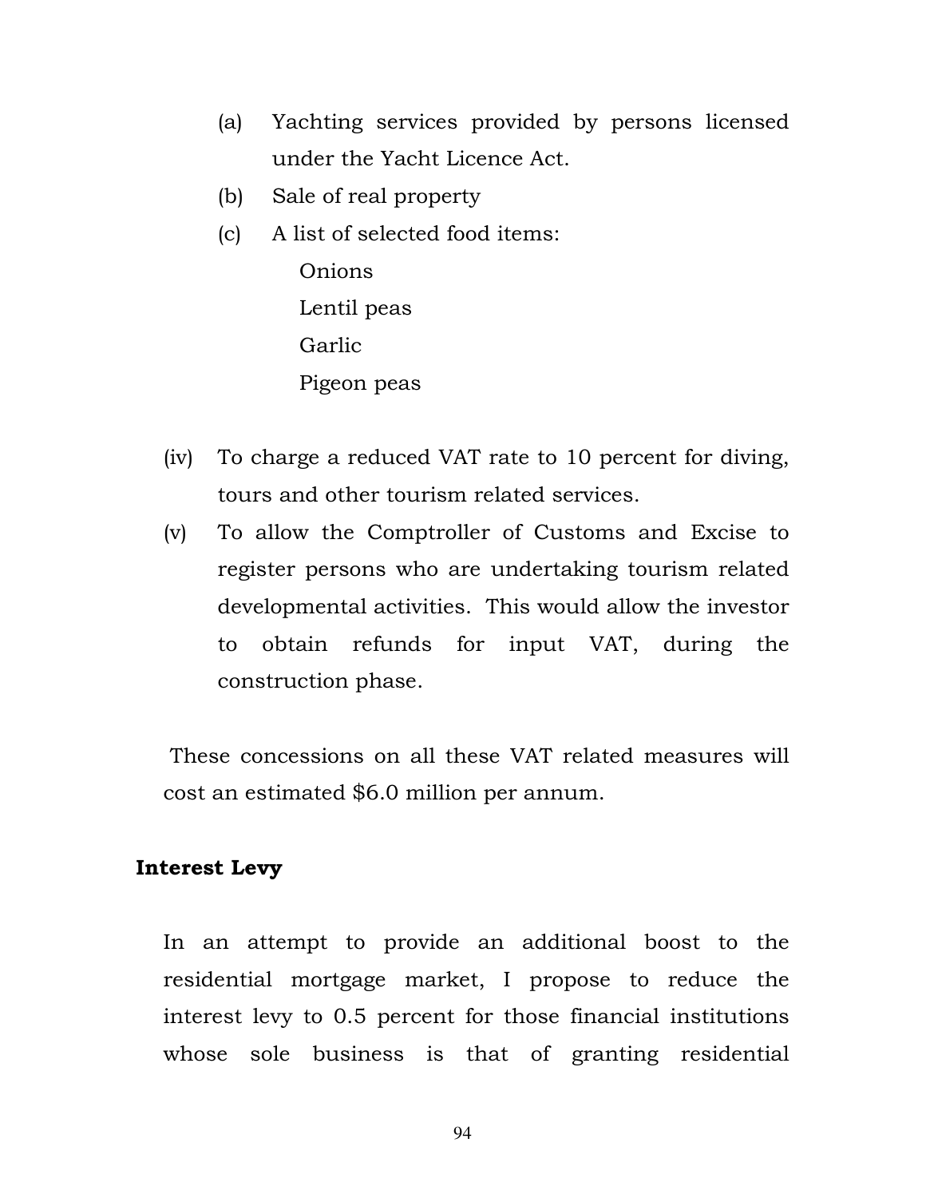(a) Yachting services provided by persons licensed under the Yacht Licence Act.

(b) Sale of real property

(c) A list of selected food items:

    Onions
    Lentil peas
    Garlic
    Pigeon peas

(iv) To charge a reduced VAT rate to 10 percent for diving, tours and other tourism related services.

(v) To allow the Comptroller of Customs and Excise to register persons who are undertaking tourism related developmental activities. This would allow the investor to obtain refunds for input VAT, during the construction phase.

These concessions on all these VAT related measures will cost an estimated $6.0 million per annum.

**Interest Levy**

In an attempt to provide an additional boost to the residential mortgage market, I propose to reduce the interest levy to 0.5 percent for those financial institutions whose sole business is that of granting residential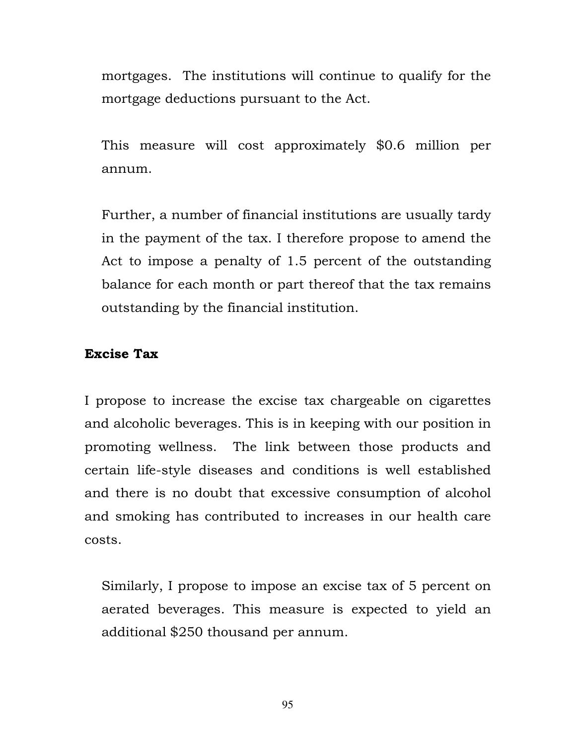mortgages. The institutions will continue to qualify for the mortgage deductions pursuant to the Act.

This measure will cost approximately $0.6 million per annum.

Further, a number of financial institutions are usually tardy in the payment of the tax. I therefore propose to amend the Act to impose a penalty of 1.5 percent of the outstanding balance for each month or part thereof that the tax remains outstanding by the financial institution.

**Excise Tax**

I propose to increase the excise tax chargeable on cigarettes and alcoholic beverages. This is in keeping with our position in promoting wellness. The link between those products and certain life-style diseases and conditions is well established and there is no doubt that excessive consumption of alcohol and smoking has contributed to increases in our health care costs.

Similarly, I propose to impose an excise tax of 5 percent on aerated beverages. This measure is expected to yield an additional $250 thousand per annum.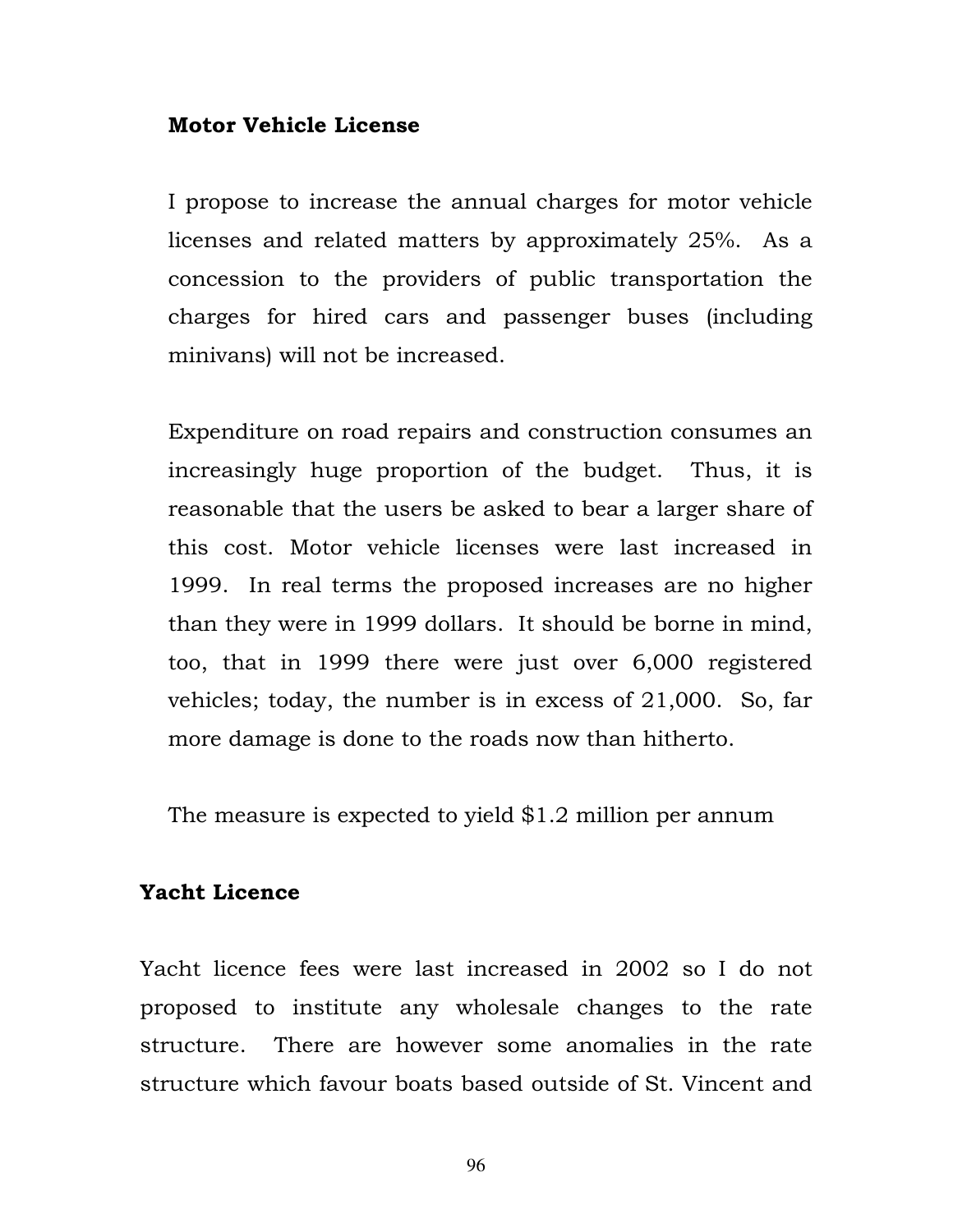**Motor Vehicle License**

I propose to increase the annual charges for motor vehicle licenses and related matters by approximately 25%. As a concession to the providers of public transportation the charges for hired cars and passenger buses (including minivans) will not be increased.

Expenditure on road repairs and construction consumes an increasingly huge proportion of the budget. Thus, it is reasonable that the users be asked to bear a larger share of this cost. Motor vehicle licenses were last increased in 1999. In real terms the proposed increases are no higher than they were in 1999 dollars. It should be borne in mind, too, that in 1999 there were just over 6,000 registered vehicles; today, the number is in excess of 21,000. So, far more damage is done to the roads now than hitherto.

The measure is expected to yield $1.2 million per annum

**Yacht Licence**

Yacht licence fees were last increased in 2002 so I do not proposed to institute any wholesale changes to the rate structure. There are however some anomalies in the rate structure which favour boats based outside of St. Vincent and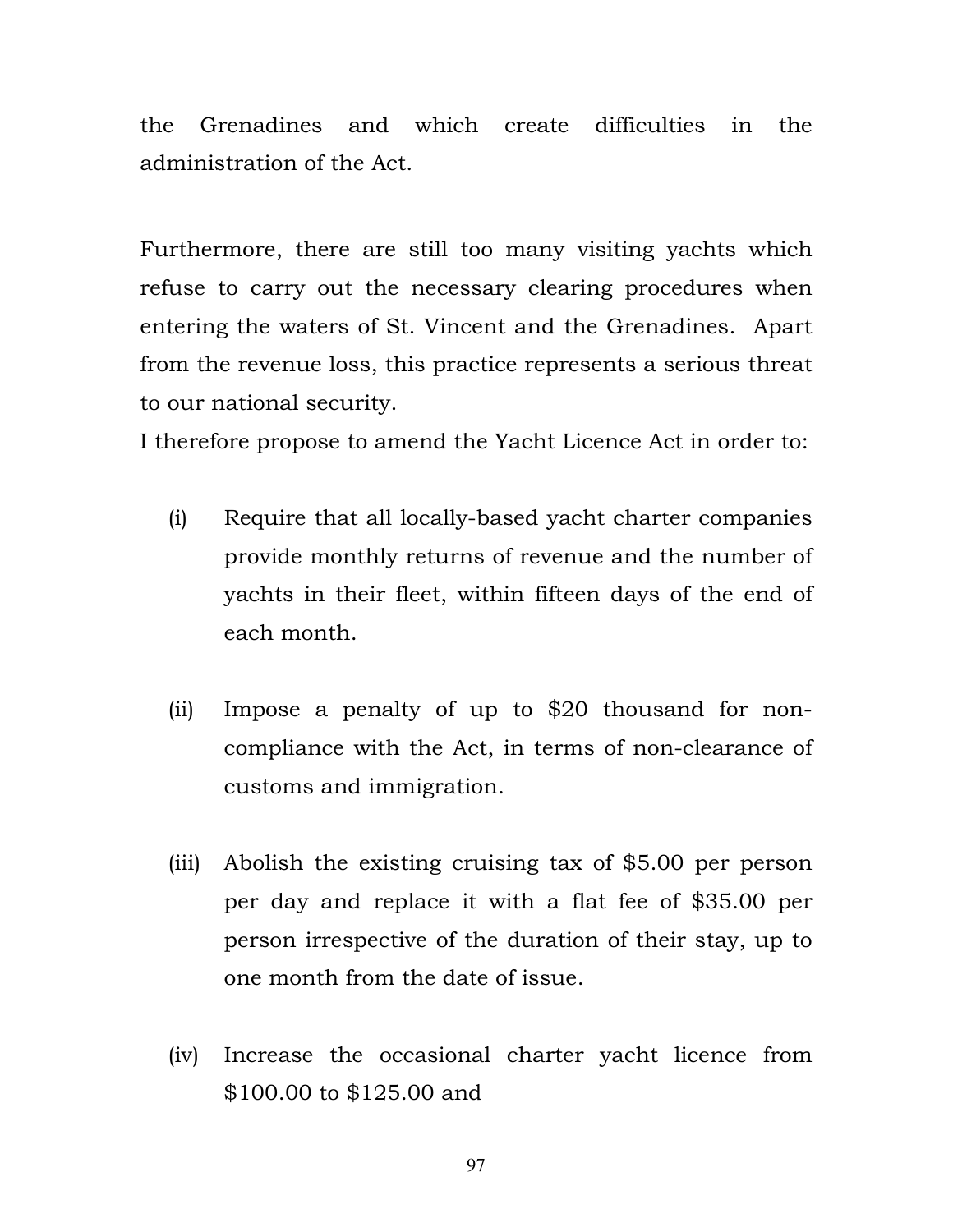the Grenadines and which create difficulties in the administration of the Act.

Furthermore, there are still too many visiting yachts which refuse to carry out the necessary clearing procedures when entering the waters of St. Vincent and the Grenadines. Apart from the revenue loss, this practice represents a serious threat to our national security.

I therefore propose to amend the Yacht Licence Act in order to:

(i) Require that all locally-based yacht charter companies provide monthly returns of revenue and the number of yachts in their fleet, within fifteen days of the end of each month.

(ii) Impose a penalty of up to $20 thousand for non-compliance with the Act, in terms of non-clearance of customs and immigration.

(iii) Abolish the existing cruising tax of $5.00 per person per day and replace it with a flat fee of $35.00 per person irrespective of the duration of their stay, up to one month from the date of issue.

(iv) Increase the occasional charter yacht licence from $100.00 to $125.00 and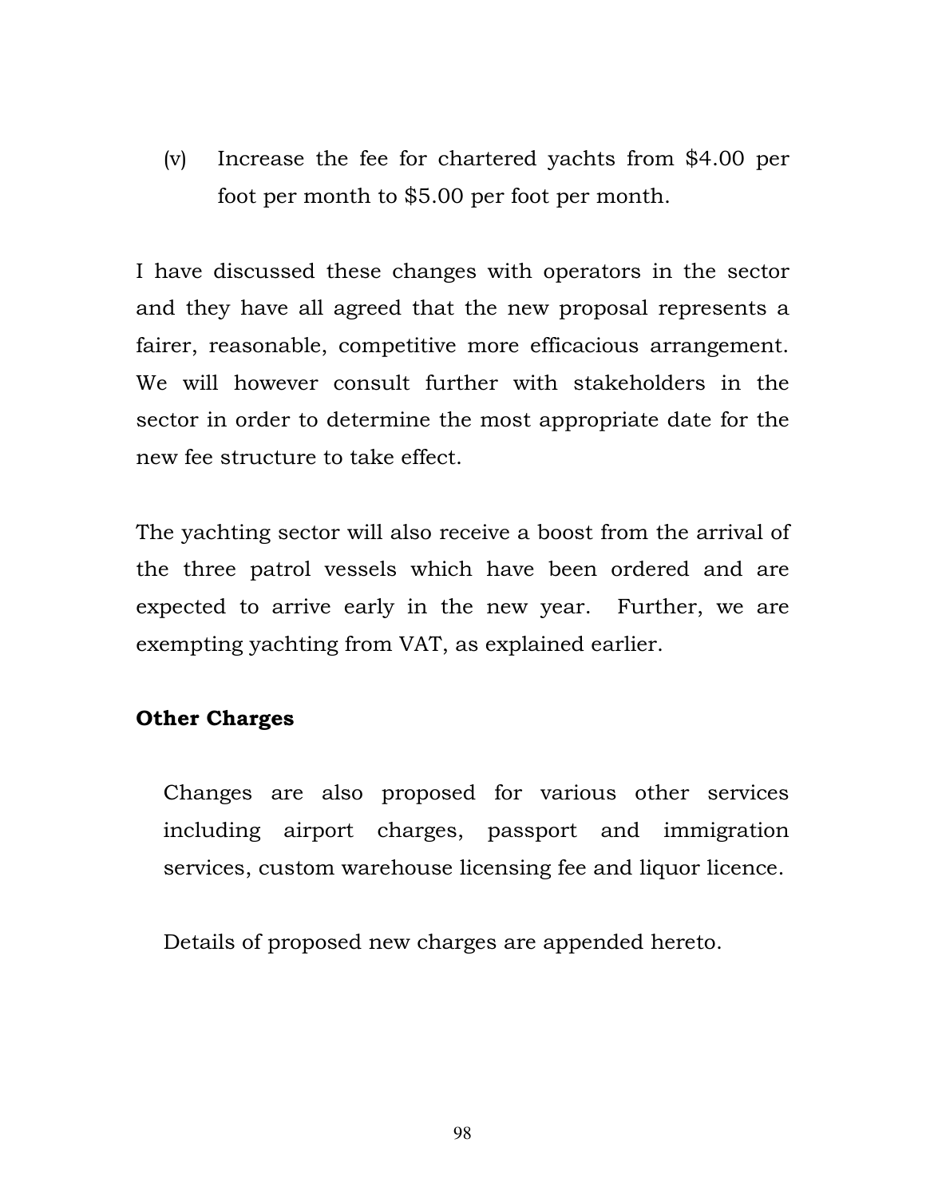(v) Increase the fee for chartered yachts from $4.00 per foot per month to $5.00 per foot per month.

I have discussed these changes with operators in the sector and they have all agreed that the new proposal represents a fairer, reasonable, competitive more efficacious arrangement. We will however consult further with stakeholders in the sector in order to determine the most appropriate date for the new fee structure to take effect.

The yachting sector will also receive a boost from the arrival of the three patrol vessels which have been ordered and are expected to arrive early in the new year. Further, we are exempting yachting from VAT, as explained earlier.

**Other Charges**

Changes are also proposed for various other services including airport charges, passport and immigration services, custom warehouse licensing fee and liquor licence.

Details of proposed new charges are appended hereto.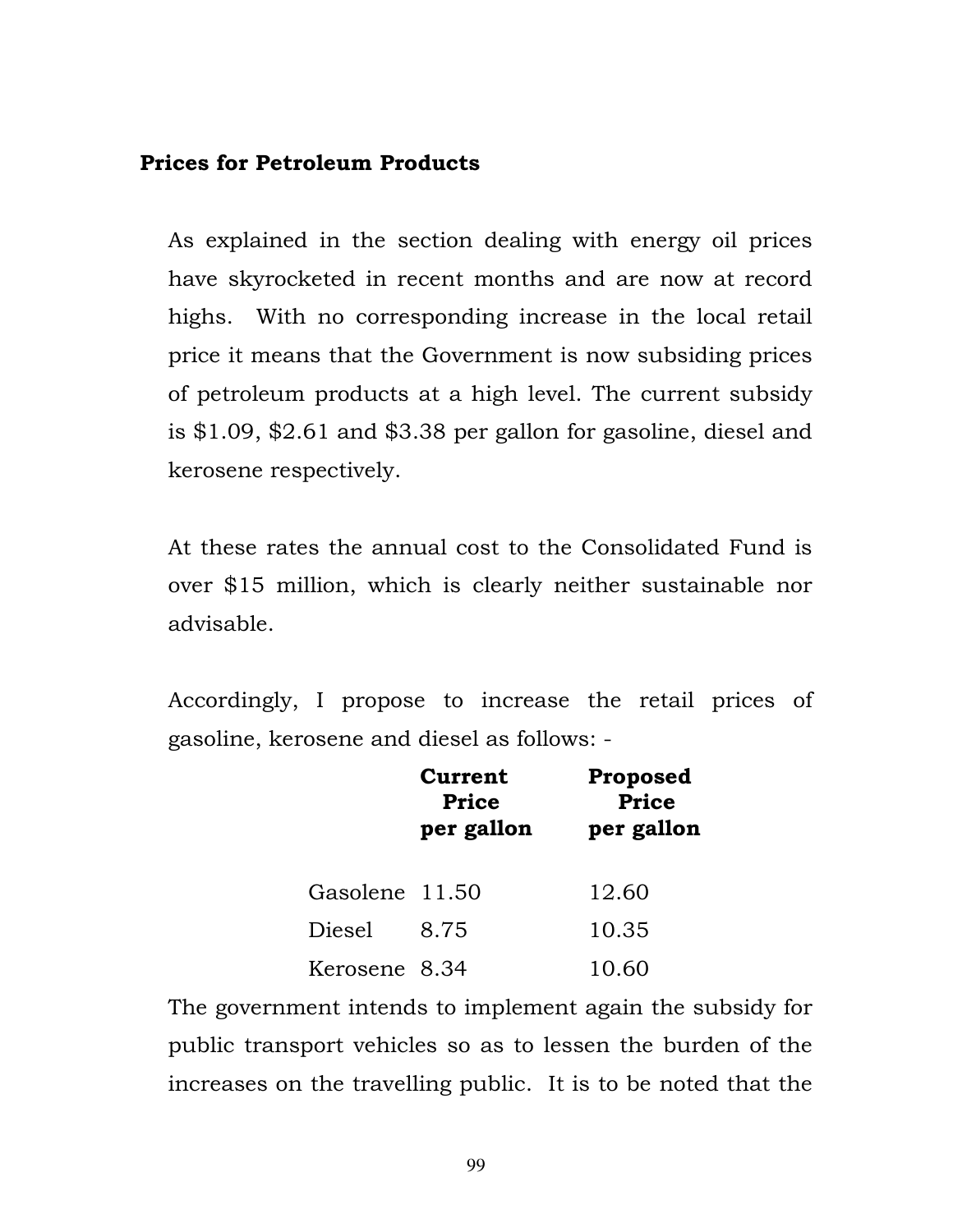**Prices for Petroleum Products**

As explained in the section dealing with energy oil prices have skyrocketed in recent months and are now at record highs. With no corresponding increase in the local retail price it means that the Government is now subsiding prices of petroleum products at a high level. The current subsidy is $1.09, $2.61 and $3.38 per gallon for gasoline, diesel and kerosene respectively.

At these rates the annual cost to the Consolidated Fund is over $15 million, which is clearly neither sustainable nor advisable.

Accordingly, I propose to increase the retail prices of gasoline, kerosene and diesel as follows: -

| | **Current Price per gallon** | **Proposed Price per gallon** |
|---|---|---|
| Gasolene | 11.50 | 12.60 |
| Diesel | 8.75 | 10.35 |
| Kerosene | 8.34 | 10.60 |

The government intends to implement again the subsidy for public transport vehicles so as to lessen the burden of the increases on the travelling public. It is to be noted that the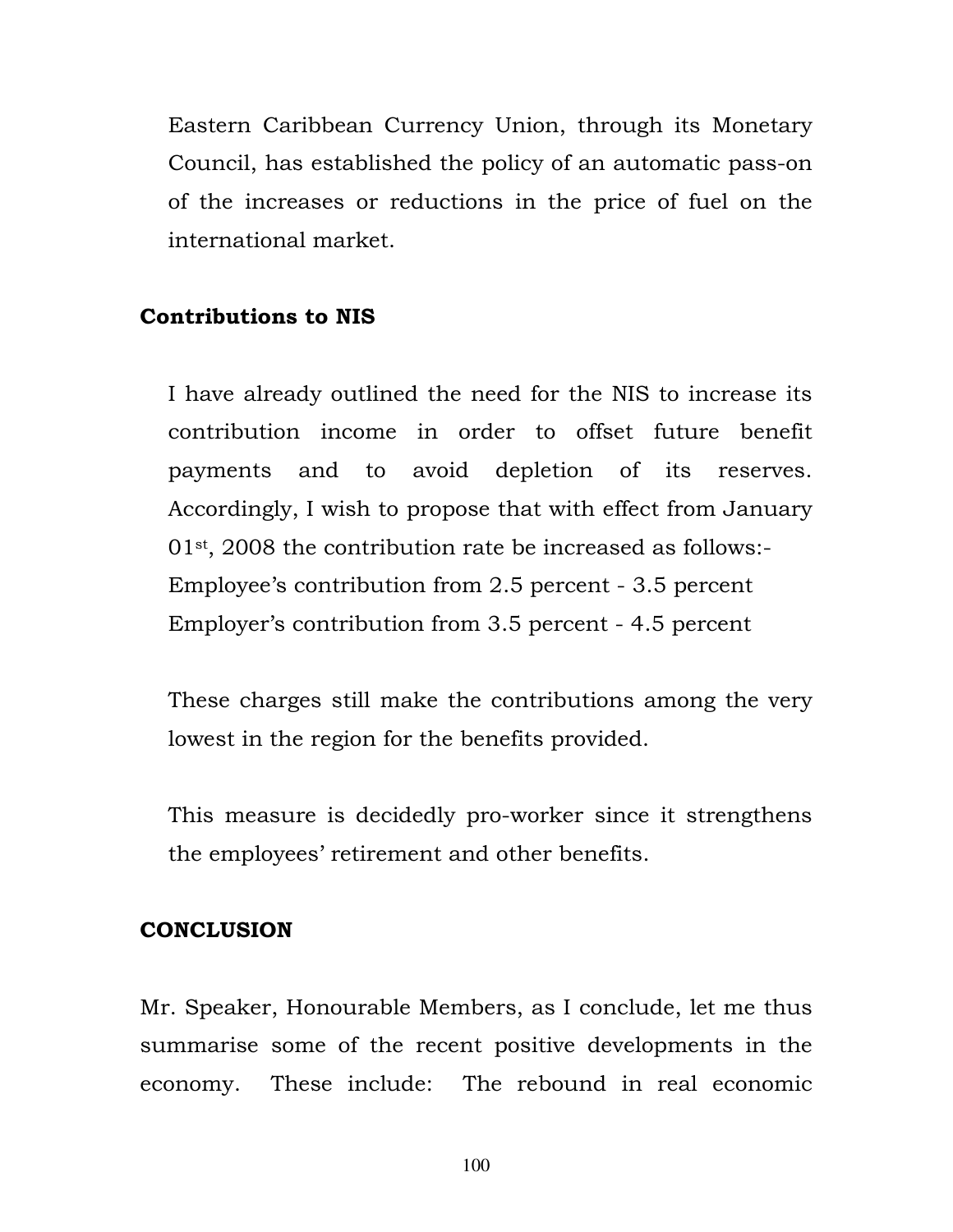Eastern Caribbean Currency Union, through its Monetary Council, has established the policy of an automatic pass-on of the increases or reductions in the price of fuel on the international market.

## Contributions to NIS

I have already outlined the need for the NIS to increase its contribution income in order to offset future benefit payments and to avoid depletion of its reserves. Accordingly, I wish to propose that with effect from January 01st, 2008 the contribution rate be increased as follows:-
Employee's contribution from 2.5 percent - 3.5 percent
Employer's contribution from 3.5 percent - 4.5 percent

These charges still make the contributions among the very lowest in the region for the benefits provided.

This measure is decidedly pro-worker since it strengthens the employees' retirement and other benefits.

## CONCLUSION

Mr. Speaker, Honourable Members, as I conclude, let me thus summarise some of the recent positive developments in the economy. These include: The rebound in real economic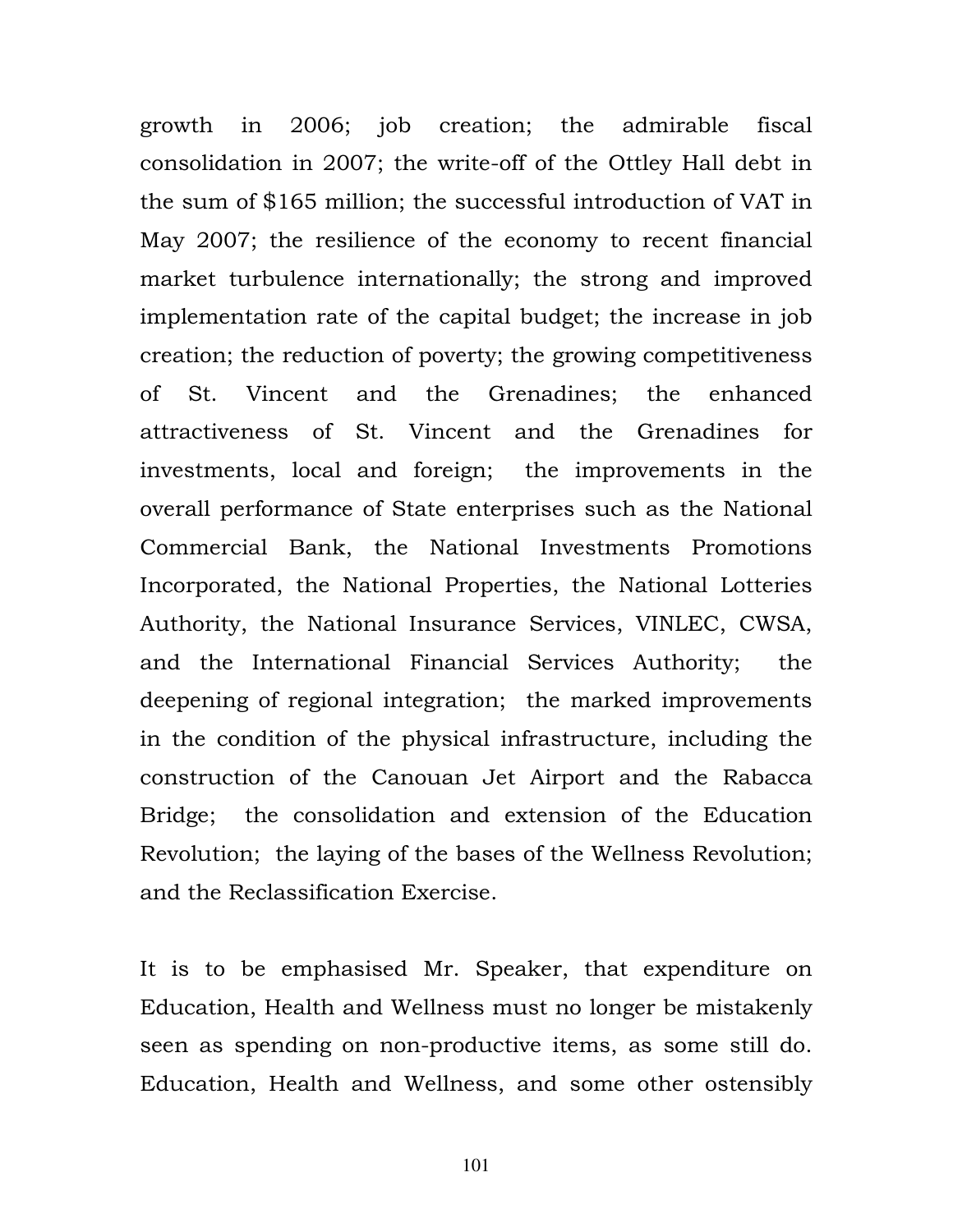growth in 2006; job creation; the admirable fiscal consolidation in 2007; the write-off of the Ottley Hall debt in the sum of $165 million; the successful introduction of VAT in May 2007; the resilience of the economy to recent financial market turbulence internationally; the strong and improved implementation rate of the capital budget; the increase in job creation; the reduction of poverty; the growing competitiveness of St. Vincent and the Grenadines; the enhanced attractiveness of St. Vincent and the Grenadines for investments, local and foreign; the improvements in the overall performance of State enterprises such as the National Commercial Bank, the National Investments Promotions Incorporated, the National Properties, the National Lotteries Authority, the National Insurance Services, VINLEC, CWSA, and the International Financial Services Authority; the deepening of regional integration; the marked improvements in the condition of the physical infrastructure, including the construction of the Canouan Jet Airport and the Rabacca Bridge; the consolidation and extension of the Education Revolution; the laying of the bases of the Wellness Revolution; and the Reclassification Exercise.

It is to be emphasised Mr. Speaker, that expenditure on Education, Health and Wellness must no longer be mistakenly seen as spending on non-productive items, as some still do. Education, Health and Wellness, and some other ostensibly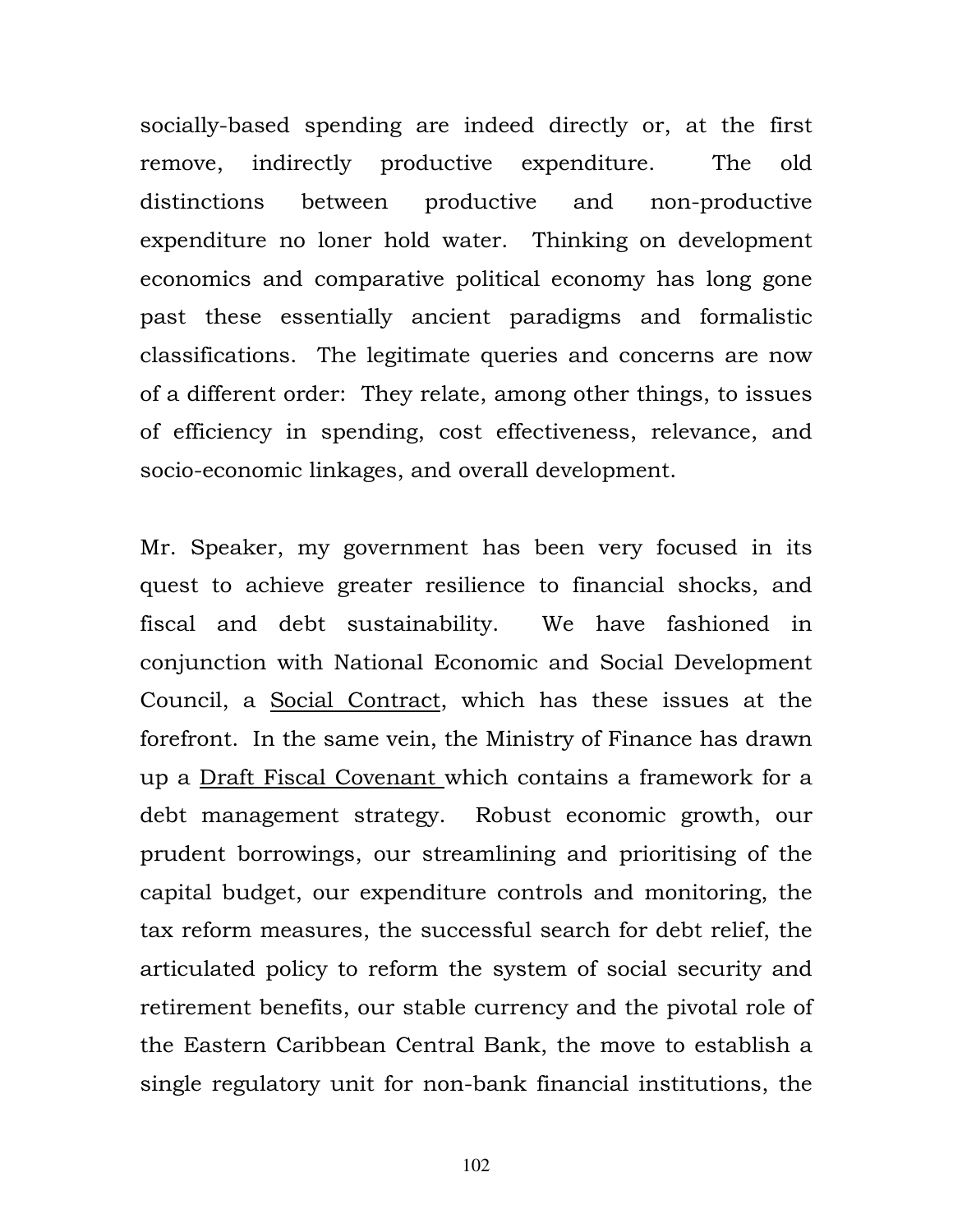socially-based spending are indeed directly or, at the first remove, indirectly productive expenditure. The old distinctions between productive and non-productive expenditure no loner hold water. Thinking on development economics and comparative political economy has long gone past these essentially ancient paradigms and formalistic classifications. The legitimate queries and concerns are now of a different order: They relate, among other things, to issues of efficiency in spending, cost effectiveness, relevance, and socio-economic linkages, and overall development.

Mr. Speaker, my government has been very focused in its quest to achieve greater resilience to financial shocks, and fiscal and debt sustainability. We have fashioned in conjunction with National Economic and Social Development Council, a <u>Social Contract</u>, which has these issues at the forefront. In the same vein, the Ministry of Finance has drawn up a <u>Draft Fiscal Covenant</u> which contains a framework for a debt management strategy. Robust economic growth, our prudent borrowings, our streamlining and prioritising of the capital budget, our expenditure controls and monitoring, the tax reform measures, the successful search for debt relief, the articulated policy to reform the system of social security and retirement benefits, our stable currency and the pivotal role of the Eastern Caribbean Central Bank, the move to establish a single regulatory unit for non-bank financial institutions, the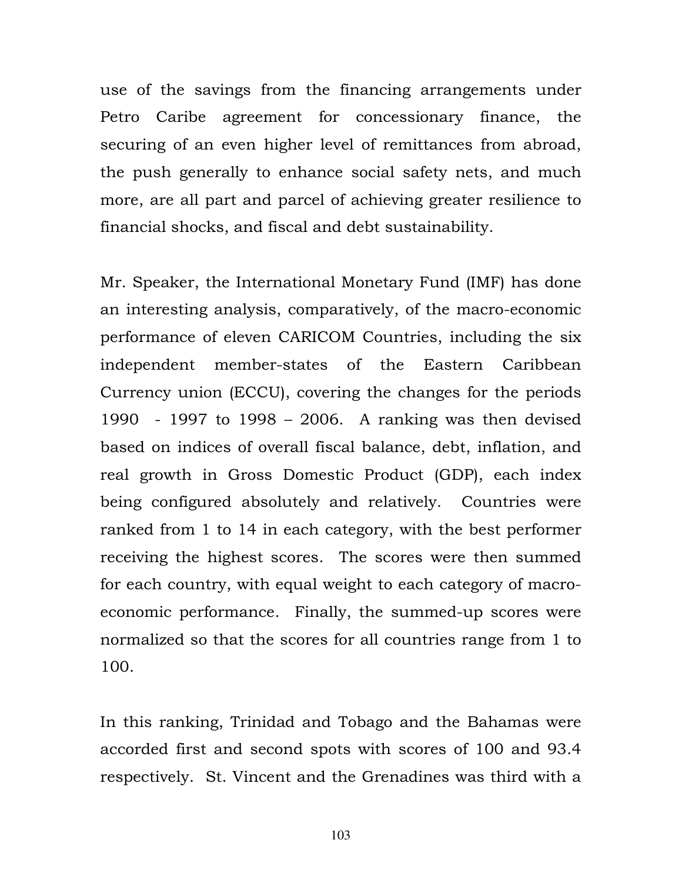use of the savings from the financing arrangements under Petro Caribe agreement for concessionary finance, the securing of an even higher level of remittances from abroad, the push generally to enhance social safety nets, and much more, are all part and parcel of achieving greater resilience to financial shocks, and fiscal and debt sustainability.

Mr. Speaker, the International Monetary Fund (IMF) has done an interesting analysis, comparatively, of the macro-economic performance of eleven CARICOM Countries, including the six independent member-states of the Eastern Caribbean Currency union (ECCU), covering the changes for the periods 1990 - 1997 to 1998 – 2006. A ranking was then devised based on indices of overall fiscal balance, debt, inflation, and real growth in Gross Domestic Product (GDP), each index being configured absolutely and relatively. Countries were ranked from 1 to 14 in each category, with the best performer receiving the highest scores. The scores were then summed for each country, with equal weight to each category of macro-economic performance. Finally, the summed-up scores were normalized so that the scores for all countries range from 1 to 100.

In this ranking, Trinidad and Tobago and the Bahamas were accorded first and second spots with scores of 100 and 93.4 respectively. St. Vincent and the Grenadines was third with a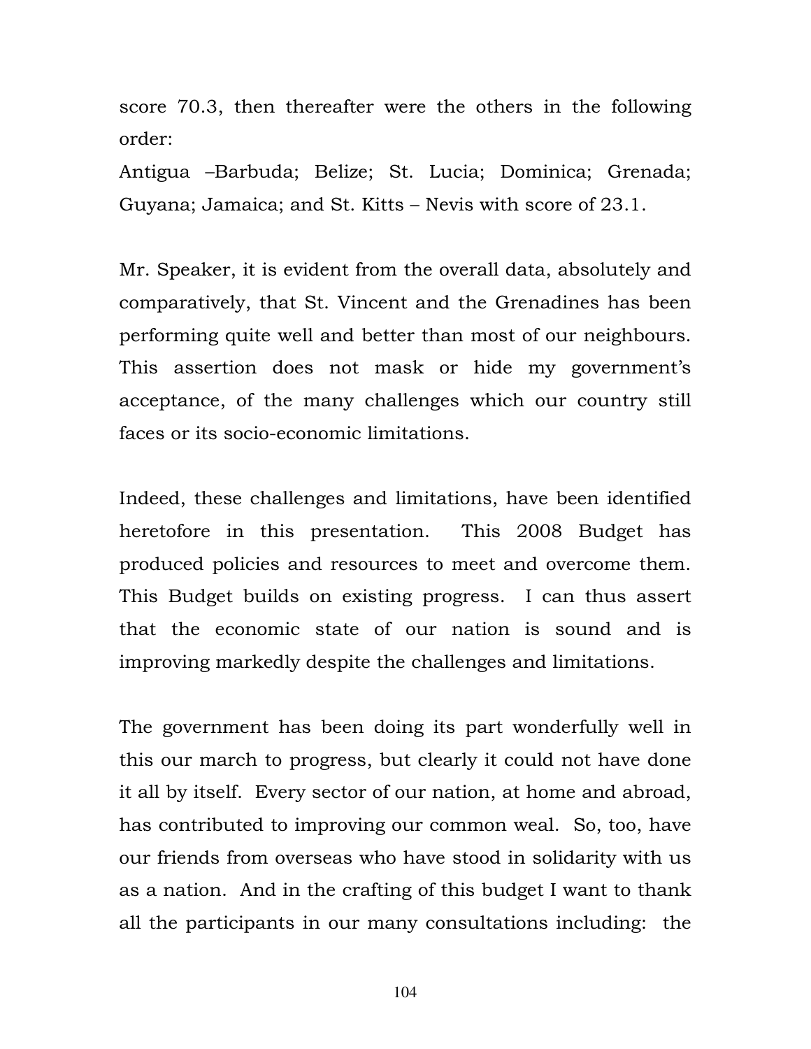score 70.3, then thereafter were the others in the following order:

Antigua –Barbuda; Belize; St. Lucia; Dominica; Grenada; Guyana; Jamaica; and St. Kitts – Nevis with score of 23.1.

Mr. Speaker, it is evident from the overall data, absolutely and comparatively, that St. Vincent and the Grenadines has been performing quite well and better than most of our neighbours. This assertion does not mask or hide my government's acceptance, of the many challenges which our country still faces or its socio-economic limitations.

Indeed, these challenges and limitations, have been identified heretofore in this presentation. This 2008 Budget has produced policies and resources to meet and overcome them. This Budget builds on existing progress. I can thus assert that the economic state of our nation is sound and is improving markedly despite the challenges and limitations.

The government has been doing its part wonderfully well in this our march to progress, but clearly it could not have done it all by itself. Every sector of our nation, at home and abroad, has contributed to improving our common weal. So, too, have our friends from overseas who have stood in solidarity with us as a nation. And in the crafting of this budget I want to thank all the participants in our many consultations including: the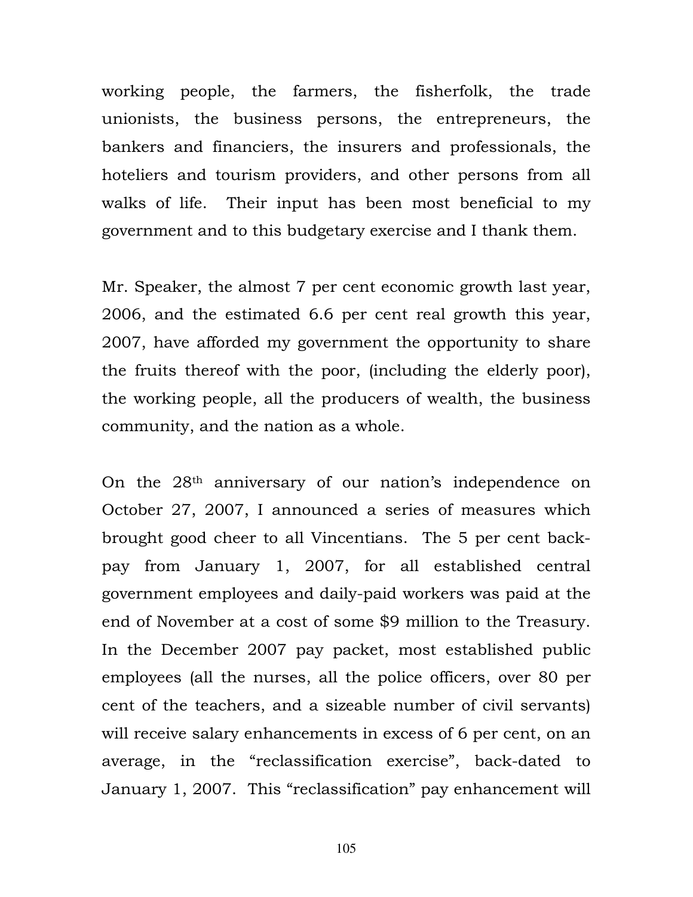working people, the farmers, the fisherfolk, the trade unionists, the business persons, the entrepreneurs, the bankers and financiers, the insurers and professionals, the hoteliers and tourism providers, and other persons from all walks of life. Their input has been most beneficial to my government and to this budgetary exercise and I thank them.

Mr. Speaker, the almost 7 per cent economic growth last year, 2006, and the estimated 6.6 per cent real growth this year, 2007, have afforded my government the opportunity to share the fruits thereof with the poor, (including the elderly poor), the working people, all the producers of wealth, the business community, and the nation as a whole.

On the 28th anniversary of our nation's independence on October 27, 2007, I announced a series of measures which brought good cheer to all Vincentians. The 5 per cent back-pay from January 1, 2007, for all established central government employees and daily-paid workers was paid at the end of November at a cost of some $9 million to the Treasury. In the December 2007 pay packet, most established public employees (all the nurses, all the police officers, over 80 per cent of the teachers, and a sizeable number of civil servants) will receive salary enhancements in excess of 6 per cent, on an average, in the "reclassification exercise", back-dated to January 1, 2007. This "reclassification" pay enhancement will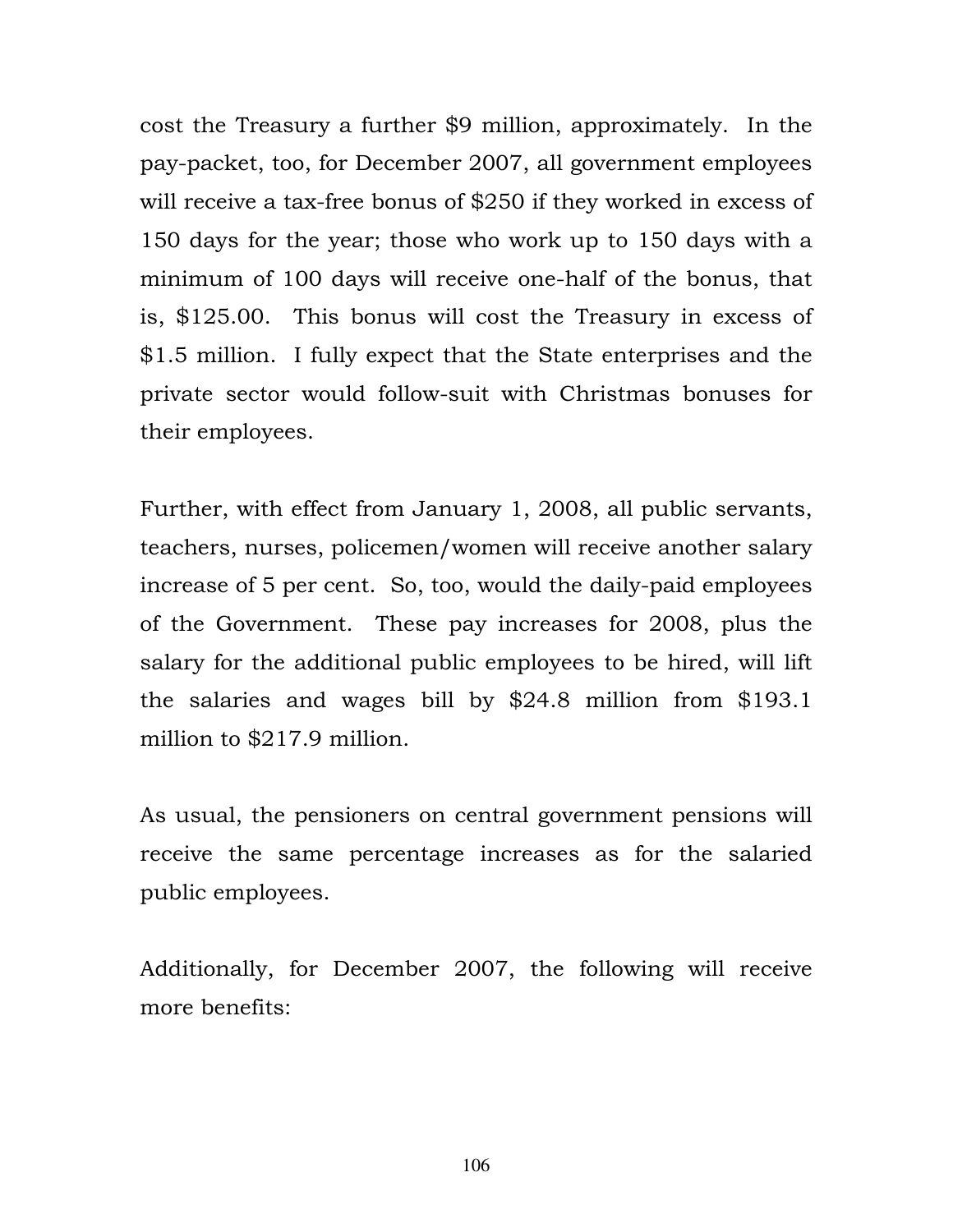cost the Treasury a further $9 million, approximately. In the pay-packet, too, for December 2007, all government employees will receive a tax-free bonus of $250 if they worked in excess of 150 days for the year; those who work up to 150 days with a minimum of 100 days will receive one-half of the bonus, that is, $125.00. This bonus will cost the Treasury in excess of $1.5 million. I fully expect that the State enterprises and the private sector would follow-suit with Christmas bonuses for their employees.

Further, with effect from January 1, 2008, all public servants, teachers, nurses, policemen/women will receive another salary increase of 5 per cent. So, too, would the daily-paid employees of the Government. These pay increases for 2008, plus the salary for the additional public employees to be hired, will lift the salaries and wages bill by $24.8 million from $193.1 million to $217.9 million.

As usual, the pensioners on central government pensions will receive the same percentage increases as for the salaried public employees.

Additionally, for December 2007, the following will receive more benefits: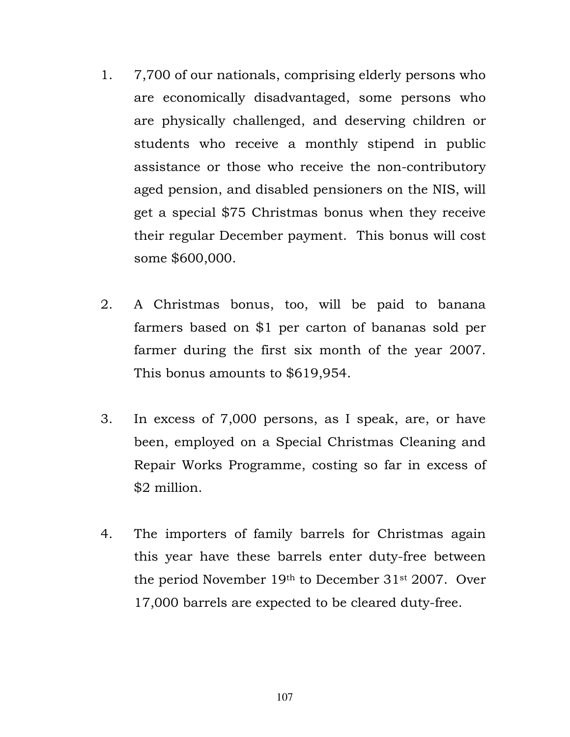1. 7,700 of our nationals, comprising elderly persons who are economically disadvantaged, some persons who are physically challenged, and deserving children or students who receive a monthly stipend in public assistance or those who receive the non-contributory aged pension, and disabled pensioners on the NIS, will get a special $75 Christmas bonus when they receive their regular December payment. This bonus will cost some $600,000.

2. A Christmas bonus, too, will be paid to banana farmers based on $1 per carton of bananas sold per farmer during the first six month of the year 2007. This bonus amounts to $619,954.

3. In excess of 7,000 persons, as I speak, are, or have been, employed on a Special Christmas Cleaning and Repair Works Programme, costing so far in excess of $2 million.

4. The importers of family barrels for Christmas again this year have these barrels enter duty-free between the period November 19th to December 31st 2007. Over 17,000 barrels are expected to be cleared duty-free.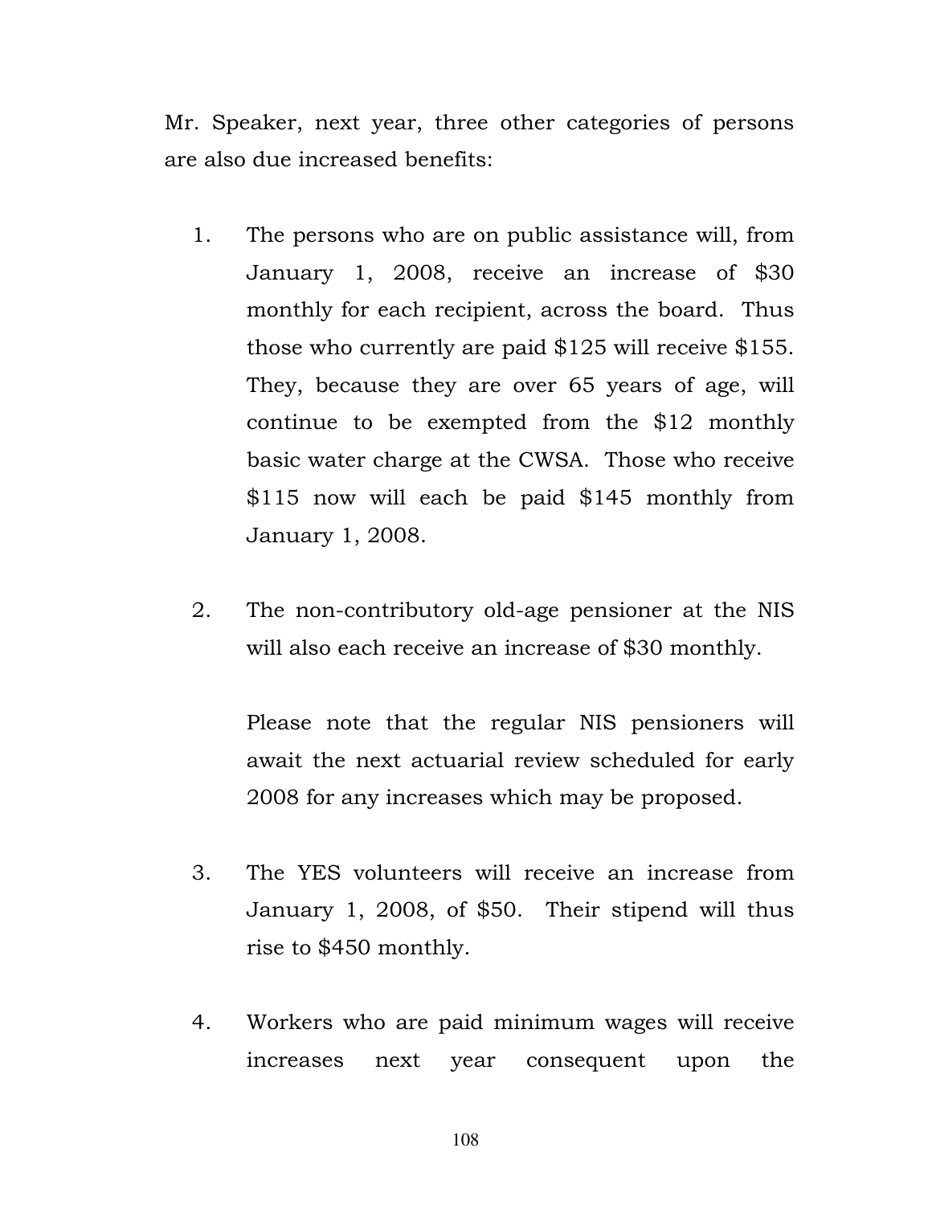Mr. Speaker, next year, three other categories of persons are also due increased benefits:

1. The persons who are on public assistance will, from January 1, 2008, receive an increase of $30 monthly for each recipient, across the board. Thus those who currently are paid $125 will receive $155. They, because they are over 65 years of age, will continue to be exempted from the $12 monthly basic water charge at the CWSA. Those who receive $115 now will each be paid $145 monthly from January 1, 2008.

2. The non-contributory old-age pensioner at the NIS will also each receive an increase of $30 monthly.

   Please note that the regular NIS pensioners will await the next actuarial review scheduled for early 2008 for any increases which may be proposed.

3. The YES volunteers will receive an increase from January 1, 2008, of $50. Their stipend will thus rise to $450 monthly.

4. Workers who are paid minimum wages will receive increases next year consequent upon the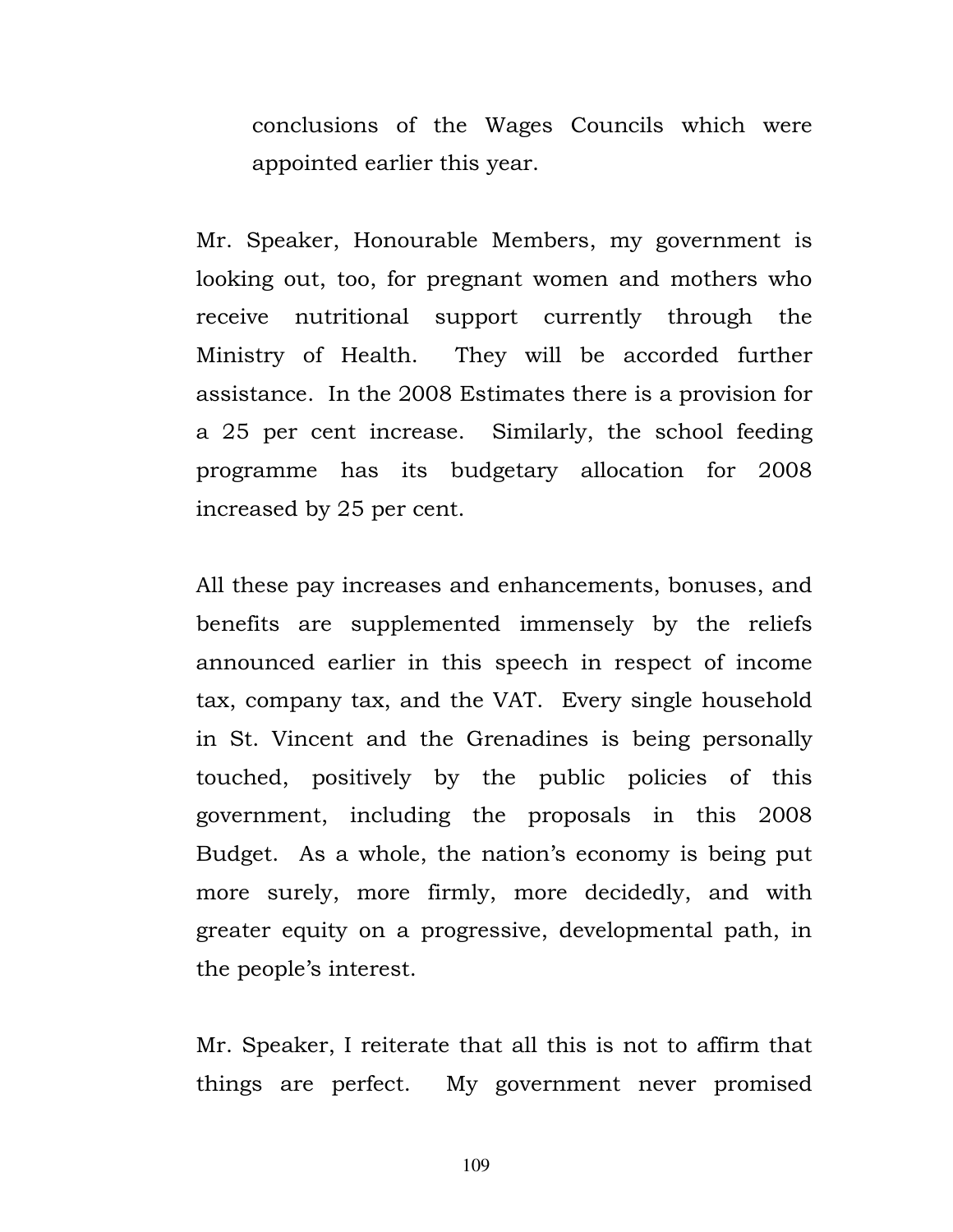conclusions of the Wages Councils which were appointed earlier this year.

Mr. Speaker, Honourable Members, my government is looking out, too, for pregnant women and mothers who receive nutritional support currently through the Ministry of Health. They will be accorded further assistance. In the 2008 Estimates there is a provision for a 25 per cent increase. Similarly, the school feeding programme has its budgetary allocation for 2008 increased by 25 per cent.

All these pay increases and enhancements, bonuses, and benefits are supplemented immensely by the reliefs announced earlier in this speech in respect of income tax, company tax, and the VAT. Every single household in St. Vincent and the Grenadines is being personally touched, positively by the public policies of this government, including the proposals in this 2008 Budget. As a whole, the nation's economy is being put more surely, more firmly, more decidedly, and with greater equity on a progressive, developmental path, in the people's interest.

Mr. Speaker, I reiterate that all this is not to affirm that things are perfect. My government never promised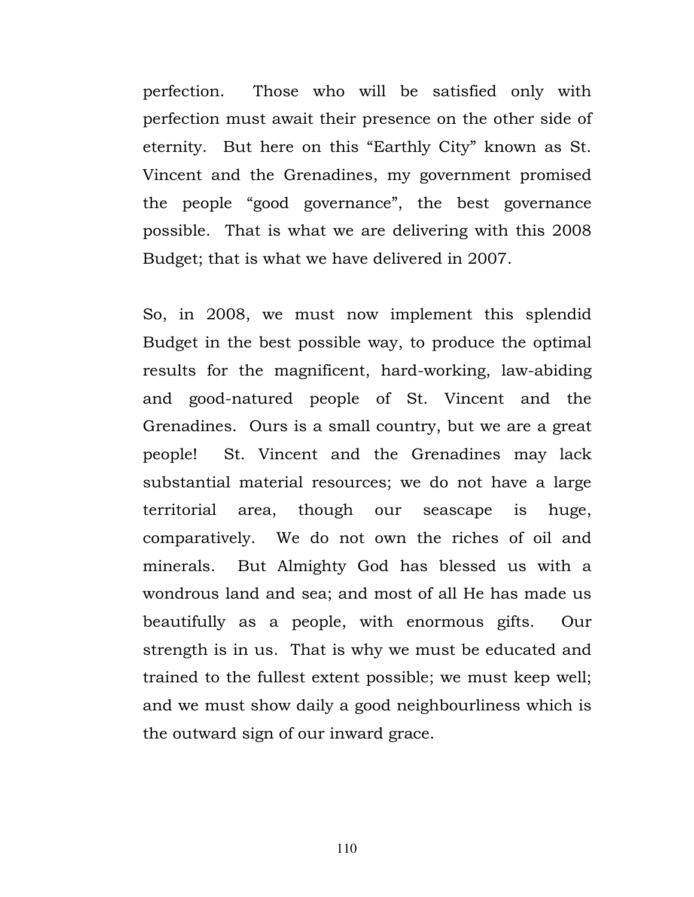perfection. Those who will be satisfied only with perfection must await their presence on the other side of eternity. But here on this "Earthly City" known as St. Vincent and the Grenadines, my government promised the people "good governance", the best governance possible. That is what we are delivering with this 2008 Budget; that is what we have delivered in 2007.

So, in 2008, we must now implement this splendid Budget in the best possible way, to produce the optimal results for the magnificent, hard-working, law-abiding and good-natured people of St. Vincent and the Grenadines. Ours is a small country, but we are a great people! St. Vincent and the Grenadines may lack substantial material resources; we do not have a large territorial area, though our seascape is huge, comparatively. We do not own the riches of oil and minerals. But Almighty God has blessed us with a wondrous land and sea; and most of all He has made us beautifully as a people, with enormous gifts. Our strength is in us. That is why we must be educated and trained to the fullest extent possible; we must keep well; and we must show daily a good neighbourliness which is the outward sign of our inward grace.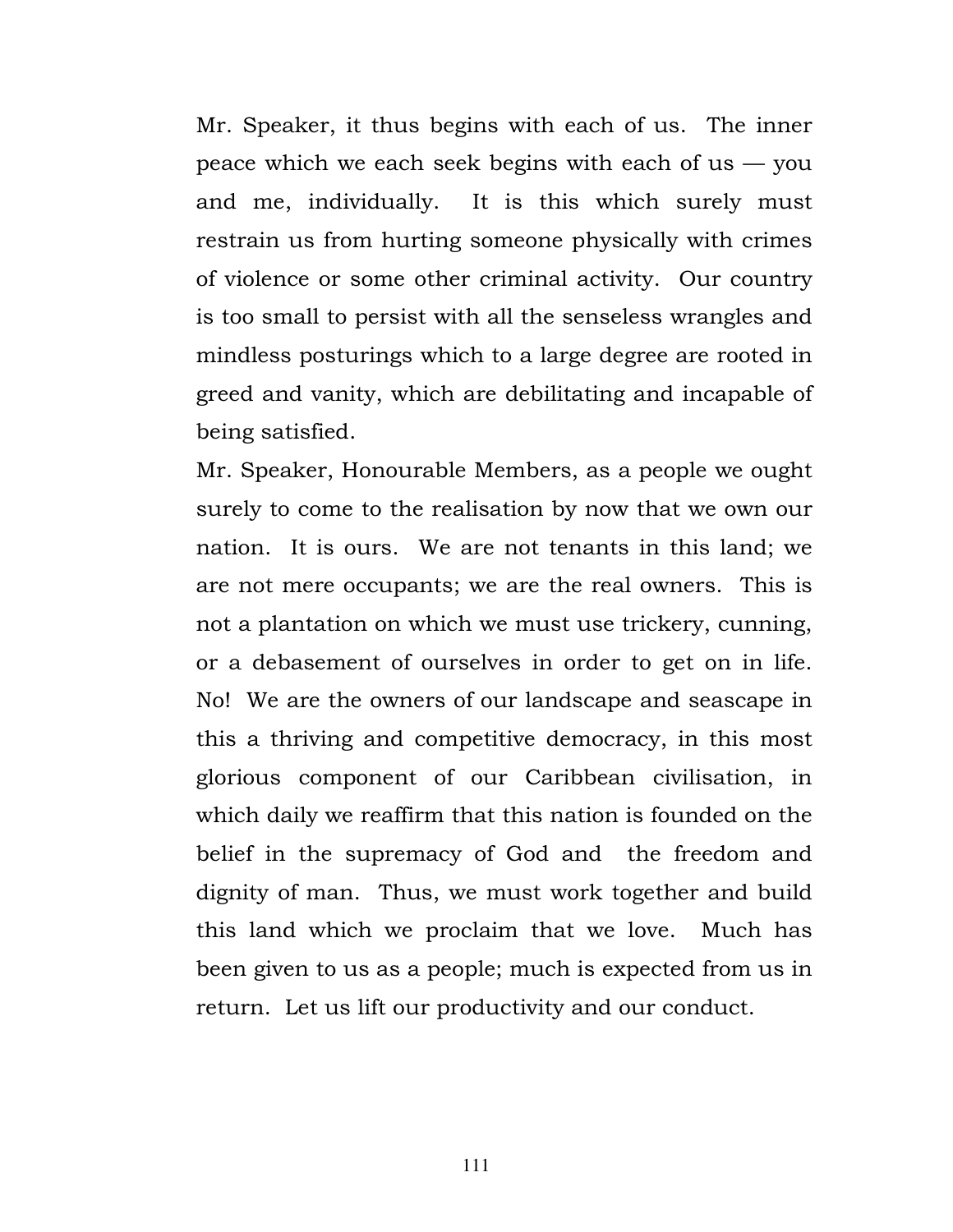Mr. Speaker, it thus begins with each of us. The inner peace which we each seek begins with each of us — you and me, individually. It is this which surely must restrain us from hurting someone physically with crimes of violence or some other criminal activity. Our country is too small to persist with all the senseless wrangles and mindless posturings which to a large degree are rooted in greed and vanity, which are debilitating and incapable of being satisfied.

Mr. Speaker, Honourable Members, as a people we ought surely to come to the realisation by now that we own our nation. It is ours. We are not tenants in this land; we are not mere occupants; we are the real owners. This is not a plantation on which we must use trickery, cunning, or a debasement of ourselves in order to get on in life. No! We are the owners of our landscape and seascape in this a thriving and competitive democracy, in this most glorious component of our Caribbean civilisation, in which daily we reaffirm that this nation is founded on the belief in the supremacy of God and the freedom and dignity of man. Thus, we must work together and build this land which we proclaim that we love. Much has been given to us as a people; much is expected from us in return. Let us lift our productivity and our conduct.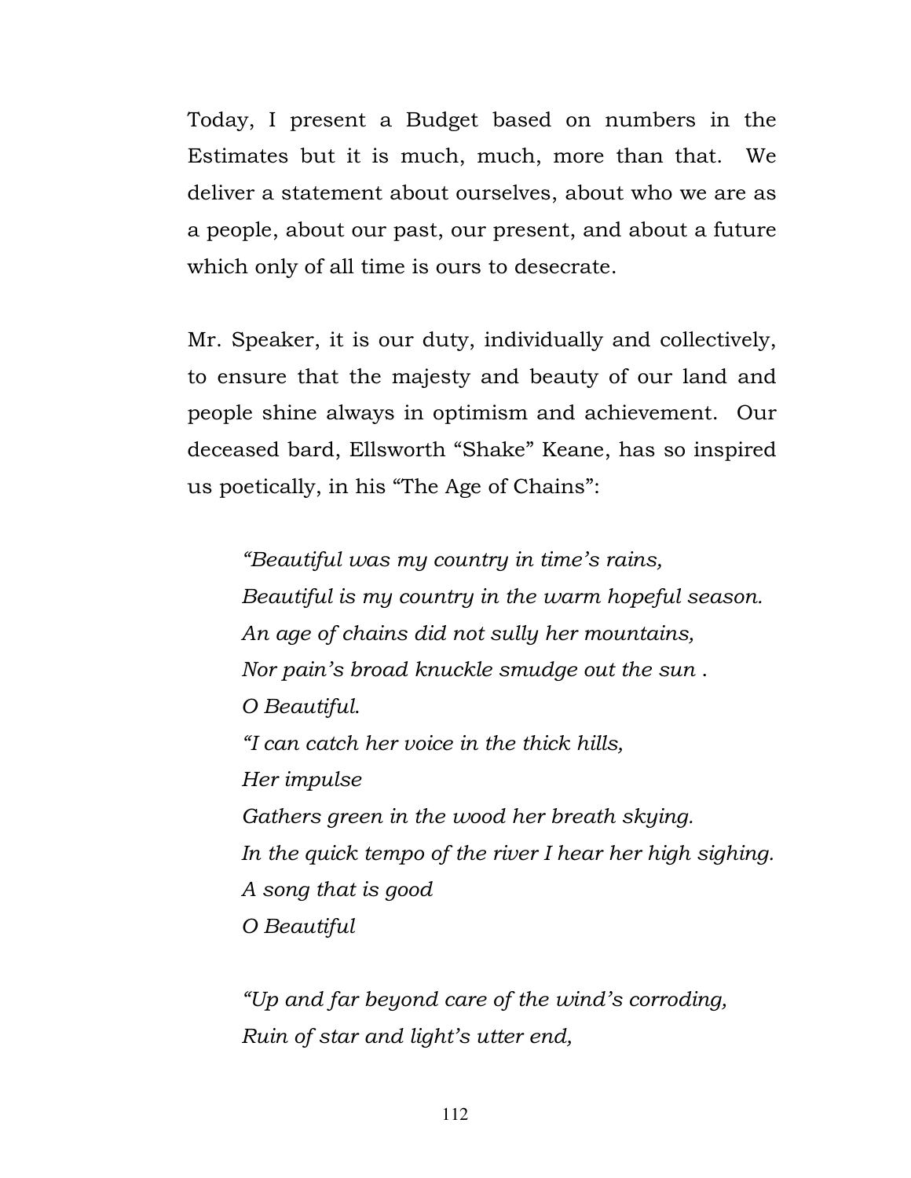Today, I present a Budget based on numbers in the Estimates but it is much, much, more than that. We deliver a statement about ourselves, about who we are as a people, about our past, our present, and about a future which only of all time is ours to desecrate.

Mr. Speaker, it is our duty, individually and collectively, to ensure that the majesty and beauty of our land and people shine always in optimism and achievement. Our deceased bard, Ellsworth "Shake" Keane, has so inspired us poetically, in his "The Age of Chains":

> *"Beautiful was my country in time's rains,*
> *Beautiful is my country in the warm hopeful season.*
> *An age of chains did not sully her mountains,*
> *Nor pain's broad knuckle smudge out the sun .*
> *O Beautiful.*
> *"I can catch her voice in the thick hills,*
> *Her impulse*
> *Gathers green in the wood her breath skying.*
> *In the quick tempo of the river I hear her high sighing.*
> *A song that is good*
> *O Beautiful*
>
> *"Up and far beyond care of the wind's corroding,*
> *Ruin of star and light's utter end,*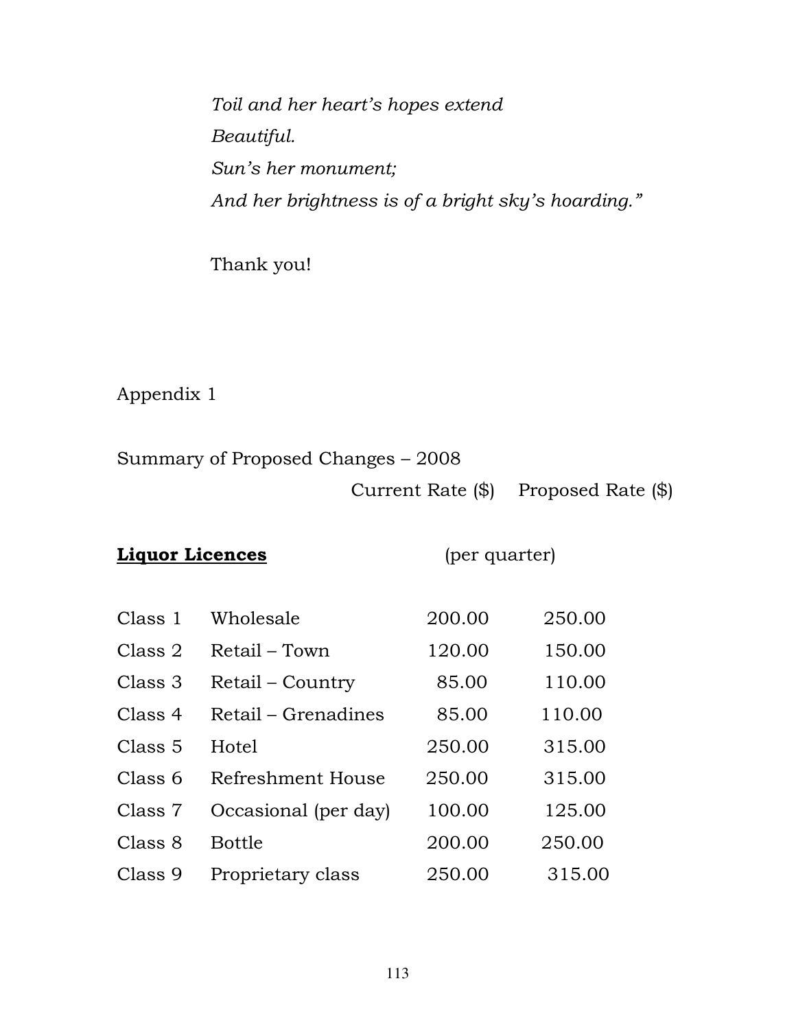*Toil and her heart's hopes extend*
*Beautiful.*
*Sun's her monument;*
*And her brightness is of a bright sky's hoarding."*

Thank you!

Appendix 1

Summary of Proposed Changes – 2008

**Liquor Licences** (per quarter)

| | | Current Rate ($) | Proposed Rate ($) |
|---|---|---|---|
| Class 1 | Wholesale | 200.00 | 250.00 |
| Class 2 | Retail – Town | 120.00 | 150.00 |
| Class 3 | Retail – Country | 85.00 | 110.00 |
| Class 4 | Retail – Grenadines | 85.00 | 110.00 |
| Class 5 | Hotel | 250.00 | 315.00 |
| Class 6 | Refreshment House | 250.00 | 315.00 |
| Class 7 | Occasional (per day) | 100.00 | 125.00 |
| Class 8 | Bottle | 200.00 | 250.00 |
| Class 9 | Proprietary class | 250.00 | 315.00 |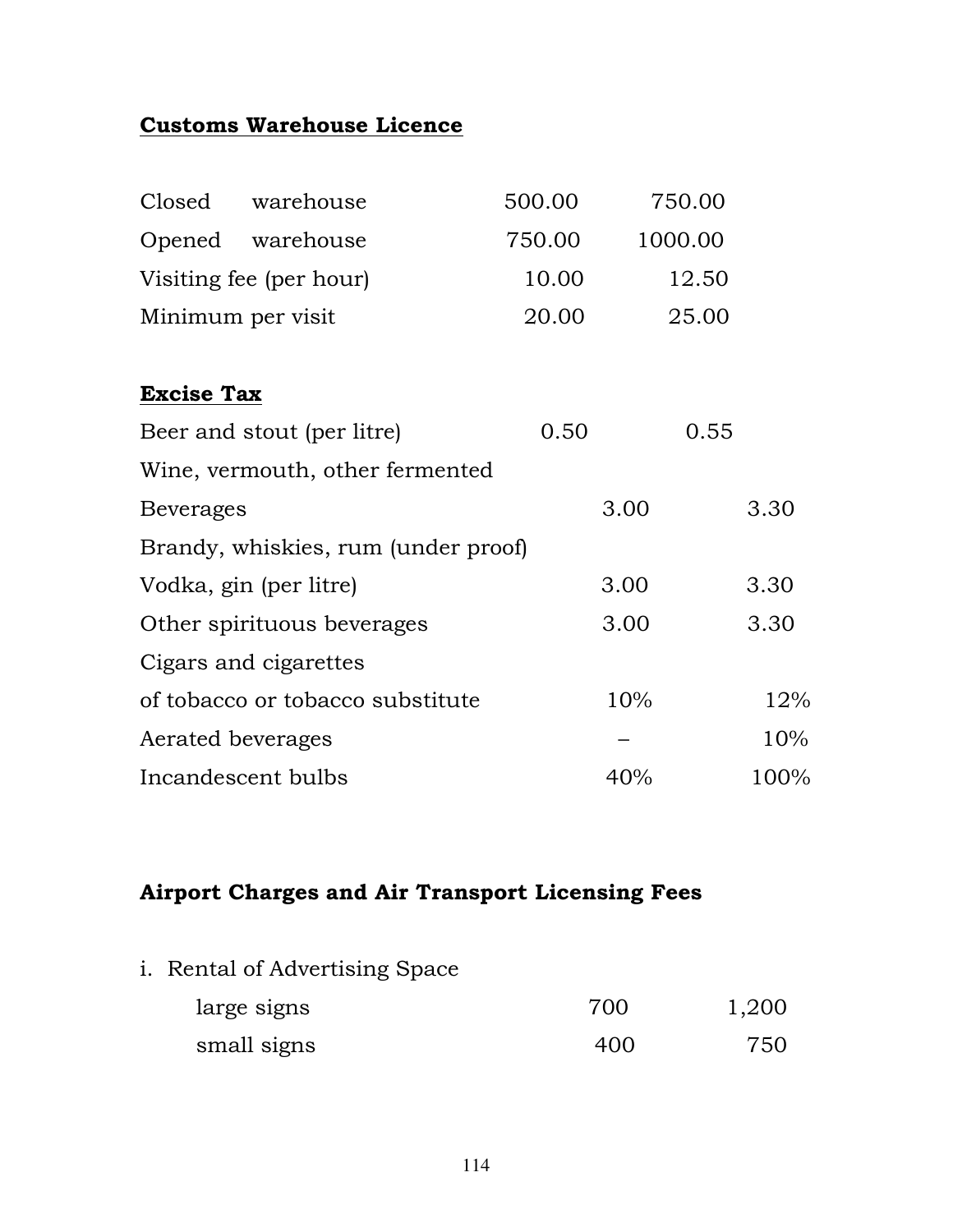**Customs Warehouse Licence**

| | | |
|---|---|---|
| Closed warehouse | 500.00 | 750.00 |
| Opened warehouse | 750.00 | 1000.00 |
| Visiting fee (per hour) | 10.00 | 12.50 |
| Minimum per visit | 20.00 | 25.00 |

**Excise Tax**

| | | |
|---|---|---|
| Beer and stout (per litre) | 0.50 | 0.55 |
| Wine, vermouth, other fermented | | |
| Beverages | 3.00 | 3.30 |
| Brandy, whiskies, rum (under proof) | | |
| Vodka, gin (per litre) | 3.00 | 3.30 |
| Other spirituous beverages | 3.00 | 3.30 |
| Cigars and cigarettes | | |
| of tobacco or tobacco substitute | 10% | 12% |
| Aerated beverages | – | 10% |
| Incandescent bulbs | 40% | 100% |

**Airport Charges and Air Transport Licensing Fees**

| | | |
|---|---|---|
| i. Rental of Advertising Space | | |
| large signs | 700 | 1,200 |
| small signs | 400 | 750 |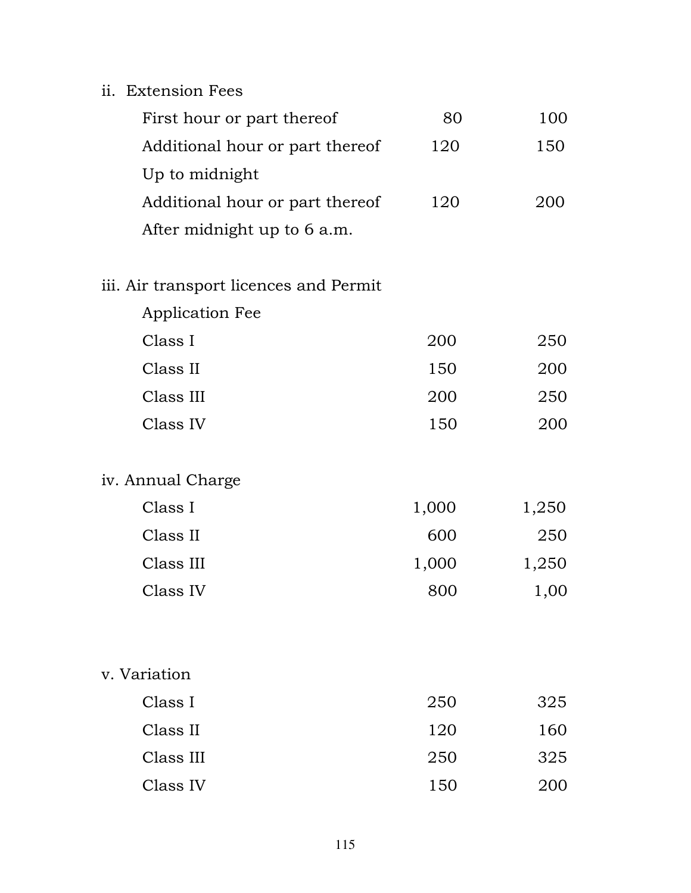ii. Extension Fees

| | | |
|---|---|---|
| First hour or part thereof | 80 | 100 |
| Additional hour or part thereof Up to midnight | 120 | 150 |
| Additional hour or part thereof After midnight up to 6 a.m. | 120 | 200 |

iii. Air transport licences and Permit

| Application Fee | | |
|---|---|---|
| Class I | 200 | 250 |
| Class II | 150 | 200 |
| Class III | 200 | 250 |
| Class IV | 150 | 200 |

iv. Annual Charge

| | | |
|---|---|---|
| Class I | 1,000 | 1,250 |
| Class II | 600 | 250 |
| Class III | 1,000 | 1,250 |
| Class IV | 800 | 1,00 |

v. Variation

| | | |
|---|---|---|
| Class I | 250 | 325 |
| Class II | 120 | 160 |
| Class III | 250 | 325 |
| Class IV | 150 | 200 |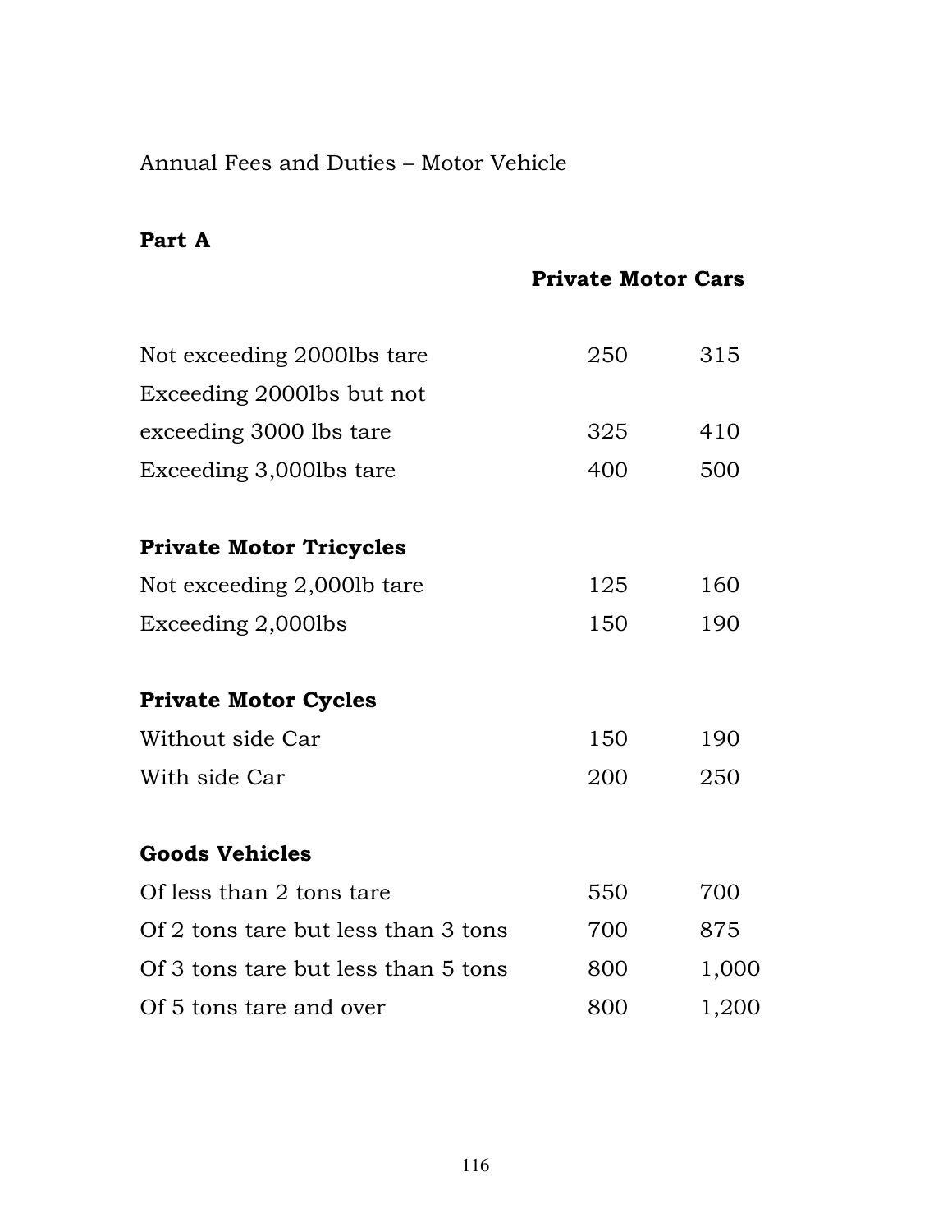Annual Fees and Duties – Motor Vehicle

**Part A**

| | **Private Motor Cars** | |
|---|---|---|
| Not exceeding 2000lbs tare | 250 | 315 |
| Exceeding 2000lbs but not exceeding 3000 lbs tare | 325 | 410 |
| Exceeding 3,000lbs tare | 400 | 500 |
| **Private Motor Tricycles** | | |
| Not exceeding 2,000lb tare | 125 | 160 |
| Exceeding 2,000lbs | 150 | 190 |
| **Private Motor Cycles** | | |
| Without side Car | 150 | 190 |
| With side Car | 200 | 250 |
| **Goods Vehicles** | | |
| Of less than 2 tons tare | 550 | 700 |
| Of 2 tons tare but less than 3 tons | 700 | 875 |
| Of 3 tons tare but less than 5 tons | 800 | 1,000 |
| Of 5 tons tare and over | 800 | 1,200 |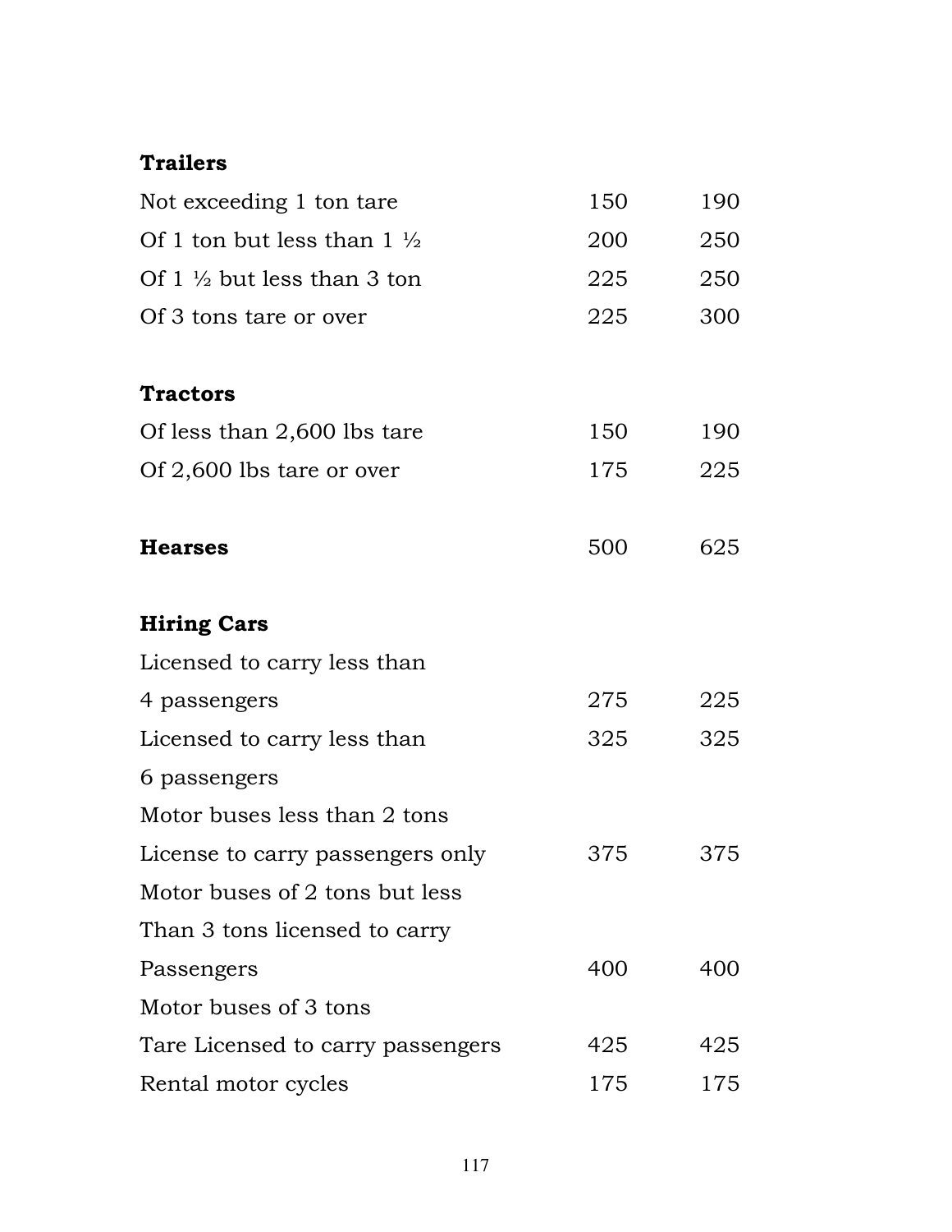| | | |
|---|---|---|
| **Trailers** | | |
| Not exceeding 1 ton tare | 150 | 190 |
| Of 1 ton but less than 1 ½ | 200 | 250 |
| Of 1 ½ but less than 3 ton | 225 | 250 |
| Of 3 tons tare or over | 225 | 300 |
| | | |
| **Tractors** | | |
| Of less than 2,600 lbs tare | 150 | 190 |
| Of 2,600 lbs tare or over | 175 | 225 |
| | | |
| **Hearses** | 500 | 625 |
| | | |
| **Hiring Cars** | | |
| Licensed to carry less than 4 passengers | 275 | 225 |
| Licensed to carry less than 6 passengers | 325 | 325 |
| Motor buses less than 2 tons License to carry passengers only | 375 | 375 |
| Motor buses of 2 tons but less Than 3 tons licensed to carry Passengers | 400 | 400 |
| Motor buses of 3 tons Tare Licensed to carry passengers | 425 | 425 |
| Rental motor cycles | 175 | 175 |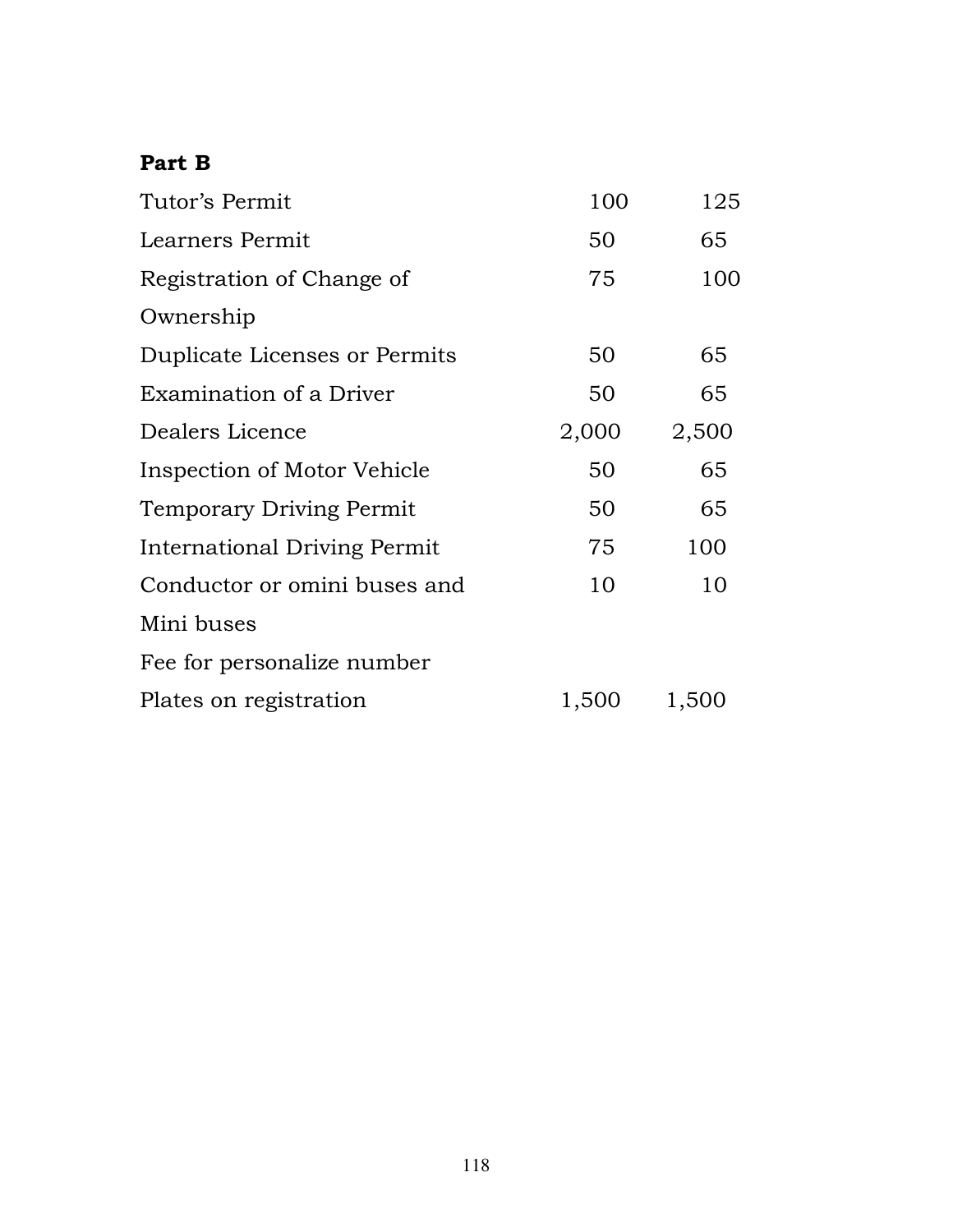**Part B**

| | | |
|---|---|---|
| Tutor's Permit | 100 | 125 |
| Learners Permit | 50 | 65 |
| Registration of Change of Ownership | 75 | 100 |
| Duplicate Licenses or Permits | 50 | 65 |
| Examination of a Driver | 50 | 65 |
| Dealers Licence | 2,000 | 2,500 |
| Inspection of Motor Vehicle | 50 | 65 |
| Temporary Driving Permit | 50 | 65 |
| International Driving Permit | 75 | 100 |
| Conductor or omini buses and Mini buses | 10 | 10 |
| Fee for personalize number Plates on registration | 1,500 | 1,500 |